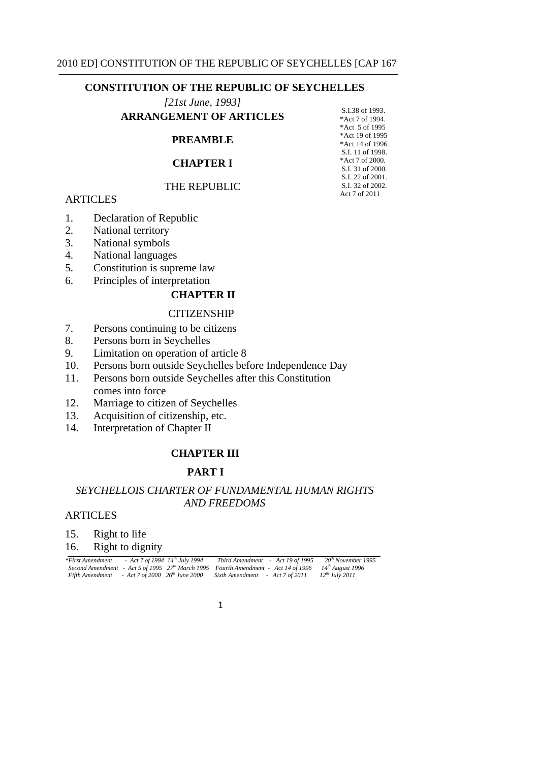# CONSTITUTION OF THE REPUBLIC OF SEYCHELLES

*[21st June, 1993]*

S.I.38 of 1993.
*Act 7 of 1994.
*Act 5 of 1995
*Act 19 of 1995
*Act 14 of 1996.
S.I. 11 of 1998.
*Act 7 of 2000.
S.I. 31 of 2000.
S.I. 22 of 2001.
S.I. 32 of 2002.
Act 7 of 2011

## ARRANGEMENT OF ARTICLES

### PREAMBLE

### CHAPTER I

THE REPUBLIC

ARTICLES

1. Declaration of Republic
2. National territory
3. National symbols
4. National languages
5. Constitution is supreme law
6. Principles of interpretation

### CHAPTER II

CITIZENSHIP

7. Persons continuing to be citizens
8. Persons born in Seychelles
9. Limitation on operation of article 8
10. Persons born outside Seychelles before Independence Day
11. Persons born outside Seychelles after this Constitution comes into force
12. Marriage to citizen of Seychelles
13. Acquisition of citizenship, etc.
14. Interpretation of Chapter II

### CHAPTER III

### PART I

*SEYCHELLOIS CHARTER OF FUNDAMENTAL HUMAN RIGHTS AND FREEDOMS*

ARTICLES

15. Right to life
16. Right to dignity

---

*\*First Amendment - Act 7 of 1994 14th July 1994 Third Amendment - Act 19 of 1995 20th November 1995*
*Second Amendment - Act 5 of 1995 27th March 1995 Fourth Amendment - Act 14 of 1996 14th August 1996*
*Fifth Amendment - Act 7 of 2000 26th June 2000 Sixth Amendment - Act 7 of 2011 12th July 2011*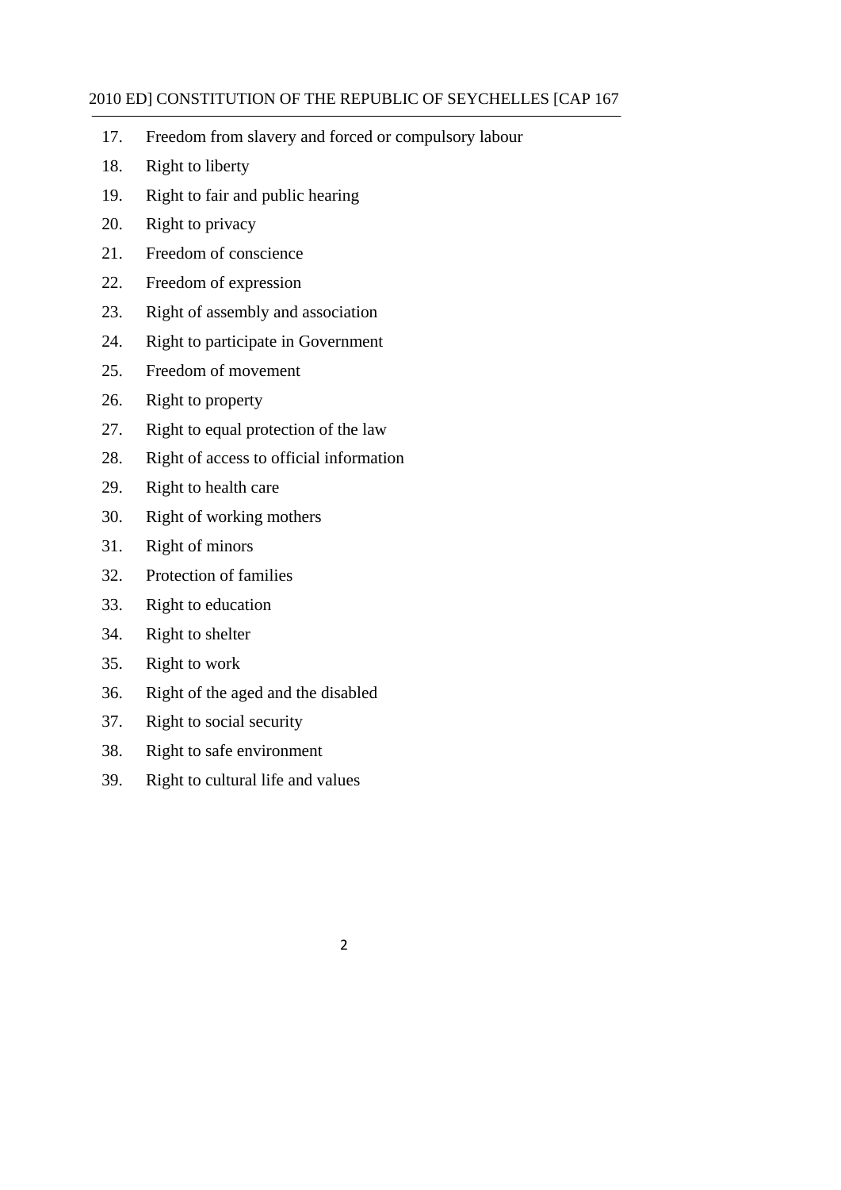17. Freedom from slavery and forced or compulsory labour
18. Right to liberty
19. Right to fair and public hearing
20. Right to privacy
21. Freedom of conscience
22. Freedom of expression
23. Right of assembly and association
24. Right to participate in Government
25. Freedom of movement
26. Right to property
27. Right to equal protection of the law
28. Right of access to official information
29. Right to health care
30. Right of working mothers
31. Right of minors
32. Protection of families
33. Right to education
34. Right to shelter
35. Right to work
36. Right of the aged and the disabled
37. Right to social security
38. Right to safe environment
39. Right to cultural life and values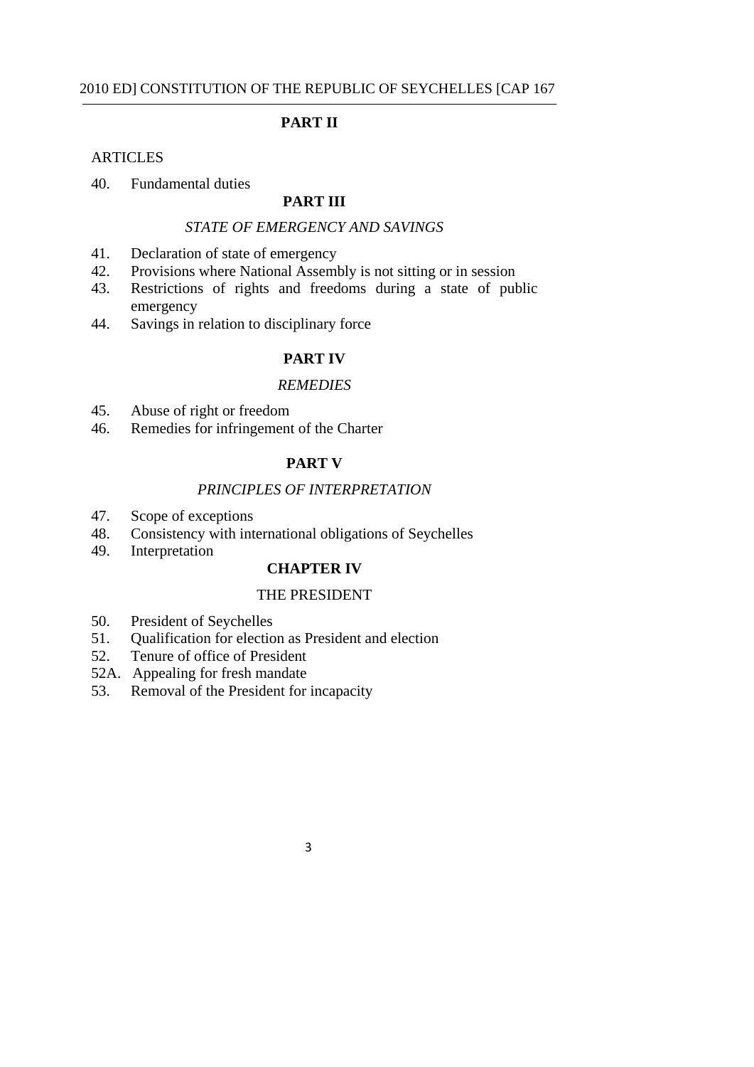**PART II**

ARTICLES

40. Fundamental duties

**PART III**

*STATE OF EMERGENCY AND SAVINGS*

41. Declaration of state of emergency
42. Provisions where National Assembly is not sitting or in session
43. Restrictions of rights and freedoms during a state of public emergency
44. Savings in relation to disciplinary force

**PART IV**

*REMEDIES*

45. Abuse of right or freedom
46. Remedies for infringement of the Charter

**PART V**

*PRINCIPLES OF INTERPRETATION*

47. Scope of exceptions
48. Consistency with international obligations of Seychelles
49. Interpretation

**CHAPTER IV**

THE PRESIDENT

50. President of Seychelles
51. Qualification for election as President and election
52. Tenure of office of President
52A. Appealing for fresh mandate
53. Removal of the President for incapacity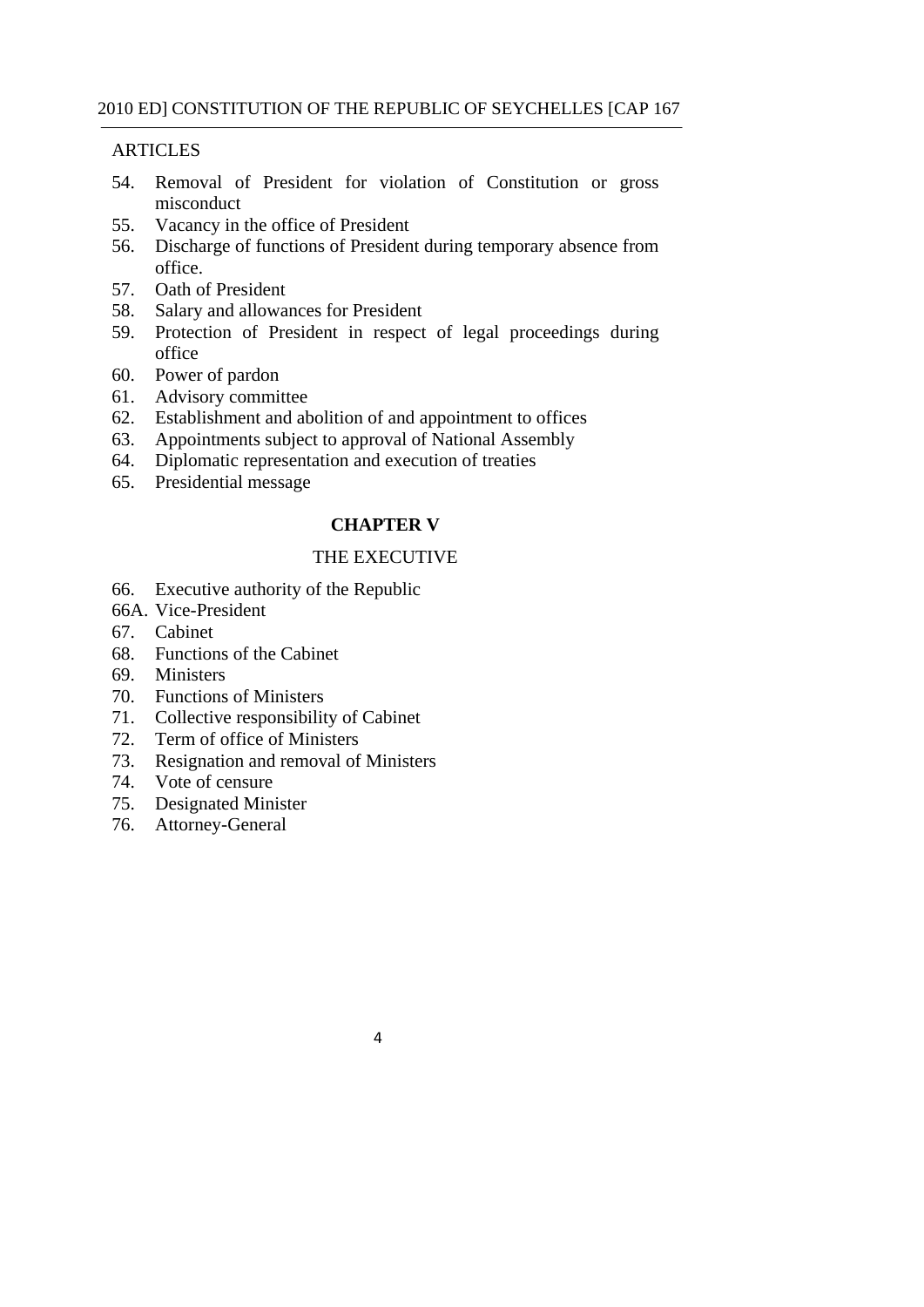ARTICLES

54. Removal of President for violation of Constitution or gross misconduct
55. Vacancy in the office of President
56. Discharge of functions of President during temporary absence from office.
57. Oath of President
58. Salary and allowances for President
59. Protection of President in respect of legal proceedings during office
60. Power of pardon
61. Advisory committee
62. Establishment and abolition of and appointment to offices
63. Appointments subject to approval of National Assembly
64. Diplomatic representation and execution of treaties
65. Presidential message

## CHAPTER V

### THE EXECUTIVE

66. Executive authority of the Republic

66A. Vice-President

67. Cabinet
68. Functions of the Cabinet
69. Ministers
70. Functions of Ministers
71. Collective responsibility of Cabinet
72. Term of office of Ministers
73. Resignation and removal of Ministers
74. Vote of censure
75. Designated Minister
76. Attorney-General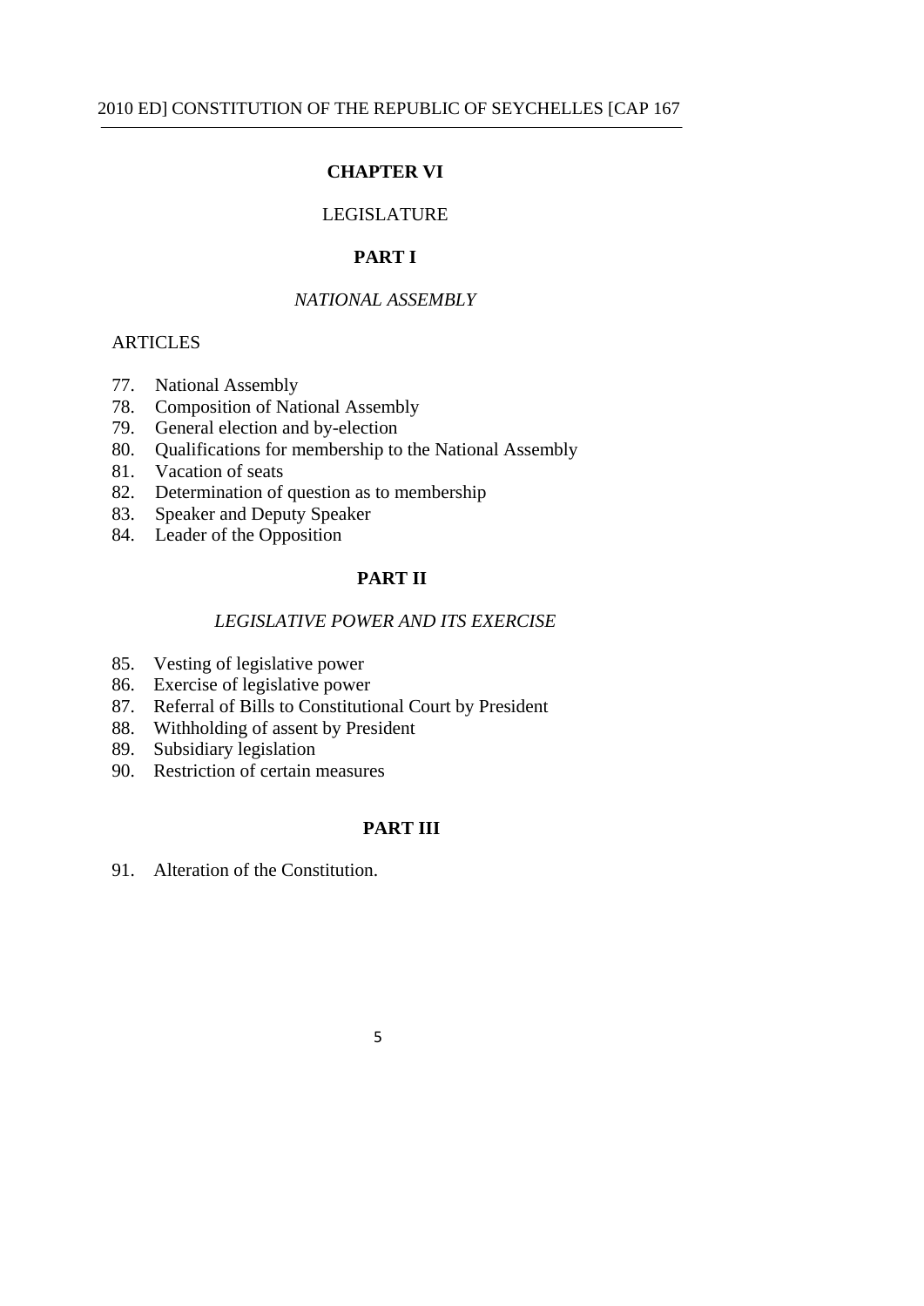## CHAPTER VI

LEGISLATURE

### PART I

*NATIONAL ASSEMBLY*

ARTICLES

77. National Assembly
78. Composition of National Assembly
79. General election and by-election
80. Qualifications for membership to the National Assembly
81. Vacation of seats
82. Determination of question as to membership
83. Speaker and Deputy Speaker
84. Leader of the Opposition

### PART II

*LEGISLATIVE POWER AND ITS EXERCISE*

85. Vesting of legislative power
86. Exercise of legislative power
87. Referral of Bills to Constitutional Court by President
88. Withholding of assent by President
89. Subsidiary legislation
90. Restriction of certain measures

### PART III

91. Alteration of the Constitution.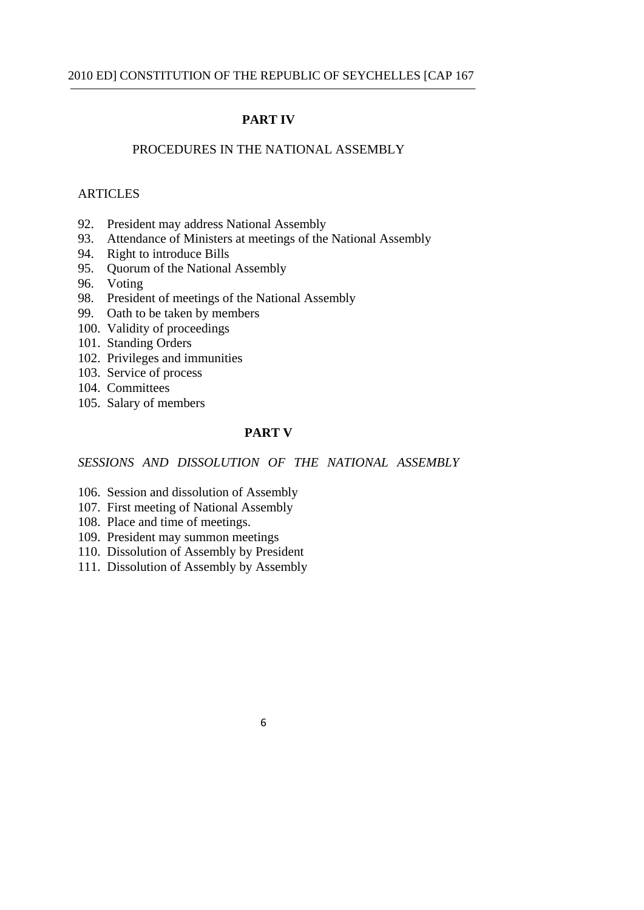## PART IV

### PROCEDURES IN THE NATIONAL ASSEMBLY

ARTICLES

92. President may address National Assembly
93. Attendance of Ministers at meetings of the National Assembly
94. Right to introduce Bills
95. Quorum of the National Assembly
96. Voting
98. President of meetings of the National Assembly
99. Oath to be taken by members
100. Validity of proceedings
101. Standing Orders
102. Privileges and immunities
103. Service of process
104. Committees
105. Salary of members

## PART V

### *SESSIONS AND DISSOLUTION OF THE NATIONAL ASSEMBLY*

106. Session and dissolution of Assembly
107. First meeting of National Assembly
108. Place and time of meetings.
109. President may summon meetings
110. Dissolution of Assembly by President
111. Dissolution of Assembly by Assembly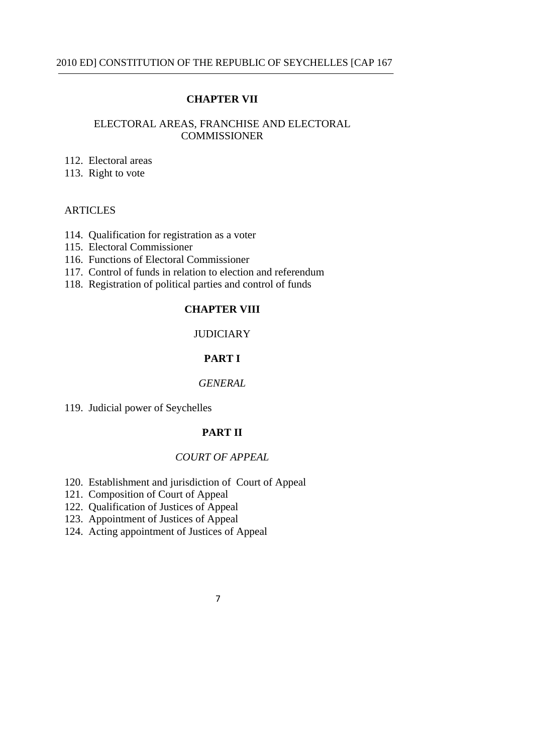## CHAPTER VII

ELECTORAL AREAS, FRANCHISE AND ELECTORAL COMMISSIONER

112. Electoral areas
113. Right to vote

ARTICLES

114. Qualification for registration as a voter
115. Electoral Commissioner
116. Functions of Electoral Commissioner
117. Control of funds in relation to election and referendum
118. Registration of political parties and control of funds

## CHAPTER VIII

JUDICIARY

### PART I

*GENERAL*

119. Judicial power of Seychelles

### PART II

*COURT OF APPEAL*

120. Establishment and jurisdiction of Court of Appeal
121. Composition of Court of Appeal
122. Qualification of Justices of Appeal
123. Appointment of Justices of Appeal
124. Acting appointment of Justices of Appeal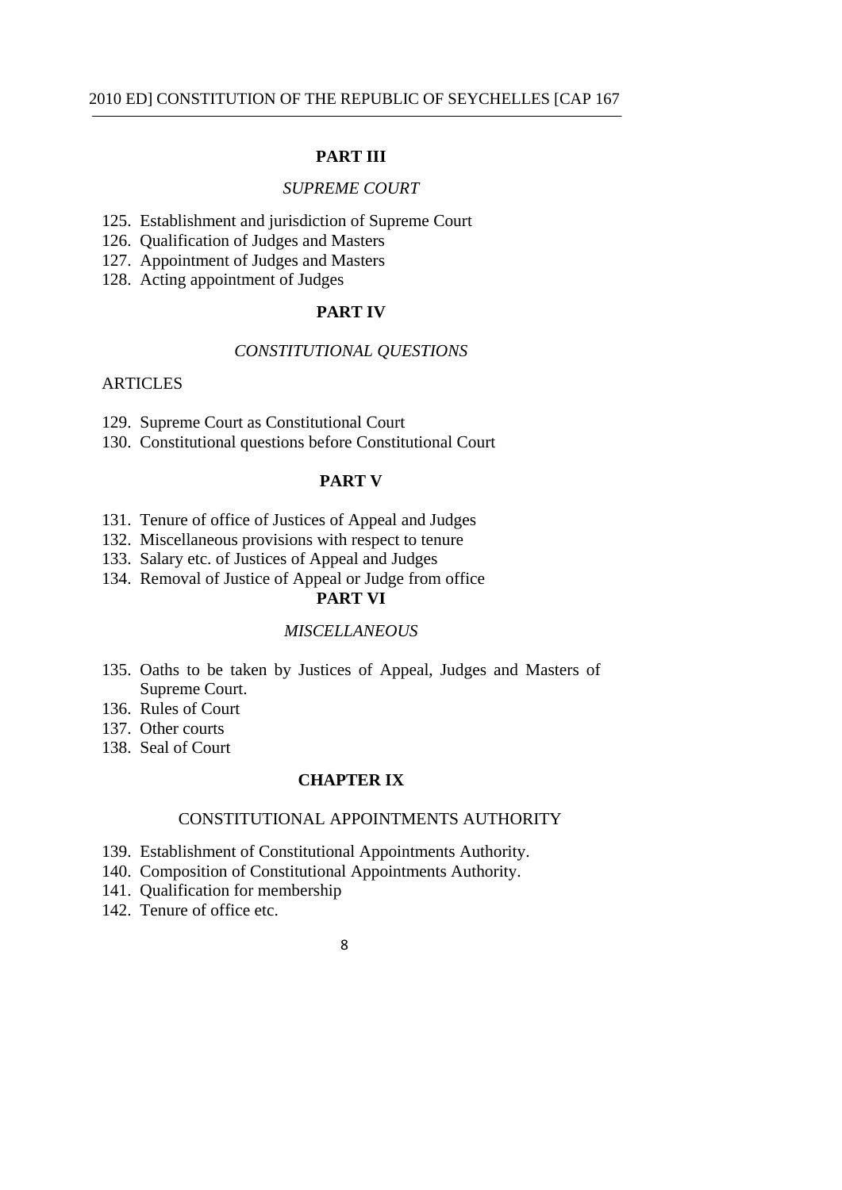## PART III

*SUPREME COURT*

125. Establishment and jurisdiction of Supreme Court
126. Qualification of Judges and Masters
127. Appointment of Judges and Masters
128. Acting appointment of Judges

## PART IV

*CONSTITUTIONAL QUESTIONS*

ARTICLES

129. Supreme Court as Constitutional Court
130. Constitutional questions before Constitutional Court

## PART V

131. Tenure of office of Justices of Appeal and Judges
132. Miscellaneous provisions with respect to tenure
133. Salary etc. of Justices of Appeal and Judges
134. Removal of Justice of Appeal or Judge from office

## PART VI

*MISCELLANEOUS*

135. Oaths to be taken by Justices of Appeal, Judges and Masters of Supreme Court.
136. Rules of Court
137. Other courts
138. Seal of Court

## CHAPTER IX

CONSTITUTIONAL APPOINTMENTS AUTHORITY

139. Establishment of Constitutional Appointments Authority.
140. Composition of Constitutional Appointments Authority.
141. Qualification for membership
142. Tenure of office etc.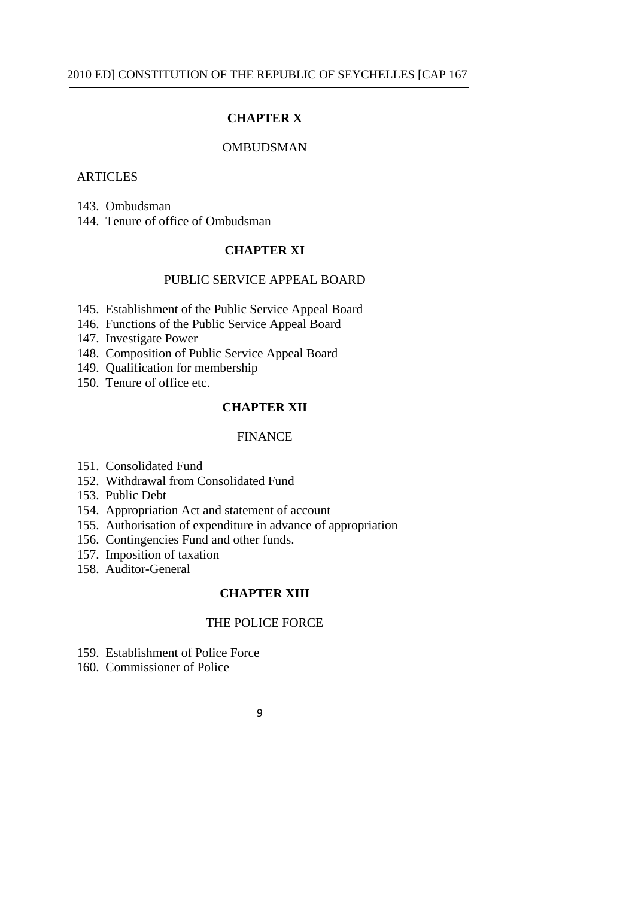## CHAPTER X

### OMBUDSMAN

ARTICLES

143. Ombudsman
144. Tenure of office of Ombudsman

## CHAPTER XI

### PUBLIC SERVICE APPEAL BOARD

145. Establishment of the Public Service Appeal Board
146. Functions of the Public Service Appeal Board
147. Investigate Power
148. Composition of Public Service Appeal Board
149. Qualification for membership
150. Tenure of office etc.

## CHAPTER XII

### FINANCE

151. Consolidated Fund
152. Withdrawal from Consolidated Fund
153. Public Debt
154. Appropriation Act and statement of account
155. Authorisation of expenditure in advance of appropriation
156. Contingencies Fund and other funds.
157. Imposition of taxation
158. Auditor-General

## CHAPTER XIII

### THE POLICE FORCE

159. Establishment of Police Force
160. Commissioner of Police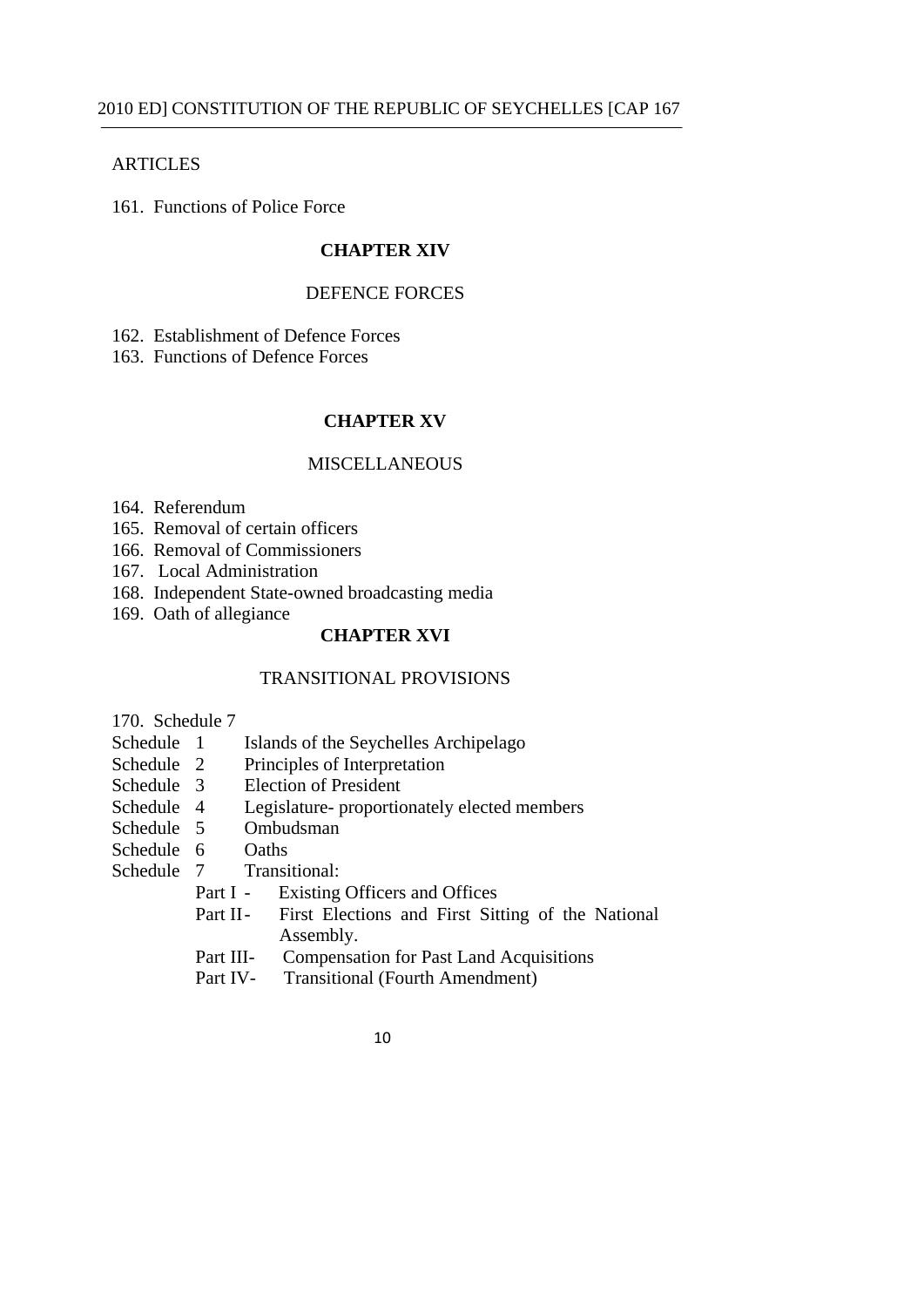ARTICLES

161. Functions of Police Force

## CHAPTER XIV

### DEFENCE FORCES

162. Establishment of Defence Forces
163. Functions of Defence Forces

## CHAPTER XV

### MISCELLANEOUS

164. Referendum
165. Removal of certain officers
166. Removal of Commissioners
167. Local Administration
168. Independent State-owned broadcasting media
169. Oath of allegiance

## CHAPTER XVI

### TRANSITIONAL PROVISIONS

170. Schedule 7

Schedule 1 Islands of the Seychelles Archipelago

Schedule 2 Principles of Interpretation

Schedule 3 Election of President

Schedule 4 Legislature- proportionately elected members

Schedule 5 Ombudsman

Schedule 6 Oaths

Schedule 7 Transitional:

- Part I - Existing Officers and Offices
- Part II - First Elections and First Sitting of the National Assembly.
- Part III - Compensation for Past Land Acquisitions
- Part IV - Transitional (Fourth Amendment)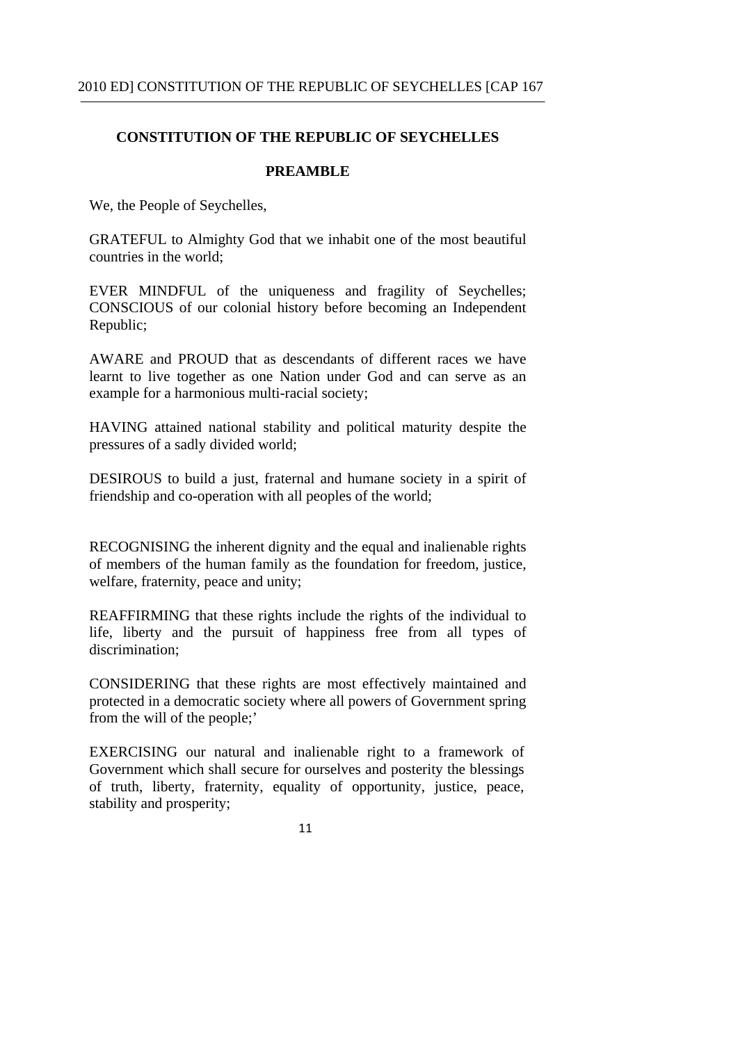# CONSTITUTION OF THE REPUBLIC OF SEYCHELLES

## PREAMBLE

We, the People of Seychelles,

GRATEFUL to Almighty God that we inhabit one of the most beautiful countries in the world;

EVER MINDFUL of the uniqueness and fragility of Seychelles; CONSCIOUS of our colonial history before becoming an Independent Republic;

AWARE and PROUD that as descendants of different races we have learnt to live together as one Nation under God and can serve as an example for a harmonious multi-racial society;

HAVING attained national stability and political maturity despite the pressures of a sadly divided world;

DESIROUS to build a just, fraternal and humane society in a spirit of friendship and co-operation with all peoples of the world;

RECOGNISING the inherent dignity and the equal and inalienable rights of members of the human family as the foundation for freedom, justice, welfare, fraternity, peace and unity;

REAFFIRMING that these rights include the rights of the individual to life, liberty and the pursuit of happiness free from all types of discrimination;

CONSIDERING that these rights are most effectively maintained and protected in a democratic society where all powers of Government spring from the will of the people;'

EXERCISING our natural and inalienable right to a framework of Government which shall secure for ourselves and posterity the blessings of truth, liberty, fraternity, equality of opportunity, justice, peace, stability and prosperity;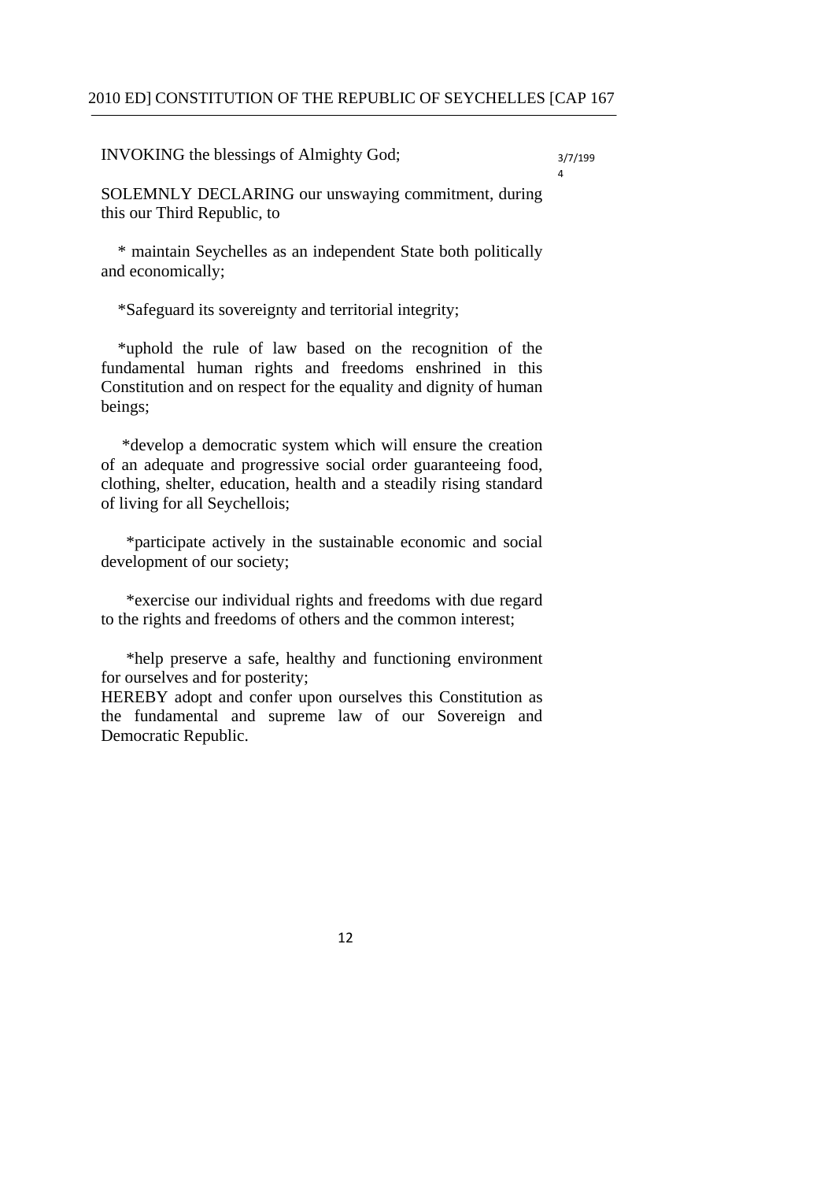INVOKING the blessings of Almighty God;

3/7/1994

SOLEMNLY DECLARING our unswaying commitment, during this our Third Republic, to

\* maintain Seychelles as an independent State both politically and economically;

\*Safeguard its sovereignty and territorial integrity;

\*uphold the rule of law based on the recognition of the fundamental human rights and freedoms enshrined in this Constitution and on respect for the equality and dignity of human beings;

\*develop a democratic system which will ensure the creation of an adequate and progressive social order guaranteeing food, clothing, shelter, education, health and a steadily rising standard of living for all Seychellois;

\*participate actively in the sustainable economic and social development of our society;

\*exercise our individual rights and freedoms with due regard to the rights and freedoms of others and the common interest;

\*help preserve a safe, healthy and functioning environment for ourselves and for posterity;

HEREBY adopt and confer upon ourselves this Constitution as the fundamental and supreme law of our Sovereign and Democratic Republic.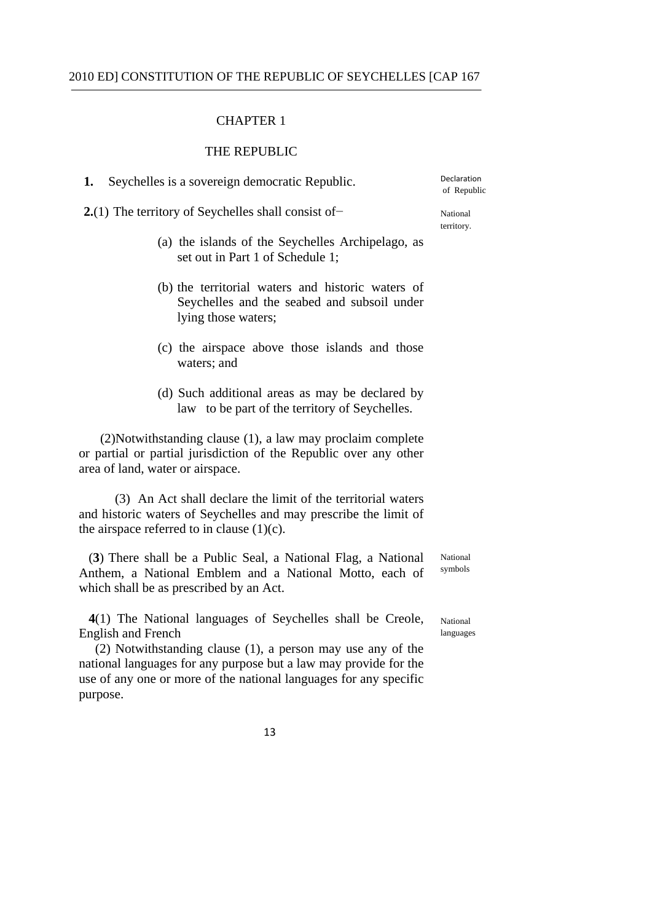# CHAPTER 1

## THE REPUBLIC

**1.** Seychelles is a sovereign democratic Republic.

Declaration of Republic

**2.**(1) The territory of Seychelles shall consist of−

National territory.

(a) the islands of the Seychelles Archipelago, as set out in Part 1 of Schedule 1;

(b) the territorial waters and historic waters of Seychelles and the seabed and subsoil under lying those waters;

(c) the airspace above those islands and those waters; and

(d) Such additional areas as may be declared by law to be part of the territory of Seychelles.

(2)Notwithstanding clause (1), a law may proclaim complete or partial or partial jurisdiction of the Republic over any other area of land, water or airspace.

(3) An Act shall declare the limit of the territorial waters and historic waters of Seychelles and may prescribe the limit of the airspace referred to in clause (1)(c).

(**3**) There shall be a Public Seal, a National Flag, a National Anthem, a National Emblem and a National Motto, each of which shall be as prescribed by an Act.

National symbols

**4**(1) The National languages of Seychelles shall be Creole, English and French

National languages

(2) Notwithstanding clause (1), a person may use any of the national languages for any purpose but a law may provide for the use of any one or more of the national languages for any specific purpose.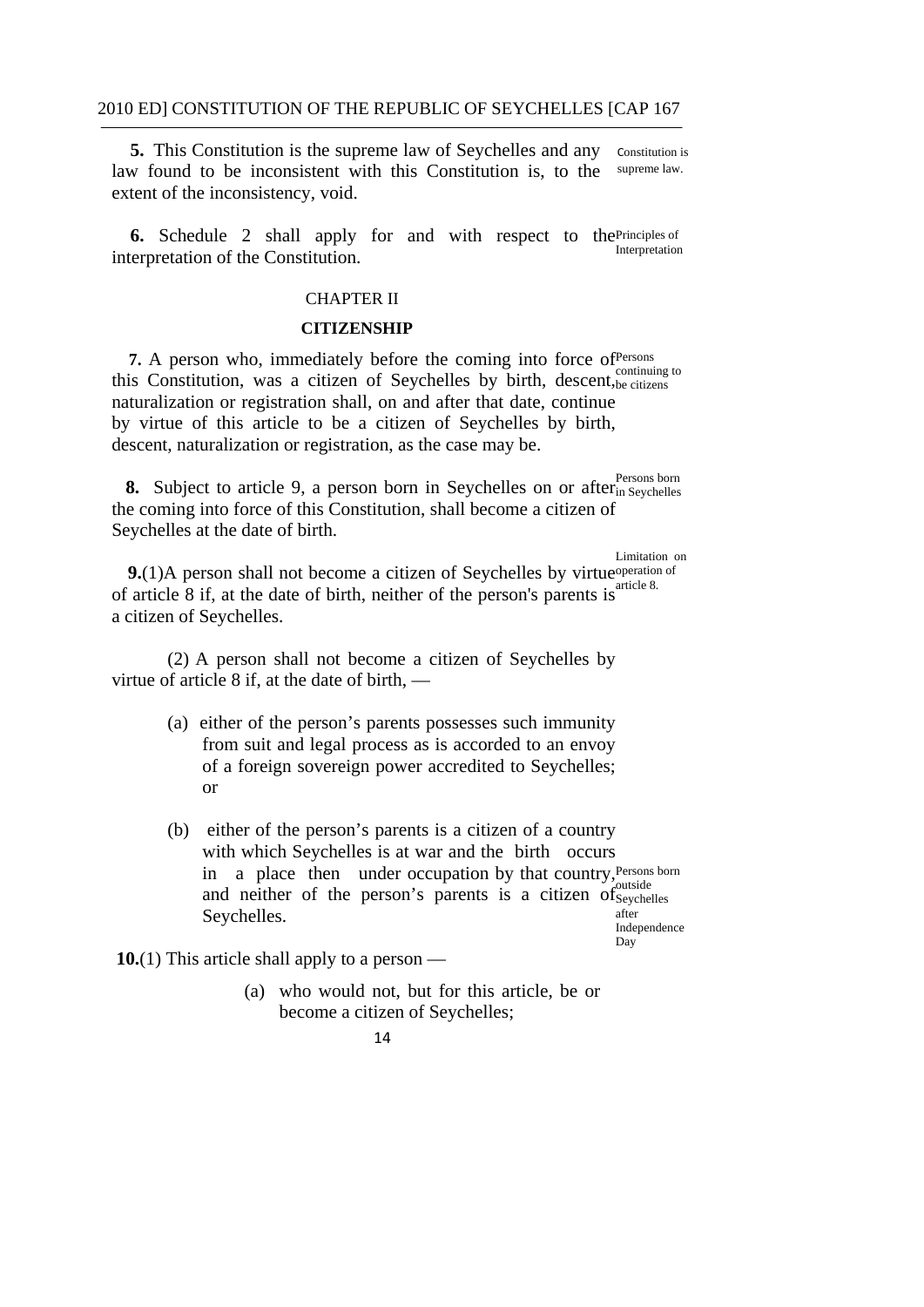**5.** This Constitution is the supreme law of Seychelles and any law found to be inconsistent with this Constitution is, to the extent of the inconsistency, void.

Constitution is supreme law.

**6.** Schedule 2 shall apply for and with respect to the interpretation of the Constitution.

Principles of Interpretation

## CHAPTER II

## CITIZENSHIP

**7.** A person who, immediately before the coming into force of this Constitution, was a citizen of Seychelles by birth, descent, naturalization or registration shall, on and after that date, continue by virtue of this article to be a citizen of Seychelles by birth, descent, naturalization or registration, as the case may be.

Persons continuing to be citizens

**8.** Subject to article 9, a person born in Seychelles on or after the coming into force of this Constitution, shall become a citizen of Seychelles at the date of birth.

Persons born in Seychelles

**9.**(1)A person shall not become a citizen of Seychelles by virtue of article 8 if, at the date of birth, neither of the person's parents is a citizen of Seychelles.

Limitation on operation of article 8.

(2) A person shall not become a citizen of Seychelles by virtue of article 8 if, at the date of birth, —

(a) either of the person's parents possesses such immunity from suit and legal process as is accorded to an envoy of a foreign sovereign power accredited to Seychelles; or

(b) either of the person's parents is a citizen of a country with which Seychelles is at war and the birth occurs in a place then under occupation by that country, and neither of the person's parents is a citizen of Seychelles.

Persons born outside Seychelles after Independence Day

**10.**(1) This article shall apply to a person —

(a) who would not, but for this article, be or become a citizen of Seychelles;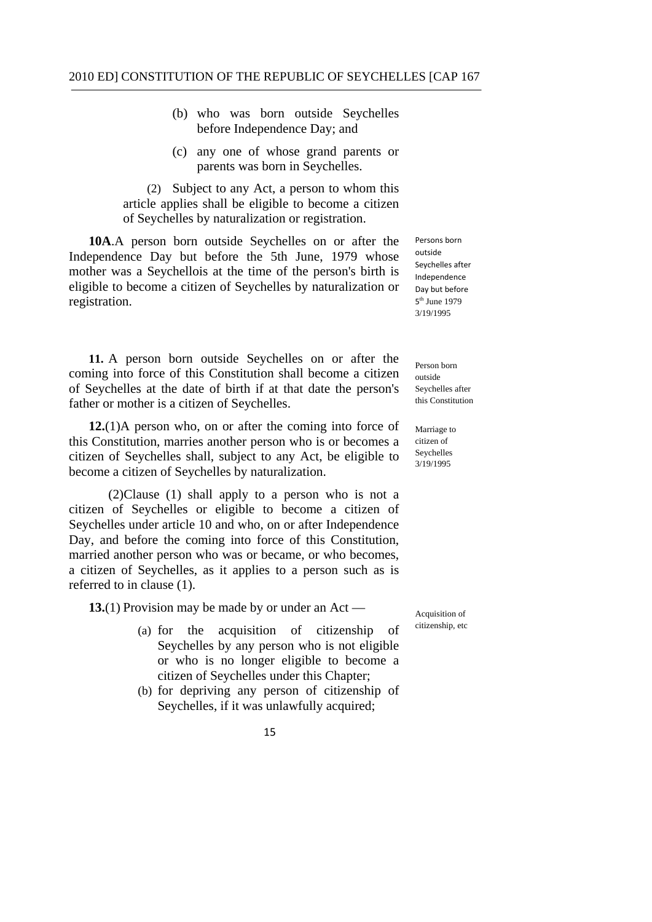(b) who was born outside Seychelles before Independence Day; and

(c) any one of whose grand parents or parents was born in Seychelles.

(2) Subject to any Act, a person to whom this article applies shall be eligible to become a citizen of Seychelles by naturalization or registration.

Persons born outside Seychelles after Independence Day but before 5th June 1979 3/19/1995

**10A**.A person born outside Seychelles on or after the Independence Day but before the 5th June, 1979 whose mother was a Seychellois at the time of the person's birth is eligible to become a citizen of Seychelles by naturalization or registration.

Person born outside Seychelles after this Constitution

**11.** A person born outside Seychelles on or after the coming into force of this Constitution shall become a citizen of Seychelles at the date of birth if at that date the person's father or mother is a citizen of Seychelles.

Marriage to citizen of Seychelles 3/19/1995

**12.**(1)A person who, on or after the coming into force of this Constitution, marries another person who is or becomes a citizen of Seychelles shall, subject to any Act, be eligible to become a citizen of Seychelles by naturalization.

(2)Clause (1) shall apply to a person who is not a citizen of Seychelles or eligible to become a citizen of Seychelles under article 10 and who, on or after Independence Day, and before the coming into force of this Constitution, married another person who was or became, or who becomes, a citizen of Seychelles, as it applies to a person such as is referred to in clause (1).

Acquisition of citizenship, etc

**13.**(1) Provision may be made by or under an Act —

(a) for the acquisition of citizenship of Seychelles by any person who is not eligible or who is no longer eligible to become a citizen of Seychelles under this Chapter;

(b) for depriving any person of citizenship of Seychelles, if it was unlawfully acquired;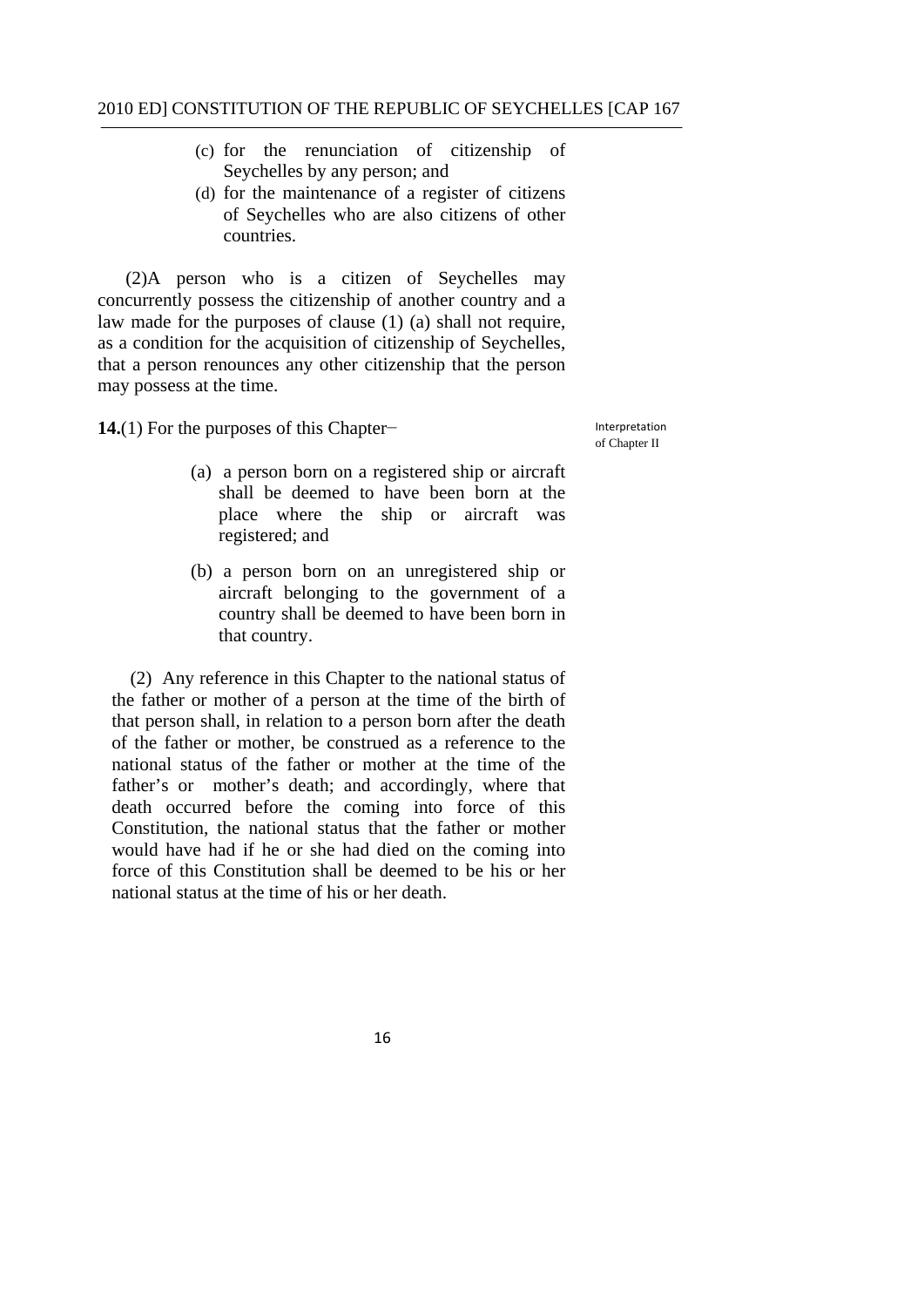(c) for the renunciation of citizenship of Seychelles by any person; and

(d) for the maintenance of a register of citizens of Seychelles who are also citizens of other countries.

(2)A person who is a citizen of Seychelles may concurrently possess the citizenship of another country and a law made for the purposes of clause (1) (a) shall not require, as a condition for the acquisition of citizenship of Seychelles, that a person renounces any other citizenship that the person may possess at the time.

Interpretation of Chapter II

**14.**(1) For the purposes of this Chapter−

(a) a person born on a registered ship or aircraft shall be deemed to have been born at the place where the ship or aircraft was registered; and

(b) a person born on an unregistered ship or aircraft belonging to the government of a country shall be deemed to have been born in that country.

(2) Any reference in this Chapter to the national status of the father or mother of a person at the time of the birth of that person shall, in relation to a person born after the death of the father or mother, be construed as a reference to the national status of the father or mother at the time of the father's or mother's death; and accordingly, where that death occurred before the coming into force of this Constitution, the national status that the father or mother would have had if he or she had died on the coming into force of this Constitution shall be deemed to be his or her national status at the time of his or her death.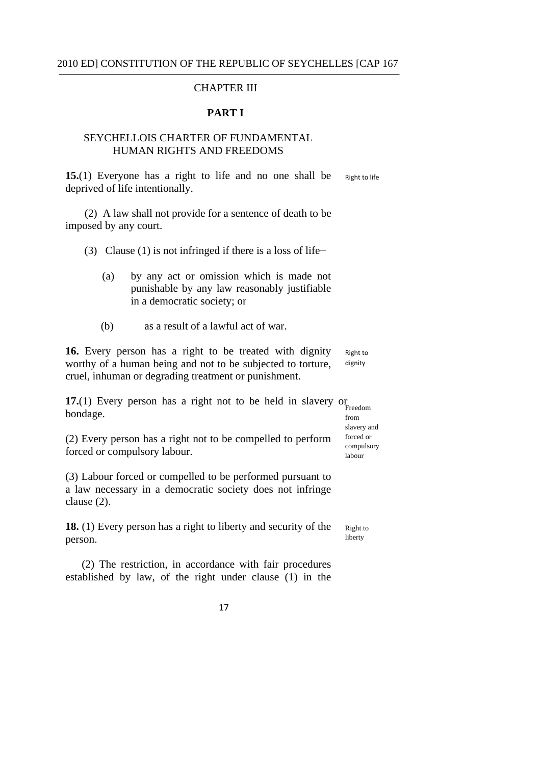## CHAPTER III

### PART I

### SEYCHELLOIS CHARTER OF FUNDAMENTAL HUMAN RIGHTS AND FREEDOMS

**15.**(1) Everyone has a right to life and no one shall be deprived of life intentionally. Right to life

(2) A law shall not provide for a sentence of death to be imposed by any court.

(3) Clause (1) is not infringed if there is a loss of life−

(a) by any act or omission which is made not punishable by any law reasonably justifiable in a democratic society; or

(b) as a result of a lawful act of war.

**16.** Every person has a right to be treated with dignity worthy of a human being and not to be subjected to torture, cruel, inhuman or degrading treatment or punishment. Right to dignity

**17.**(1) Every person has a right not to be held in slavery or bondage. Freedom from slavery and forced or compulsory labour

(2) Every person has a right not to be compelled to perform forced or compulsory labour.

(3) Labour forced or compelled to be performed pursuant to a law necessary in a democratic society does not infringe clause (2).

**18.** (1) Every person has a right to liberty and security of the person. Right to liberty

(2) The restriction, in accordance with fair procedures established by law, of the right under clause (1) in the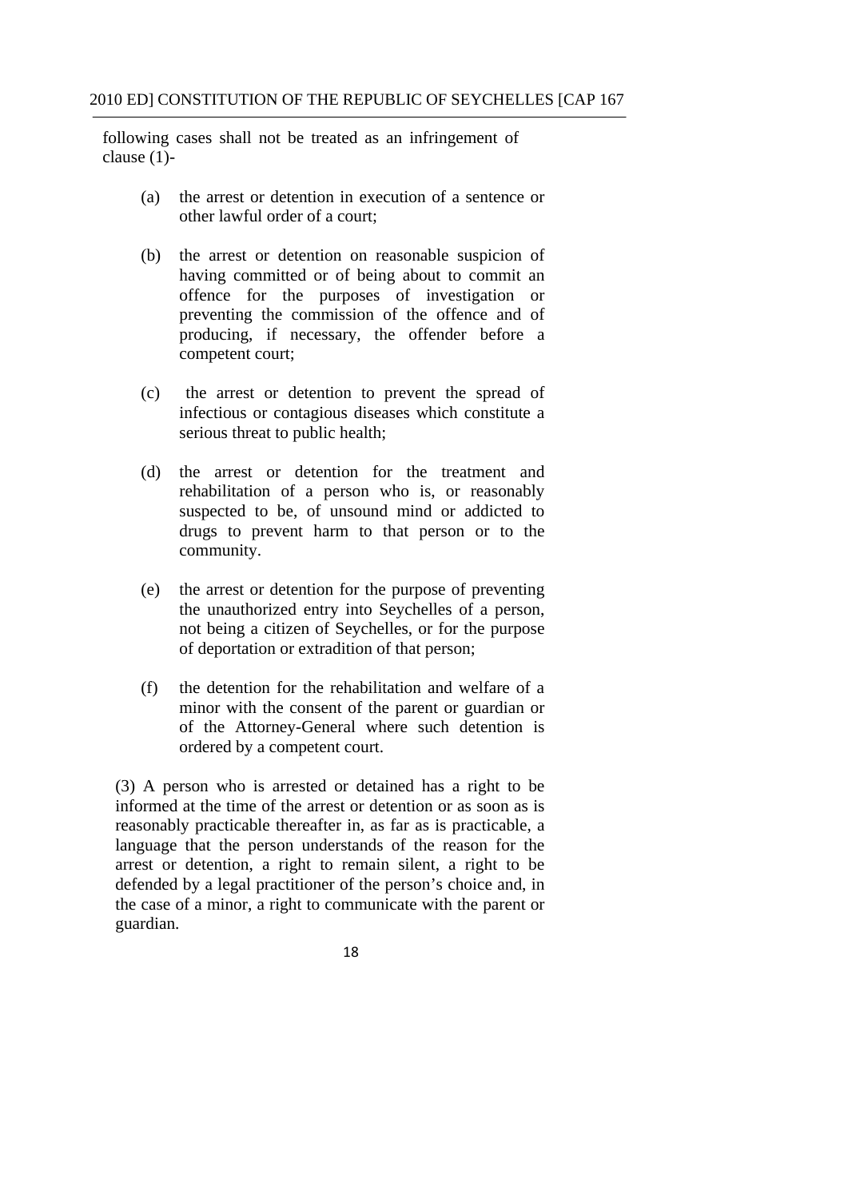following cases shall not be treated as an infringement of clause (1)-

(a) the arrest or detention in execution of a sentence or other lawful order of a court;

(b) the arrest or detention on reasonable suspicion of having committed or of being about to commit an offence for the purposes of investigation or preventing the commission of the offence and of producing, if necessary, the offender before a competent court;

(c) the arrest or detention to prevent the spread of infectious or contagious diseases which constitute a serious threat to public health;

(d) the arrest or detention for the treatment and rehabilitation of a person who is, or reasonably suspected to be, of unsound mind or addicted to drugs to prevent harm to that person or to the community.

(e) the arrest or detention for the purpose of preventing the unauthorized entry into Seychelles of a person, not being a citizen of Seychelles, or for the purpose of deportation or extradition of that person;

(f) the detention for the rehabilitation and welfare of a minor with the consent of the parent or guardian or of the Attorney-General where such detention is ordered by a competent court.

(3) A person who is arrested or detained has a right to be informed at the time of the arrest or detention or as soon as is reasonably practicable thereafter in, as far as is practicable, a language that the person understands of the reason for the arrest or detention, a right to remain silent, a right to be defended by a legal practitioner of the person's choice and, in the case of a minor, a right to communicate with the parent or guardian.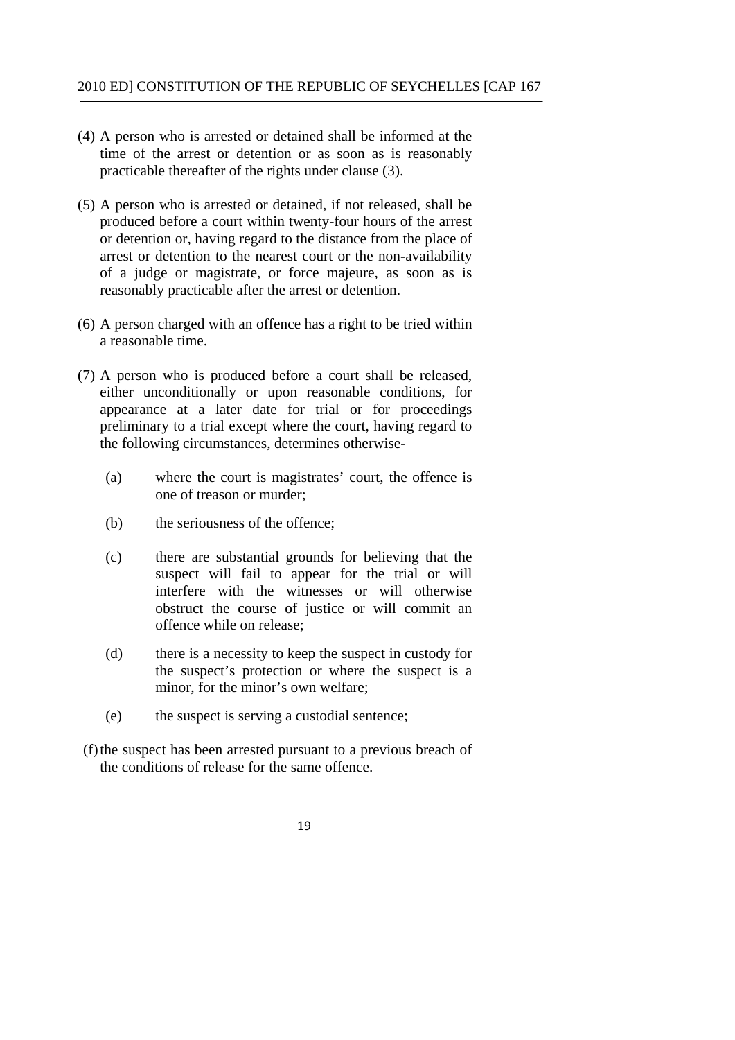(4) A person who is arrested or detained shall be informed at the time of the arrest or detention or as soon as is reasonably practicable thereafter of the rights under clause (3).

(5) A person who is arrested or detained, if not released, shall be produced before a court within twenty-four hours of the arrest or detention or, having regard to the distance from the place of arrest or detention to the nearest court or the non-availability of a judge or magistrate, or force majeure, as soon as is reasonably practicable after the arrest or detention.

(6) A person charged with an offence has a right to be tried within a reasonable time.

(7) A person who is produced before a court shall be released, either unconditionally or upon reasonable conditions, for appearance at a later date for trial or for proceedings preliminary to a trial except where the court, having regard to the following circumstances, determines otherwise-

(a) where the court is magistrates' court, the offence is one of treason or murder;

(b) the seriousness of the offence;

(c) there are substantial grounds for believing that the suspect will fail to appear for the trial or will interfere with the witnesses or will otherwise obstruct the course of justice or will commit an offence while on release;

(d) there is a necessity to keep the suspect in custody for the suspect's protection or where the suspect is a minor, for the minor's own welfare;

(e) the suspect is serving a custodial sentence;

(f) the suspect has been arrested pursuant to a previous breach of the conditions of release for the same offence.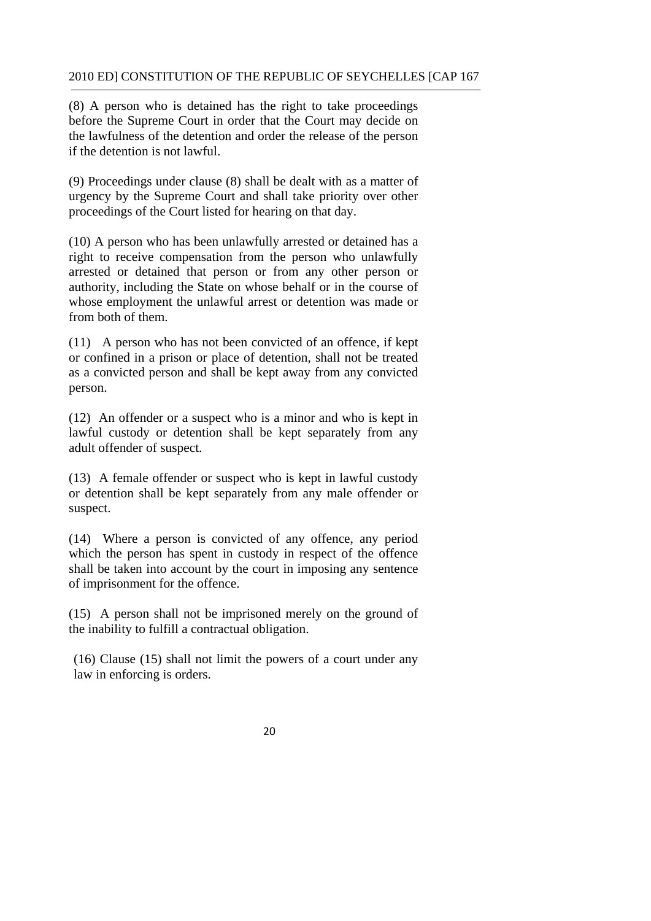(8) A person who is detained has the right to take proceedings before the Supreme Court in order that the Court may decide on the lawfulness of the detention and order the release of the person if the detention is not lawful.

(9) Proceedings under clause (8) shall be dealt with as a matter of urgency by the Supreme Court and shall take priority over other proceedings of the Court listed for hearing on that day.

(10) A person who has been unlawfully arrested or detained has a right to receive compensation from the person who unlawfully arrested or detained that person or from any other person or authority, including the State on whose behalf or in the course of whose employment the unlawful arrest or detention was made or from both of them.

(11) A person who has not been convicted of an offence, if kept or confined in a prison or place of detention, shall not be treated as a convicted person and shall be kept away from any convicted person.

(12) An offender or a suspect who is a minor and who is kept in lawful custody or detention shall be kept separately from any adult offender of suspect.

(13) A female offender or suspect who is kept in lawful custody or detention shall be kept separately from any male offender or suspect.

(14) Where a person is convicted of any offence, any period which the person has spent in custody in respect of the offence shall be taken into account by the court in imposing any sentence of imprisonment for the offence.

(15) A person shall not be imprisoned merely on the ground of the inability to fulfill a contractual obligation.

(16) Clause (15) shall not limit the powers of a court under any law in enforcing is orders.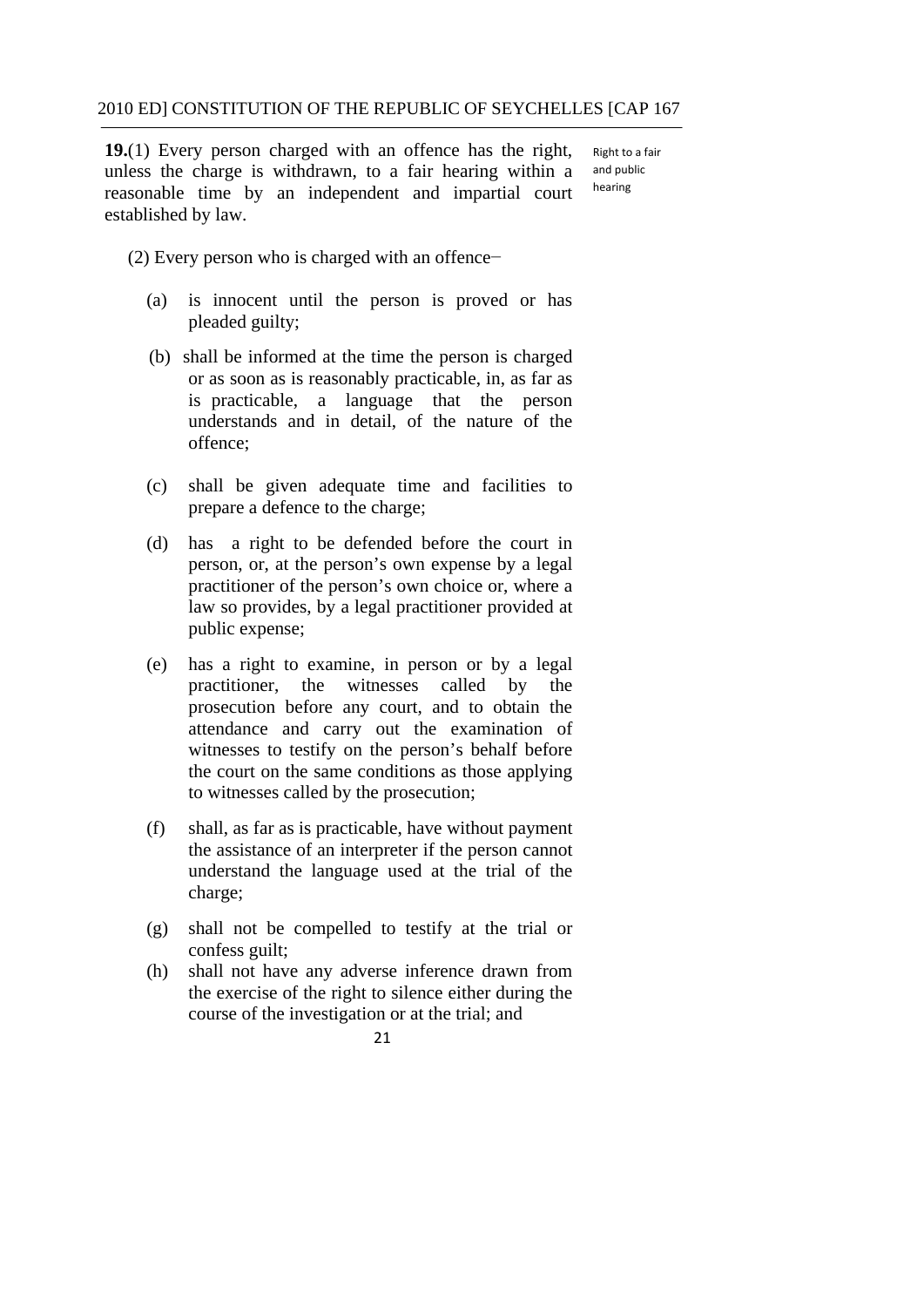**19.**(1) Every person charged with an offence has the right, unless the charge is withdrawn, to a fair hearing within a reasonable time by an independent and impartial court established by law.

Right to a fair and public hearing

(2) Every person who is charged with an offence−

(a) is innocent until the person is proved or has pleaded guilty;

(b) shall be informed at the time the person is charged or as soon as is reasonably practicable, in, as far as is practicable, a language that the person understands and in detail, of the nature of the offence;

(c) shall be given adequate time and facilities to prepare a defence to the charge;

(d) has a right to be defended before the court in person, or, at the person's own expense by a legal practitioner of the person's own choice or, where a law so provides, by a legal practitioner provided at public expense;

(e) has a right to examine, in person or by a legal practitioner, the witnesses called by the prosecution before any court, and to obtain the attendance and carry out the examination of witnesses to testify on the person's behalf before the court on the same conditions as those applying to witnesses called by the prosecution;

(f) shall, as far as is practicable, have without payment the assistance of an interpreter if the person cannot understand the language used at the trial of the charge;

(g) shall not be compelled to testify at the trial or confess guilt;

(h) shall not have any adverse inference drawn from the exercise of the right to silence either during the course of the investigation or at the trial; and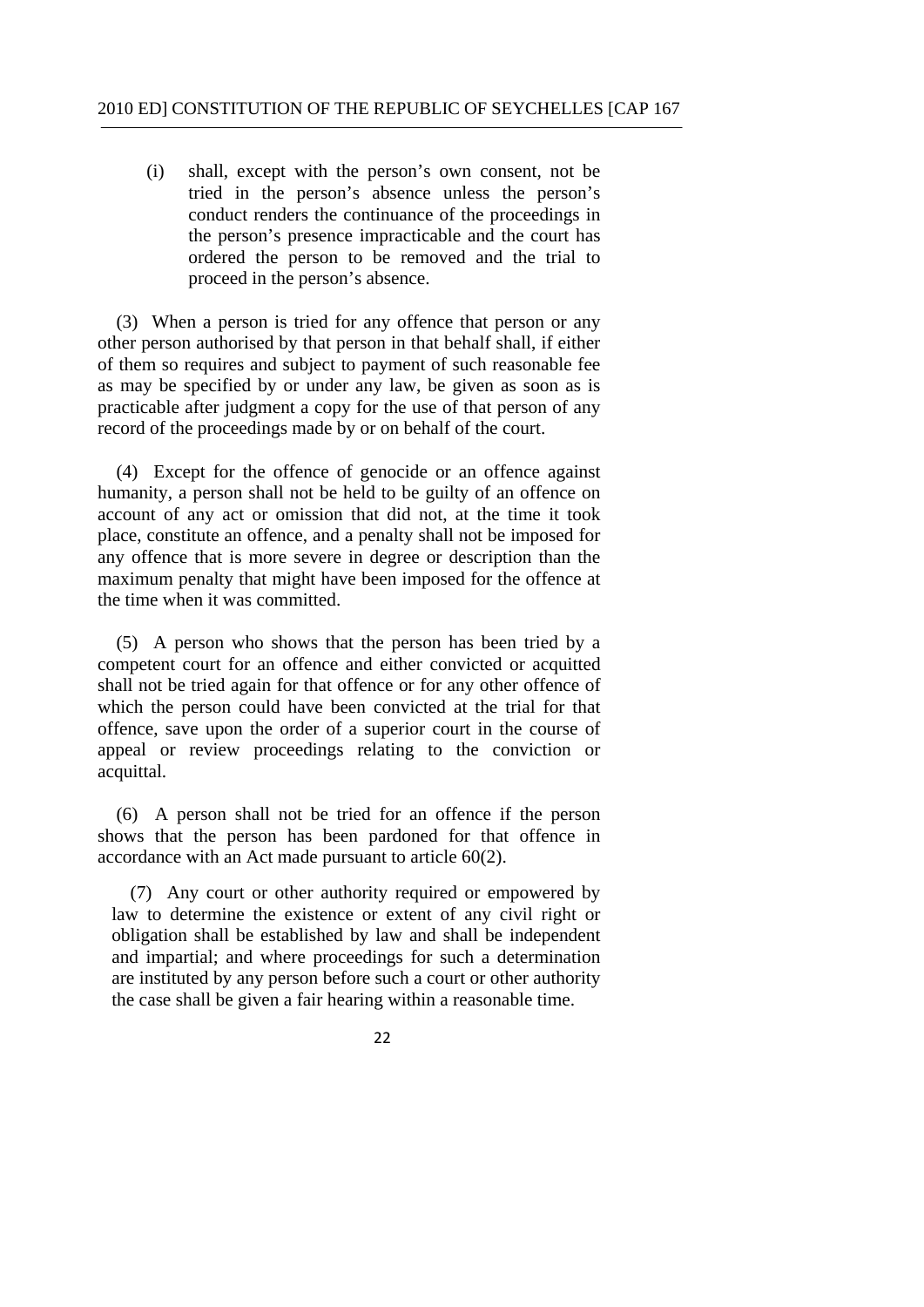(i) shall, except with the person's own consent, not be tried in the person's absence unless the person's conduct renders the continuance of the proceedings in the person's presence impracticable and the court has ordered the person to be removed and the trial to proceed in the person's absence.

(3) When a person is tried for any offence that person or any other person authorised by that person in that behalf shall, if either of them so requires and subject to payment of such reasonable fee as may be specified by or under any law, be given as soon as is practicable after judgment a copy for the use of that person of any record of the proceedings made by or on behalf of the court.

(4) Except for the offence of genocide or an offence against humanity, a person shall not be held to be guilty of an offence on account of any act or omission that did not, at the time it took place, constitute an offence, and a penalty shall not be imposed for any offence that is more severe in degree or description than the maximum penalty that might have been imposed for the offence at the time when it was committed.

(5) A person who shows that the person has been tried by a competent court for an offence and either convicted or acquitted shall not be tried again for that offence or for any other offence of which the person could have been convicted at the trial for that offence, save upon the order of a superior court in the course of appeal or review proceedings relating to the conviction or acquittal.

(6) A person shall not be tried for an offence if the person shows that the person has been pardoned for that offence in accordance with an Act made pursuant to article 60(2).

(7) Any court or other authority required or empowered by law to determine the existence or extent of any civil right or obligation shall be established by law and shall be independent and impartial; and where proceedings for such a determination are instituted by any person before such a court or other authority the case shall be given a fair hearing within a reasonable time.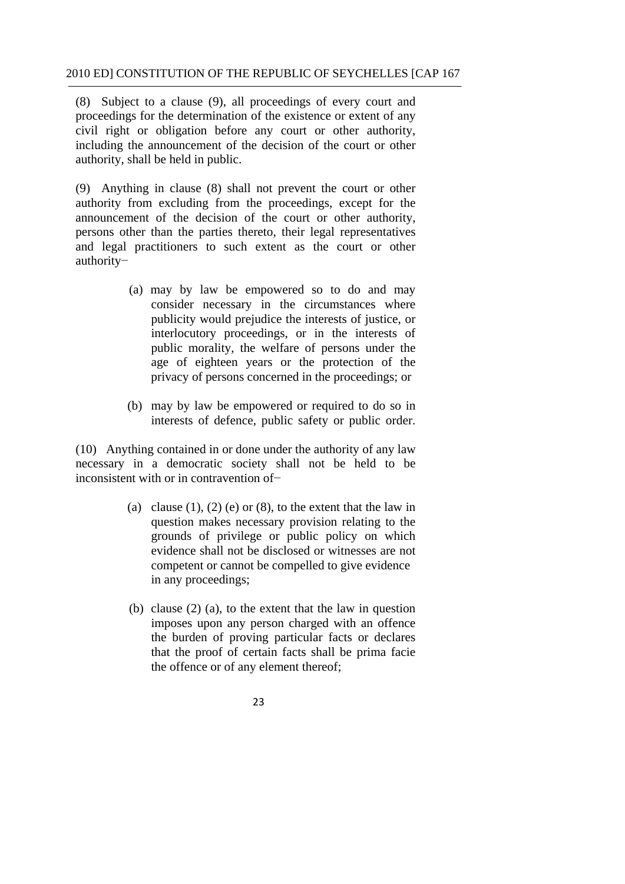(8) Subject to a clause (9), all proceedings of every court and proceedings for the determination of the existence or extent of any civil right or obligation before any court or other authority, including the announcement of the decision of the court or other authority, shall be held in public.

(9) Anything in clause (8) shall not prevent the court or other authority from excluding from the proceedings, except for the announcement of the decision of the court or other authority, persons other than the parties thereto, their legal representatives and legal practitioners to such extent as the court or other authority−

> (a) may by law be empowered so to do and may consider necessary in the circumstances where publicity would prejudice the interests of justice, or interlocutory proceedings, or in the interests of public morality, the welfare of persons under the age of eighteen years or the protection of the privacy of persons concerned in the proceedings; or
>
> (b) may by law be empowered or required to do so in interests of defence, public safety or public order.

(10) Anything contained in or done under the authority of any law necessary in a democratic society shall not be held to be inconsistent with or in contravention of−

> (a) clause (1), (2) (e) or (8), to the extent that the law in question makes necessary provision relating to the grounds of privilege or public policy on which evidence shall not be disclosed or witnesses are not competent or cannot be compelled to give evidence in any proceedings;
>
> (b) clause (2) (a), to the extent that the law in question imposes upon any person charged with an offence the burden of proving particular facts or declares that the proof of certain facts shall be prima facie the offence or of any element thereof;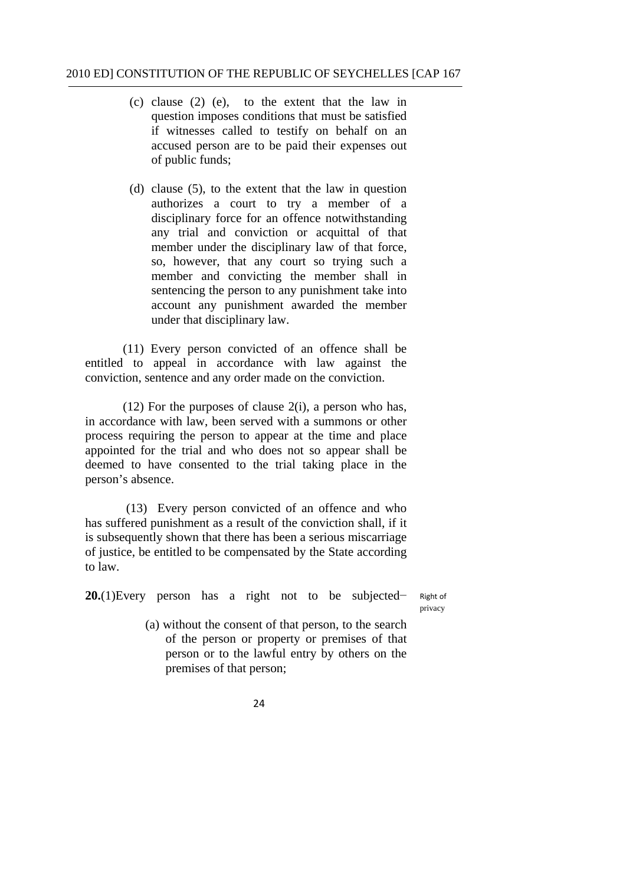(c) clause (2) (e), to the extent that the law in question imposes conditions that must be satisfied if witnesses called to testify on behalf on an accused person are to be paid their expenses out of public funds;

(d) clause (5), to the extent that the law in question authorizes a court to try a member of a disciplinary force for an offence notwithstanding any trial and conviction or acquittal of that member under the disciplinary law of that force, so, however, that any court so trying such a member and convicting the member shall in sentencing the person to any punishment take into account any punishment awarded the member under that disciplinary law.

(11) Every person convicted of an offence shall be entitled to appeal in accordance with law against the conviction, sentence and any order made on the conviction.

(12) For the purposes of clause 2(i), a person who has, in accordance with law, been served with a summons or other process requiring the person to appear at the time and place appointed for the trial and who does not so appear shall be deemed to have consented to the trial taking place in the person's absence.

(13) Every person convicted of an offence and who has suffered punishment as a result of the conviction shall, if it is subsequently shown that there has been a serious miscarriage of justice, be entitled to be compensated by the State according to law.

Right of privacy

**20.**(1)Every person has a right not to be subjected−

(a) without the consent of that person, to the search of the person or property or premises of that person or to the lawful entry by others on the premises of that person;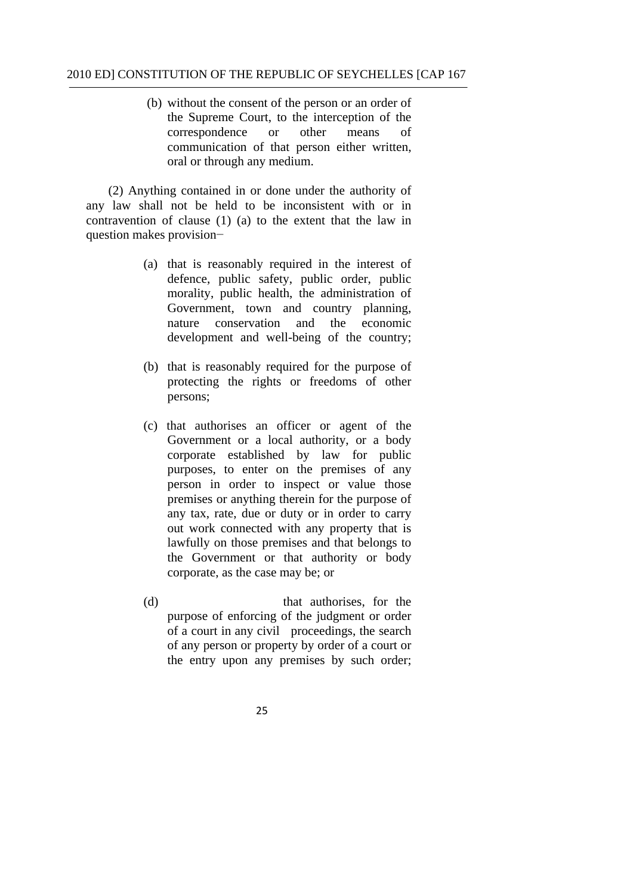(b) without the consent of the person or an order of the Supreme Court, to the interception of the correspondence or other means of communication of that person either written, oral or through any medium.

(2) Anything contained in or done under the authority of any law shall not be held to be inconsistent with or in contravention of clause (1) (a) to the extent that the law in question makes provision−

(a) that is reasonably required in the interest of defence, public safety, public order, public morality, public health, the administration of Government, town and country planning, nature conservation and the economic development and well-being of the country;

(b) that is reasonably required for the purpose of protecting the rights or freedoms of other persons;

(c) that authorises an officer or agent of the Government or a local authority, or a body corporate established by law for public purposes, to enter on the premises of any person in order to inspect or value those premises or anything therein for the purpose of any tax, rate, due or duty or in order to carry out work connected with any property that is lawfully on those premises and that belongs to the Government or that authority or body corporate, as the case may be; or

(d) that authorises, for the purpose of enforcing of the judgment or order of a court in any civil proceedings, the search of any person or property by order of a court or the entry upon any premises by such order;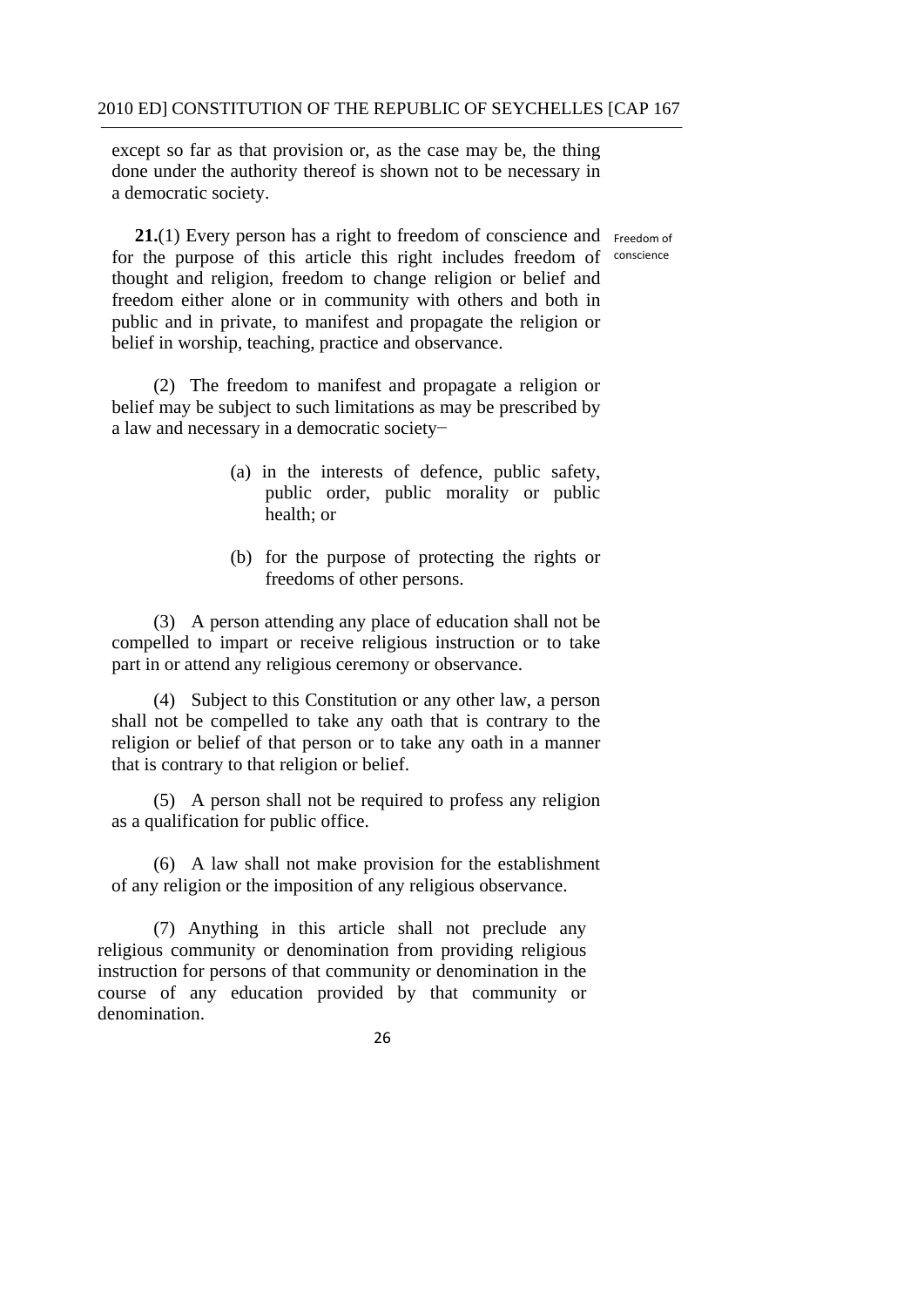except so far as that provision or, as the case may be, the thing done under the authority thereof is shown not to be necessary in a democratic society.

**21.**(1) Every person has a right to freedom of conscience and for the purpose of this article this right includes freedom of thought and religion, freedom to change religion or belief and freedom either alone or in community with others and both in public and in private, to manifest and propagate the religion or belief in worship, teaching, practice and observance.

Freedom of conscience

(2) The freedom to manifest and propagate a religion or belief may be subject to such limitations as may be prescribed by a law and necessary in a democratic society−

(a) in the interests of defence, public safety, public order, public morality or public health; or

(b) for the purpose of protecting the rights or freedoms of other persons.

(3) A person attending any place of education shall not be compelled to impart or receive religious instruction or to take part in or attend any religious ceremony or observance.

(4) Subject to this Constitution or any other law, a person shall not be compelled to take any oath that is contrary to the religion or belief of that person or to take any oath in a manner that is contrary to that religion or belief.

(5) A person shall not be required to profess any religion as a qualification for public office.

(6) A law shall not make provision for the establishment of any religion or the imposition of any religious observance.

(7) Anything in this article shall not preclude any religious community or denomination from providing religious instruction for persons of that community or denomination in the course of any education provided by that community or denomination.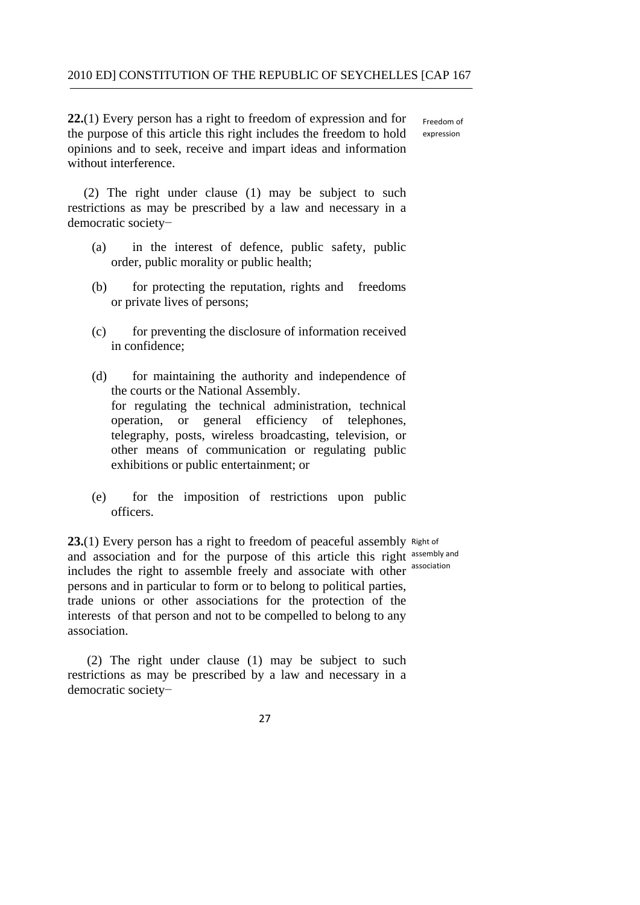**22.**(1) Every person has a right to freedom of expression and for the purpose of this article this right includes the freedom to hold opinions and to seek, receive and impart ideas and information without interference.

Freedom of expression

(2) The right under clause (1) may be subject to such restrictions as may be prescribed by a law and necessary in a democratic society−

(a) in the interest of defence, public safety, public order, public morality or public health;

(b) for protecting the reputation, rights and freedoms or private lives of persons;

(c) for preventing the disclosure of information received in confidence;

(d) for maintaining the authority and independence of the courts or the National Assembly.
for regulating the technical administration, technical operation, or general efficiency of telephones, telegraphy, posts, wireless broadcasting, television, or other means of communication or regulating public exhibitions or public entertainment; or

(e) for the imposition of restrictions upon public officers.

**23.**(1) Every person has a right to freedom of peaceful assembly and association and for the purpose of this article this right includes the right to assemble freely and associate with other persons and in particular to form or to belong to political parties, trade unions or other associations for the protection of the interests of that person and not to be compelled to belong to any association.

Right of assembly and association

(2) The right under clause (1) may be subject to such restrictions as may be prescribed by a law and necessary in a democratic society−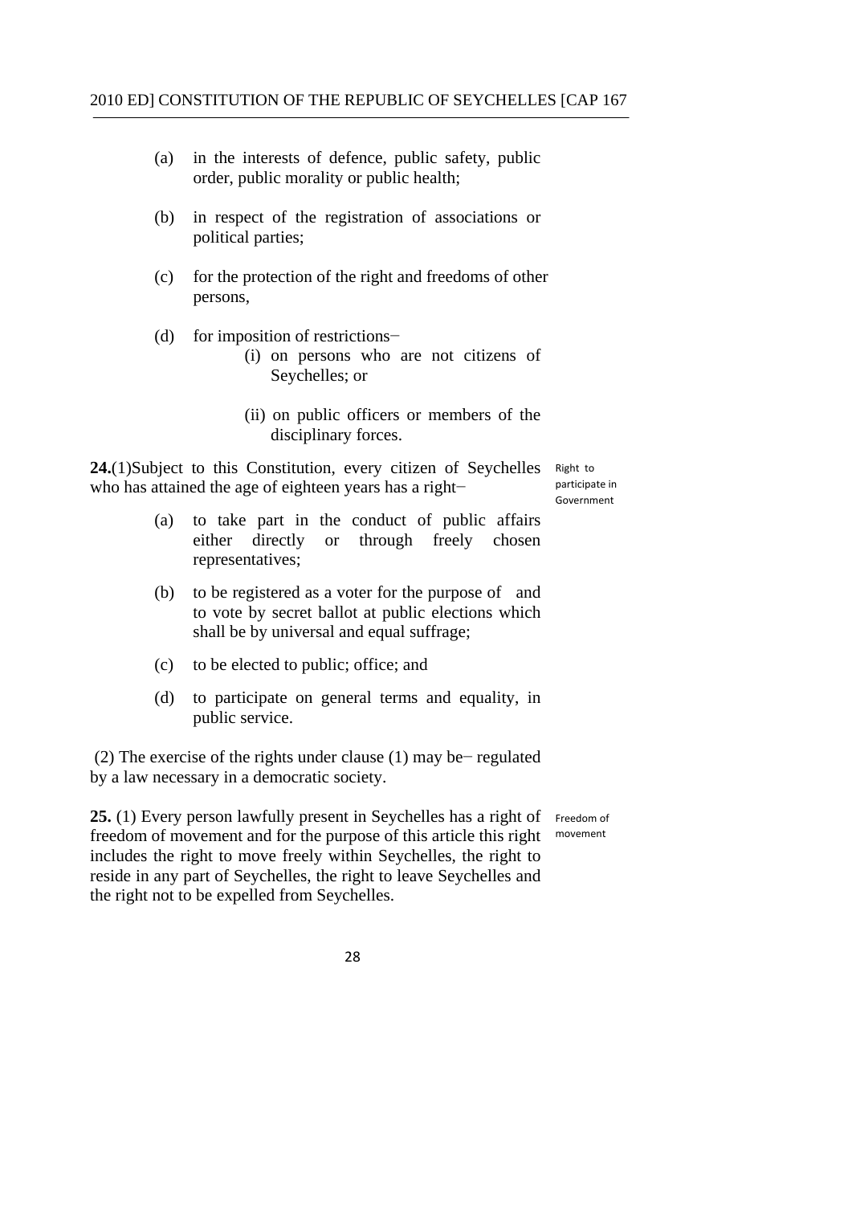(a) in the interests of defence, public safety, public order, public morality or public health;

(b) in respect of the registration of associations or political parties;

(c) for the protection of the right and freedoms of other persons,

(d) for imposition of restrictions−

(i) on persons who are not citizens of Seychelles; or

(ii) on public officers or members of the disciplinary forces.

Right to participate in Government

**24.**(1)Subject to this Constitution, every citizen of Seychelles who has attained the age of eighteen years has a right−

(a) to take part in the conduct of public affairs either directly or through freely chosen representatives;

(b) to be registered as a voter for the purpose of and to vote by secret ballot at public elections which shall be by universal and equal suffrage;

(c) to be elected to public; office; and

(d) to participate on general terms and equality, in public service.

(2) The exercise of the rights under clause (1) may be− regulated by a law necessary in a democratic society.

Freedom of movement

**25.** (1) Every person lawfully present in Seychelles has a right of freedom of movement and for the purpose of this article this right includes the right to move freely within Seychelles, the right to reside in any part of Seychelles, the right to leave Seychelles and the right not to be expelled from Seychelles.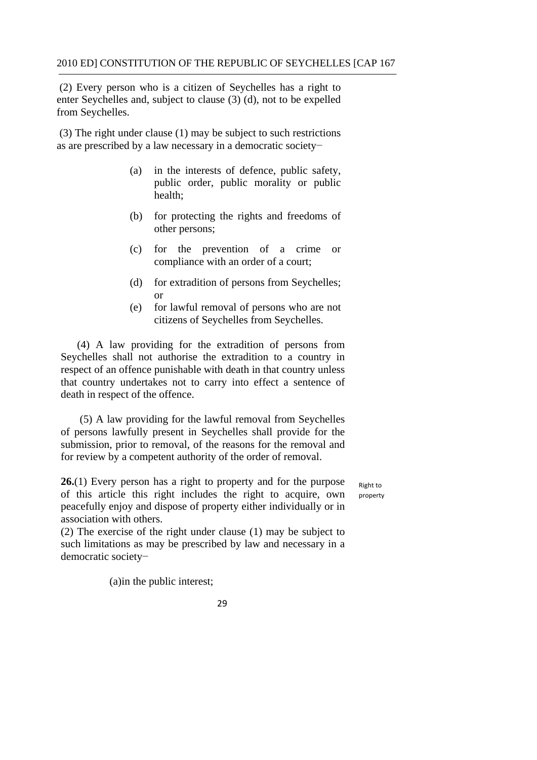(2) Every person who is a citizen of Seychelles has a right to enter Seychelles and, subject to clause (3) (d), not to be expelled from Seychelles.

(3) The right under clause (1) may be subject to such restrictions as are prescribed by a law necessary in a democratic society−

(a) in the interests of defence, public safety, public order, public morality or public health;

(b) for protecting the rights and freedoms of other persons;

(c) for the prevention of a crime or compliance with an order of a court;

(d) for extradition of persons from Seychelles; or

(e) for lawful removal of persons who are not citizens of Seychelles from Seychelles.

(4) A law providing for the extradition of persons from Seychelles shall not authorise the extradition to a country in respect of an offence punishable with death in that country unless that country undertakes not to carry into effect a sentence of death in respect of the offence.

(5) A law providing for the lawful removal from Seychelles of persons lawfully present in Seychelles shall provide for the submission, prior to removal, of the reasons for the removal and for review by a competent authority of the order of removal.

Right to property

**26.**(1) Every person has a right to property and for the purpose of this article this right includes the right to acquire, own peacefully enjoy and dispose of property either individually or in association with others.

(2) The exercise of the right under clause (1) may be subject to such limitations as may be prescribed by law and necessary in a democratic society−

(a)in the public interest;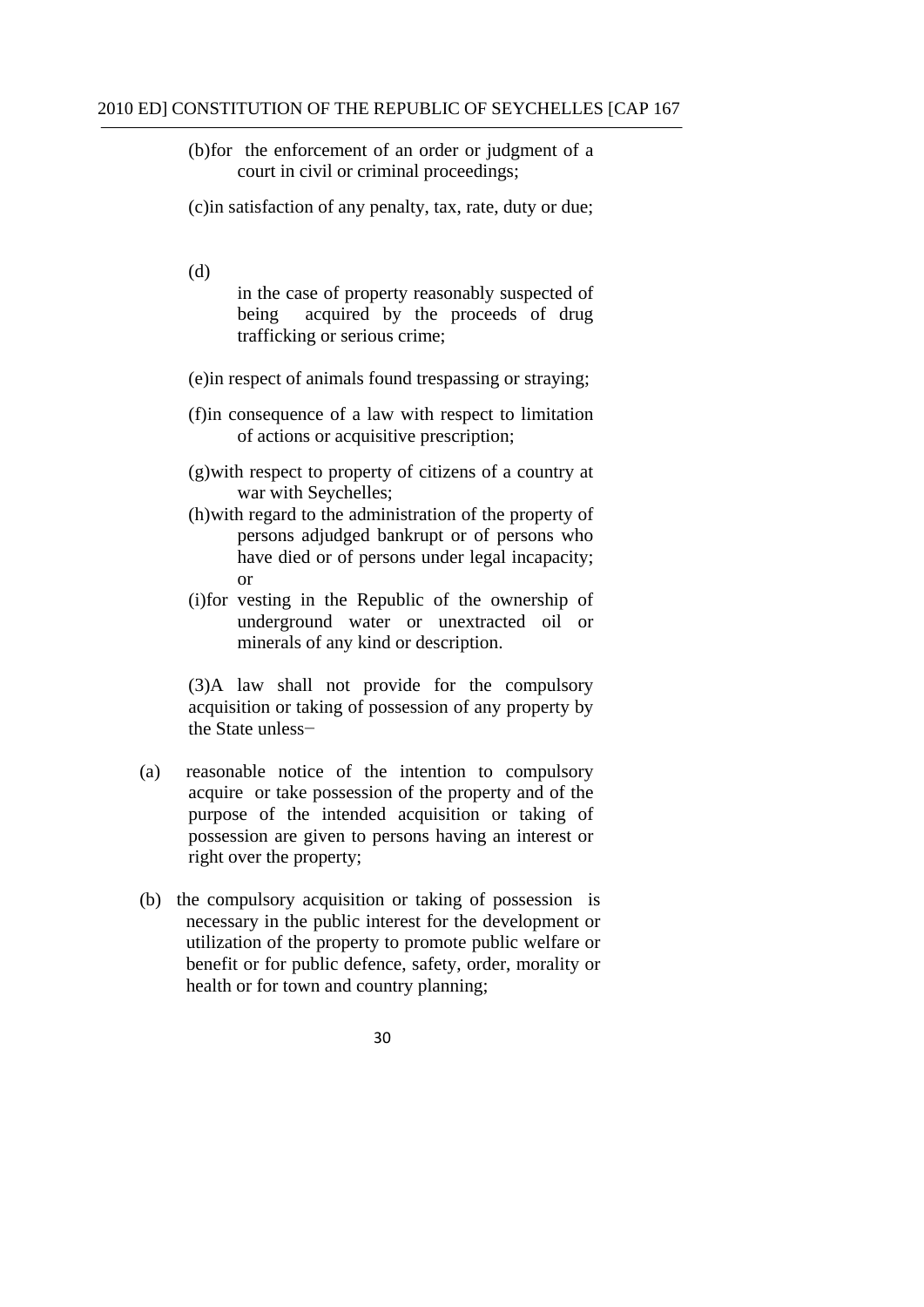(b) for the enforcement of an order or judgment of a court in civil or criminal proceedings;

(c) in satisfaction of any penalty, tax, rate, duty or due;

(d) in the case of property reasonably suspected of being acquired by the proceeds of drug trafficking or serious crime;

(e) in respect of animals found trespassing or straying;

(f) in consequence of a law with respect to limitation of actions or acquisitive prescription;

(g) with respect to property of citizens of a country at war with Seychelles;

(h) with regard to the administration of the property of persons adjudged bankrupt or of persons who have died or of persons under legal incapacity; or

(i) for vesting in the Republic of the ownership of underground water or unextracted oil or minerals of any kind or description.

(3) A law shall not provide for the compulsory acquisition or taking of possession of any property by the State unless−

(a) reasonable notice of the intention to compulsory acquire or take possession of the property and of the purpose of the intended acquisition or taking of possession are given to persons having an interest or right over the property;

(b) the compulsory acquisition or taking of possession is necessary in the public interest for the development or utilization of the property to promote public welfare or benefit or for public defence, safety, order, morality or health or for town and country planning;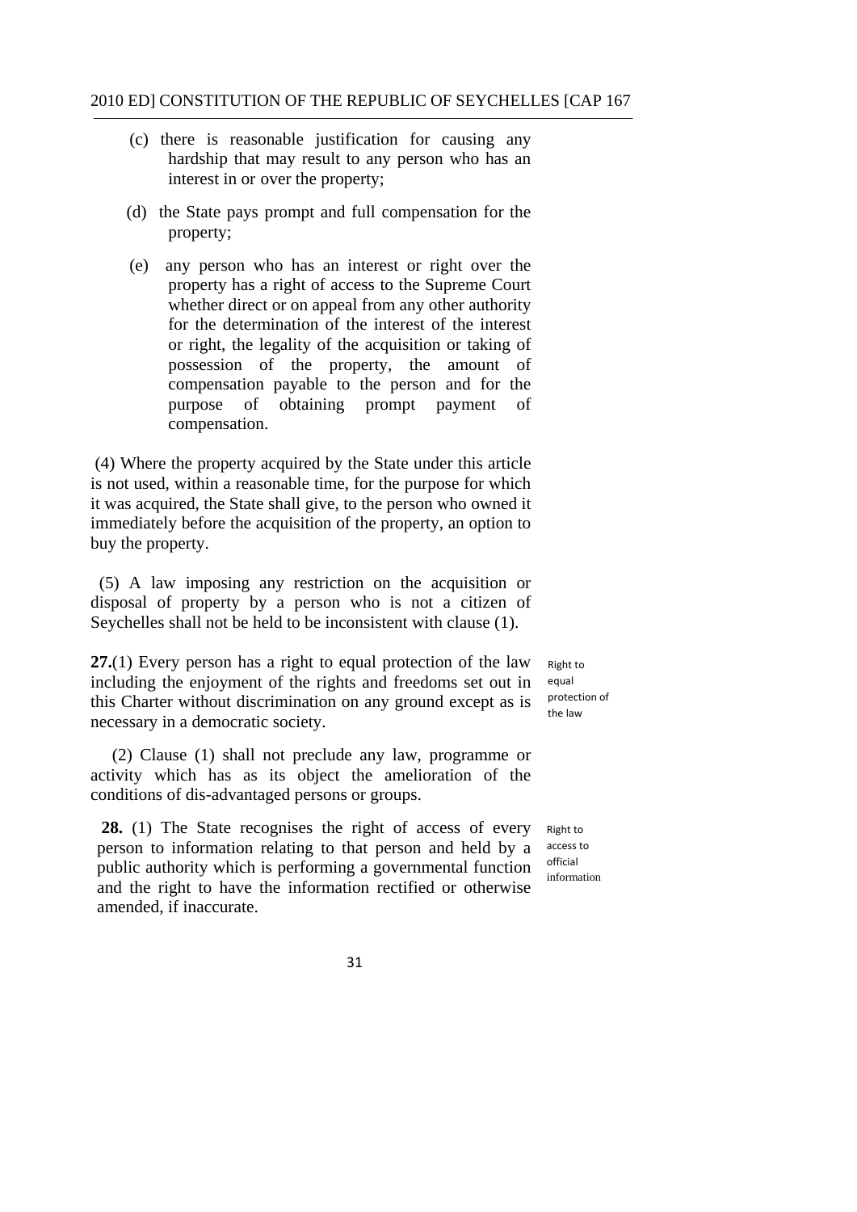(c) there is reasonable justification for causing any hardship that may result to any person who has an interest in or over the property;

(d) the State pays prompt and full compensation for the property;

(e) any person who has an interest or right over the property has a right of access to the Supreme Court whether direct or on appeal from any other authority for the determination of the interest of the interest or right, the legality of the acquisition or taking of possession of the property, the amount of compensation payable to the person and for the purpose of obtaining prompt payment of compensation.

(4) Where the property acquired by the State under this article is not used, within a reasonable time, for the purpose for which it was acquired, the State shall give, to the person who owned it immediately before the acquisition of the property, an option to buy the property.

(5) A law imposing any restriction on the acquisition or disposal of property by a person who is not a citizen of Seychelles shall not be held to be inconsistent with clause (1).

Right to equal protection of the law

**27.**(1) Every person has a right to equal protection of the law including the enjoyment of the rights and freedoms set out in this Charter without discrimination on any ground except as is necessary in a democratic society.

(2) Clause (1) shall not preclude any law, programme or activity which has as its object the amelioration of the conditions of dis-advantaged persons or groups.

Right to access to official information

**28.** (1) The State recognises the right of access of every person to information relating to that person and held by a public authority which is performing a governmental function and the right to have the information rectified or otherwise amended, if inaccurate.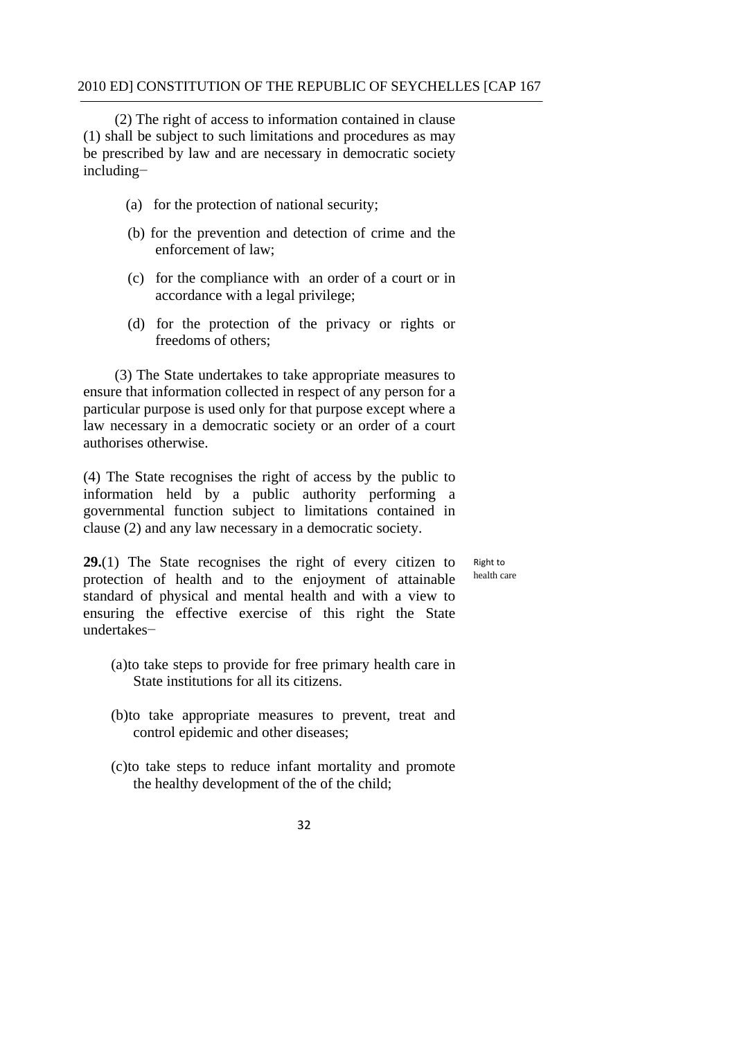(2) The right of access to information contained in clause (1) shall be subject to such limitations and procedures as may be prescribed by law and are necessary in democratic society including−

(a) for the protection of national security;

(b) for the prevention and detection of crime and the enforcement of law;

(c) for the compliance with an order of a court or in accordance with a legal privilege;

(d) for the protection of the privacy or rights or freedoms of others;

(3) The State undertakes to take appropriate measures to ensure that information collected in respect of any person for a particular purpose is used only for that purpose except where a law necessary in a democratic society or an order of a court authorises otherwise.

(4) The State recognises the right of access by the public to information held by a public authority performing a governmental function subject to limitations contained in clause (2) and any law necessary in a democratic society.

Right to health care

**29.**(1) The State recognises the right of every citizen to protection of health and to the enjoyment of attainable standard of physical and mental health and with a view to ensuring the effective exercise of this right the State undertakes−

(a) to take steps to provide for free primary health care in State institutions for all its citizens.

(b) to take appropriate measures to prevent, treat and control epidemic and other diseases;

(c) to take steps to reduce infant mortality and promote the healthy development of the of the child;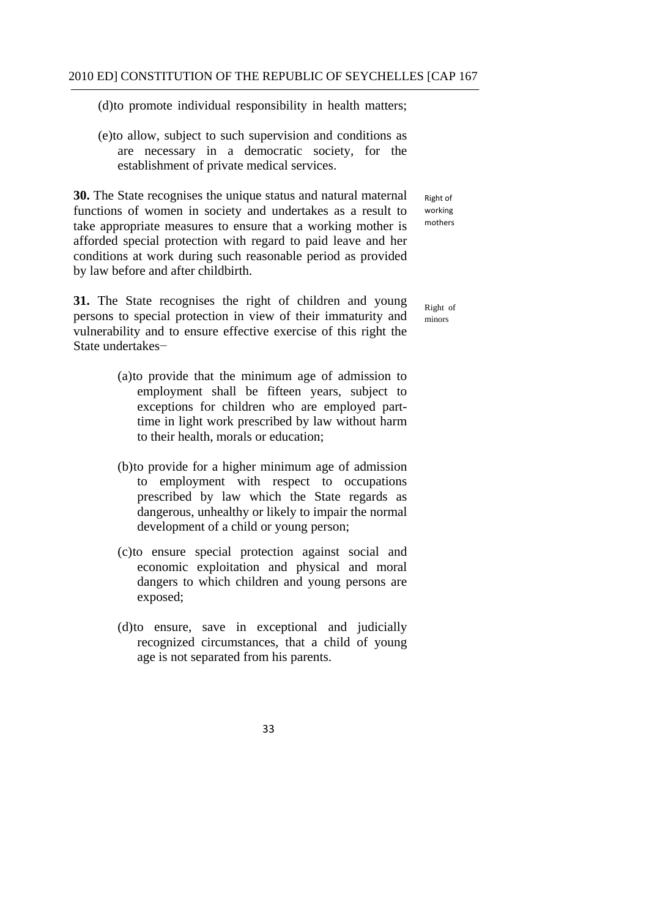(d) to promote individual responsibility in health matters;

(e) to allow, subject to such supervision and conditions as are necessary in a democratic society, for the establishment of private medical services.

**30.** The State recognises the unique status and natural maternal functions of women in society and undertakes as a result to take appropriate measures to ensure that a working mother is afforded special protection with regard to paid leave and her conditions at work during such reasonable period as provided by law before and after childbirth.

Right of working mothers

**31.** The State recognises the right of children and young persons to special protection in view of their immaturity and vulnerability and to ensure effective exercise of this right the State undertakes−

Right of minors

(a) to provide that the minimum age of admission to employment shall be fifteen years, subject to exceptions for children who are employed part-time in light work prescribed by law without harm to their health, morals or education;

(b) to provide for a higher minimum age of admission to employment with respect to occupations prescribed by law which the State regards as dangerous, unhealthy or likely to impair the normal development of a child or young person;

(c) to ensure special protection against social and economic exploitation and physical and moral dangers to which children and young persons are exposed;

(d) to ensure, save in exceptional and judicially recognized circumstances, that a child of young age is not separated from his parents.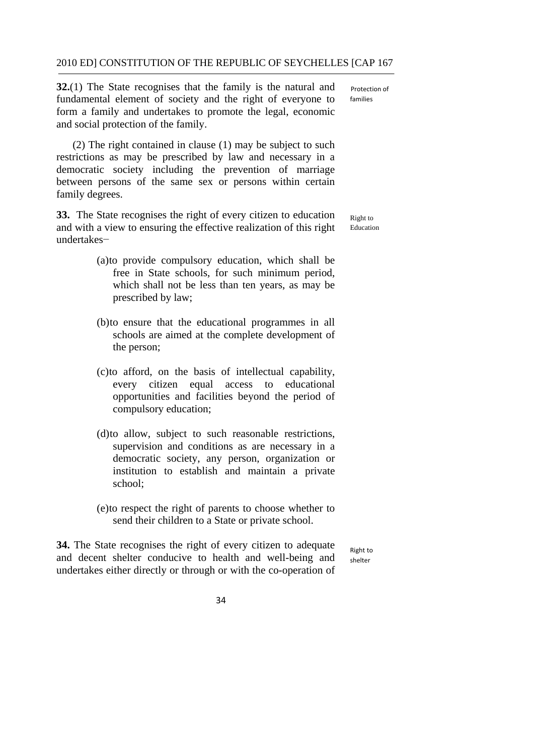**32.**(1) The State recognises that the family is the natural and fundamental element of society and the right of everyone to form a family and undertakes to promote the legal, economic and social protection of the family.

Protection of families

(2) The right contained in clause (1) may be subject to such restrictions as may be prescribed by law and necessary in a democratic society including the prevention of marriage between persons of the same sex or persons within certain family degrees.

**33.** The State recognises the right of every citizen to education and with a view to ensuring the effective realization of this right undertakes−

Right to Education

(a) to provide compulsory education, which shall be free in State schools, for such minimum period, which shall not be less than ten years, as may be prescribed by law;

(b) to ensure that the educational programmes in all schools are aimed at the complete development of the person;

(c) to afford, on the basis of intellectual capability, every citizen equal access to educational opportunities and facilities beyond the period of compulsory education;

(d) to allow, subject to such reasonable restrictions, supervision and conditions as are necessary in a democratic society, any person, organization or institution to establish and maintain a private school;

(e) to respect the right of parents to choose whether to send their children to a State or private school.

**34.** The State recognises the right of every citizen to adequate and decent shelter conducive to health and well-being and undertakes either directly or through or with the co-operation of

Right to shelter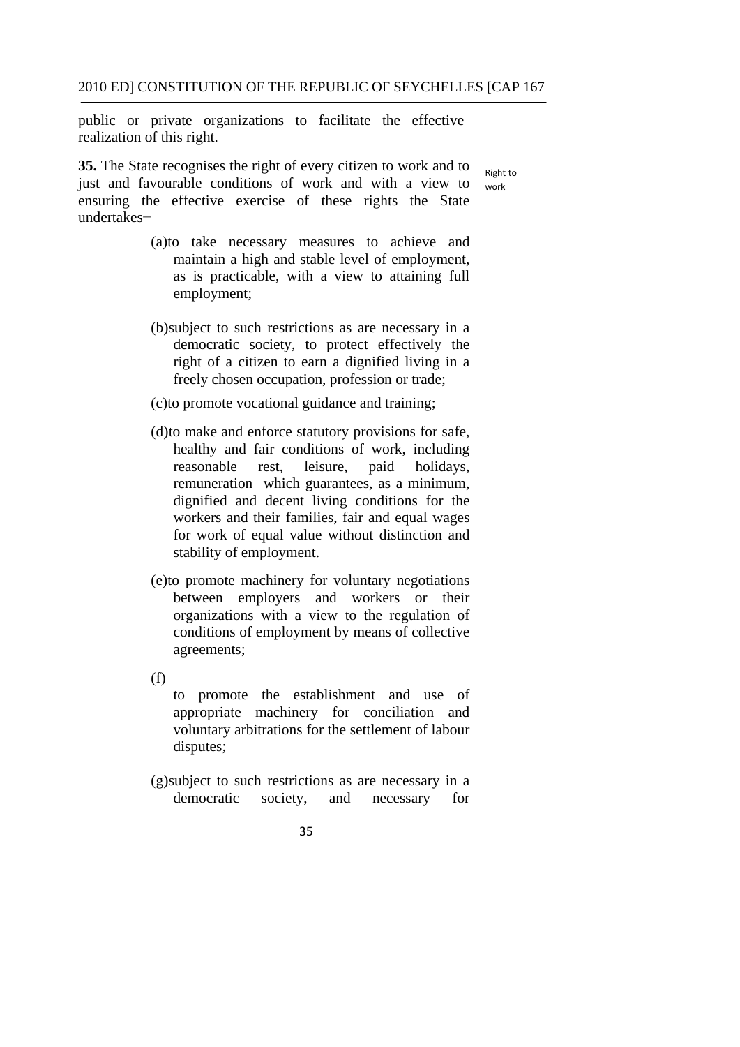public or private organizations to facilitate the effective realization of this right.

**35.** The State recognises the right of every citizen to work and to just and favourable conditions of work and with a view to ensuring the effective exercise of these rights the State undertakes−

Right to work

(a) to take necessary measures to achieve and maintain a high and stable level of employment, as is practicable, with a view to attaining full employment;

(b) subject to such restrictions as are necessary in a democratic society, to protect effectively the right of a citizen to earn a dignified living in a freely chosen occupation, profession or trade;

(c) to promote vocational guidance and training;

(d) to make and enforce statutory provisions for safe, healthy and fair conditions of work, including reasonable rest, leisure, paid holidays, remuneration which guarantees, as a minimum, dignified and decent living conditions for the workers and their families, fair and equal wages for work of equal value without distinction and stability of employment.

(e) to promote machinery for voluntary negotiations between employers and workers or their organizations with a view to the regulation of conditions of employment by means of collective agreements;

(f) to promote the establishment and use of appropriate machinery for conciliation and voluntary arbitrations for the settlement of labour disputes;

(g) subject to such restrictions as are necessary in a democratic society, and necessary for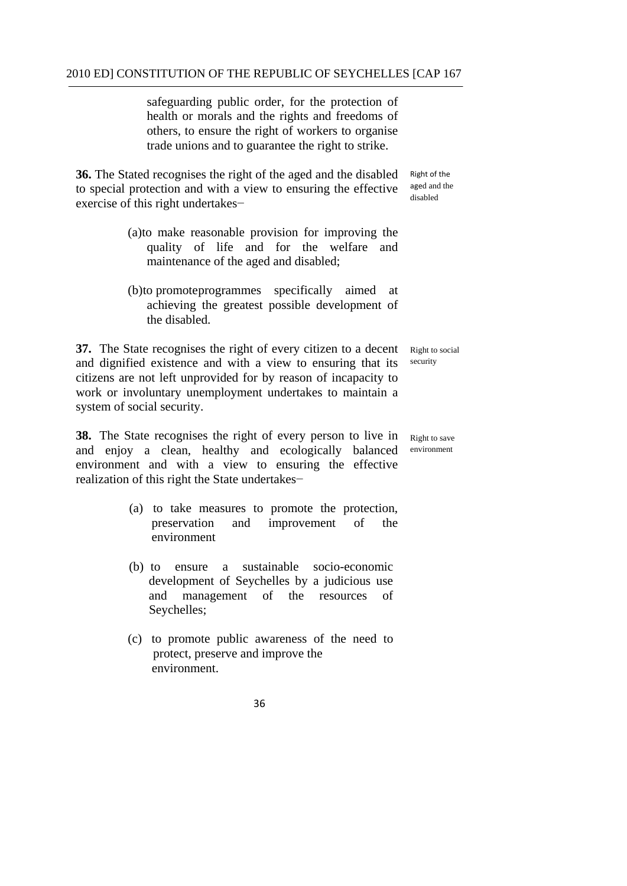safeguarding public order, for the protection of health or morals and the rights and freedoms of others, to ensure the right of workers to organise trade unions and to guarantee the right to strike.

**36.** The Stated recognises the right of the aged and the disabled to special protection and with a view to ensuring the effective exercise of this right undertakes−

Right of the aged and the disabled

(a)to make reasonable provision for improving the quality of life and for the welfare and maintenance of the aged and disabled;

(b)to promoteprogrammes specifically aimed at achieving the greatest possible development of the disabled.

**37.** The State recognises the right of every citizen to a decent and dignified existence and with a view to ensuring that its citizens are not left unprovided for by reason of incapacity to work or involuntary unemployment undertakes to maintain a system of social security.

Right to social security

**38.** The State recognises the right of every person to live in and enjoy a clean, healthy and ecologically balanced environment and with a view to ensuring the effective realization of this right the State undertakes−

Right to save environment

(a) to take measures to promote the protection, preservation and improvement of the environment

(b) to ensure a sustainable socio-economic development of Seychelles by a judicious use and management of the resources of Seychelles;

(c) to promote public awareness of the need to protect, preserve and improve the environment.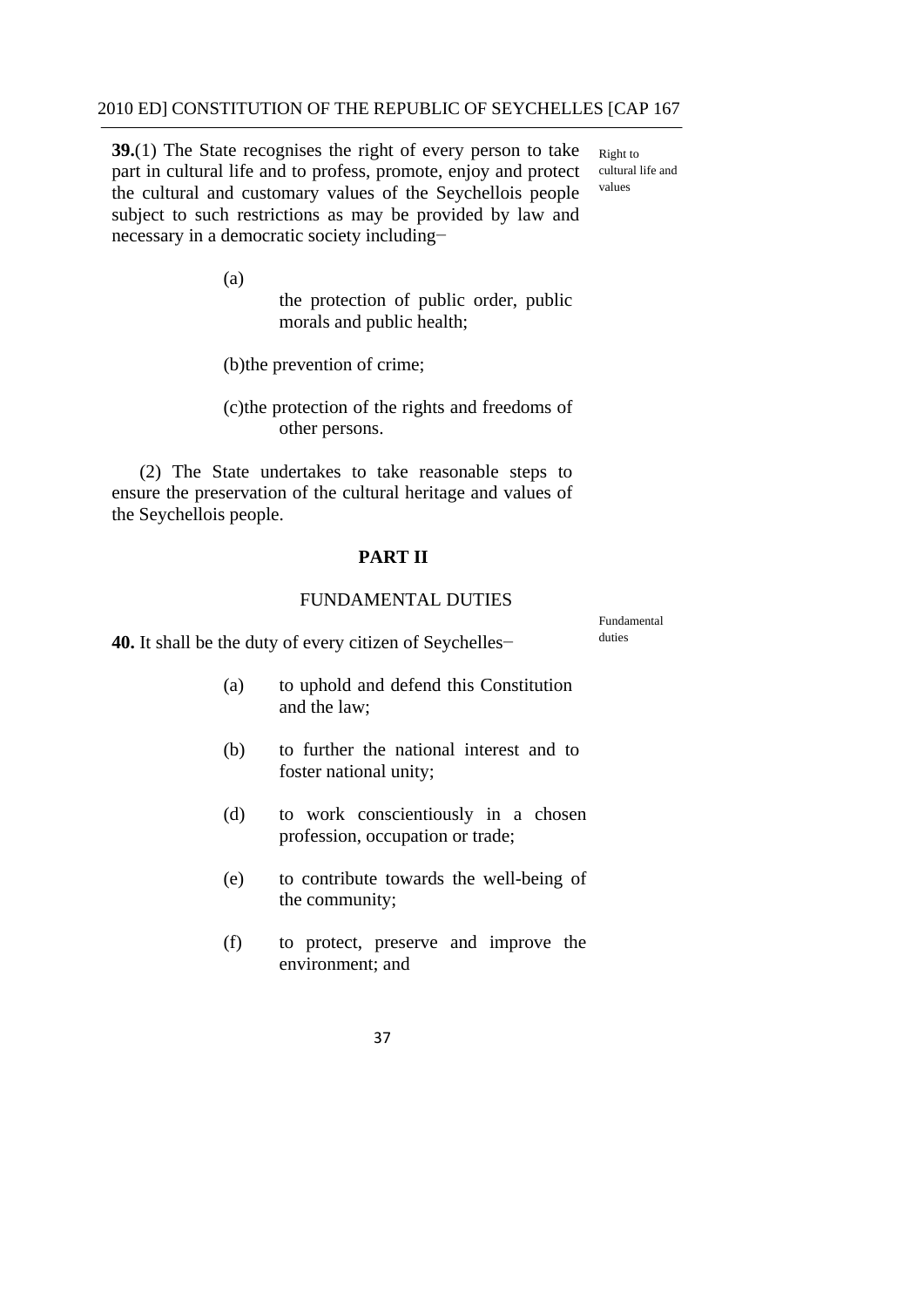**39.**(1) The State recognises the right of every person to take part in cultural life and to profess, promote, enjoy and protect the cultural and customary values of the Seychellois people subject to such restrictions as may be provided by law and necessary in a democratic society including−

Right to cultural life and values

(a) the protection of public order, public morals and public health;

(b) the prevention of crime;

(c) the protection of the rights and freedoms of other persons.

(2) The State undertakes to take reasonable steps to ensure the preservation of the cultural heritage and values of the Seychellois people.

## PART II

### FUNDAMENTAL DUTIES

Fundamental duties

**40.** It shall be the duty of every citizen of Seychelles−

(a) to uphold and defend this Constitution and the law;

(b) to further the national interest and to foster national unity;

(d) to work conscientiously in a chosen profession, occupation or trade;

(e) to contribute towards the well-being of the community;

(f) to protect, preserve and improve the environment; and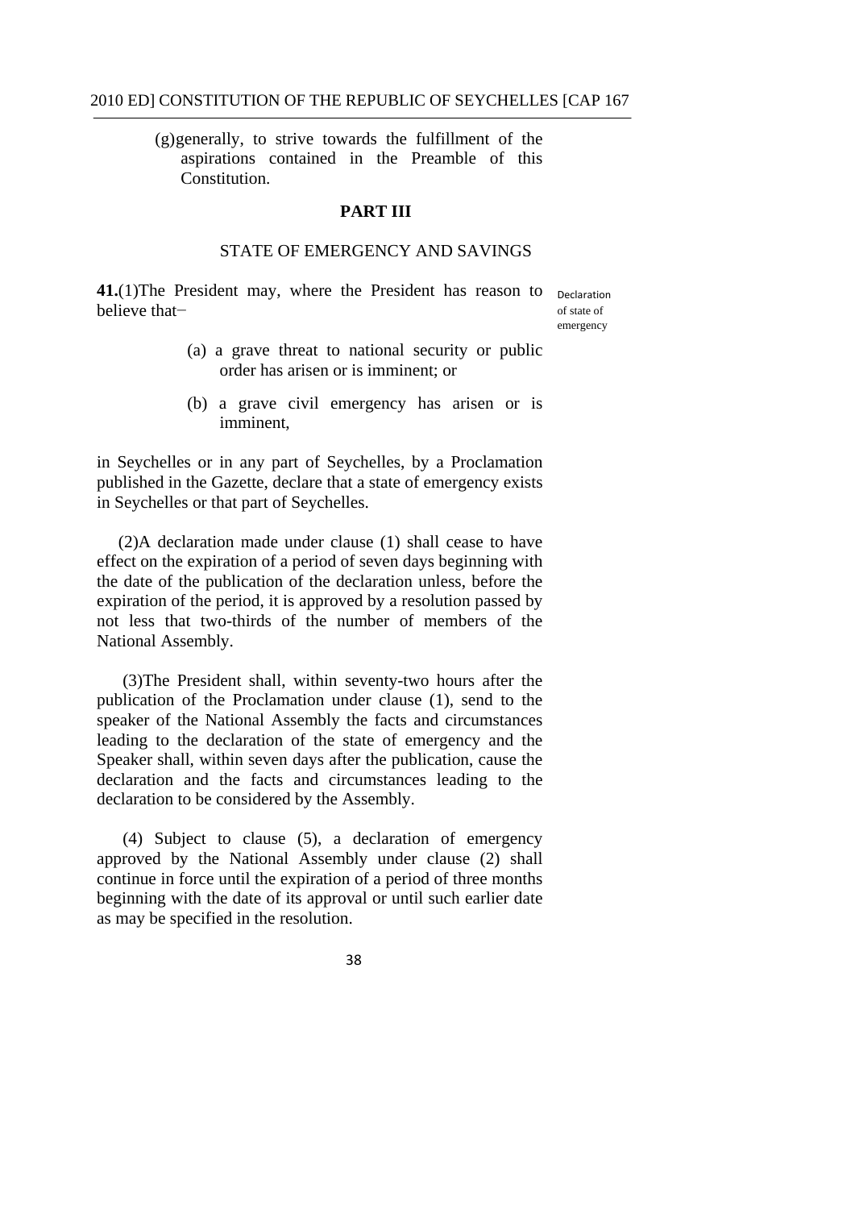(g) generally, to strive towards the fulfillment of the aspirations contained in the Preamble of this Constitution.

## PART III

### STATE OF EMERGENCY AND SAVINGS

**41.**(1)The President may, where the President has reason to believe that−

Declaration of state of emergency

(a) a grave threat to national security or public order has arisen or is imminent; or

(b) a grave civil emergency has arisen or is imminent,

in Seychelles or in any part of Seychelles, by a Proclamation published in the Gazette, declare that a state of emergency exists in Seychelles or that part of Seychelles.

(2)A declaration made under clause (1) shall cease to have effect on the expiration of a period of seven days beginning with the date of the publication of the declaration unless, before the expiration of the period, it is approved by a resolution passed by not less that two-thirds of the number of members of the National Assembly.

(3)The President shall, within seventy-two hours after the publication of the Proclamation under clause (1), send to the speaker of the National Assembly the facts and circumstances leading to the declaration of the state of emergency and the Speaker shall, within seven days after the publication, cause the declaration and the facts and circumstances leading to the declaration to be considered by the Assembly.

(4) Subject to clause (5), a declaration of emergency approved by the National Assembly under clause (2) shall continue in force until the expiration of a period of three months beginning with the date of its approval or until such earlier date as may be specified in the resolution.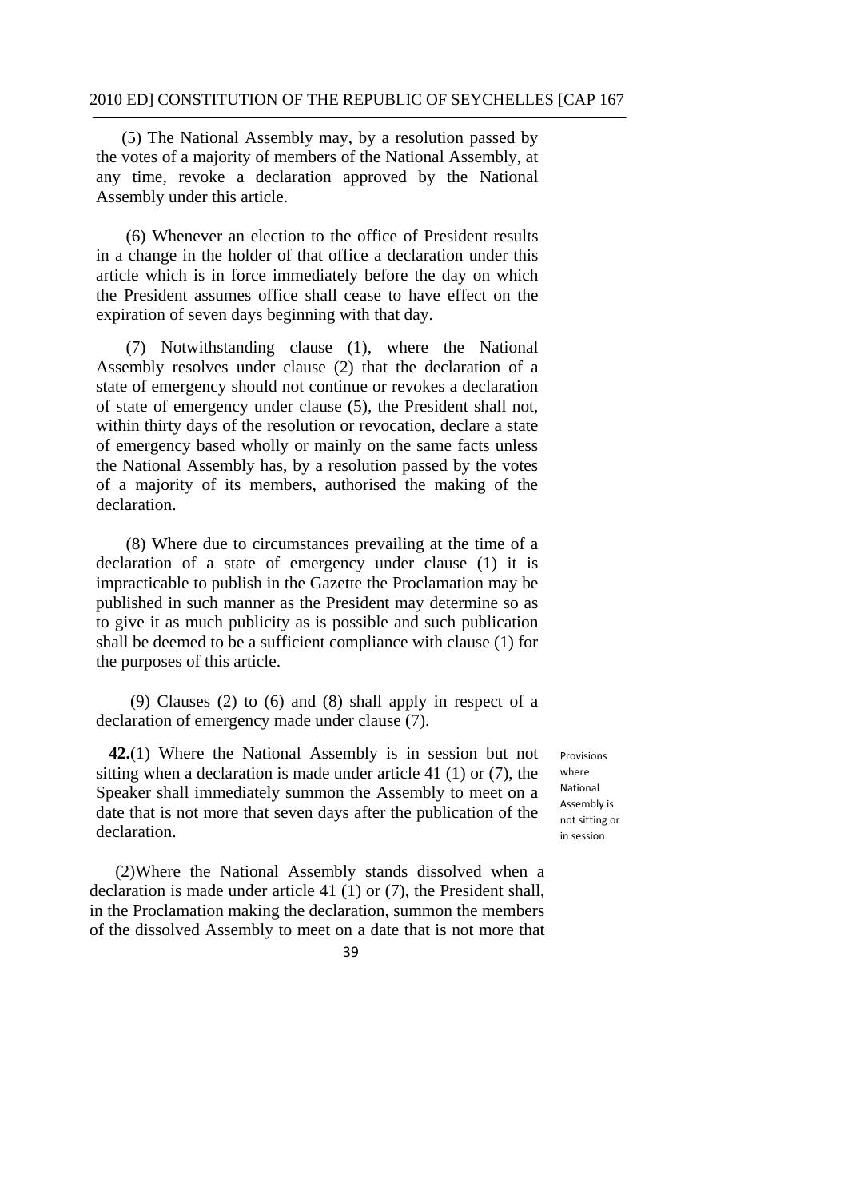(5) The National Assembly may, by a resolution passed by the votes of a majority of members of the National Assembly, at any time, revoke a declaration approved by the National Assembly under this article.

(6) Whenever an election to the office of President results in a change in the holder of that office a declaration under this article which is in force immediately before the day on which the President assumes office shall cease to have effect on the expiration of seven days beginning with that day.

(7) Notwithstanding clause (1), where the National Assembly resolves under clause (2) that the declaration of a state of emergency should not continue or revokes a declaration of state of emergency under clause (5), the President shall not, within thirty days of the resolution or revocation, declare a state of emergency based wholly or mainly on the same facts unless the National Assembly has, by a resolution passed by the votes of a majority of its members, authorised the making of the declaration.

(8) Where due to circumstances prevailing at the time of a declaration of a state of emergency under clause (1) it is impracticable to publish in the Gazette the Proclamation may be published in such manner as the President may determine so as to give it as much publicity as is possible and such publication shall be deemed to be a sufficient compliance with clause (1) for the purposes of this article.

(9) Clauses (2) to (6) and (8) shall apply in respect of a declaration of emergency made under clause (7).

Provisions where National Assembly is not sitting or in session

**42.**(1) Where the National Assembly is in session but not sitting when a declaration is made under article 41 (1) or (7), the Speaker shall immediately summon the Assembly to meet on a date that is not more that seven days after the publication of the declaration.

(2)Where the National Assembly stands dissolved when a declaration is made under article 41 (1) or (7), the President shall, in the Proclamation making the declaration, summon the members of the dissolved Assembly to meet on a date that is not more that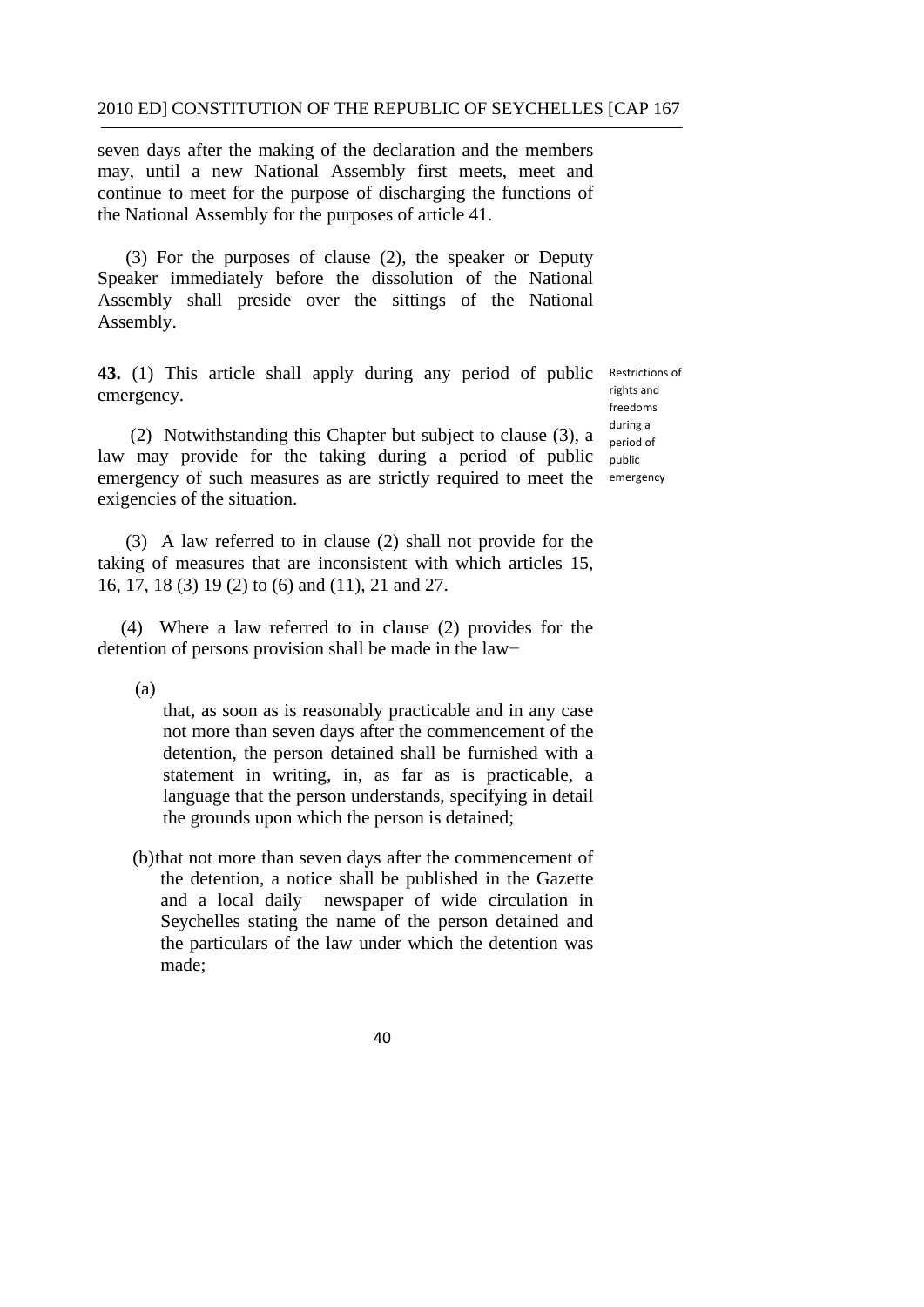seven days after the making of the declaration and the members may, until a new National Assembly first meets, meet and continue to meet for the purpose of discharging the functions of the National Assembly for the purposes of article 41.

(3) For the purposes of clause (2), the speaker or Deputy Speaker immediately before the dissolution of the National Assembly shall preside over the sittings of the National Assembly.

**43.** (1) This article shall apply during any period of public emergency.

*Restrictions of rights and freedoms during a period of public emergency*

(2) Notwithstanding this Chapter but subject to clause (3), a law may provide for the taking during a period of public emergency of such measures as are strictly required to meet the exigencies of the situation.

(3) A law referred to in clause (2) shall not provide for the taking of measures that are inconsistent with which articles 15, 16, 17, 18 (3) 19 (2) to (6) and (11), 21 and 27.

(4) Where a law referred to in clause (2) provides for the detention of persons provision shall be made in the law−

(a) that, as soon as is reasonably practicable and in any case not more than seven days after the commencement of the detention, the person detained shall be furnished with a statement in writing, in, as far as is practicable, a language that the person understands, specifying in detail the grounds upon which the person is detained;

(b) that not more than seven days after the commencement of the detention, a notice shall be published in the Gazette and a local daily newspaper of wide circulation in Seychelles stating the name of the person detained and the particulars of the law under which the detention was made;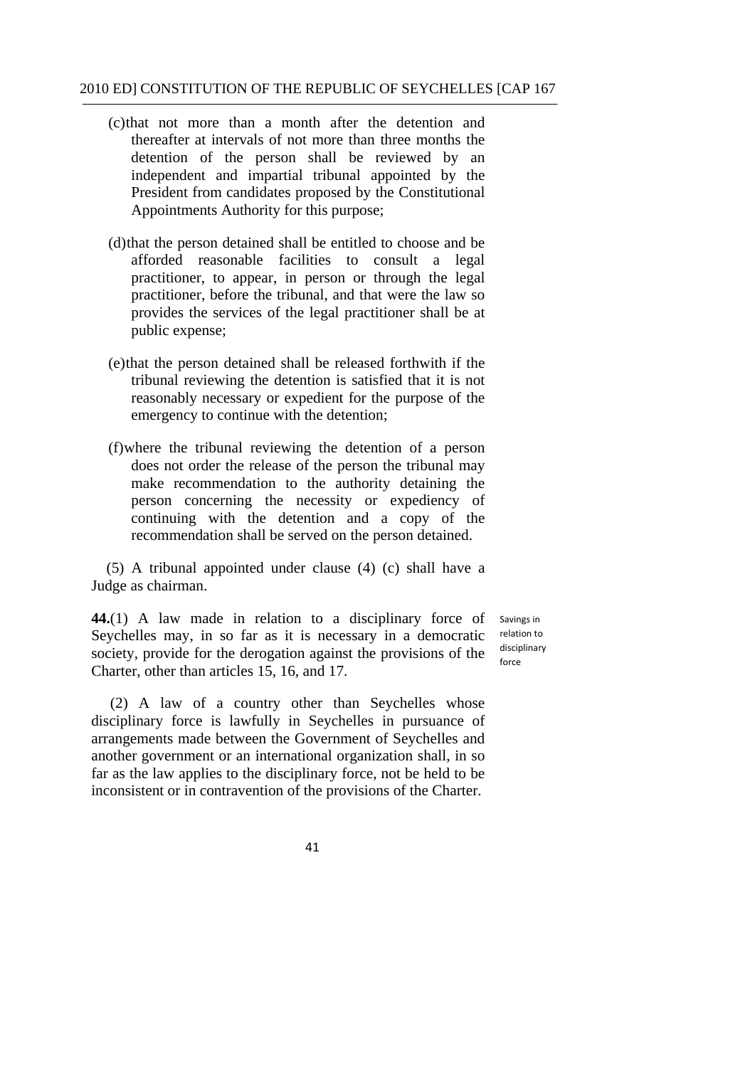(c) that not more than a month after the detention and thereafter at intervals of not more than three months the detention of the person shall be reviewed by an independent and impartial tribunal appointed by the President from candidates proposed by the Constitutional Appointments Authority for this purpose;

(d) that the person detained shall be entitled to choose and be afforded reasonable facilities to consult a legal practitioner, to appear, in person or through the legal practitioner, before the tribunal, and that were the law so provides the services of the legal practitioner shall be at public expense;

(e) that the person detained shall be released forthwith if the tribunal reviewing the detention is satisfied that it is not reasonably necessary or expedient for the purpose of the emergency to continue with the detention;

(f) where the tribunal reviewing the detention of a person does not order the release of the person the tribunal may make recommendation to the authority detaining the person concerning the necessity or expediency of continuing with the detention and a copy of the recommendation shall be served on the person detained.

(5) A tribunal appointed under clause (4) (c) shall have a Judge as chairman.

*Savings in relation to disciplinary force*

**44.**(1) A law made in relation to a disciplinary force of Seychelles may, in so far as it is necessary in a democratic society, provide for the derogation against the provisions of the Charter, other than articles 15, 16, and 17.

(2) A law of a country other than Seychelles whose disciplinary force is lawfully in Seychelles in pursuance of arrangements made between the Government of Seychelles and another government or an international organization shall, in so far as the law applies to the disciplinary force, not be held to be inconsistent or in contravention of the provisions of the Charter.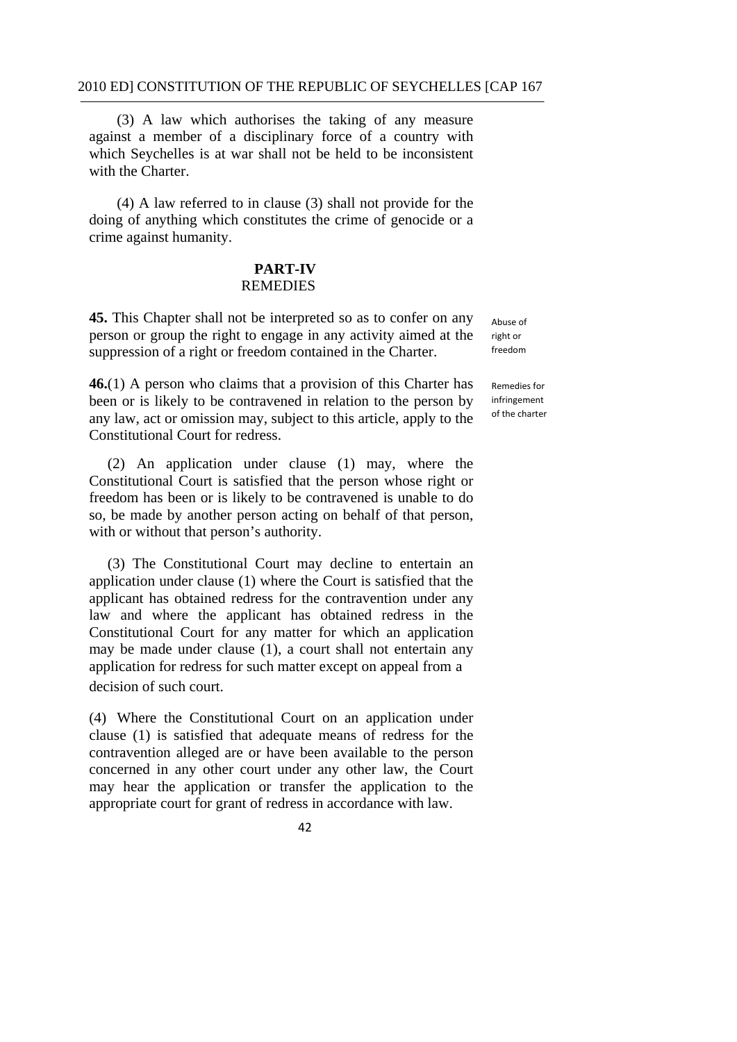(3) A law which authorises the taking of any measure against a member of a disciplinary force of a country with which Seychelles is at war shall not be held to be inconsistent with the Charter.

(4) A law referred to in clause (3) shall not provide for the doing of anything which constitutes the crime of genocide or a crime against humanity.

## PART-IV
## REMEDIES

**45.** This Chapter shall not be interpreted so as to confer on any person or group the right to engage in any activity aimed at the suppression of a right or freedom contained in the Charter.

Abuse of right or freedom

**46.**(1) A person who claims that a provision of this Charter has been or is likely to be contravened in relation to the person by any law, act or omission may, subject to this article, apply to the Constitutional Court for redress.

Remedies for infringement of the charter

(2) An application under clause (1) may, where the Constitutional Court is satisfied that the person whose right or freedom has been or is likely to be contravened is unable to do so, be made by another person acting on behalf of that person, with or without that person's authority.

(3) The Constitutional Court may decline to entertain an application under clause (1) where the Court is satisfied that the applicant has obtained redress for the contravention under any law and where the applicant has obtained redress in the Constitutional Court for any matter for which an application may be made under clause (1), a court shall not entertain any application for redress for such matter except on appeal from a decision of such court.

(4) Where the Constitutional Court on an application under clause (1) is satisfied that adequate means of redress for the contravention alleged are or have been available to the person concerned in any other court under any other law, the Court may hear the application or transfer the application to the appropriate court for grant of redress in accordance with law.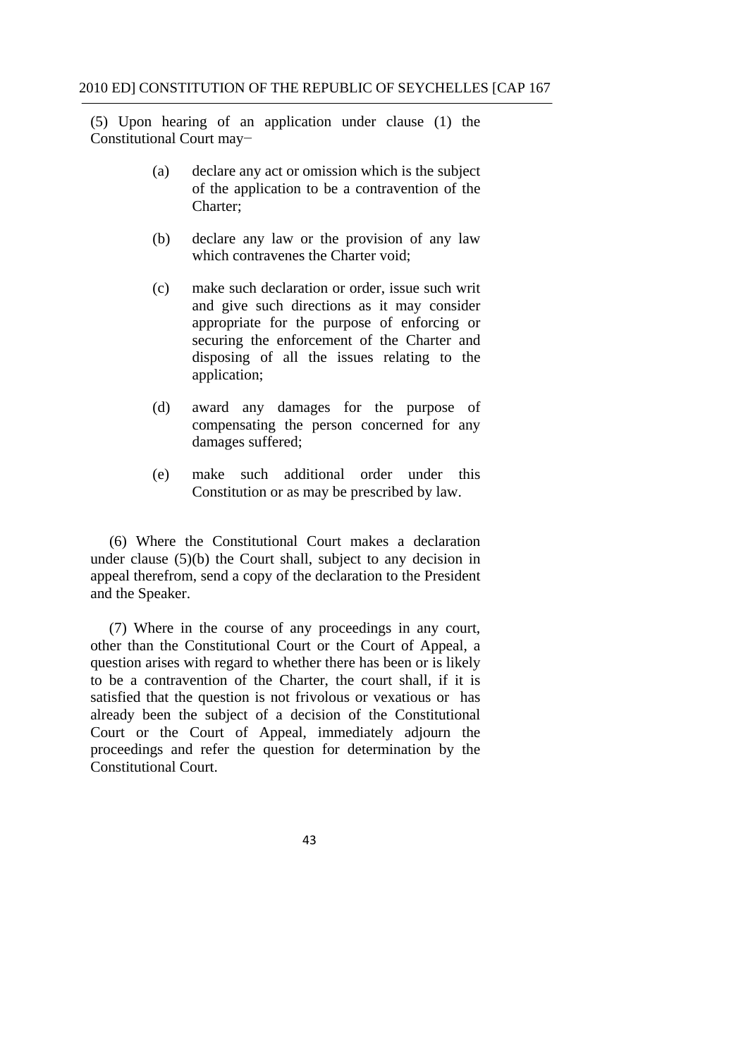(5) Upon hearing of an application under clause (1) the Constitutional Court may−

(a) declare any act or omission which is the subject of the application to be a contravention of the Charter;

(b) declare any law or the provision of any law which contravenes the Charter void;

(c) make such declaration or order, issue such writ and give such directions as it may consider appropriate for the purpose of enforcing or securing the enforcement of the Charter and disposing of all the issues relating to the application;

(d) award any damages for the purpose of compensating the person concerned for any damages suffered;

(e) make such additional order under this Constitution or as may be prescribed by law.

(6) Where the Constitutional Court makes a declaration under clause (5)(b) the Court shall, subject to any decision in appeal therefrom, send a copy of the declaration to the President and the Speaker.

(7) Where in the course of any proceedings in any court, other than the Constitutional Court or the Court of Appeal, a question arises with regard to whether there has been or is likely to be a contravention of the Charter, the court shall, if it is satisfied that the question is not frivolous or vexatious or has already been the subject of a decision of the Constitutional Court or the Court of Appeal, immediately adjourn the proceedings and refer the question for determination by the Constitutional Court.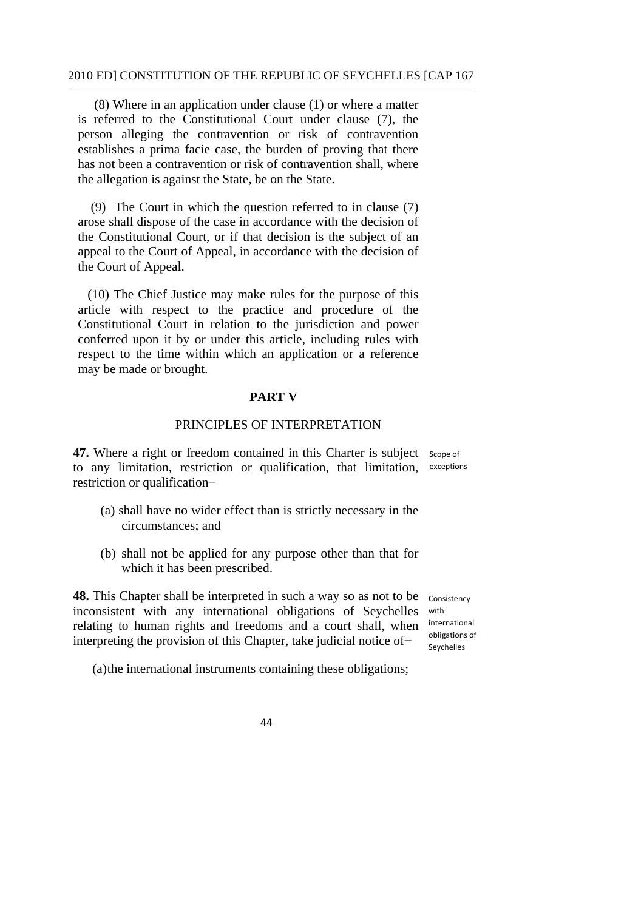(8) Where in an application under clause (1) or where a matter is referred to the Constitutional Court under clause (7), the person alleging the contravention or risk of contravention establishes a prima facie case, the burden of proving that there has not been a contravention or risk of contravention shall, where the allegation is against the State, be on the State.

(9) The Court in which the question referred to in clause (7) arose shall dispose of the case in accordance with the decision of the Constitutional Court, or if that decision is the subject of an appeal to the Court of Appeal, in accordance with the decision of the Court of Appeal.

(10) The Chief Justice may make rules for the purpose of this article with respect to the practice and procedure of the Constitutional Court in relation to the jurisdiction and power conferred upon it by or under this article, including rules with respect to the time within which an application or a reference may be made or brought.

## PART V

### PRINCIPLES OF INTERPRETATION

Scope of exceptions

**47.** Where a right or freedom contained in this Charter is subject to any limitation, restriction or qualification, that limitation, restriction or qualification−

(a) shall have no wider effect than is strictly necessary in the circumstances; and

(b) shall not be applied for any purpose other than that for which it has been prescribed.

Consistency with international obligations of Seychelles

**48.** This Chapter shall be interpreted in such a way so as not to be inconsistent with any international obligations of Seychelles relating to human rights and freedoms and a court shall, when interpreting the provision of this Chapter, take judicial notice of−

(a)the international instruments containing these obligations;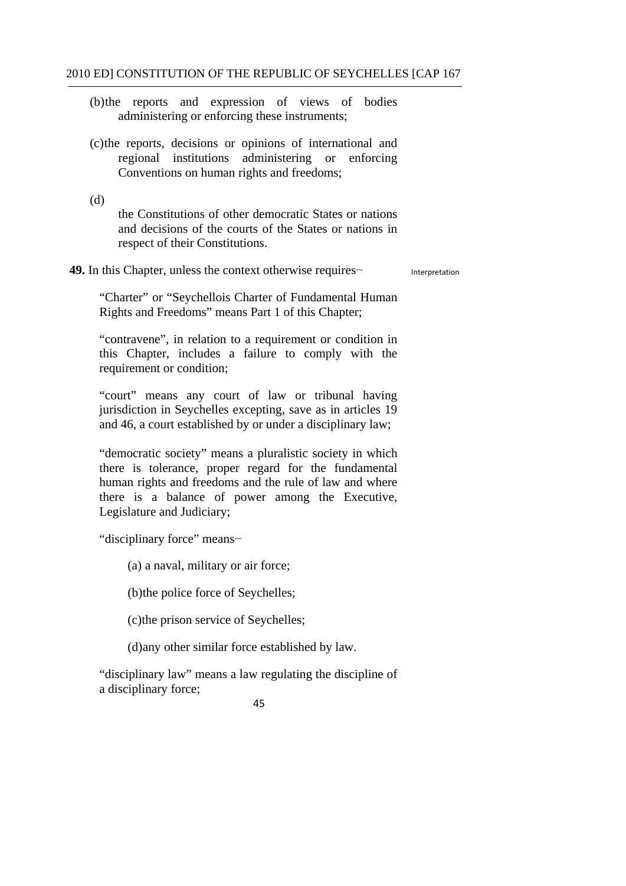(b) the reports and expression of views of bodies administering or enforcing these instruments;

(c) the reports, decisions or opinions of international and regional institutions administering or enforcing Conventions on human rights and freedoms;

(d) the Constitutions of other democratic States or nations and decisions of the courts of the States or nations in respect of their Constitutions.

**49.** In this Chapter, unless the context otherwise requires− Interpretation

"Charter" or "Seychellois Charter of Fundamental Human Rights and Freedoms" means Part 1 of this Chapter;

"contravene", in relation to a requirement or condition in this Chapter, includes a failure to comply with the requirement or condition;

"court" means any court of law or tribunal having jurisdiction in Seychelles excepting, save as in articles 19 and 46, a court established by or under a disciplinary law;

"democratic society" means a pluralistic society in which there is tolerance, proper regard for the fundamental human rights and freedoms and the rule of law and where there is a balance of power among the Executive, Legislature and Judiciary;

"disciplinary force" means−

(a) a naval, military or air force;

(b) the police force of Seychelles;

(c) the prison service of Seychelles;

(d) any other similar force established by law.

"disciplinary law" means a law regulating the discipline of a disciplinary force;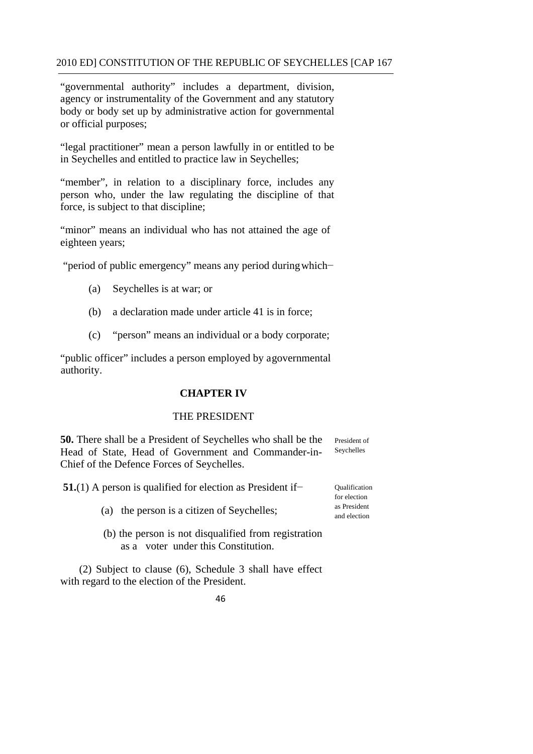"governmental authority" includes a department, division, agency or instrumentality of the Government and any statutory body or body set up by administrative action for governmental or official purposes;

"legal practitioner" mean a person lawfully in or entitled to be in Seychelles and entitled to practice law in Seychelles;

"member", in relation to a disciplinary force, includes any person who, under the law regulating the discipline of that force, is subject to that discipline;

"minor" means an individual who has not attained the age of eighteen years;

"period of public emergency" means any period during which−

(a) Seychelles is at war; or

(b) a declaration made under article 41 is in force;

(c) "person" means an individual or a body corporate;

"public officer" includes a person employed by a governmental authority.

## CHAPTER IV

### THE PRESIDENT

*President of Seychelles*

**50.** There shall be a President of Seychelles who shall be the Head of State, Head of Government and Commander-in-Chief of the Defence Forces of Seychelles.

*Qualification for election as President and election*

**51.**(1) A person is qualified for election as President if−

(a) the person is a citizen of Seychelles;

(b) the person is not disqualified from registration as a voter under this Constitution.

(2) Subject to clause (6), Schedule 3 shall have effect with regard to the election of the President.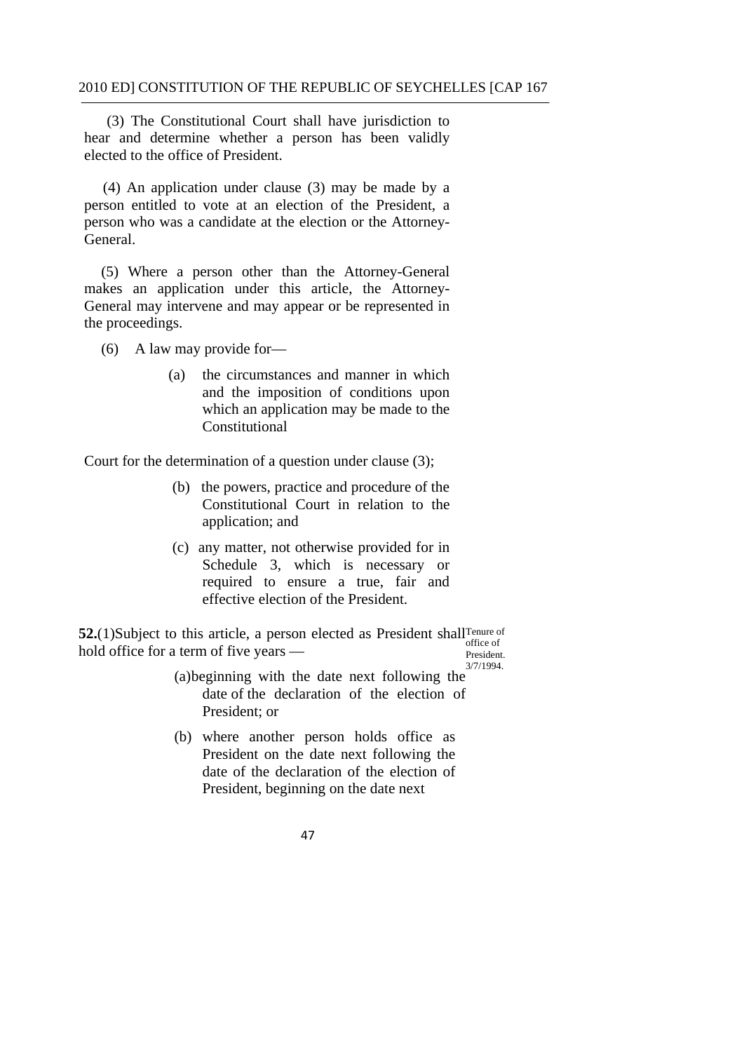(3) The Constitutional Court shall have jurisdiction to hear and determine whether a person has been validly elected to the office of President.

(4) An application under clause (3) may be made by a person entitled to vote at an election of the President, a person who was a candidate at the election or the Attorney-General.

(5) Where a person other than the Attorney-General makes an application under this article, the Attorney-General may intervene and may appear or be represented in the proceedings.

(6) A law may provide for—

(a) the circumstances and manner in which and the imposition of conditions upon which an application may be made to the Constitutional Court for the determination of a question under clause (3);

(b) the powers, practice and procedure of the Constitutional Court in relation to the application; and

(c) any matter, not otherwise provided for in Schedule 3, which is necessary or required to ensure a true, fair and effective election of the President.

Tenure of office of President. 3/7/1994.

**52.**(1)Subject to this article, a person elected as President shall hold office for a term of five years —

(a)beginning with the date next following the date of the declaration of the election of President; or

(b) where another person holds office as President on the date next following the date of the declaration of the election of President, beginning on the date next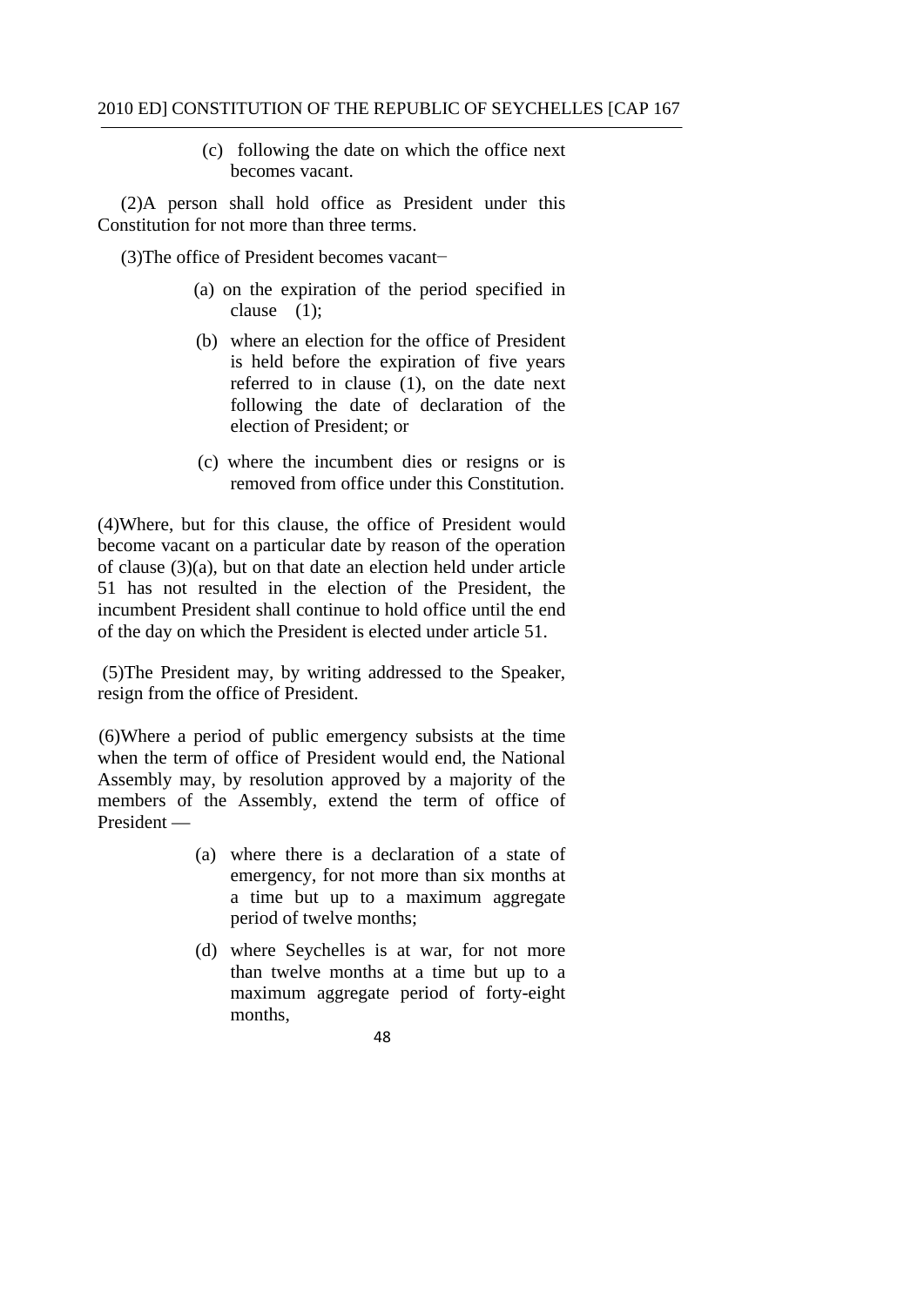(c) following the date on which the office next becomes vacant.

(2)A person shall hold office as President under this Constitution for not more than three terms.

(3)The office of President becomes vacant−

(a) on the expiration of the period specified in clause (1);

(b) where an election for the office of President is held before the expiration of five years referred to in clause (1), on the date next following the date of declaration of the election of President; or

(c) where the incumbent dies or resigns or is removed from office under this Constitution.

(4)Where, but for this clause, the office of President would become vacant on a particular date by reason of the operation of clause (3)(a), but on that date an election held under article 51 has not resulted in the election of the President, the incumbent President shall continue to hold office until the end of the day on which the President is elected under article 51.

(5)The President may, by writing addressed to the Speaker, resign from the office of President.

(6)Where a period of public emergency subsists at the time when the term of office of President would end, the National Assembly may, by resolution approved by a majority of the members of the Assembly, extend the term of office of President —

(a) where there is a declaration of a state of emergency, for not more than six months at a time but up to a maximum aggregate period of twelve months;

(d) where Seychelles is at war, for not more than twelve months at a time but up to a maximum aggregate period of forty-eight months,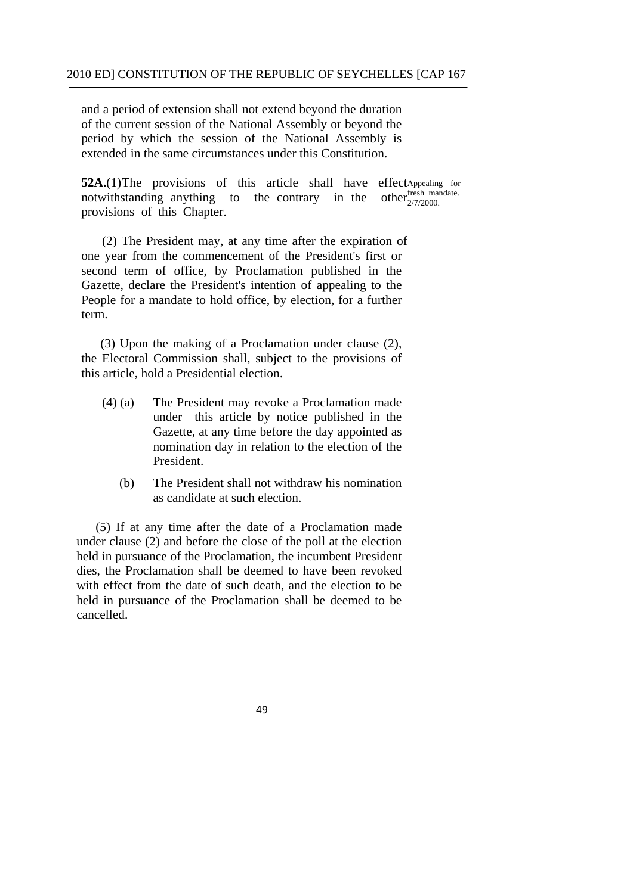and a period of extension shall not extend beyond the duration of the current session of the National Assembly or beyond the period by which the session of the National Assembly is extended in the same circumstances under this Constitution.

**52A.**(1) The provisions of this article shall have effect notwithstanding anything to the contrary in the other provisions of this Chapter.

Appealing for fresh mandate. 2/7/2000.

(2) The President may, at any time after the expiration of one year from the commencement of the President's first or second term of office, by Proclamation published in the Gazette, declare the President's intention of appealing to the People for a mandate to hold office, by election, for a further term.

(3) Upon the making of a Proclamation under clause (2), the Electoral Commission shall, subject to the provisions of this article, hold a Presidential election.

(4) (a) The President may revoke a Proclamation made under this article by notice published in the Gazette, at any time before the day appointed as nomination day in relation to the election of the President.

(b) The President shall not withdraw his nomination as candidate at such election.

(5) If at any time after the date of a Proclamation made under clause (2) and before the close of the poll at the election held in pursuance of the Proclamation, the incumbent President dies, the Proclamation shall be deemed to have been revoked with effect from the date of such death, and the election to be held in pursuance of the Proclamation shall be deemed to be cancelled.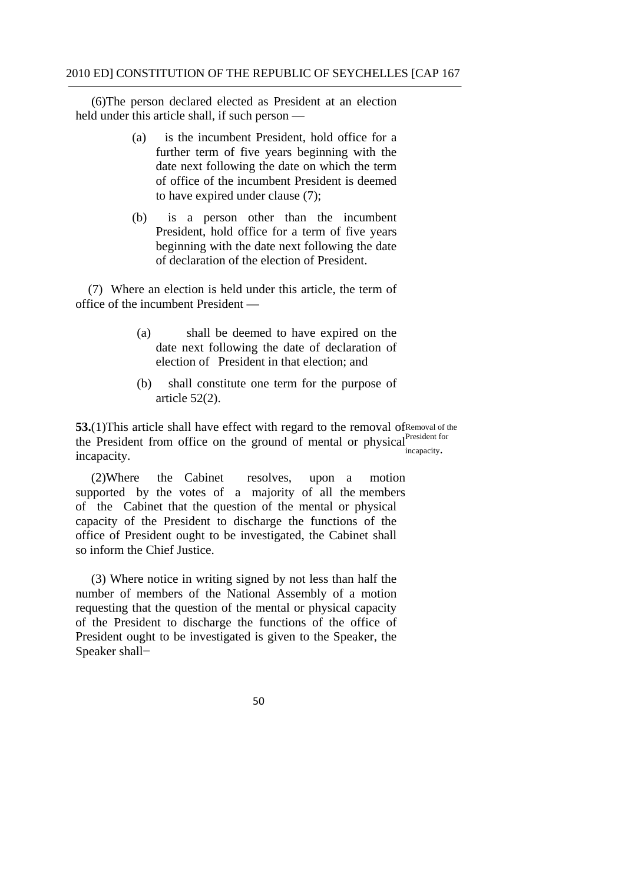(6)The person declared elected as President at an election held under this article shall, if such person —

(a) is the incumbent President, hold office for a further term of five years beginning with the date next following the date on which the term of office of the incumbent President is deemed to have expired under clause (7);

(b) is a person other than the incumbent President, hold office for a term of five years beginning with the date next following the date of declaration of the election of President.

(7) Where an election is held under this article, the term of office of the incumbent President —

(a) shall be deemed to have expired on the date next following the date of declaration of election of President in that election; and

(b) shall constitute one term for the purpose of article 52(2).

**53.**(1)This article shall have effect with regard to the removal of the President from office on the ground of mental or physical incapacity.

Removal of the President for incapacity.

(2)Where the Cabinet resolves, upon a motion supported by the votes of a majority of all the members of the Cabinet that the question of the mental or physical capacity of the President to discharge the functions of the office of President ought to be investigated, the Cabinet shall so inform the Chief Justice.

(3) Where notice in writing signed by not less than half the number of members of the National Assembly of a motion requesting that the question of the mental or physical capacity of the President to discharge the functions of the office of President ought to be investigated is given to the Speaker, the Speaker shall−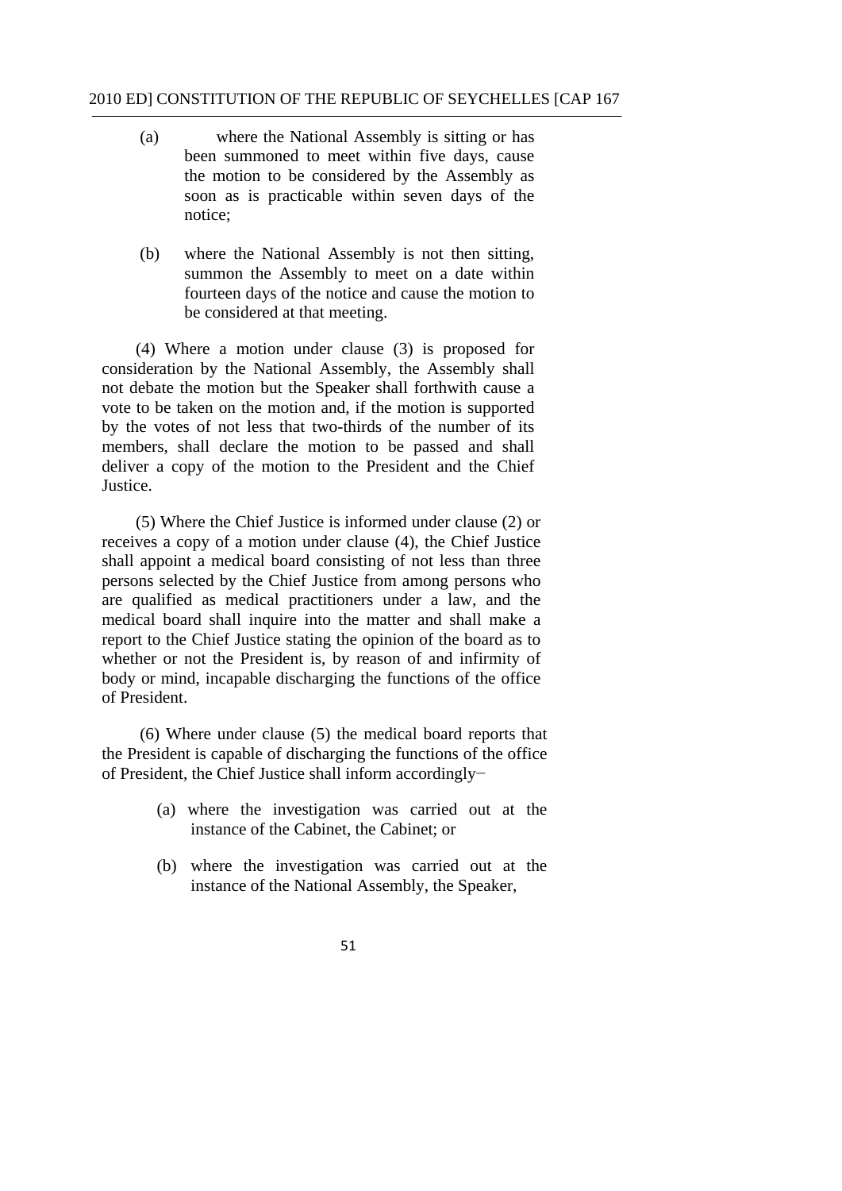(a) where the National Assembly is sitting or has been summoned to meet within five days, cause the motion to be considered by the Assembly as soon as is practicable within seven days of the notice;

(b) where the National Assembly is not then sitting, summon the Assembly to meet on a date within fourteen days of the notice and cause the motion to be considered at that meeting.

(4) Where a motion under clause (3) is proposed for consideration by the National Assembly, the Assembly shall not debate the motion but the Speaker shall forthwith cause a vote to be taken on the motion and, if the motion is supported by the votes of not less that two-thirds of the number of its members, shall declare the motion to be passed and shall deliver a copy of the motion to the President and the Chief Justice.

(5) Where the Chief Justice is informed under clause (2) or receives a copy of a motion under clause (4), the Chief Justice shall appoint a medical board consisting of not less than three persons selected by the Chief Justice from among persons who are qualified as medical practitioners under a law, and the medical board shall inquire into the matter and shall make a report to the Chief Justice stating the opinion of the board as to whether or not the President is, by reason of and infirmity of body or mind, incapable discharging the functions of the office of President.

(6) Where under clause (5) the medical board reports that the President is capable of discharging the functions of the office of President, the Chief Justice shall inform accordingly−

(a) where the investigation was carried out at the instance of the Cabinet, the Cabinet; or

(b) where the investigation was carried out at the instance of the National Assembly, the Speaker,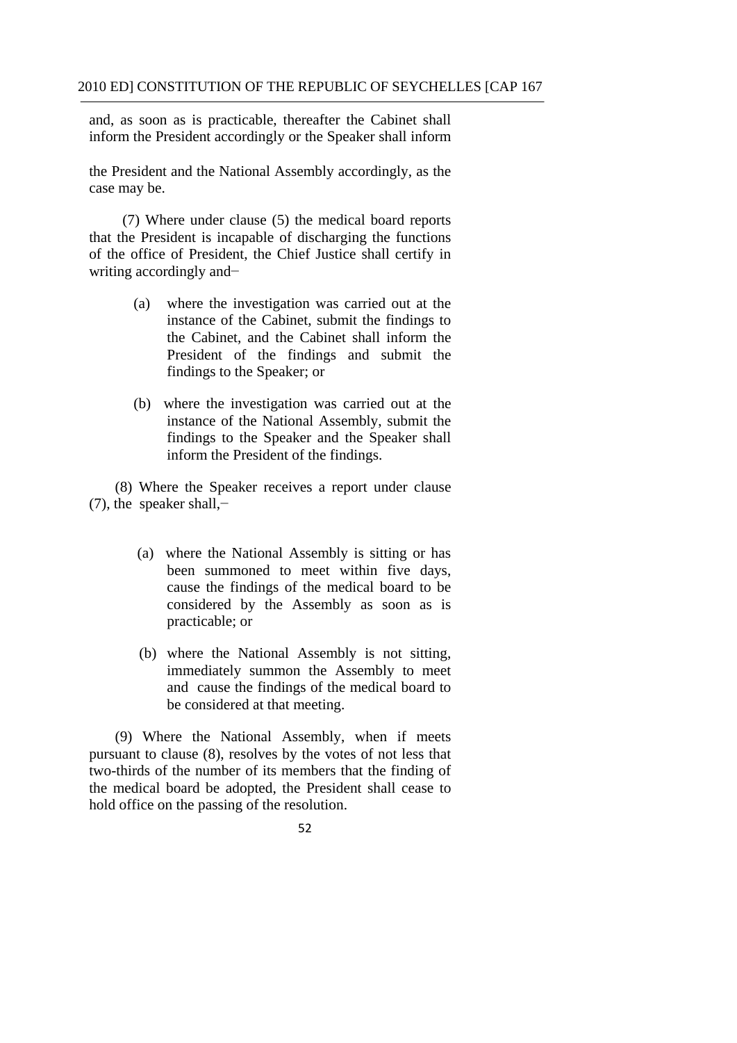and, as soon as is practicable, thereafter the Cabinet shall inform the President accordingly or the Speaker shall inform the President and the National Assembly accordingly, as the case may be.

(7) Where under clause (5) the medical board reports that the President is incapable of discharging the functions of the office of President, the Chief Justice shall certify in writing accordingly and−

(a) where the investigation was carried out at the instance of the Cabinet, submit the findings to the Cabinet, and the Cabinet shall inform the President of the findings and submit the findings to the Speaker; or

(b) where the investigation was carried out at the instance of the National Assembly, submit the findings to the Speaker and the Speaker shall inform the President of the findings.

(8) Where the Speaker receives a report under clause (7), the speaker shall,−

(a) where the National Assembly is sitting or has been summoned to meet within five days, cause the findings of the medical board to be considered by the Assembly as soon as is practicable; or

(b) where the National Assembly is not sitting, immediately summon the Assembly to meet and cause the findings of the medical board to be considered at that meeting.

(9) Where the National Assembly, when if meets pursuant to clause (8), resolves by the votes of not less that two-thirds of the number of its members that the finding of the medical board be adopted, the President shall cease to hold office on the passing of the resolution.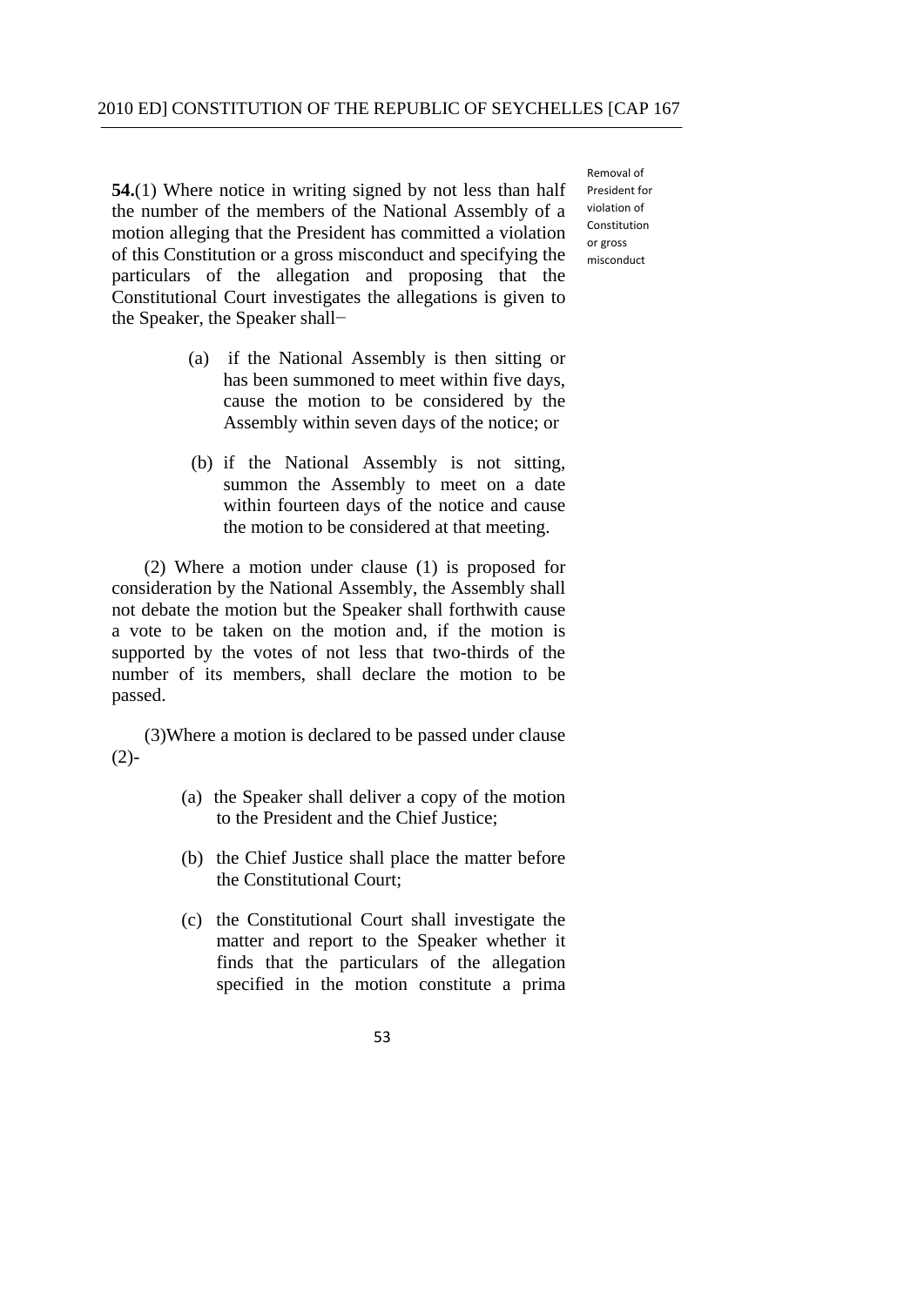Removal of President for violation of Constitution or gross misconduct

**54.**(1) Where notice in writing signed by not less than half the number of the members of the National Assembly of a motion alleging that the President has committed a violation of this Constitution or a gross misconduct and specifying the particulars of the allegation and proposing that the Constitutional Court investigates the allegations is given to the Speaker, the Speaker shall−

(a) if the National Assembly is then sitting or has been summoned to meet within five days, cause the motion to be considered by the Assembly within seven days of the notice; or

(b) if the National Assembly is not sitting, summon the Assembly to meet on a date within fourteen days of the notice and cause the motion to be considered at that meeting.

(2) Where a motion under clause (1) is proposed for consideration by the National Assembly, the Assembly shall not debate the motion but the Speaker shall forthwith cause a vote to be taken on the motion and, if the motion is supported by the votes of not less that two-thirds of the number of its members, shall declare the motion to be passed.

(3)Where a motion is declared to be passed under clause (2)-

(a) the Speaker shall deliver a copy of the motion to the President and the Chief Justice;

(b) the Chief Justice shall place the matter before the Constitutional Court;

(c) the Constitutional Court shall investigate the matter and report to the Speaker whether it finds that the particulars of the allegation specified in the motion constitute a prima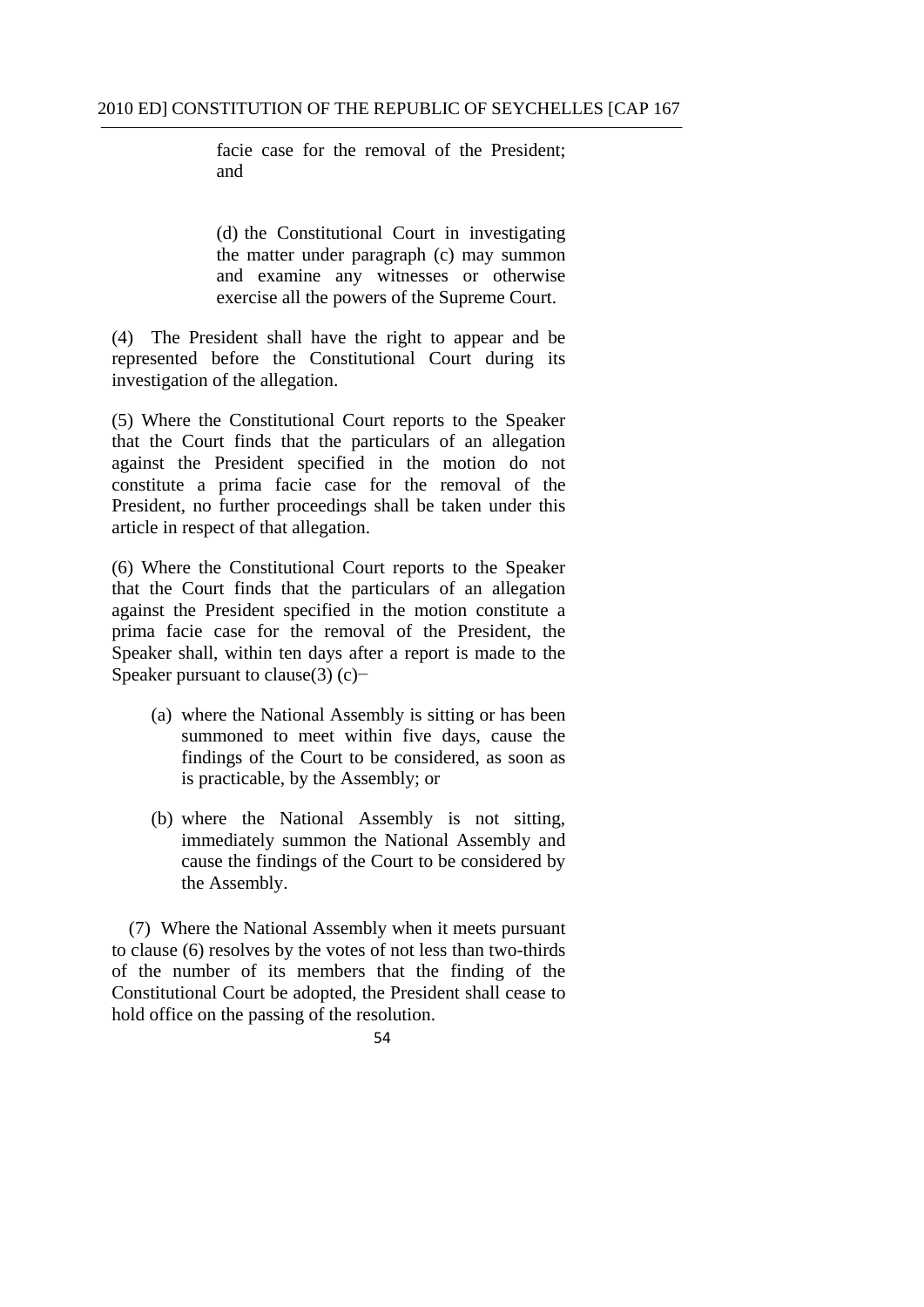facie case for the removal of the President; and

(d) the Constitutional Court in investigating the matter under paragraph (c) may summon and examine any witnesses or otherwise exercise all the powers of the Supreme Court.

(4) The President shall have the right to appear and be represented before the Constitutional Court during its investigation of the allegation.

(5) Where the Constitutional Court reports to the Speaker that the Court finds that the particulars of an allegation against the President specified in the motion do not constitute a prima facie case for the removal of the President, no further proceedings shall be taken under this article in respect of that allegation.

(6) Where the Constitutional Court reports to the Speaker that the Court finds that the particulars of an allegation against the President specified in the motion constitute a prima facie case for the removal of the President, the Speaker shall, within ten days after a report is made to the Speaker pursuant to clause(3) (c)−

(a) where the National Assembly is sitting or has been summoned to meet within five days, cause the findings of the Court to be considered, as soon as is practicable, by the Assembly; or

(b) where the National Assembly is not sitting, immediately summon the National Assembly and cause the findings of the Court to be considered by the Assembly.

(7) Where the National Assembly when it meets pursuant to clause (6) resolves by the votes of not less than two-thirds of the number of its members that the finding of the Constitutional Court be adopted, the President shall cease to hold office on the passing of the resolution.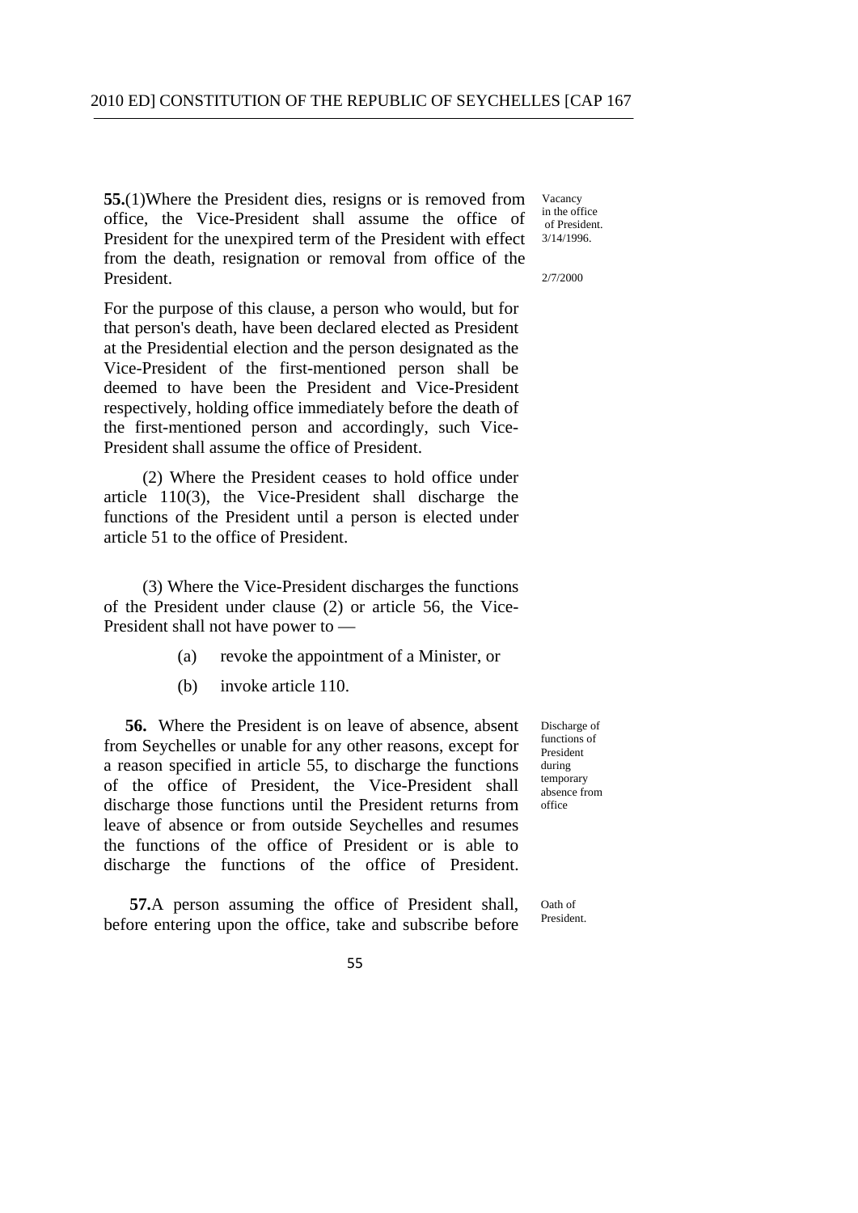**55.**(1)Where the President dies, resigns or is removed from office, the Vice-President shall assume the office of President for the unexpired term of the President with effect from the death, resignation or removal from office of the President.

Vacancy in the office of President. 3/14/1996.

2/7/2000

For the purpose of this clause, a person who would, but for that person's death, have been declared elected as President at the Presidential election and the person designated as the Vice-President of the first-mentioned person shall be deemed to have been the President and Vice-President respectively, holding office immediately before the death of the first-mentioned person and accordingly, such Vice-President shall assume the office of President.

(2) Where the President ceases to hold office under article 110(3), the Vice-President shall discharge the functions of the President until a person is elected under article 51 to the office of President.

(3) Where the Vice-President discharges the functions of the President under clause (2) or article 56, the Vice-President shall not have power to —

(a) revoke the appointment of a Minister, or

(b) invoke article 110.

**56.** Where the President is on leave of absence, absent from Seychelles or unable for any other reasons, except for a reason specified in article 55, to discharge the functions of the office of President, the Vice-President shall discharge those functions until the President returns from leave of absence or from outside Seychelles and resumes the functions of the office of President or is able to discharge the functions of the office of President.

Discharge of functions of President during temporary absence from office

**57.**A person assuming the office of President shall, before entering upon the office, take and subscribe before

Oath of President.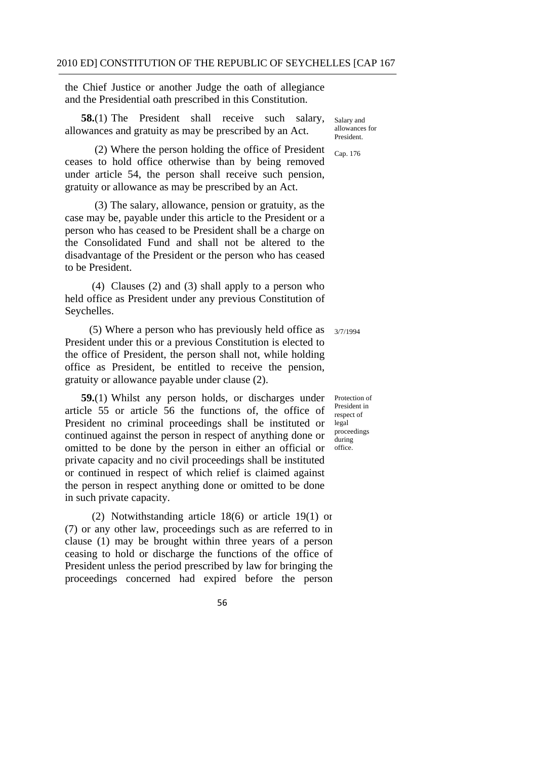the Chief Justice or another Judge the oath of allegiance and the Presidential oath prescribed in this Constitution.

Salary and allowances for President.

Cap. 176

**58.**(1) The President shall receive such salary, allowances and gratuity as may be prescribed by an Act.

(2) Where the person holding the office of President ceases to hold office otherwise than by being removed under article 54, the person shall receive such pension, gratuity or allowance as may be prescribed by an Act.

(3) The salary, allowance, pension or gratuity, as the case may be, payable under this article to the President or a person who has ceased to be President shall be a charge on the Consolidated Fund and shall not be altered to the disadvantage of the President or the person who has ceased to be President.

(4) Clauses (2) and (3) shall apply to a person who held office as President under any previous Constitution of Seychelles.

3/7/1994

(5) Where a person who has previously held office as President under this or a previous Constitution is elected to the office of President, the person shall not, while holding office as President, be entitled to receive the pension, gratuity or allowance payable under clause (2).

Protection of President in respect of legal proceedings during office.

**59.**(1) Whilst any person holds, or discharges under article 55 or article 56 the functions of, the office of President no criminal proceedings shall be instituted or continued against the person in respect of anything done or omitted to be done by the person in either an official or private capacity and no civil proceedings shall be instituted or continued in respect of which relief is claimed against the person in respect anything done or omitted to be done in such private capacity.

(2) Notwithstanding article 18(6) or article 19(1) or (7) or any other law, proceedings such as are referred to in clause (1) may be brought within three years of a person ceasing to hold or discharge the functions of the office of President unless the period prescribed by law for bringing the proceedings concerned had expired before the person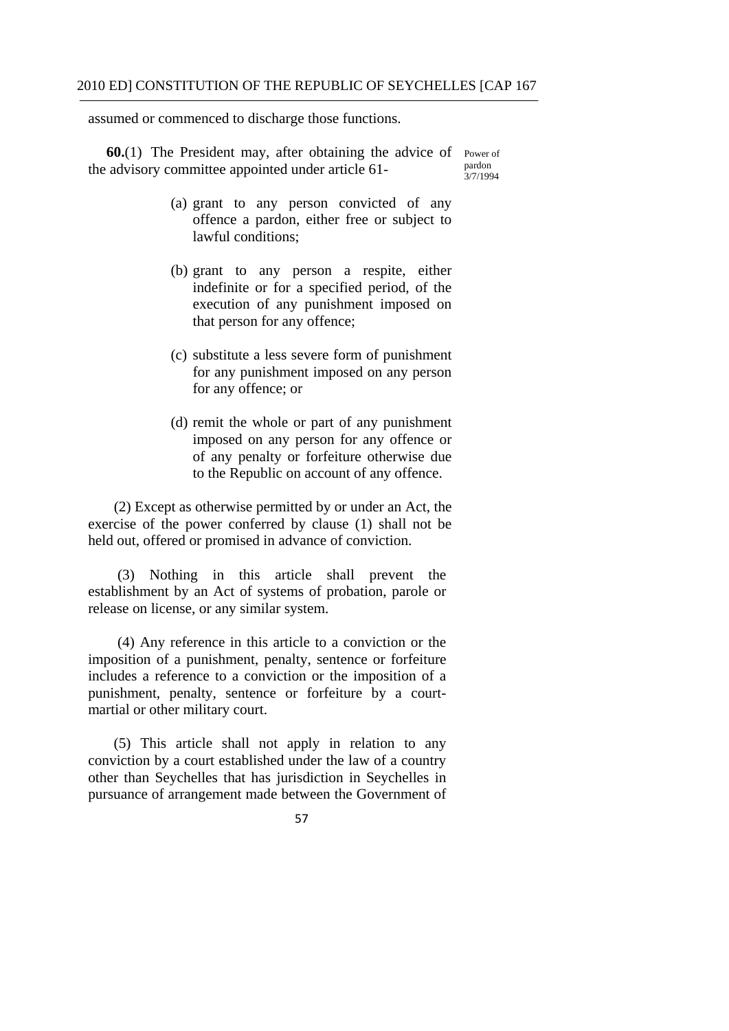assumed or commenced to discharge those functions.

**60.**(1) The President may, after obtaining the advice of the advisory committee appointed under article 61-

Power of pardon 3/7/1994

(a) grant to any person convicted of any offence a pardon, either free or subject to lawful conditions;

(b) grant to any person a respite, either indefinite or for a specified period, of the execution of any punishment imposed on that person for any offence;

(c) substitute a less severe form of punishment for any punishment imposed on any person for any offence; or

(d) remit the whole or part of any punishment imposed on any person for any offence or of any penalty or forfeiture otherwise due to the Republic on account of any offence.

(2) Except as otherwise permitted by or under an Act, the exercise of the power conferred by clause (1) shall not be held out, offered or promised in advance of conviction.

(3) Nothing in this article shall prevent the establishment by an Act of systems of probation, parole or release on license, or any similar system.

(4) Any reference in this article to a conviction or the imposition of a punishment, penalty, sentence or forfeiture includes a reference to a conviction or the imposition of a punishment, penalty, sentence or forfeiture by a court-martial or other military court.

(5) This article shall not apply in relation to any conviction by a court established under the law of a country other than Seychelles that has jurisdiction in Seychelles in pursuance of arrangement made between the Government of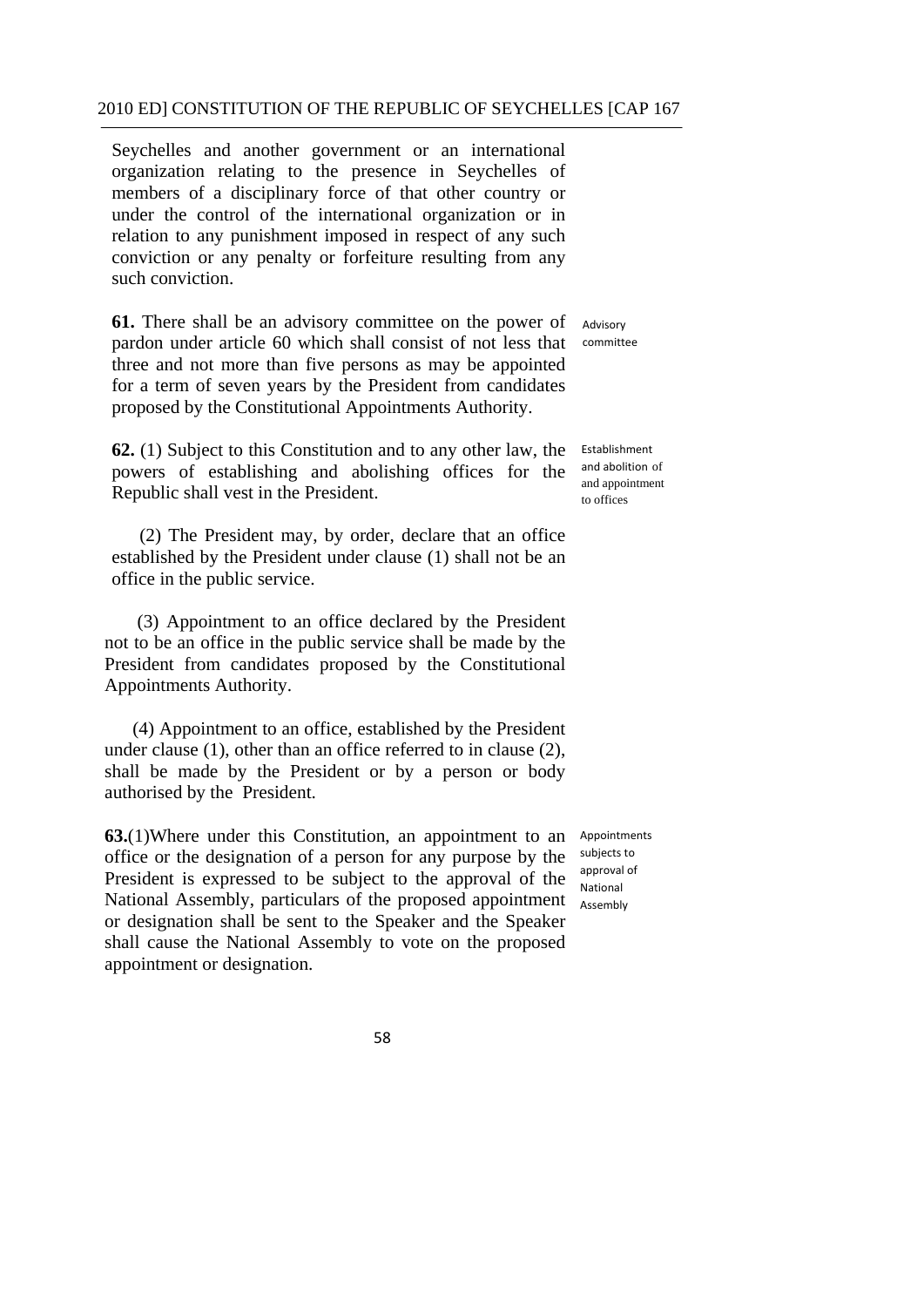Seychelles and another government or an international organization relating to the presence in Seychelles of members of a disciplinary force of that other country or under the control of the international organization or in relation to any punishment imposed in respect of any such conviction or any penalty or forfeiture resulting from any such conviction.

Advisory committee

**61.** There shall be an advisory committee on the power of pardon under article 60 which shall consist of not less that three and not more than five persons as may be appointed for a term of seven years by the President from candidates proposed by the Constitutional Appointments Authority.

Establishment and abolition of and appointment to offices

**62.** (1) Subject to this Constitution and to any other law, the powers of establishing and abolishing offices for the Republic shall vest in the President.

(2) The President may, by order, declare that an office established by the President under clause (1) shall not be an office in the public service.

(3) Appointment to an office declared by the President not to be an office in the public service shall be made by the President from candidates proposed by the Constitutional Appointments Authority.

(4) Appointment to an office, established by the President under clause (1), other than an office referred to in clause (2), shall be made by the President or by a person or body authorised by the President.

Appointments subjects to approval of National Assembly

**63.**(1)Where under this Constitution, an appointment to an office or the designation of a person for any purpose by the President is expressed to be subject to the approval of the National Assembly, particulars of the proposed appointment or designation shall be sent to the Speaker and the Speaker shall cause the National Assembly to vote on the proposed appointment or designation.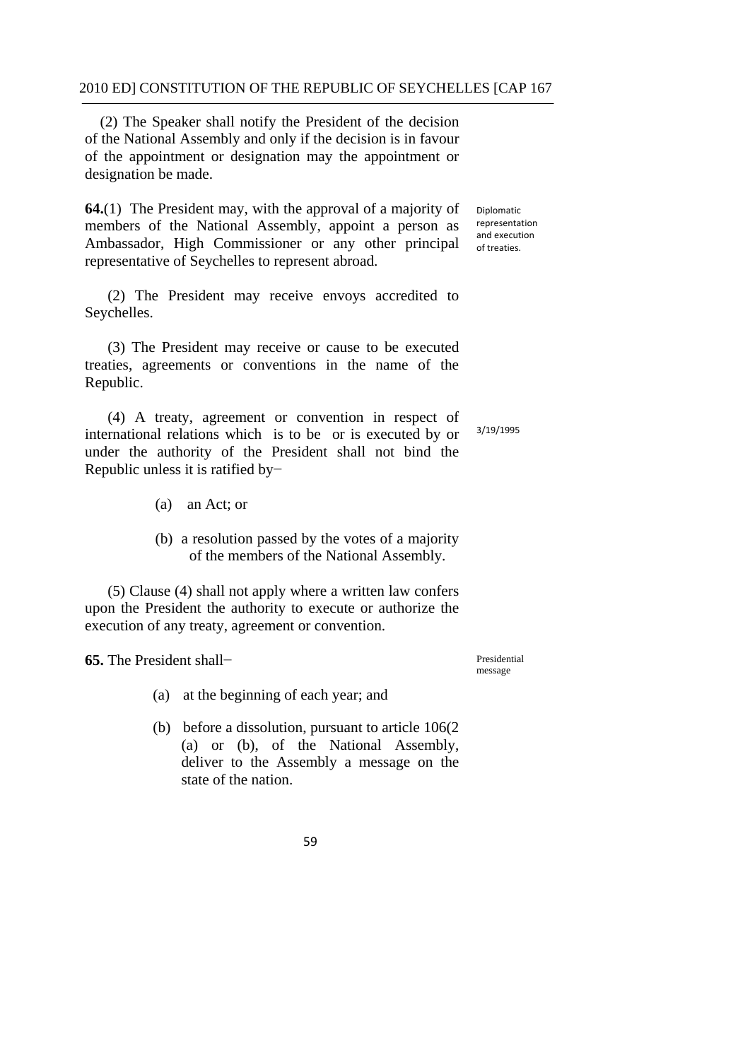(2) The Speaker shall notify the President of the decision of the National Assembly and only if the decision is in favour of the appointment or designation may the appointment or designation be made.

Diplomatic representation and execution of treaties.

**64.**(1) The President may, with the approval of a majority of members of the National Assembly, appoint a person as Ambassador, High Commissioner or any other principal representative of Seychelles to represent abroad.

(2) The President may receive envoys accredited to Seychelles.

(3) The President may receive or cause to be executed treaties, agreements or conventions in the name of the Republic.

3/19/1995

(4) A treaty, agreement or convention in respect of international relations which is to be or is executed by or under the authority of the President shall not bind the Republic unless it is ratified by−

(a) an Act; or

(b) a resolution passed by the votes of a majority of the members of the National Assembly.

(5) Clause (4) shall not apply where a written law confers upon the President the authority to execute or authorize the execution of any treaty, agreement or convention.

Presidential message

**65.** The President shall−

(a) at the beginning of each year; and

(b) before a dissolution, pursuant to article 106(2 (a) or (b), of the National Assembly, deliver to the Assembly a message on the state of the nation.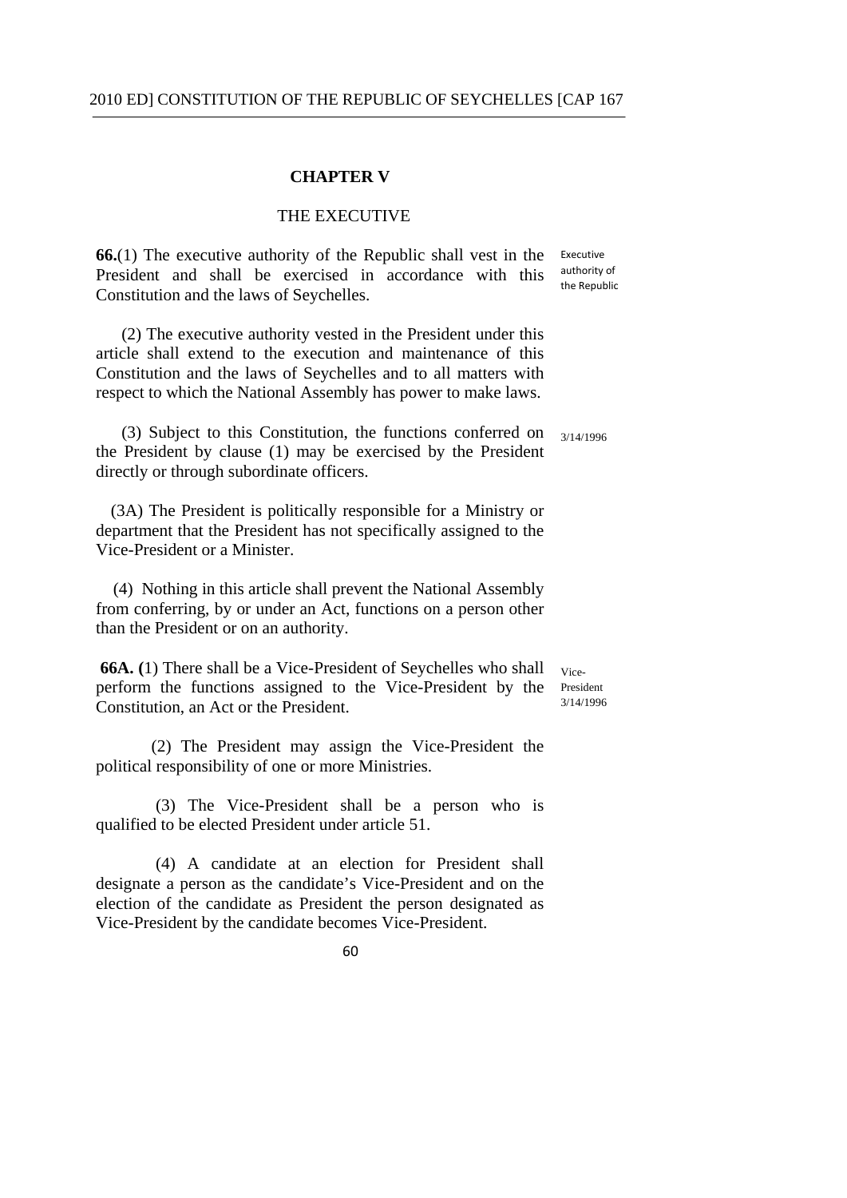## CHAPTER V

### THE EXECUTIVE

**66.**(1) The executive authority of the Republic shall vest in the President and shall be exercised in accordance with this Constitution and the laws of Seychelles.

Executive authority of the Republic

(2) The executive authority vested in the President under this article shall extend to the execution and maintenance of this Constitution and the laws of Seychelles and to all matters with respect to which the National Assembly has power to make laws.

(3) Subject to this Constitution, the functions conferred on the President by clause (1) may be exercised by the President directly or through subordinate officers.

3/14/1996

(3A) The President is politically responsible for a Ministry or department that the President has not specifically assigned to the Vice-President or a Minister.

(4) Nothing in this article shall prevent the National Assembly from conferring, by or under an Act, functions on a person other than the President or on an authority.

**66A. (**1) There shall be a Vice-President of Seychelles who shall perform the functions assigned to the Vice-President by the Constitution, an Act or the President.

Vice-President 3/14/1996

(2) The President may assign the Vice-President the political responsibility of one or more Ministries.

(3) The Vice-President shall be a person who is qualified to be elected President under article 51.

(4) A candidate at an election for President shall designate a person as the candidate's Vice-President and on the election of the candidate as President the person designated as Vice-President by the candidate becomes Vice-President.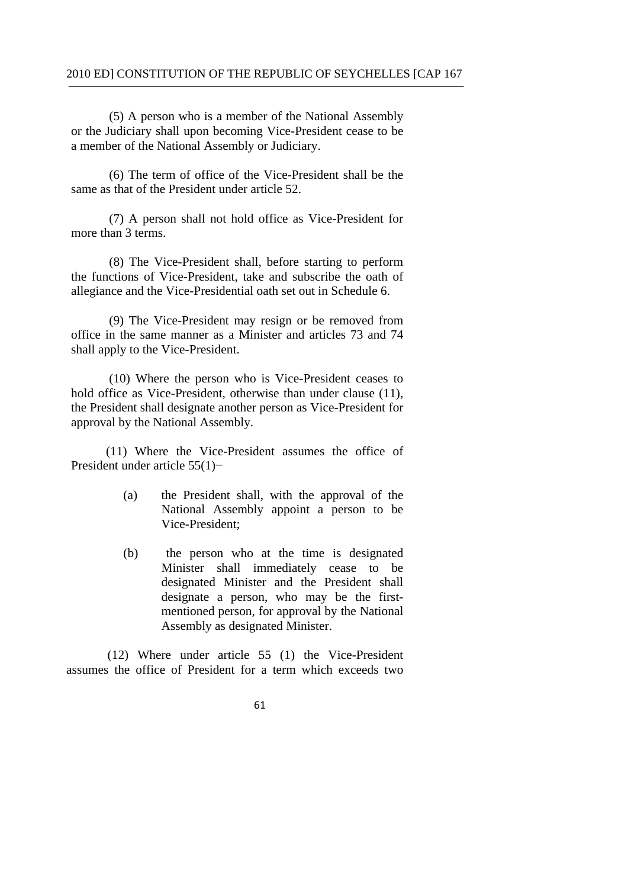(5) A person who is a member of the National Assembly or the Judiciary shall upon becoming Vice-President cease to be a member of the National Assembly or Judiciary.

(6) The term of office of the Vice-President shall be the same as that of the President under article 52.

(7) A person shall not hold office as Vice-President for more than 3 terms.

(8) The Vice-President shall, before starting to perform the functions of Vice-President, take and subscribe the oath of allegiance and the Vice-Presidential oath set out in Schedule 6.

(9) The Vice-President may resign or be removed from office in the same manner as a Minister and articles 73 and 74 shall apply to the Vice-President.

(10) Where the person who is Vice-President ceases to hold office as Vice-President, otherwise than under clause (11), the President shall designate another person as Vice-President for approval by the National Assembly.

(11) Where the Vice-President assumes the office of President under article 55(1)−

(a) the President shall, with the approval of the National Assembly appoint a person to be Vice-President;

(b) the person who at the time is designated Minister shall immediately cease to be designated Minister and the President shall designate a person, who may be the first-mentioned person, for approval by the National Assembly as designated Minister.

(12) Where under article 55 (1) the Vice-President assumes the office of President for a term which exceeds two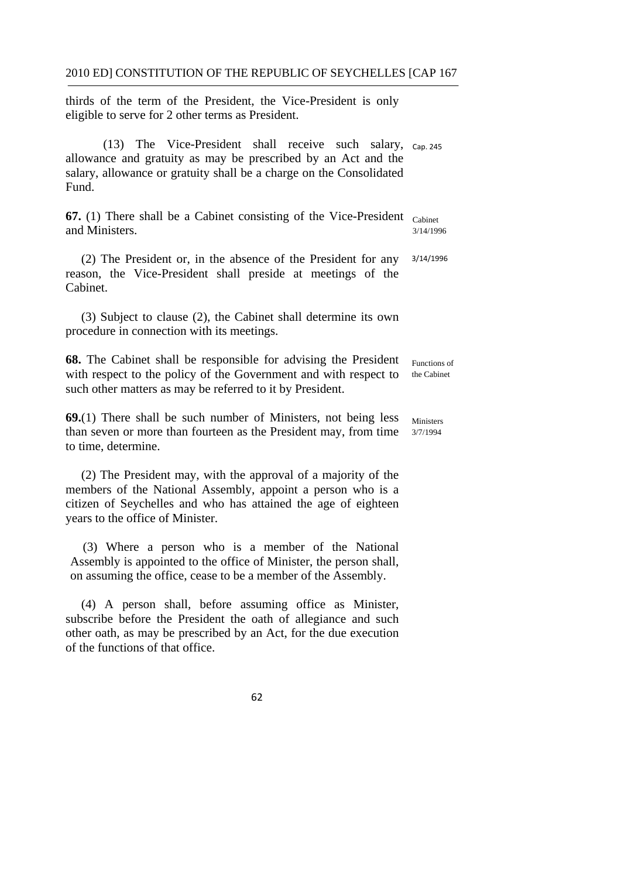thirds of the term of the President, the Vice-President is only eligible to serve for 2 other terms as President.

(13) The Vice-President shall receive such salary, allowance and gratuity as may be prescribed by an Act and the salary, allowance or gratuity shall be a charge on the Consolidated Fund.

Cap. 245

**67.** (1) There shall be a Cabinet consisting of the Vice-President and Ministers.

Cabinet
3/14/1996

(2) The President or, in the absence of the President for any reason, the Vice-President shall preside at meetings of the Cabinet.

3/14/1996

(3) Subject to clause (2), the Cabinet shall determine its own procedure in connection with its meetings.

**68.** The Cabinet shall be responsible for advising the President with respect to the policy of the Government and with respect to such other matters as may be referred to it by President.

Functions of the Cabinet

**69.**(1) There shall be such number of Ministers, not being less than seven or more than fourteen as the President may, from time to time, determine.

Ministers
3/7/1994

(2) The President may, with the approval of a majority of the members of the National Assembly, appoint a person who is a citizen of Seychelles and who has attained the age of eighteen years to the office of Minister.

(3) Where a person who is a member of the National Assembly is appointed to the office of Minister, the person shall, on assuming the office, cease to be a member of the Assembly.

(4) A person shall, before assuming office as Minister, subscribe before the President the oath of allegiance and such other oath, as may be prescribed by an Act, for the due execution of the functions of that office.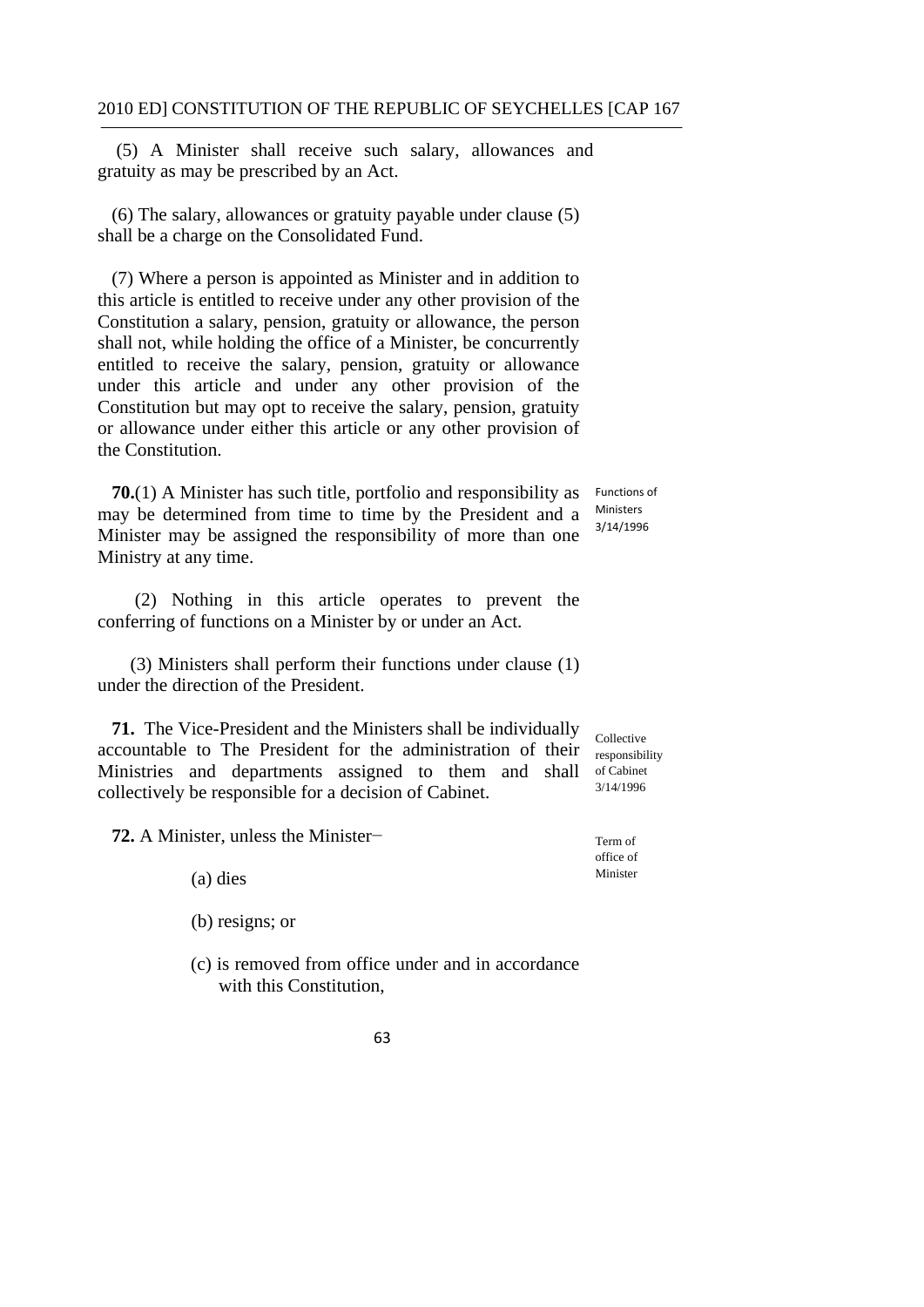(5) A Minister shall receive such salary, allowances and gratuity as may be prescribed by an Act.

(6) The salary, allowances or gratuity payable under clause (5) shall be a charge on the Consolidated Fund.

(7) Where a person is appointed as Minister and in addition to this article is entitled to receive under any other provision of the Constitution a salary, pension, gratuity or allowance, the person shall not, while holding the office of a Minister, be concurrently entitled to receive the salary, pension, gratuity or allowance under this article and under any other provision of the Constitution but may opt to receive the salary, pension, gratuity or allowance under either this article or any other provision of the Constitution.

Functions of Ministers 3/14/1996

**70.**(1) A Minister has such title, portfolio and responsibility as may be determined from time to time by the President and a Minister may be assigned the responsibility of more than one Ministry at any time.

(2) Nothing in this article operates to prevent the conferring of functions on a Minister by or under an Act.

(3) Ministers shall perform their functions under clause (1) under the direction of the President.

Collective responsibility of Cabinet 3/14/1996

**71.** The Vice-President and the Ministers shall be individually accountable to The President for the administration of their Ministries and departments assigned to them and shall collectively be responsible for a decision of Cabinet.

Term of office of Minister

**72.** A Minister, unless the Minister−

(a) dies

(b) resigns; or

(c) is removed from office under and in accordance with this Constitution,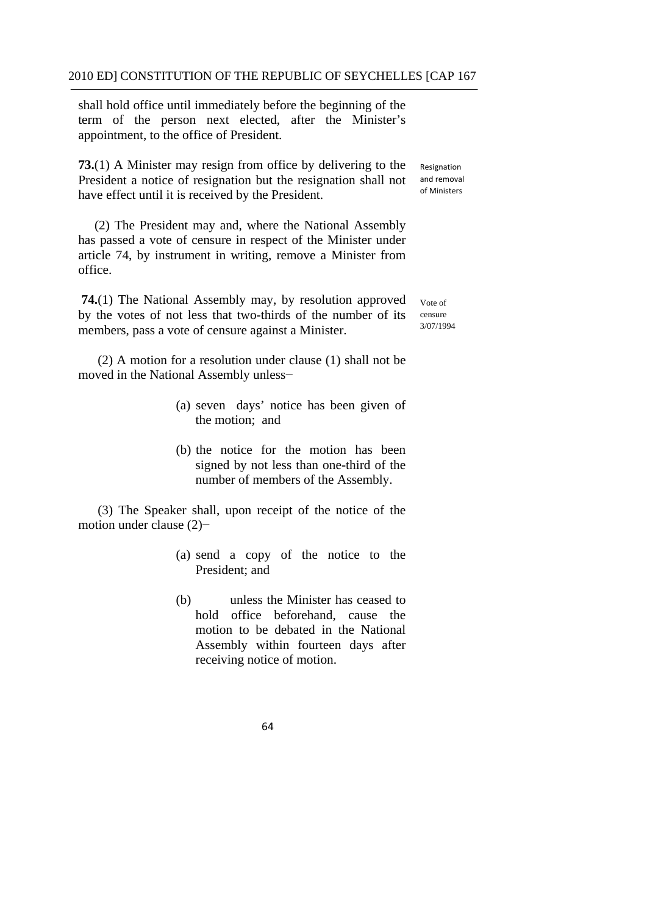shall hold office until immediately before the beginning of the term of the person next elected, after the Minister's appointment, to the office of President.

**73.**(1) A Minister may resign from office by delivering to the President a notice of resignation but the resignation shall not have effect until it is received by the President.

Resignation and removal of Ministers

(2) The President may and, where the National Assembly has passed a vote of censure in respect of the Minister under article 74, by instrument in writing, remove a Minister from office.

**74.**(1) The National Assembly may, by resolution approved by the votes of not less that two-thirds of the number of its members, pass a vote of censure against a Minister.

Vote of censure 3/07/1994

(2) A motion for a resolution under clause (1) shall not be moved in the National Assembly unless−

(a) seven days' notice has been given of the motion; and

(b) the notice for the motion has been signed by not less than one-third of the number of members of the Assembly.

(3) The Speaker shall, upon receipt of the notice of the motion under clause (2)−

(a) send a copy of the notice to the President; and

(b) unless the Minister has ceased to hold office beforehand, cause the motion to be debated in the National Assembly within fourteen days after receiving notice of motion.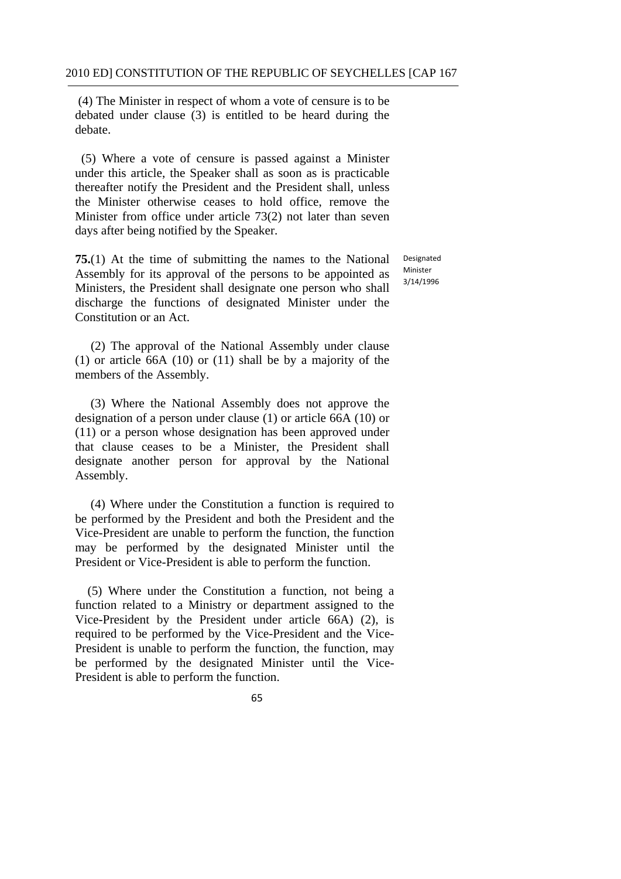(4) The Minister in respect of whom a vote of censure is to be debated under clause (3) is entitled to be heard during the debate.

(5) Where a vote of censure is passed against a Minister under this article, the Speaker shall as soon as is practicable thereafter notify the President and the President shall, unless the Minister otherwise ceases to hold office, remove the Minister from office under article 73(2) not later than seven days after being notified by the Speaker.

Designated Minister 3/14/1996

**75.**(1) At the time of submitting the names to the National Assembly for its approval of the persons to be appointed as Ministers, the President shall designate one person who shall discharge the functions of designated Minister under the Constitution or an Act.

(2) The approval of the National Assembly under clause (1) or article 66A (10) or (11) shall be by a majority of the members of the Assembly.

(3) Where the National Assembly does not approve the designation of a person under clause (1) or article 66A (10) or (11) or a person whose designation has been approved under that clause ceases to be a Minister, the President shall designate another person for approval by the National Assembly.

(4) Where under the Constitution a function is required to be performed by the President and both the President and the Vice-President are unable to perform the function, the function may be performed by the designated Minister until the President or Vice-President is able to perform the function.

(5) Where under the Constitution a function, not being a function related to a Ministry or department assigned to the Vice-President by the President under article 66A) (2), is required to be performed by the Vice-President and the Vice-President is unable to perform the function, the function, may be performed by the designated Minister until the Vice-President is able to perform the function.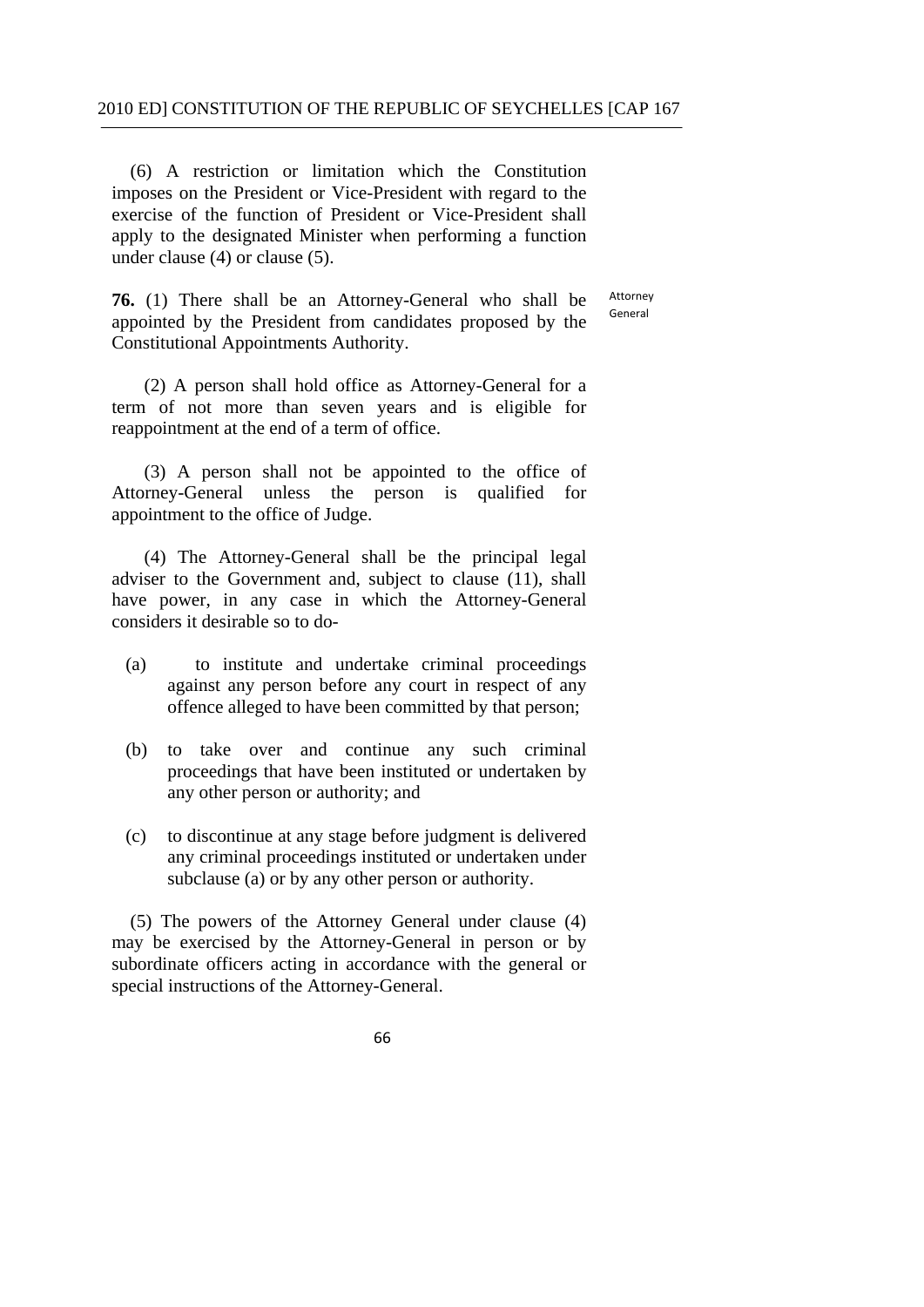(6) A restriction or limitation which the Constitution imposes on the President or Vice-President with regard to the exercise of the function of President or Vice-President shall apply to the designated Minister when performing a function under clause (4) or clause (5).

**76.** (1) There shall be an Attorney-General who shall be appointed by the President from candidates proposed by the Constitutional Appointments Authority.

Attorney General

(2) A person shall hold office as Attorney-General for a term of not more than seven years and is eligible for reappointment at the end of a term of office.

(3) A person shall not be appointed to the office of Attorney-General unless the person is qualified for appointment to the office of Judge.

(4) The Attorney-General shall be the principal legal adviser to the Government and, subject to clause (11), shall have power, in any case in which the Attorney-General considers it desirable so to do-

(a) to institute and undertake criminal proceedings against any person before any court in respect of any offence alleged to have been committed by that person;

(b) to take over and continue any such criminal proceedings that have been instituted or undertaken by any other person or authority; and

(c) to discontinue at any stage before judgment is delivered any criminal proceedings instituted or undertaken under subclause (a) or by any other person or authority.

(5) The powers of the Attorney General under clause (4) may be exercised by the Attorney-General in person or by subordinate officers acting in accordance with the general or special instructions of the Attorney-General.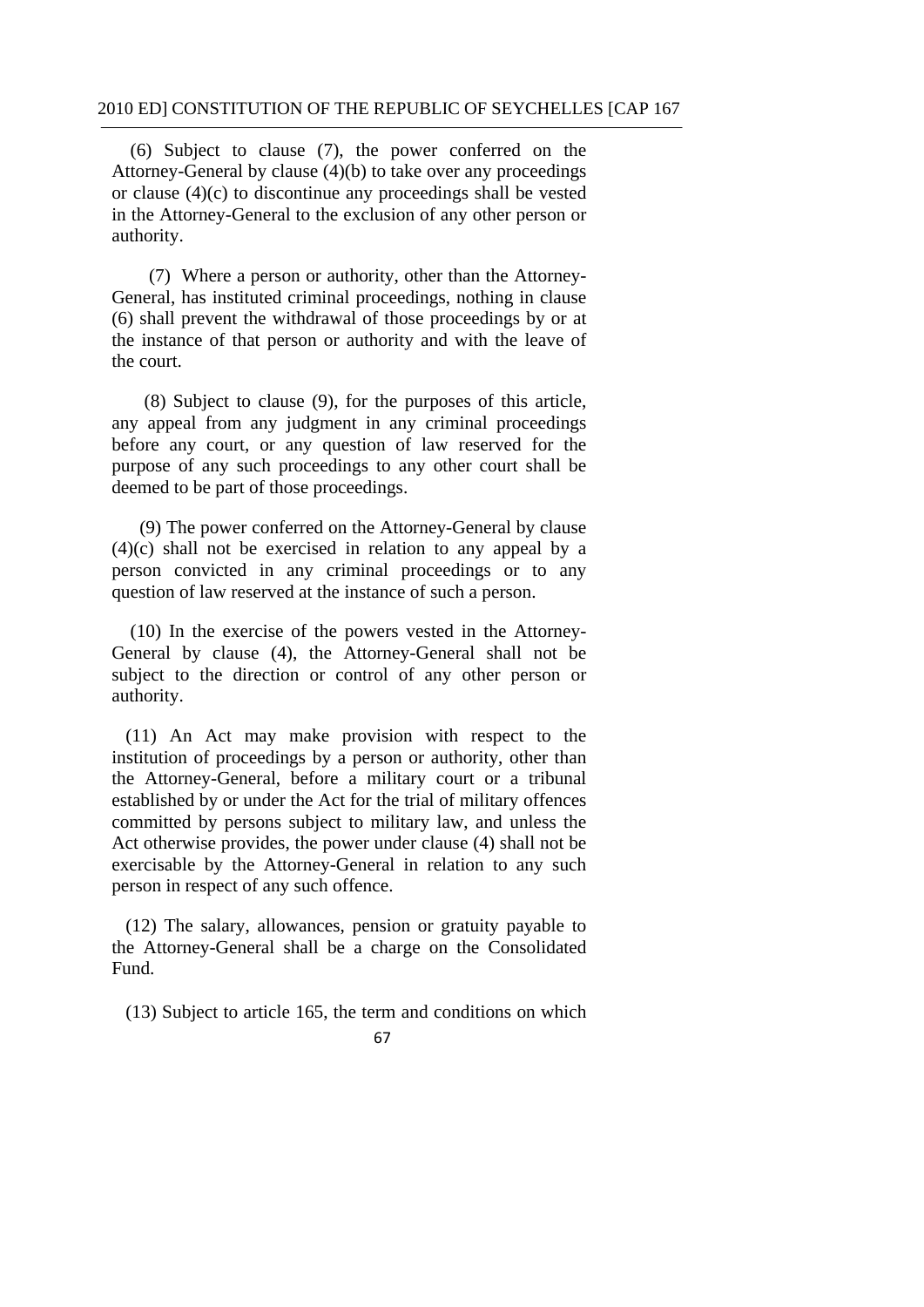(6) Subject to clause (7), the power conferred on the Attorney-General by clause (4)(b) to take over any proceedings or clause (4)(c) to discontinue any proceedings shall be vested in the Attorney-General to the exclusion of any other person or authority.

(7) Where a person or authority, other than the Attorney-General, has instituted criminal proceedings, nothing in clause (6) shall prevent the withdrawal of those proceedings by or at the instance of that person or authority and with the leave of the court.

(8) Subject to clause (9), for the purposes of this article, any appeal from any judgment in any criminal proceedings before any court, or any question of law reserved for the purpose of any such proceedings to any other court shall be deemed to be part of those proceedings.

(9) The power conferred on the Attorney-General by clause (4)(c) shall not be exercised in relation to any appeal by a person convicted in any criminal proceedings or to any question of law reserved at the instance of such a person.

(10) In the exercise of the powers vested in the Attorney-General by clause (4), the Attorney-General shall not be subject to the direction or control of any other person or authority.

(11) An Act may make provision with respect to the institution of proceedings by a person or authority, other than the Attorney-General, before a military court or a tribunal established by or under the Act for the trial of military offences committed by persons subject to military law, and unless the Act otherwise provides, the power under clause (4) shall not be exercisable by the Attorney-General in relation to any such person in respect of any such offence.

(12) The salary, allowances, pension or gratuity payable to the Attorney-General shall be a charge on the Consolidated Fund.

(13) Subject to article 165, the term and conditions on which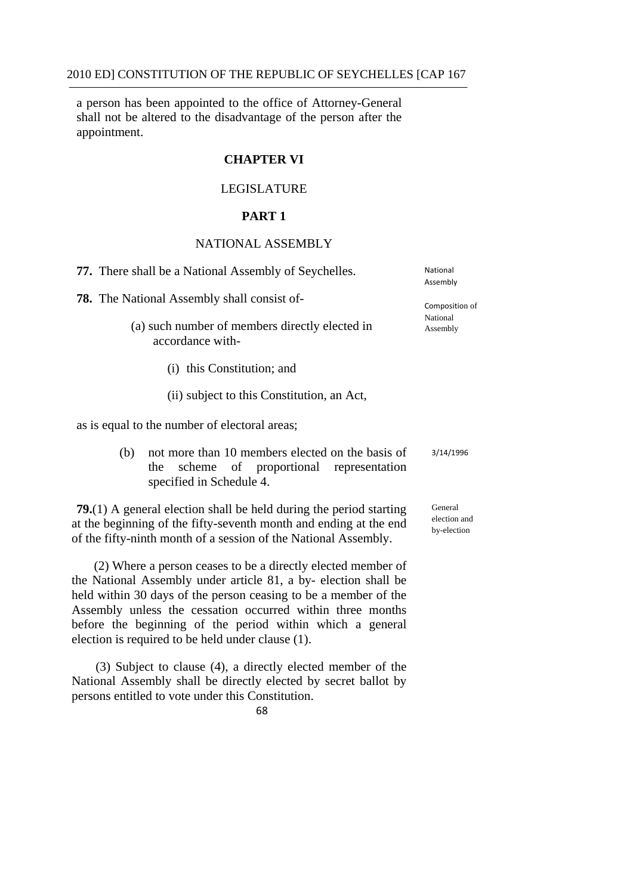a person has been appointed to the office of Attorney-General shall not be altered to the disadvantage of the person after the appointment.

## CHAPTER VI

### LEGISLATURE

### PART 1

### NATIONAL ASSEMBLY

National Assembly

**77.** There shall be a National Assembly of Seychelles.

Composition of National Assembly

**78.** The National Assembly shall consist of-

(a) such number of members directly elected in accordance with-

(i) this Constitution; and

(ii) subject to this Constitution, an Act,

as is equal to the number of electoral areas;

3/14/1996

(b) not more than 10 members elected on the basis of the scheme of proportional representation specified in Schedule 4.

General election and by-election

**79.**(1) A general election shall be held during the period starting at the beginning of the fifty-seventh month and ending at the end of the fifty-ninth month of a session of the National Assembly.

(2) Where a person ceases to be a directly elected member of the National Assembly under article 81, a by- election shall be held within 30 days of the person ceasing to be a member of the Assembly unless the cessation occurred within three months before the beginning of the period within which a general election is required to be held under clause (1).

(3) Subject to clause (4), a directly elected member of the National Assembly shall be directly elected by secret ballot by persons entitled to vote under this Constitution.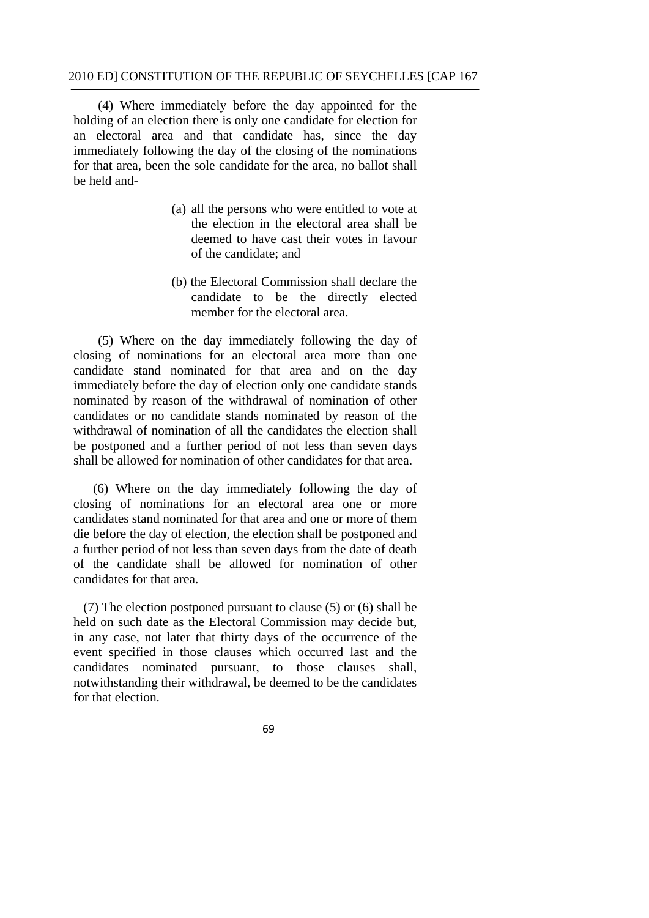(4) Where immediately before the day appointed for the holding of an election there is only one candidate for election for an electoral area and that candidate has, since the day immediately following the day of the closing of the nominations for that area, been the sole candidate for the area, no ballot shall be held and-

(a) all the persons who were entitled to vote at the election in the electoral area shall be deemed to have cast their votes in favour of the candidate; and

(b) the Electoral Commission shall declare the candidate to be the directly elected member for the electoral area.

(5) Where on the day immediately following the day of closing of nominations for an electoral area more than one candidate stand nominated for that area and on the day immediately before the day of election only one candidate stands nominated by reason of the withdrawal of nomination of other candidates or no candidate stands nominated by reason of the withdrawal of nomination of all the candidates the election shall be postponed and a further period of not less than seven days shall be allowed for nomination of other candidates for that area.

(6) Where on the day immediately following the day of closing of nominations for an electoral area one or more candidates stand nominated for that area and one or more of them die before the day of election, the election shall be postponed and a further period of not less than seven days from the date of death of the candidate shall be allowed for nomination of other candidates for that area.

(7) The election postponed pursuant to clause (5) or (6) shall be held on such date as the Electoral Commission may decide but, in any case, not later that thirty days of the occurrence of the event specified in those clauses which occurred last and the candidates nominated pursuant, to those clauses shall, notwithstanding their withdrawal, be deemed to be the candidates for that election.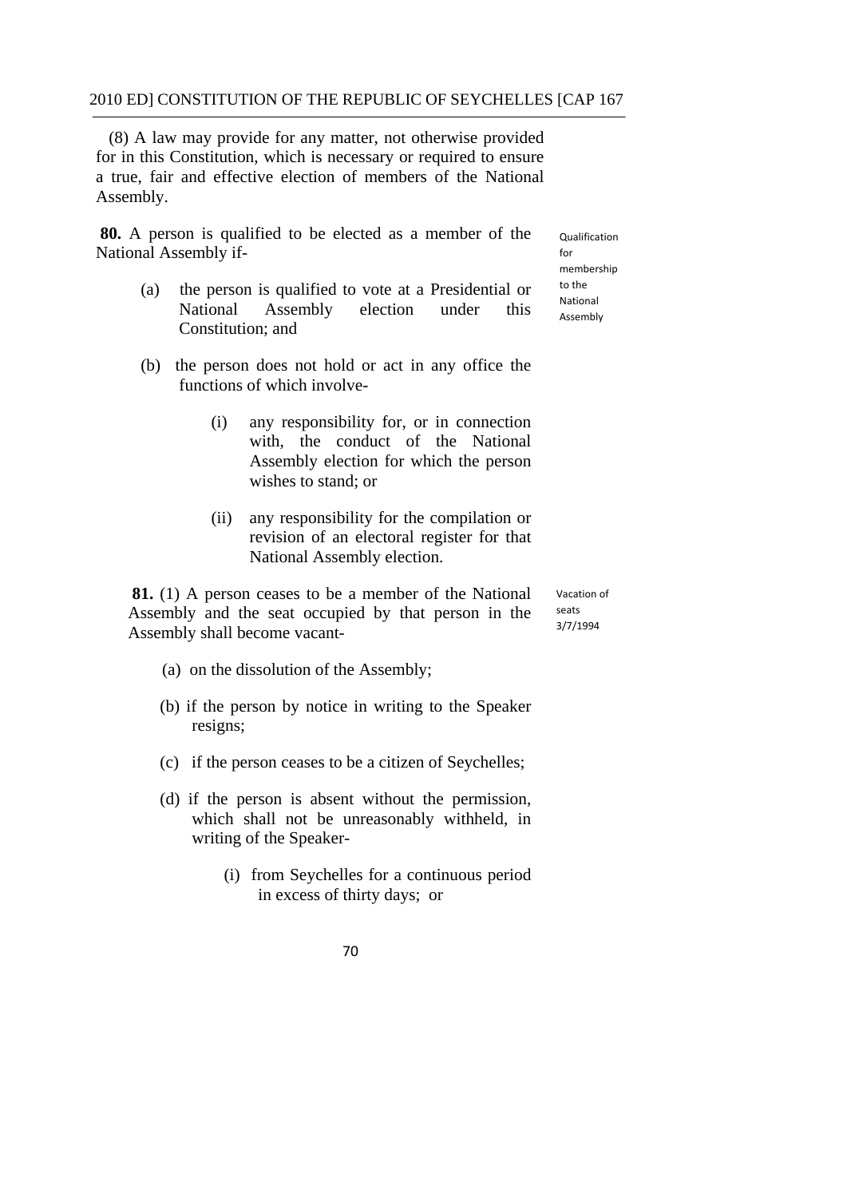(8) A law may provide for any matter, not otherwise provided for in this Constitution, which is necessary or required to ensure a true, fair and effective election of members of the National Assembly.

Qualification for membership to the National Assembly

**80.** A person is qualified to be elected as a member of the National Assembly if-

(a) the person is qualified to vote at a Presidential or National Assembly election under this Constitution; and

(b) the person does not hold or act in any office the functions of which involve-

(i) any responsibility for, or in connection with, the conduct of the National Assembly election for which the person wishes to stand; or

(ii) any responsibility for the compilation or revision of an electoral register for that National Assembly election.

Vacation of seats 3/7/1994

**81.** (1) A person ceases to be a member of the National Assembly and the seat occupied by that person in the Assembly shall become vacant-

(a) on the dissolution of the Assembly;

(b) if the person by notice in writing to the Speaker resigns;

(c) if the person ceases to be a citizen of Seychelles;

(d) if the person is absent without the permission, which shall not be unreasonably withheld, in writing of the Speaker-

(i) from Seychelles for a continuous period in excess of thirty days; or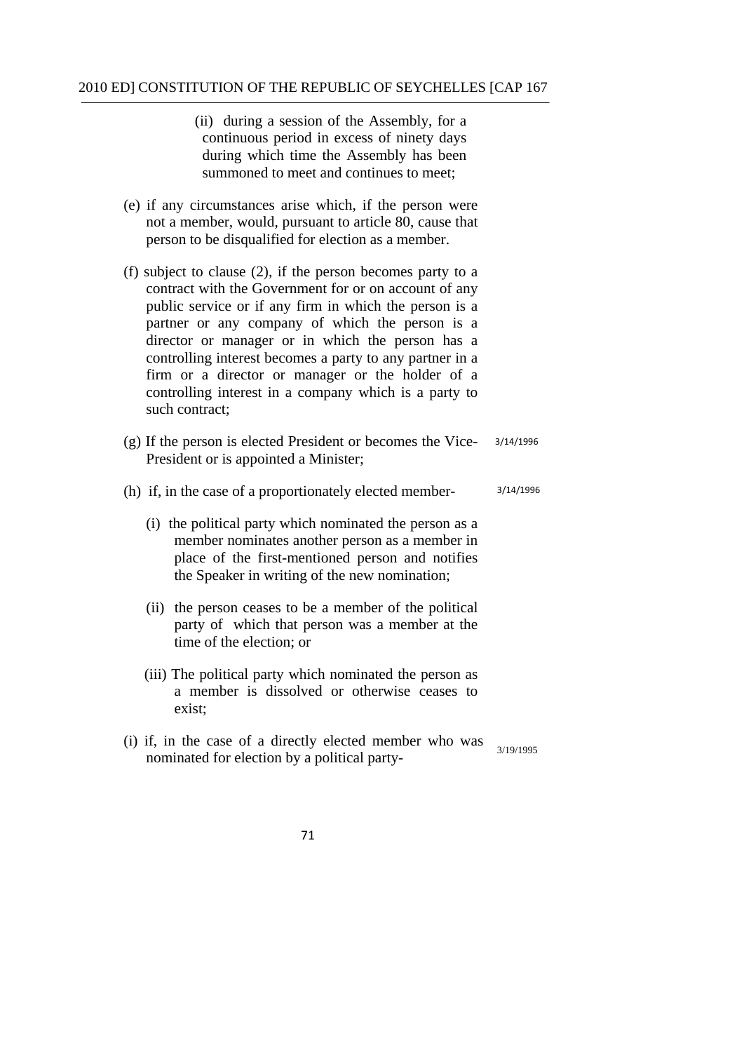(ii) during a session of the Assembly, for a continuous period in excess of ninety days during which time the Assembly has been summoned to meet and continues to meet;

(e) if any circumstances arise which, if the person were not a member, would, pursuant to article 80, cause that person to be disqualified for election as a member.

(f) subject to clause (2), if the person becomes party to a contract with the Government for or on account of any public service or if any firm in which the person is a partner or any company of which the person is a director or manager or in which the person has a controlling interest becomes a party to any partner in a firm or a director or manager or the holder of a controlling interest in a company which is a party to such contract;

(g) If the person is elected President or becomes the Vice-President or is appointed a Minister; 3/14/1996

(h) if, in the case of a proportionately elected member- 3/14/1996

(i) the political party which nominated the person as a member nominates another person as a member in place of the first-mentioned person and notifies the Speaker in writing of the new nomination;

(ii) the person ceases to be a member of the political party of which that person was a member at the time of the election; or

(iii) The political party which nominated the person as a member is dissolved or otherwise ceases to exist;

(i) if, in the case of a directly elected member who was nominated for election by a political party- 3/19/1995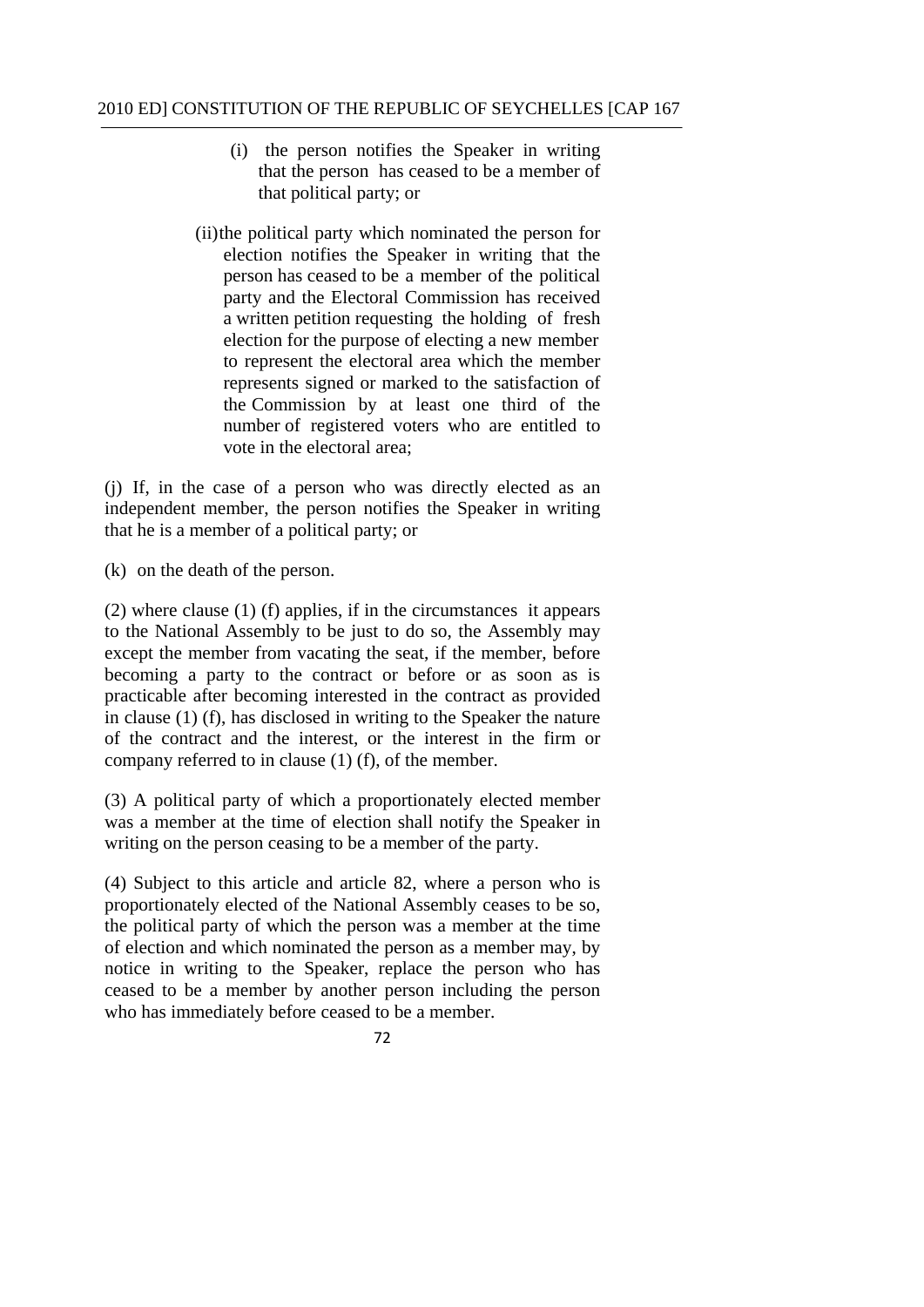(i) the person notifies the Speaker in writing that the person has ceased to be a member of that political party; or

(ii) the political party which nominated the person for election notifies the Speaker in writing that the person has ceased to be a member of the political party and the Electoral Commission has received a written petition requesting the holding of fresh election for the purpose of electing a new member to represent the electoral area which the member represents signed or marked to the satisfaction of the Commission by at least one third of the number of registered voters who are entitled to vote in the electoral area;

(j) If, in the case of a person who was directly elected as an independent member, the person notifies the Speaker in writing that he is a member of a political party; or

(k) on the death of the person.

(2) where clause (1) (f) applies, if in the circumstances it appears to the National Assembly to be just to do so, the Assembly may except the member from vacating the seat, if the member, before becoming a party to the contract or before or as soon as is practicable after becoming interested in the contract as provided in clause (1) (f), has disclosed in writing to the Speaker the nature of the contract and the interest, or the interest in the firm or company referred to in clause (1) (f), of the member.

(3) A political party of which a proportionately elected member was a member at the time of election shall notify the Speaker in writing on the person ceasing to be a member of the party.

(4) Subject to this article and article 82, where a person who is proportionately elected of the National Assembly ceases to be so, the political party of which the person was a member at the time of election and which nominated the person as a member may, by notice in writing to the Speaker, replace the person who has ceased to be a member by another person including the person who has immediately before ceased to be a member.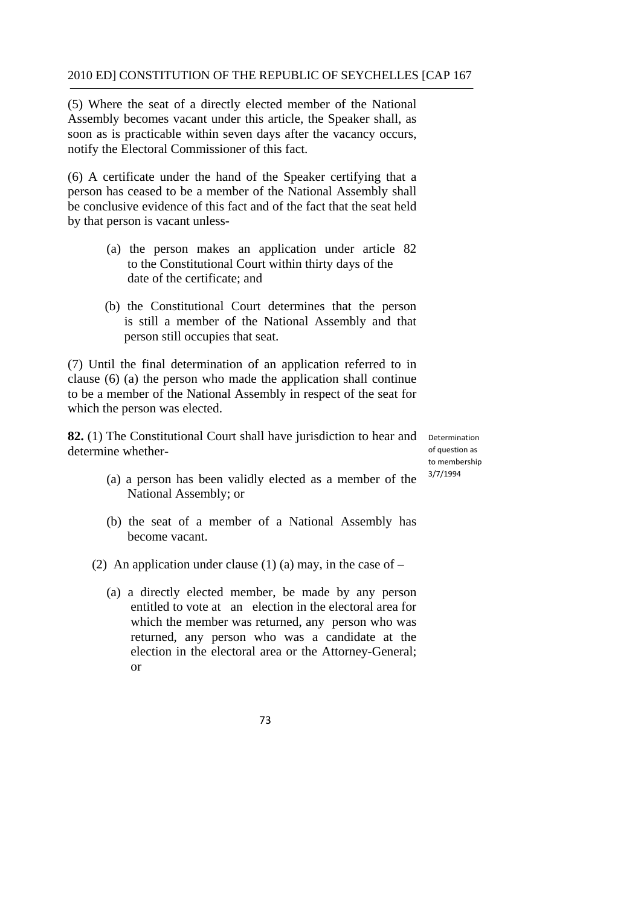(5) Where the seat of a directly elected member of the National Assembly becomes vacant under this article, the Speaker shall, as soon as is practicable within seven days after the vacancy occurs, notify the Electoral Commissioner of this fact.

(6) A certificate under the hand of the Speaker certifying that a person has ceased to be a member of the National Assembly shall be conclusive evidence of this fact and of the fact that the seat held by that person is vacant unless-

(a) the person makes an application under article 82 to the Constitutional Court within thirty days of the date of the certificate; and

(b) the Constitutional Court determines that the person is still a member of the National Assembly and that person still occupies that seat.

(7) Until the final determination of an application referred to in clause (6) (a) the person who made the application shall continue to be a member of the National Assembly in respect of the seat for which the person was elected.

Determination of question as to membership 3/7/1994

**82.** (1) The Constitutional Court shall have jurisdiction to hear and determine whether-

(a) a person has been validly elected as a member of the National Assembly; or

(b) the seat of a member of a National Assembly has become vacant.

(2) An application under clause (1) (a) may, in the case of –

(a) a directly elected member, be made by any person entitled to vote at an election in the electoral area for which the member was returned, any person who was returned, any person who was a candidate at the election in the electoral area or the Attorney-General; or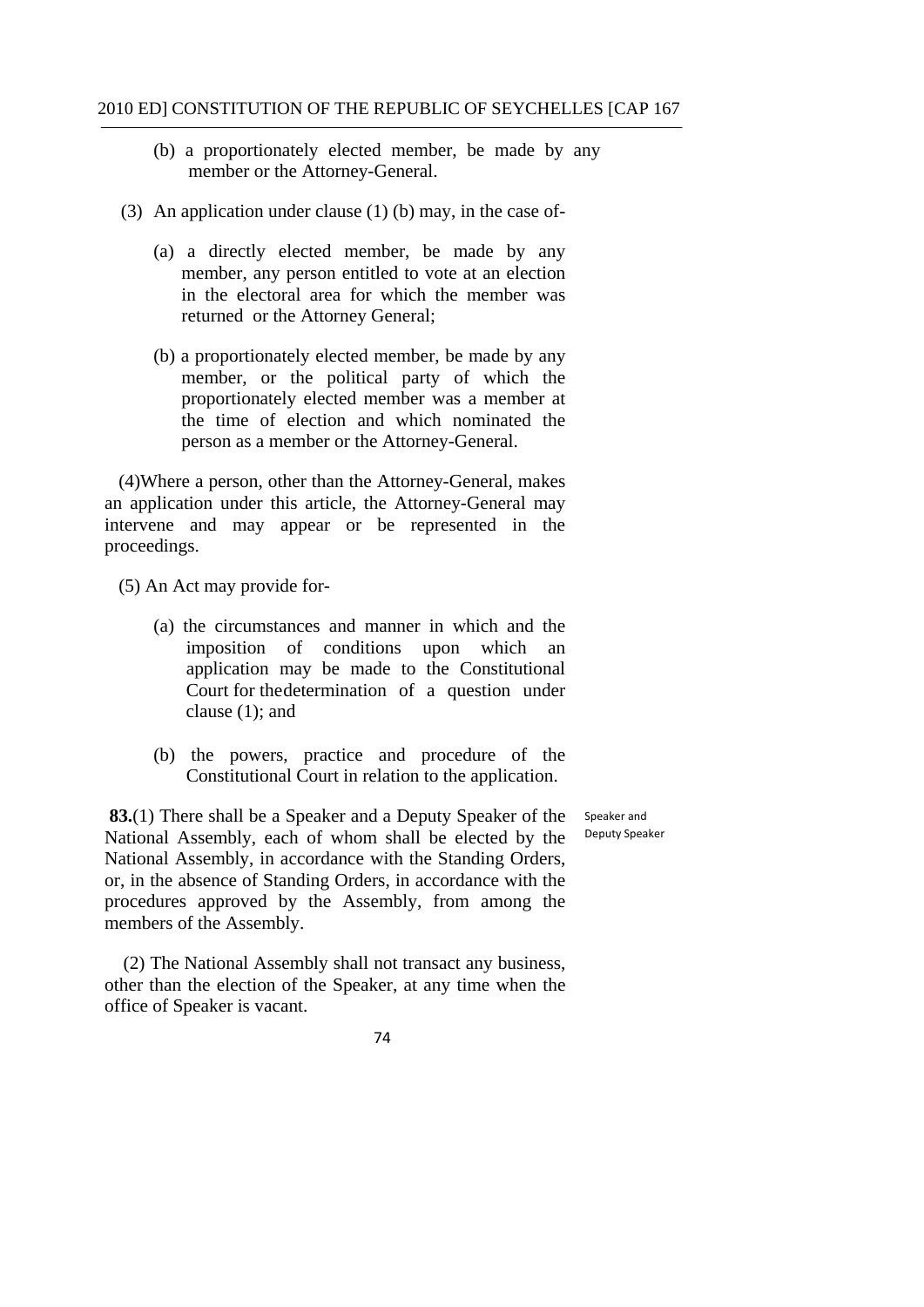(b) a proportionately elected member, be made by any member or the Attorney-General.

(3) An application under clause (1) (b) may, in the case of-

(a) a directly elected member, be made by any member, any person entitled to vote at an election in the electoral area for which the member was returned or the Attorney General;

(b) a proportionately elected member, be made by any member, or the political party of which the proportionately elected member was a member at the time of election and which nominated the person as a member or the Attorney-General.

(4)Where a person, other than the Attorney-General, makes an application under this article, the Attorney-General may intervene and may appear or be represented in the proceedings.

(5) An Act may provide for-

(a) the circumstances and manner in which and the imposition of conditions upon which an application may be made to the Constitutional Court for thedetermination of a question under clause (1); and

(b) the powers, practice and procedure of the Constitutional Court in relation to the application.

Speaker and Deputy Speaker

**83.**(1) There shall be a Speaker and a Deputy Speaker of the National Assembly, each of whom shall be elected by the National Assembly, in accordance with the Standing Orders, or, in the absence of Standing Orders, in accordance with the procedures approved by the Assembly, from among the members of the Assembly.

(2) The National Assembly shall not transact any business, other than the election of the Speaker, at any time when the office of Speaker is vacant.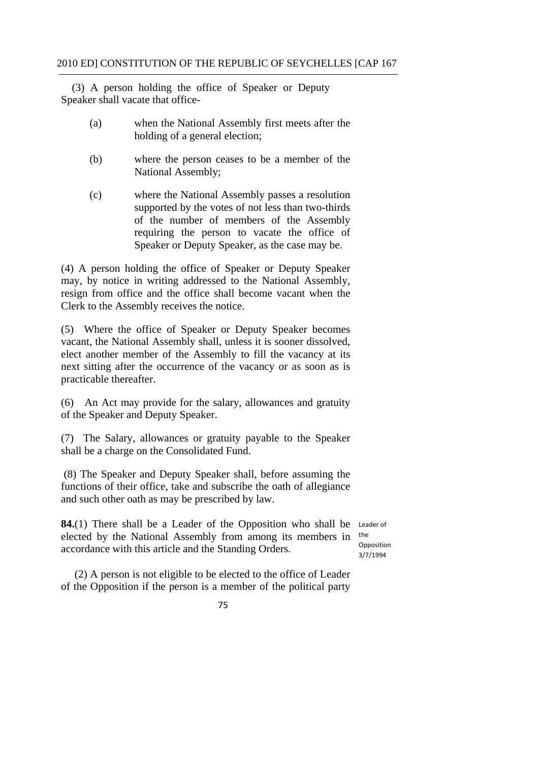(3) A person holding the office of Speaker or Deputy Speaker shall vacate that office-

(a) when the National Assembly first meets after the holding of a general election;

(b) where the person ceases to be a member of the National Assembly;

(c) where the National Assembly passes a resolution supported by the votes of not less than two-thirds of the number of members of the Assembly requiring the person to vacate the office of Speaker or Deputy Speaker, as the case may be.

(4) A person holding the office of Speaker or Deputy Speaker may, by notice in writing addressed to the National Assembly, resign from office and the office shall become vacant when the Clerk to the Assembly receives the notice.

(5) Where the office of Speaker or Deputy Speaker becomes vacant, the National Assembly shall, unless it is sooner dissolved, elect another member of the Assembly to fill the vacancy at its next sitting after the occurrence of the vacancy or as soon as is practicable thereafter.

(6) An Act may provide for the salary, allowances and gratuity of the Speaker and Deputy Speaker.

(7) The Salary, allowances or gratuity payable to the Speaker shall be a charge on the Consolidated Fund.

(8) The Speaker and Deputy Speaker shall, before assuming the functions of their office, take and subscribe the oath of allegiance and such other oath as may be prescribed by law.

Leader of the Opposition 3/7/1994

**84.**(1) There shall be a Leader of the Opposition who shall be elected by the National Assembly from among its members in accordance with this article and the Standing Orders.

(2) A person is not eligible to be elected to the office of Leader of the Opposition if the person is a member of the political party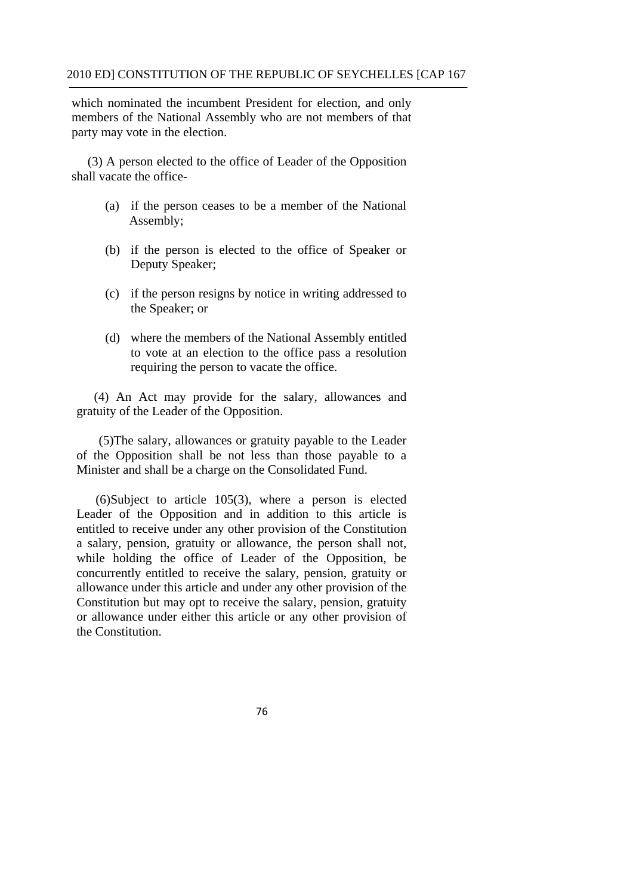which nominated the incumbent President for election, and only members of the National Assembly who are not members of that party may vote in the election.

(3) A person elected to the office of Leader of the Opposition shall vacate the office-

(a) if the person ceases to be a member of the National Assembly;

(b) if the person is elected to the office of Speaker or Deputy Speaker;

(c) if the person resigns by notice in writing addressed to the Speaker; or

(d) where the members of the National Assembly entitled to vote at an election to the office pass a resolution requiring the person to vacate the office.

(4) An Act may provide for the salary, allowances and gratuity of the Leader of the Opposition.

(5)The salary, allowances or gratuity payable to the Leader of the Opposition shall be not less than those payable to a Minister and shall be a charge on the Consolidated Fund.

(6)Subject to article 105(3), where a person is elected Leader of the Opposition and in addition to this article is entitled to receive under any other provision of the Constitution a salary, pension, gratuity or allowance, the person shall not, while holding the office of Leader of the Opposition, be concurrently entitled to receive the salary, pension, gratuity or allowance under this article and under any other provision of the Constitution but may opt to receive the salary, pension, gratuity or allowance under either this article or any other provision of the Constitution.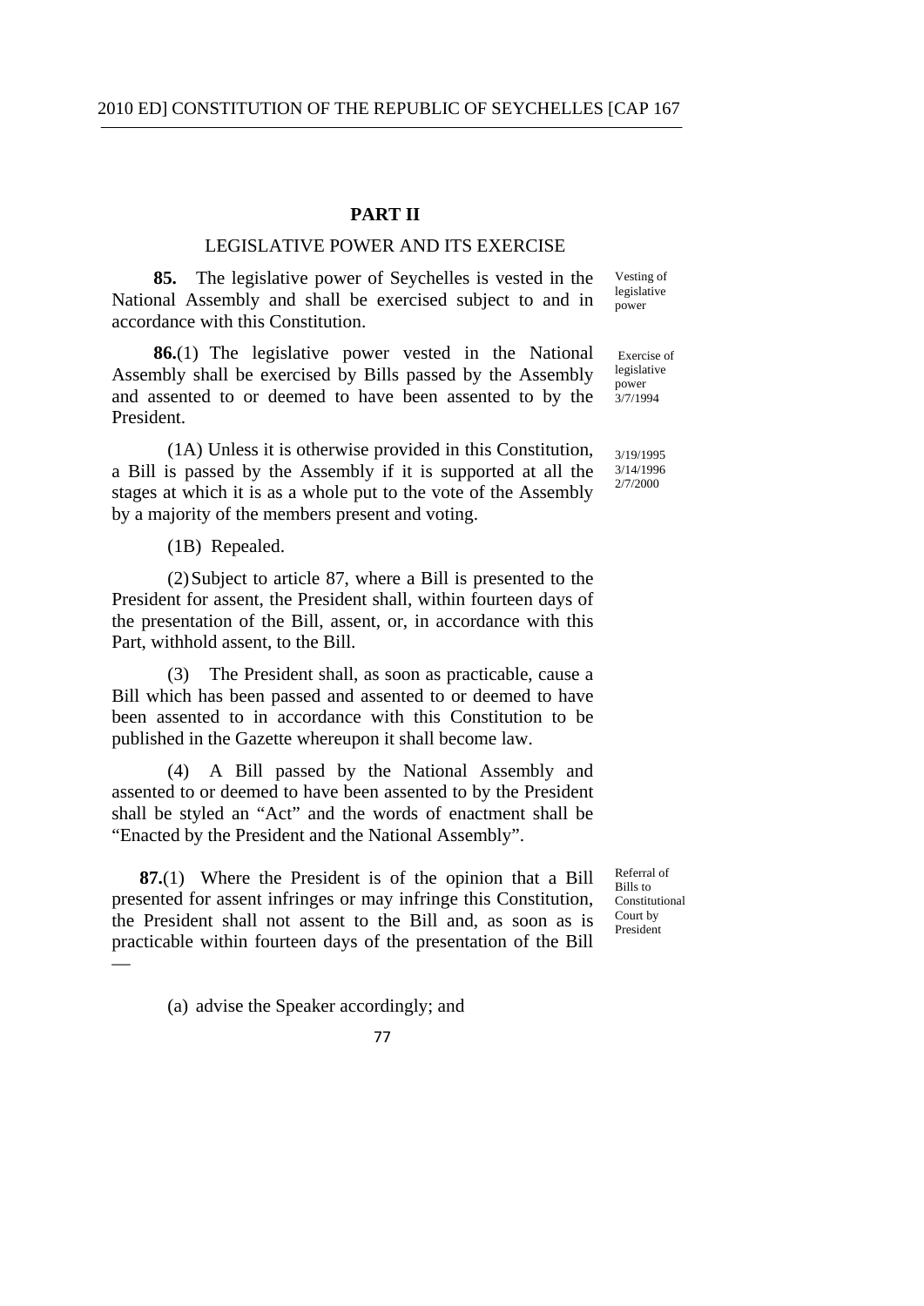## PART II

### LEGISLATIVE POWER AND ITS EXERCISE

**85.** The legislative power of Seychelles is vested in the National Assembly and shall be exercised subject to and in accordance with this Constitution.

Vesting of legislative power

**86.**(1) The legislative power vested in the National Assembly shall be exercised by Bills passed by the Assembly and assented to or deemed to have been assented to by the President.

Exercise of legislative power 3/7/1994

(1A) Unless it is otherwise provided in this Constitution, a Bill is passed by the Assembly if it is supported at all the stages at which it is as a whole put to the vote of the Assembly by a majority of the members present and voting.

3/19/1995 3/14/1996 2/7/2000

(1B) Repealed.

(2) Subject to article 87, where a Bill is presented to the President for assent, the President shall, within fourteen days of the presentation of the Bill, assent, or, in accordance with this Part, withhold assent, to the Bill.

(3) The President shall, as soon as practicable, cause a Bill which has been passed and assented to or deemed to have been assented to in accordance with this Constitution to be published in the Gazette whereupon it shall become law.

(4) A Bill passed by the National Assembly and assented to or deemed to have been assented to by the President shall be styled an "Act" and the words of enactment shall be "Enacted by the President and the National Assembly".

**87.**(1) Where the President is of the opinion that a Bill presented for assent infringes or may infringe this Constitution, the President shall not assent to the Bill and, as soon as is practicable within fourteen days of the presentation of the Bill —

Referral of Bills to Constitutional Court by President

(a) advise the Speaker accordingly; and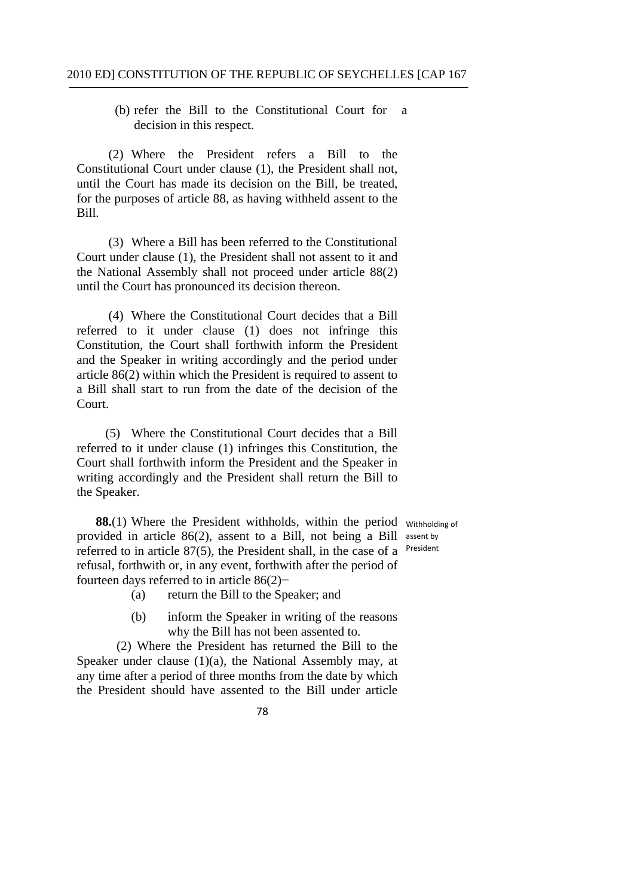(b) refer the Bill to the Constitutional Court for a decision in this respect.

(2) Where the President refers a Bill to the Constitutional Court under clause (1), the President shall not, until the Court has made its decision on the Bill, be treated, for the purposes of article 88, as having withheld assent to the Bill.

(3) Where a Bill has been referred to the Constitutional Court under clause (1), the President shall not assent to it and the National Assembly shall not proceed under article 88(2) until the Court has pronounced its decision thereon.

(4) Where the Constitutional Court decides that a Bill referred to it under clause (1) does not infringe this Constitution, the Court shall forthwith inform the President and the Speaker in writing accordingly and the period under article 86(2) within which the President is required to assent to a Bill shall start to run from the date of the decision of the Court.

(5) Where the Constitutional Court decides that a Bill referred to it under clause (1) infringes this Constitution, the Court shall forthwith inform the President and the Speaker in writing accordingly and the President shall return the Bill to the Speaker.

Withholding of assent by President

**88.**(1) Where the President withholds, within the period provided in article 86(2), assent to a Bill, not being a Bill referred to in article 87(5), the President shall, in the case of a refusal, forthwith or, in any event, forthwith after the period of fourteen days referred to in article 86(2)−

(a) return the Bill to the Speaker; and

(b) inform the Speaker in writing of the reasons why the Bill has not been assented to.

(2) Where the President has returned the Bill to the Speaker under clause (1)(a), the National Assembly may, at any time after a period of three months from the date by which the President should have assented to the Bill under article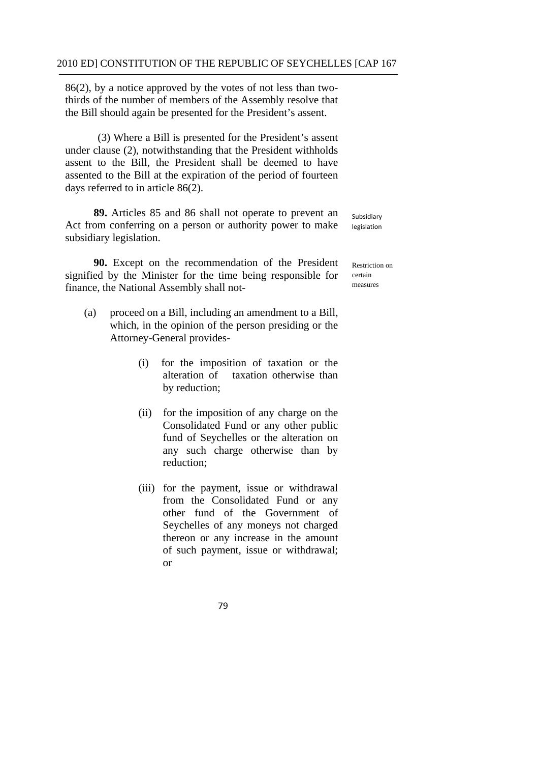86(2), by a notice approved by the votes of not less than two-thirds of the number of members of the Assembly resolve that the Bill should again be presented for the President's assent.

(3) Where a Bill is presented for the President's assent under clause (2), notwithstanding that the President withholds assent to the Bill, the President shall be deemed to have assented to the Bill at the expiration of the period of fourteen days referred to in article 86(2).

Subsidiary legislation

**89.** Articles 85 and 86 shall not operate to prevent an Act from conferring on a person or authority power to make subsidiary legislation.

Restriction on certain measures

**90.** Except on the recommendation of the President signified by the Minister for the time being responsible for finance, the National Assembly shall not-

(a) proceed on a Bill, including an amendment to a Bill, which, in the opinion of the person presiding or the Attorney-General provides-

(i) for the imposition of taxation or the alteration of taxation otherwise than by reduction;

(ii) for the imposition of any charge on the Consolidated Fund or any other public fund of Seychelles or the alteration on any such charge otherwise than by reduction;

(iii) for the payment, issue or withdrawal from the Consolidated Fund or any other fund of the Government of Seychelles of any moneys not charged thereon or any increase in the amount of such payment, issue or withdrawal; or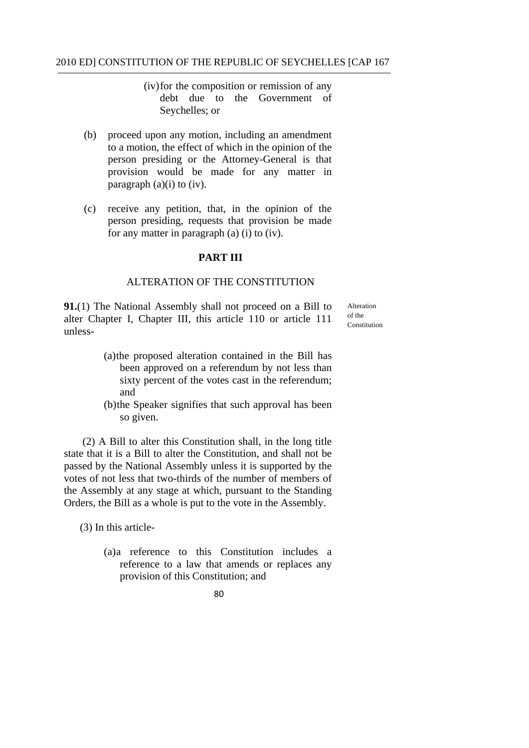(iv) for the composition or remission of any debt due to the Government of Seychelles; or

(b) proceed upon any motion, including an amendment to a motion, the effect of which in the opinion of the person presiding or the Attorney-General is that provision would be made for any matter in paragraph (a)(i) to (iv).

(c) receive any petition, that, in the opinion of the person presiding, requests that provision be made for any matter in paragraph (a) (i) to (iv).

## PART III

### ALTERATION OF THE CONSTITUTION

*Alteration of the Constitution*

**91.**(1) The National Assembly shall not proceed on a Bill to alter Chapter I, Chapter III, this article 110 or article 111 unless-

(a) the proposed alteration contained in the Bill has been approved on a referendum by not less than sixty percent of the votes cast in the referendum; and

(b) the Speaker signifies that such approval has been so given.

(2) A Bill to alter this Constitution shall, in the long title state that it is a Bill to alter the Constitution, and shall not be passed by the National Assembly unless it is supported by the votes of not less that two-thirds of the number of members of the Assembly at any stage at which, pursuant to the Standing Orders, the Bill as a whole is put to the vote in the Assembly.

(3) In this article-

(a) a reference to this Constitution includes a reference to a law that amends or replaces any provision of this Constitution; and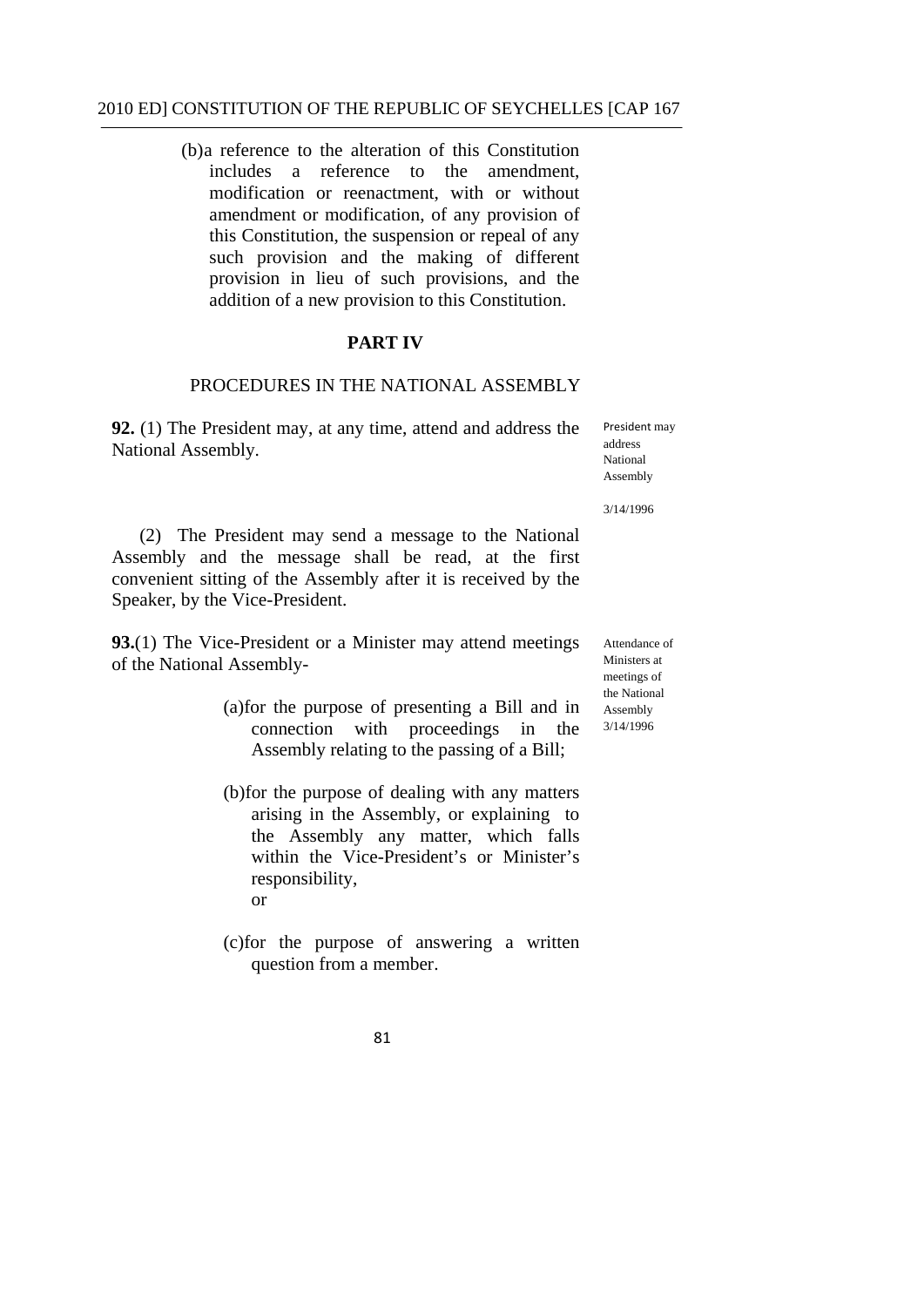(b) a reference to the alteration of this Constitution includes a reference to the amendment, modification or reenactment, with or without amendment or modification, of any provision of this Constitution, the suspension or repeal of any such provision and the making of different provision in lieu of such provisions, and the addition of a new provision to this Constitution.

## PART IV

### PROCEDURES IN THE NATIONAL ASSEMBLY

**92.** (1) The President may, at any time, attend and address the National Assembly.

President may address National Assembly

3/14/1996

(2) The President may send a message to the National Assembly and the message shall be read, at the first convenient sitting of the Assembly after it is received by the Speaker, by the Vice-President.

**93.**(1) The Vice-President or a Minister may attend meetings of the National Assembly-

Attendance of Ministers at meetings of the National Assembly 3/14/1996

(a) for the purpose of presenting a Bill and in connection with proceedings in the Assembly relating to the passing of a Bill;

(b) for the purpose of dealing with any matters arising in the Assembly, or explaining to the Assembly any matter, which falls within the Vice-President's or Minister's responsibility,
or

(c) for the purpose of answering a written question from a member.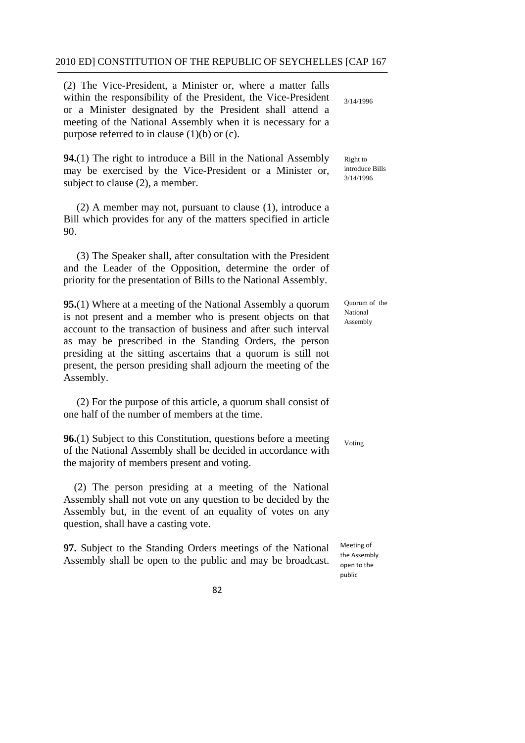(2) The Vice-President, a Minister or, where a matter falls within the responsibility of the President, the Vice-President or a Minister designated by the President shall attend a meeting of the National Assembly when it is necessary for a purpose referred to in clause (1)(b) or (c).

3/14/1996

**94.**(1) The right to introduce a Bill in the National Assembly may be exercised by the Vice-President or a Minister or, subject to clause (2), a member.

Right to introduce Bills 3/14/1996

(2) A member may not, pursuant to clause (1), introduce a Bill which provides for any of the matters specified in article 90.

(3) The Speaker shall, after consultation with the President and the Leader of the Opposition, determine the order of priority for the presentation of Bills to the National Assembly.

**95.**(1) Where at a meeting of the National Assembly a quorum is not present and a member who is present objects on that account to the transaction of business and after such interval as may be prescribed in the Standing Orders, the person presiding at the sitting ascertains that a quorum is still not present, the person presiding shall adjourn the meeting of the Assembly.

Quorum of the National Assembly

(2) For the purpose of this article, a quorum shall consist of one half of the number of members at the time.

**96.**(1) Subject to this Constitution, questions before a meeting of the National Assembly shall be decided in accordance with the majority of members present and voting.

Voting

(2) The person presiding at a meeting of the National Assembly shall not vote on any question to be decided by the Assembly but, in the event of an equality of votes on any question, shall have a casting vote.

**97.** Subject to the Standing Orders meetings of the National Assembly shall be open to the public and may be broadcast.

Meeting of the Assembly open to the public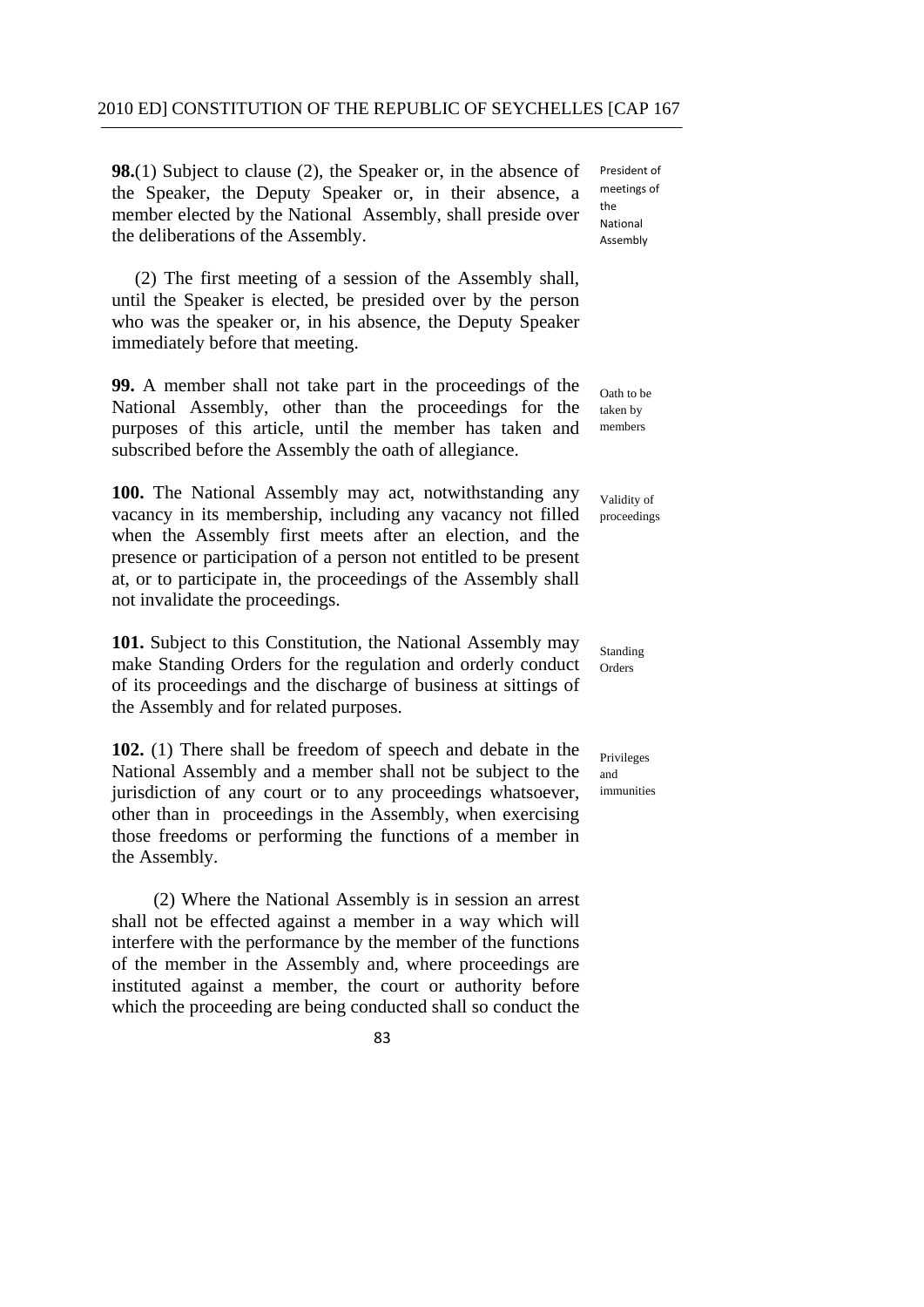**98.**(1) Subject to clause (2), the Speaker or, in the absence of the Speaker, the Deputy Speaker or, in their absence, a member elected by the National Assembly, shall preside over the deliberations of the Assembly.

President of meetings of the National Assembly

(2) The first meeting of a session of the Assembly shall, until the Speaker is elected, be presided over by the person who was the speaker or, in his absence, the Deputy Speaker immediately before that meeting.

**99.** A member shall not take part in the proceedings of the National Assembly, other than the proceedings for the purposes of this article, until the member has taken and subscribed before the Assembly the oath of allegiance.

Oath to be taken by members

**100.** The National Assembly may act, notwithstanding any vacancy in its membership, including any vacancy not filled when the Assembly first meets after an election, and the presence or participation of a person not entitled to be present at, or to participate in, the proceedings of the Assembly shall not invalidate the proceedings.

Validity of proceedings

**101.** Subject to this Constitution, the National Assembly may make Standing Orders for the regulation and orderly conduct of its proceedings and the discharge of business at sittings of the Assembly and for related purposes.

Standing Orders

**102.** (1) There shall be freedom of speech and debate in the National Assembly and a member shall not be subject to the jurisdiction of any court or to any proceedings whatsoever, other than in proceedings in the Assembly, when exercising those freedoms or performing the functions of a member in the Assembly.

Privileges and immunities

(2) Where the National Assembly is in session an arrest shall not be effected against a member in a way which will interfere with the performance by the member of the functions of the member in the Assembly and, where proceedings are instituted against a member, the court or authority before which the proceeding are being conducted shall so conduct the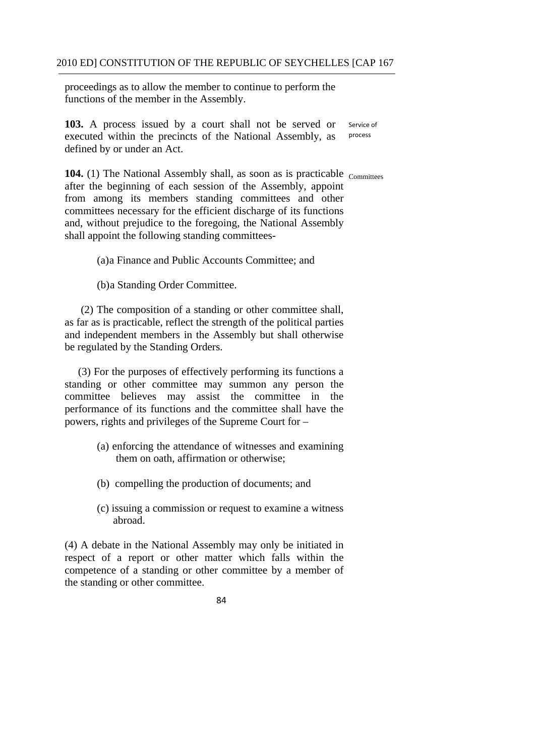proceedings as to allow the member to continue to perform the functions of the member in the Assembly.

**103.** A process issued by a court shall not be served or executed within the precincts of the National Assembly, as defined by or under an Act.

Service of process

**104.** (1) The National Assembly shall, as soon as is practicable after the beginning of each session of the Assembly, appoint from among its members standing committees and other committees necessary for the efficient discharge of its functions and, without prejudice to the foregoing, the National Assembly shall appoint the following standing committees-

Committees

(a)a Finance and Public Accounts Committee; and

(b)a Standing Order Committee.

(2) The composition of a standing or other committee shall, as far as is practicable, reflect the strength of the political parties and independent members in the Assembly but shall otherwise be regulated by the Standing Orders.

(3) For the purposes of effectively performing its functions a standing or other committee may summon any person the committee believes may assist the committee in the performance of its functions and the committee shall have the powers, rights and privileges of the Supreme Court for –

(a) enforcing the attendance of witnesses and examining them on oath, affirmation or otherwise;

(b) compelling the production of documents; and

(c) issuing a commission or request to examine a witness abroad.

(4) A debate in the National Assembly may only be initiated in respect of a report or other matter which falls within the competence of a standing or other committee by a member of the standing or other committee.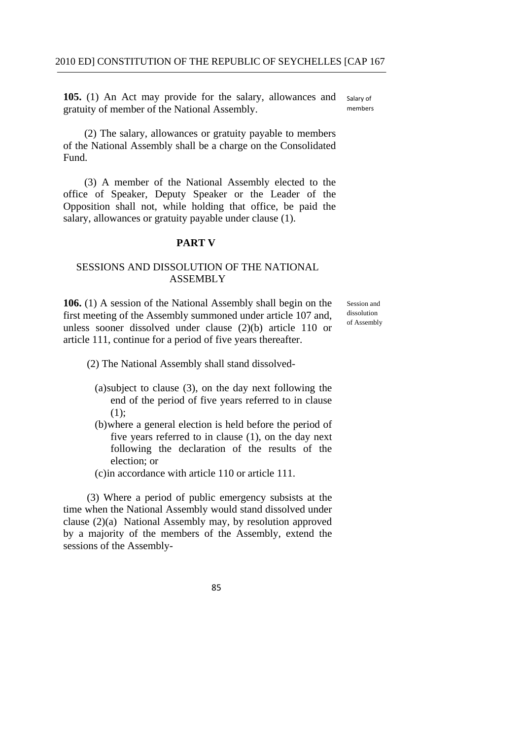**105.** (1) An Act may provide for the salary, allowances and gratuity of member of the National Assembly.

Salary of members

(2) The salary, allowances or gratuity payable to members of the National Assembly shall be a charge on the Consolidated Fund.

(3) A member of the National Assembly elected to the office of Speaker, Deputy Speaker or the Leader of the Opposition shall not, while holding that office, be paid the salary, allowances or gratuity payable under clause (1).

## PART V

### SESSIONS AND DISSOLUTION OF THE NATIONAL ASSEMBLY

**106.** (1) A session of the National Assembly shall begin on the first meeting of the Assembly summoned under article 107 and, unless sooner dissolved under clause (2)(b) article 110 or article 111, continue for a period of five years thereafter.

Session and dissolution of Assembly

(2) The National Assembly shall stand dissolved-

(a) subject to clause (3), on the day next following the end of the period of five years referred to in clause (1);

(b) where a general election is held before the period of five years referred to in clause (1), on the day next following the declaration of the results of the election; or

(c) in accordance with article 110 or article 111.

(3) Where a period of public emergency subsists at the time when the National Assembly would stand dissolved under clause (2)(a) National Assembly may, by resolution approved by a majority of the members of the Assembly, extend the sessions of the Assembly-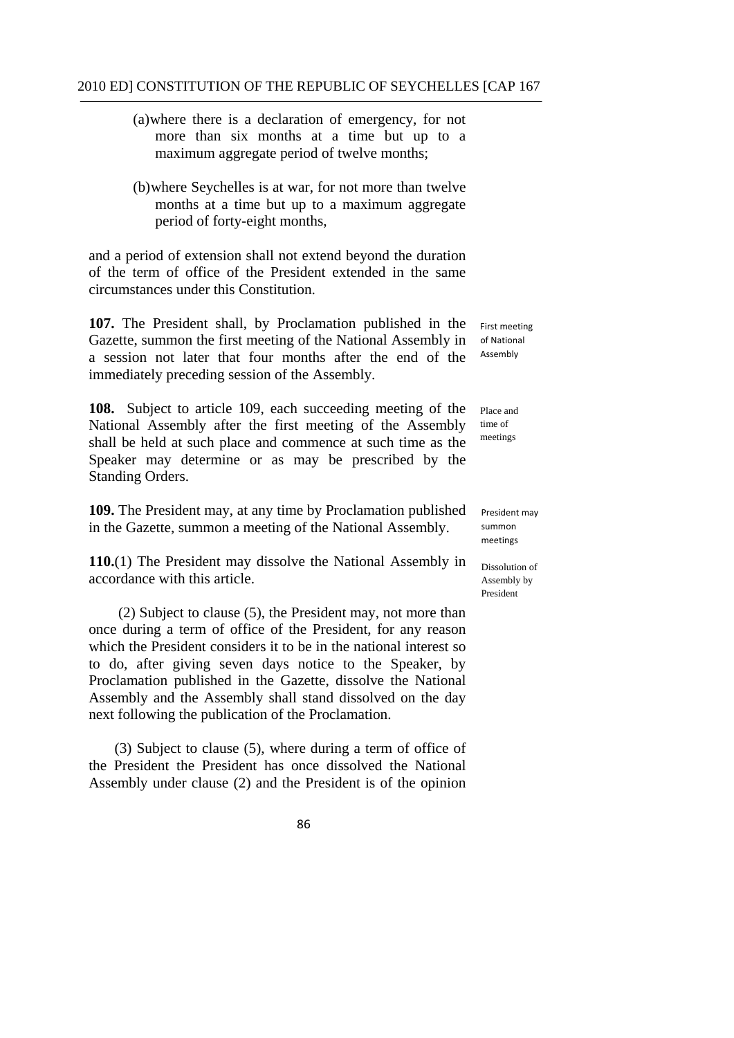(a) where there is a declaration of emergency, for not more than six months at a time but up to a maximum aggregate period of twelve months;

(b) where Seychelles is at war, for not more than twelve months at a time but up to a maximum aggregate period of forty-eight months,

and a period of extension shall not extend beyond the duration of the term of office of the President extended in the same circumstances under this Constitution.

*First meeting of National Assembly*

**107.** The President shall, by Proclamation published in the Gazette, summon the first meeting of the National Assembly in a session not later that four months after the end of the immediately preceding session of the Assembly.

*Place and time of meetings*

**108.** Subject to article 109, each succeeding meeting of the National Assembly after the first meeting of the Assembly shall be held at such place and commence at such time as the Speaker may determine or as may be prescribed by the Standing Orders.

*President may summon meetings*

**109.** The President may, at any time by Proclamation published in the Gazette, summon a meeting of the National Assembly.

*Dissolution of Assembly by President*

**110.**(1) The President may dissolve the National Assembly in accordance with this article.

(2) Subject to clause (5), the President may, not more than once during a term of office of the President, for any reason which the President considers it to be in the national interest so to do, after giving seven days notice to the Speaker, by Proclamation published in the Gazette, dissolve the National Assembly and the Assembly shall stand dissolved on the day next following the publication of the Proclamation.

(3) Subject to clause (5), where during a term of office of the President the President has once dissolved the National Assembly under clause (2) and the President is of the opinion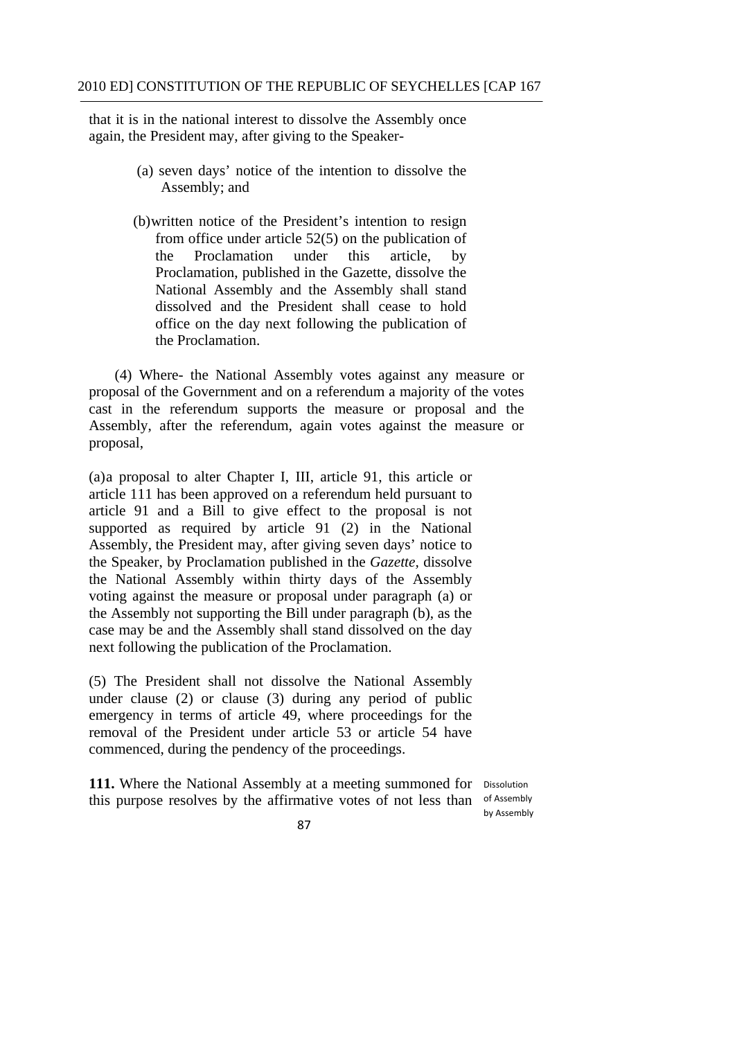that it is in the national interest to dissolve the Assembly once again, the President may, after giving to the Speaker-

(a) seven days' notice of the intention to dissolve the Assembly; and

(b)written notice of the President's intention to resign from office under article 52(5) on the publication of the Proclamation under this article, by Proclamation, published in the Gazette, dissolve the National Assembly and the Assembly shall stand dissolved and the President shall cease to hold office on the day next following the publication of the Proclamation.

(4) Where- the National Assembly votes against any measure or proposal of the Government and on a referendum a majority of the votes cast in the referendum supports the measure or proposal and the Assembly, after the referendum, again votes against the measure or proposal,

(a)a proposal to alter Chapter I, III, article 91, this article or article 111 has been approved on a referendum held pursuant to article 91 and a Bill to give effect to the proposal is not supported as required by article 91 (2) in the National Assembly, the President may, after giving seven days' notice to the Speaker, by Proclamation published in the *Gazette*, dissolve the National Assembly within thirty days of the Assembly voting against the measure or proposal under paragraph (a) or the Assembly not supporting the Bill under paragraph (b), as the case may be and the Assembly shall stand dissolved on the day next following the publication of the Proclamation.

(5) The President shall not dissolve the National Assembly under clause (2) or clause (3) during any period of public emergency in terms of article 49, where proceedings for the removal of the President under article 53 or article 54 have commenced, during the pendency of the proceedings.

Dissolution of Assembly by Assembly

**111.** Where the National Assembly at a meeting summoned for this purpose resolves by the affirmative votes of not less than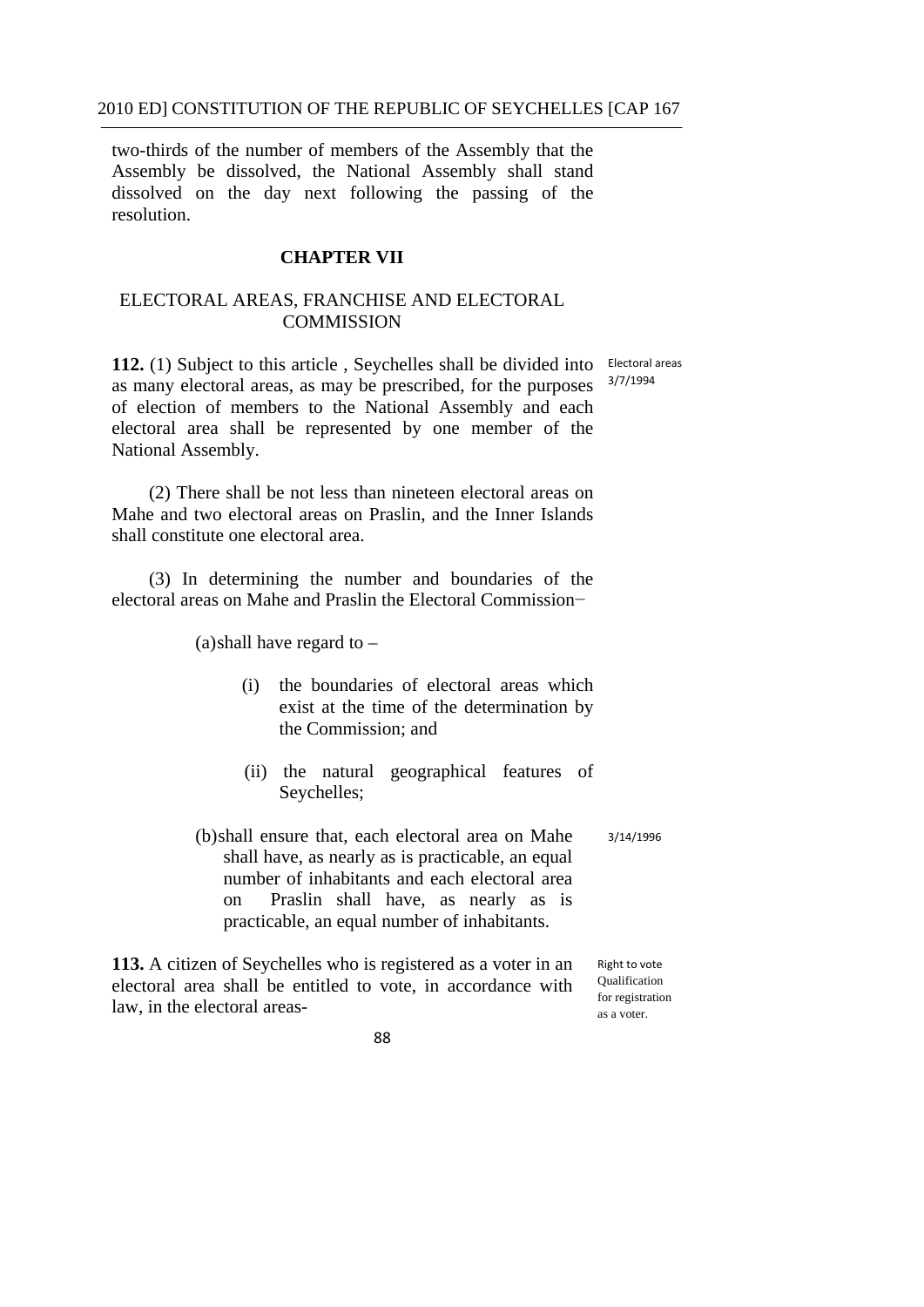two-thirds of the number of members of the Assembly that the Assembly be dissolved, the National Assembly shall stand dissolved on the day next following the passing of the resolution.

## CHAPTER VII

## ELECTORAL AREAS, FRANCHISE AND ELECTORAL COMMISSION

Electoral areas
3/7/1994

**112.** (1) Subject to this article , Seychelles shall be divided into as many electoral areas, as may be prescribed, for the purposes of election of members to the National Assembly and each electoral area shall be represented by one member of the National Assembly.

(2) There shall be not less than nineteen electoral areas on Mahe and two electoral areas on Praslin, and the Inner Islands shall constitute one electoral area.

(3) In determining the number and boundaries of the electoral areas on Mahe and Praslin the Electoral Commission−

(a) shall have regard to –

(i) the boundaries of electoral areas which exist at the time of the determination by the Commission; and

(ii) the natural geographical features of Seychelles;

3/14/1996

(b) shall ensure that, each electoral area on Mahe shall have, as nearly as is practicable, an equal number of inhabitants and each electoral area on Praslin shall have, as nearly as is practicable, an equal number of inhabitants.

Right to vote
Qualification for registration as a voter.

**113.** A citizen of Seychelles who is registered as a voter in an electoral area shall be entitled to vote, in accordance with law, in the electoral areas-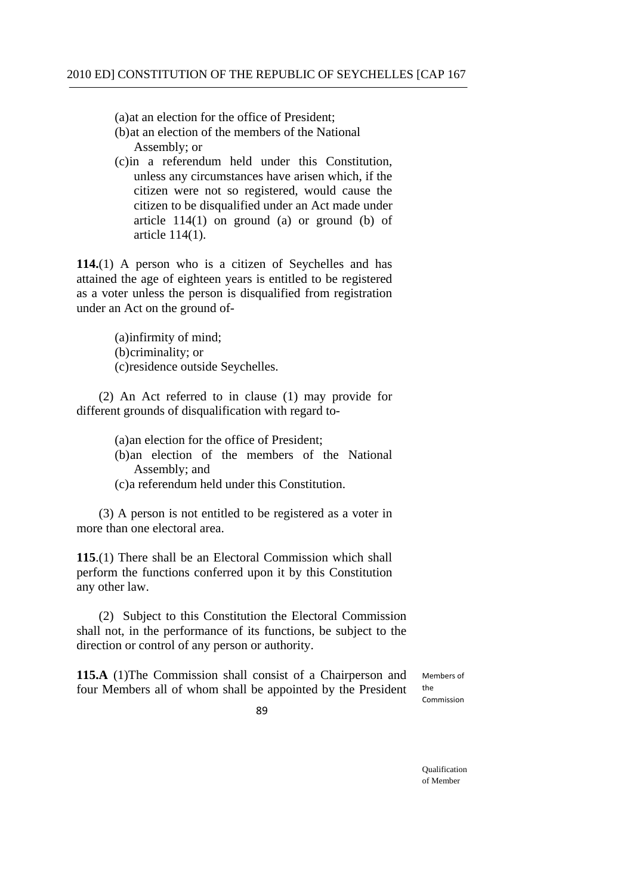(a) at an election for the office of President;

(b) at an election of the members of the National Assembly; or

(c) in a referendum held under this Constitution, unless any circumstances have arisen which, if the citizen were not so registered, would cause the citizen to be disqualified under an Act made under article 114(1) on ground (a) or ground (b) of article 114(1).

**114.**(1) A person who is a citizen of Seychelles and has attained the age of eighteen years is entitled to be registered as a voter unless the person is disqualified from registration under an Act on the ground of-

(a) infirmity of mind;

(b) criminality; or

(c) residence outside Seychelles.

(2) An Act referred to in clause (1) may provide for different grounds of disqualification with regard to-

(a) an election for the office of President;

(b) an election of the members of the National Assembly; and

(c) a referendum held under this Constitution.

(3) A person is not entitled to be registered as a voter in more than one electoral area.

**115**.(1) There shall be an Electoral Commission which shall perform the functions conferred upon it by this Constitution any other law.

(2) Subject to this Constitution the Electoral Commission shall not, in the performance of its functions, be subject to the direction or control of any person or authority.

Members of the Commission

**115.A** (1)The Commission shall consist of a Chairperson and four Members all of whom shall be appointed by the President

Qualification of Member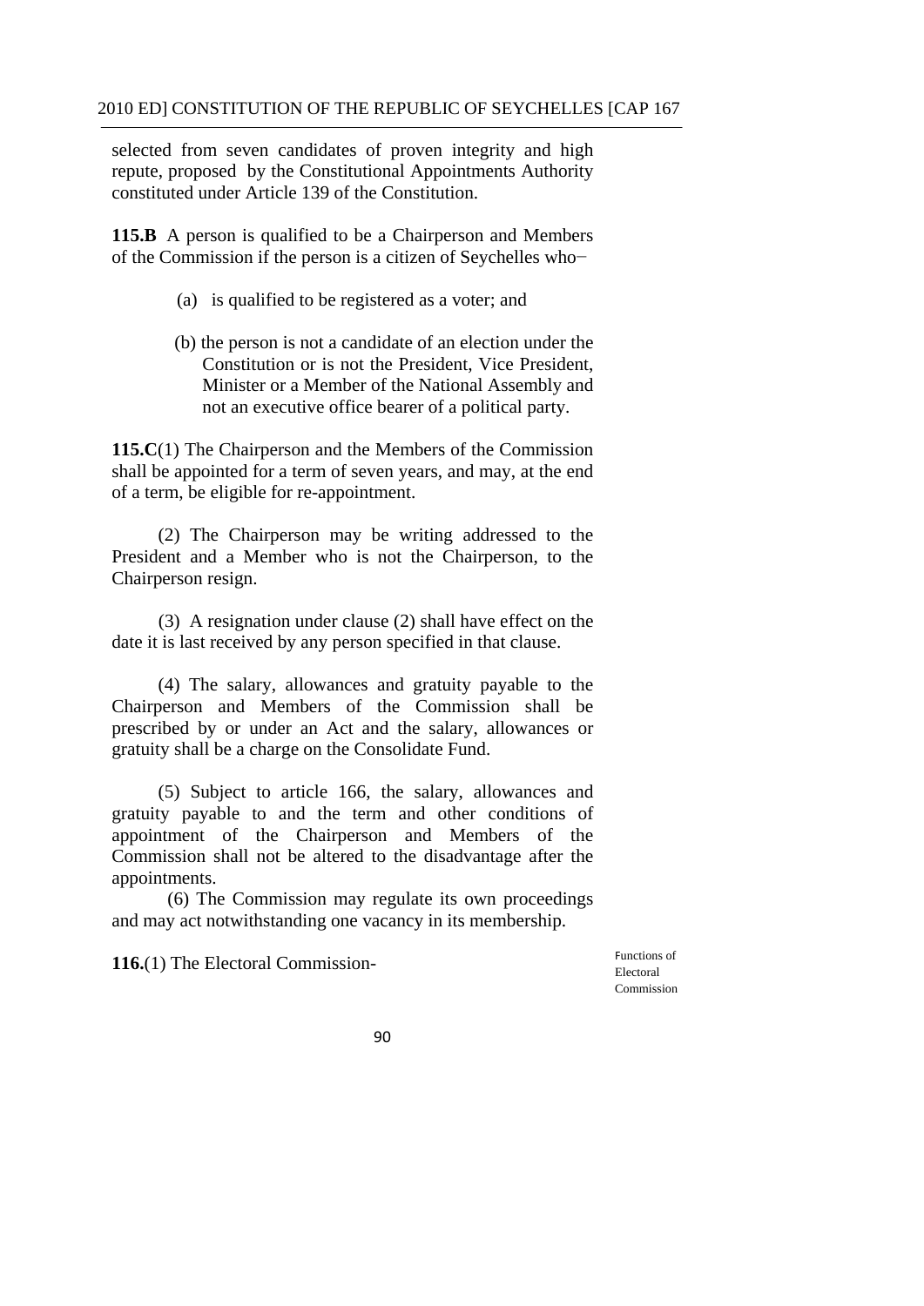selected from seven candidates of proven integrity and high repute, proposed by the Constitutional Appointments Authority constituted under Article 139 of the Constitution.

**115.B** A person is qualified to be a Chairperson and Members of the Commission if the person is a citizen of Seychelles who−

(a) is qualified to be registered as a voter; and

(b) the person is not a candidate of an election under the Constitution or is not the President, Vice President, Minister or a Member of the National Assembly and not an executive office bearer of a political party.

**115.C**(1) The Chairperson and the Members of the Commission shall be appointed for a term of seven years, and may, at the end of a term, be eligible for re-appointment.

(2) The Chairperson may be writing addressed to the President and a Member who is not the Chairperson, to the Chairperson resign.

(3) A resignation under clause (2) shall have effect on the date it is last received by any person specified in that clause.

(4) The salary, allowances and gratuity payable to the Chairperson and Members of the Commission shall be prescribed by or under an Act and the salary, allowances or gratuity shall be a charge on the Consolidate Fund.

(5) Subject to article 166, the salary, allowances and gratuity payable to and the term and other conditions of appointment of the Chairperson and Members of the Commission shall not be altered to the disadvantage after the appointments.

(6) The Commission may regulate its own proceedings and may act notwithstanding one vacancy in its membership.

Functions of Electoral Commission

**116.**(1) The Electoral Commission-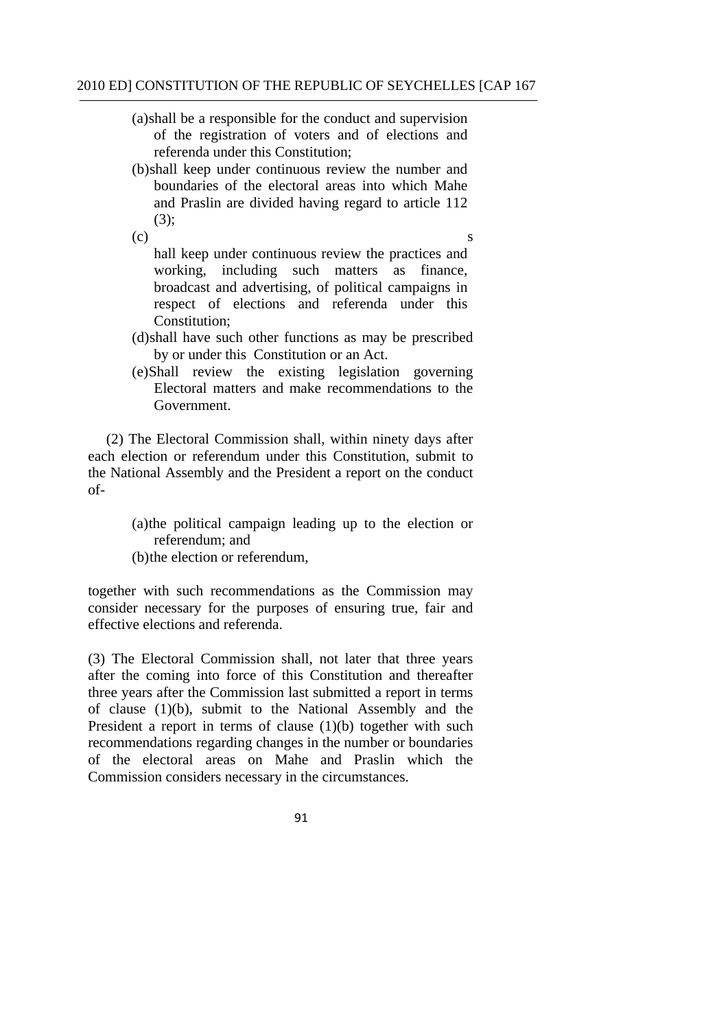(a) shall be a responsible for the conduct and supervision of the registration of voters and of elections and referenda under this Constitution;

(b) shall keep under continuous review the number and boundaries of the electoral areas into which Mahe and Praslin are divided having regard to article 112 (3);

(c) shall keep under continuous review the practices and working, including such matters as finance, broadcast and advertising, of political campaigns in respect of elections and referenda under this Constitution;

(d) shall have such other functions as may be prescribed by or under this Constitution or an Act.

(e) Shall review the existing legislation governing Electoral matters and make recommendations to the Government.

(2) The Electoral Commission shall, within ninety days after each election or referendum under this Constitution, submit to the National Assembly and the President a report on the conduct of-

(a) the political campaign leading up to the election or referendum; and

(b) the election or referendum,

together with such recommendations as the Commission may consider necessary for the purposes of ensuring true, fair and effective elections and referenda.

(3) The Electoral Commission shall, not later that three years after the coming into force of this Constitution and thereafter three years after the Commission last submitted a report in terms of clause (1)(b), submit to the National Assembly and the President a report in terms of clause (1)(b) together with such recommendations regarding changes in the number or boundaries of the electoral areas on Mahe and Praslin which the Commission considers necessary in the circumstances.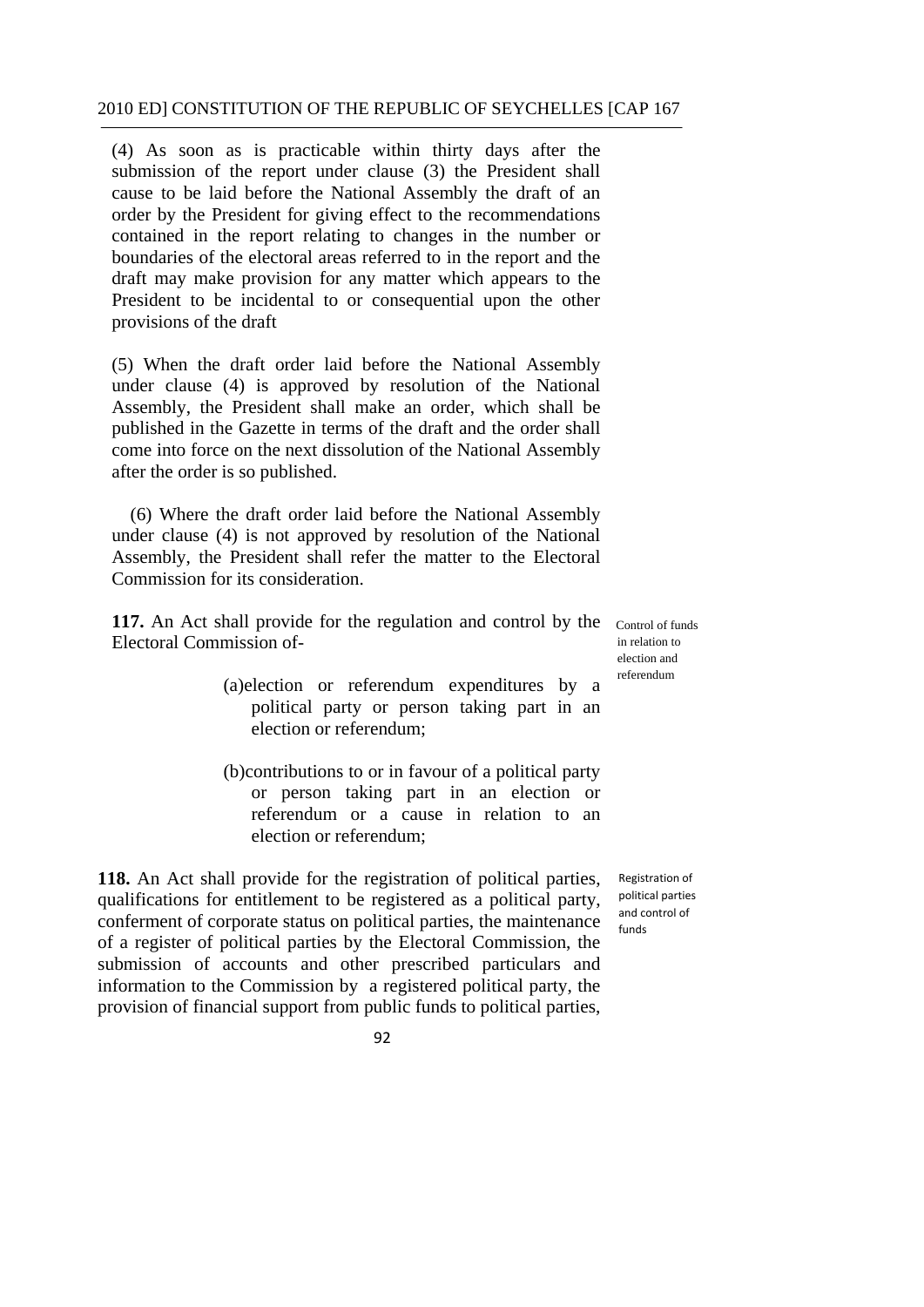(4) As soon as is practicable within thirty days after the submission of the report under clause (3) the President shall cause to be laid before the National Assembly the draft of an order by the President for giving effect to the recommendations contained in the report relating to changes in the number or boundaries of the electoral areas referred to in the report and the draft may make provision for any matter which appears to the President to be incidental to or consequential upon the other provisions of the draft

(5) When the draft order laid before the National Assembly under clause (4) is approved by resolution of the National Assembly, the President shall make an order, which shall be published in the Gazette in terms of the draft and the order shall come into force on the next dissolution of the National Assembly after the order is so published.

(6) Where the draft order laid before the National Assembly under clause (4) is not approved by resolution of the National Assembly, the President shall refer the matter to the Electoral Commission for its consideration.

Control of funds in relation to election and referendum

**117.** An Act shall provide for the regulation and control by the Electoral Commission of-

(a) election or referendum expenditures by a political party or person taking part in an election or referendum;

(b) contributions to or in favour of a political party or person taking part in an election or referendum or a cause in relation to an election or referendum;

Registration of political parties and control of funds

**118.** An Act shall provide for the registration of political parties, qualifications for entitlement to be registered as a political party, conferment of corporate status on political parties, the maintenance of a register of political parties by the Electoral Commission, the submission of accounts and other prescribed particulars and information to the Commission by a registered political party, the provision of financial support from public funds to political parties,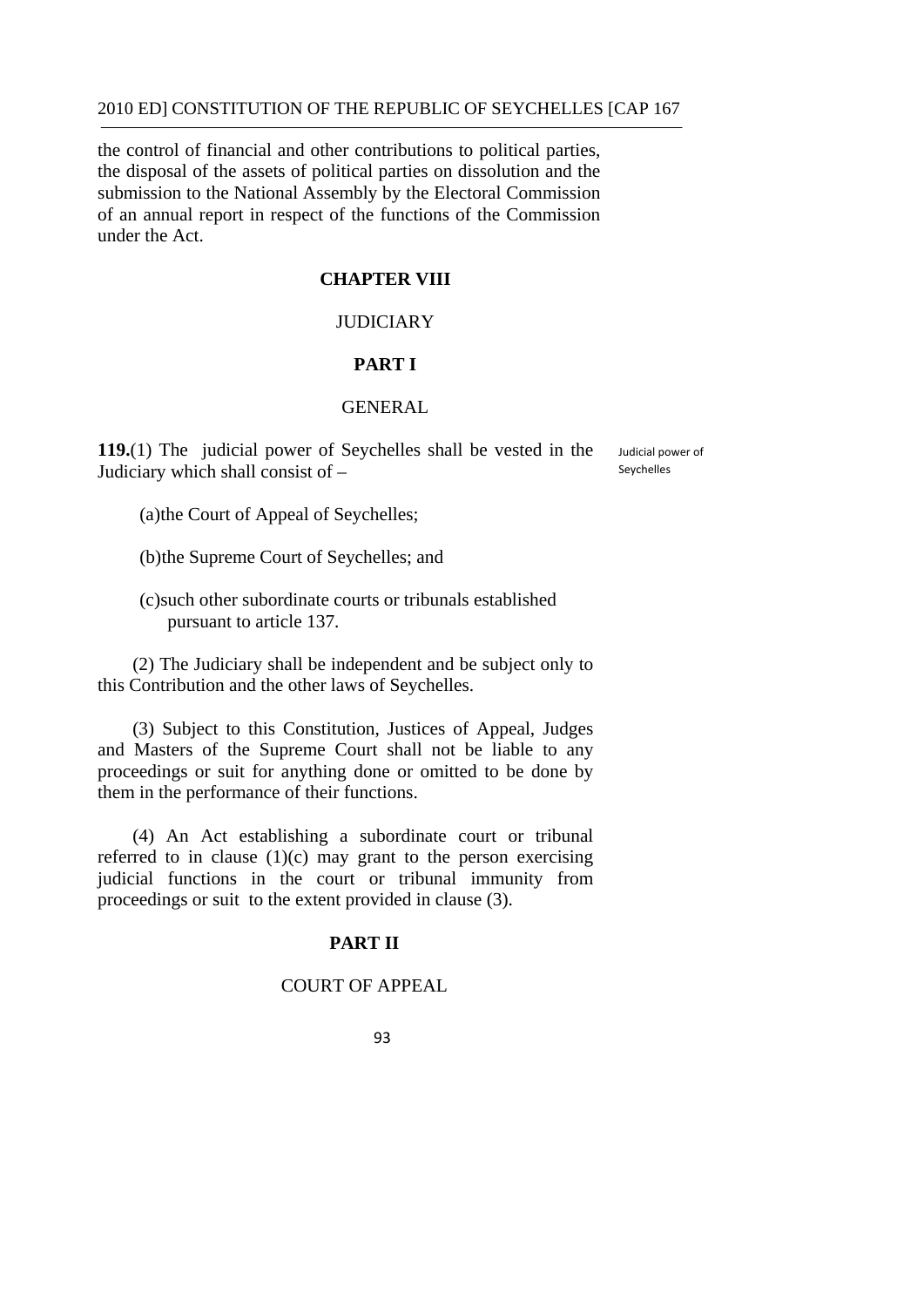the control of financial and other contributions to political parties, the disposal of the assets of political parties on dissolution and the submission to the National Assembly by the Electoral Commission of an annual report in respect of the functions of the Commission under the Act.

## CHAPTER VIII

## JUDICIARY

### PART I

### GENERAL

Judicial power of Seychelles

**119.**(1) The judicial power of Seychelles shall be vested in the Judiciary which shall consist of –

(a)the Court of Appeal of Seychelles;

(b)the Supreme Court of Seychelles; and

(c)such other subordinate courts or tribunals established pursuant to article 137.

(2) The Judiciary shall be independent and be subject only to this Contribution and the other laws of Seychelles.

(3) Subject to this Constitution, Justices of Appeal, Judges and Masters of the Supreme Court shall not be liable to any proceedings or suit for anything done or omitted to be done by them in the performance of their functions.

(4) An Act establishing a subordinate court or tribunal referred to in clause (1)(c) may grant to the person exercising judicial functions in the court or tribunal immunity from proceedings or suit to the extent provided in clause (3).

### PART II

### COURT OF APPEAL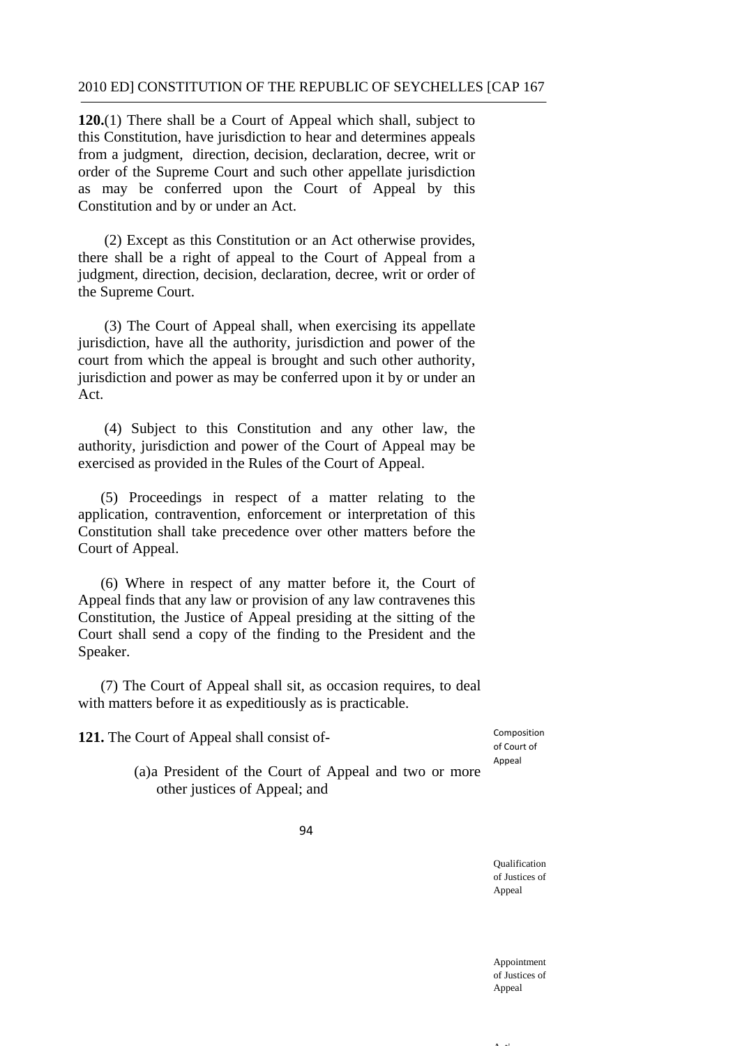**120.**(1) There shall be a Court of Appeal which shall, subject to this Constitution, have jurisdiction to hear and determines appeals from a judgment, direction, decision, declaration, decree, writ or order of the Supreme Court and such other appellate jurisdiction as may be conferred upon the Court of Appeal by this Constitution and by or under an Act.

(2) Except as this Constitution or an Act otherwise provides, there shall be a right of appeal to the Court of Appeal from a judgment, direction, decision, declaration, decree, writ or order of the Supreme Court.

(3) The Court of Appeal shall, when exercising its appellate jurisdiction, have all the authority, jurisdiction and power of the court from which the appeal is brought and such other authority, jurisdiction and power as may be conferred upon it by or under an Act.

(4) Subject to this Constitution and any other law, the authority, jurisdiction and power of the Court of Appeal may be exercised as provided in the Rules of the Court of Appeal.

(5) Proceedings in respect of a matter relating to the application, contravention, enforcement or interpretation of this Constitution shall take precedence over other matters before the Court of Appeal.

(6) Where in respect of any matter before it, the Court of Appeal finds that any law or provision of any law contravenes this Constitution, the Justice of Appeal presiding at the sitting of the Court shall send a copy of the finding to the President and the Speaker.

(7) The Court of Appeal shall sit, as occasion requires, to deal with matters before it as expeditiously as is practicable.

Composition of Court of Appeal

**121.** The Court of Appeal shall consist of-

(a) a President of the Court of Appeal and two or more other justices of Appeal; and

Qualification of Justices of Appeal

Appointment of Justices of Appeal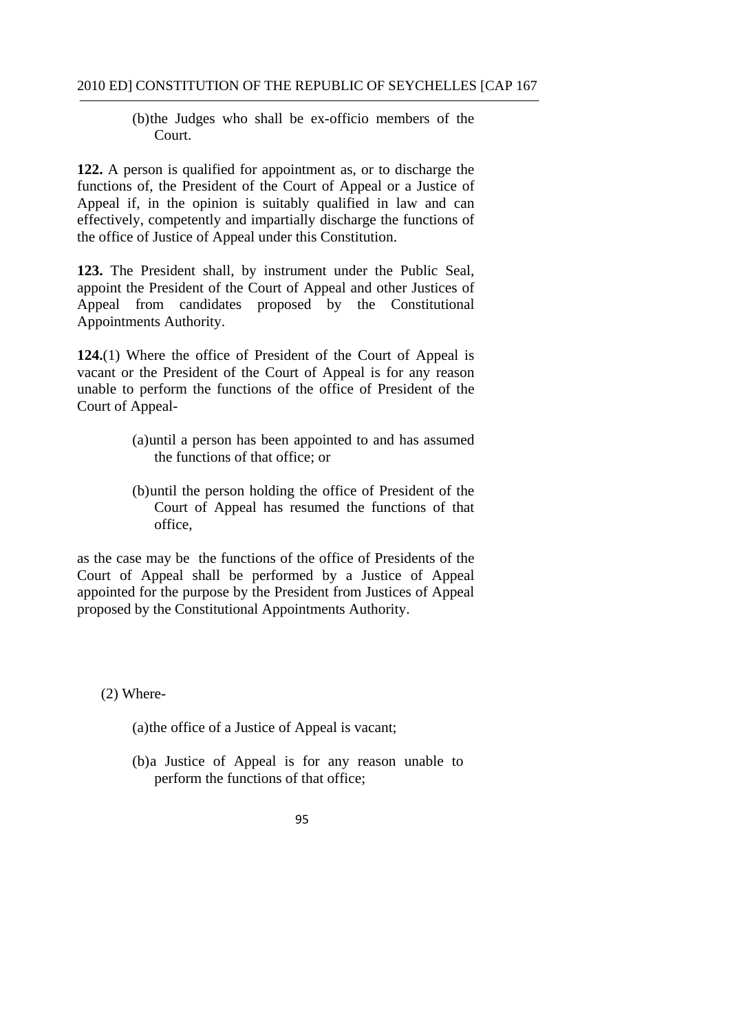(b) the Judges who shall be ex-officio members of the Court.

**122.** A person is qualified for appointment as, or to discharge the functions of, the President of the Court of Appeal or a Justice of Appeal if, in the opinion is suitably qualified in law and can effectively, competently and impartially discharge the functions of the office of Justice of Appeal under this Constitution.

**123.** The President shall, by instrument under the Public Seal, appoint the President of the Court of Appeal and other Justices of Appeal from candidates proposed by the Constitutional Appointments Authority.

**124.**(1) Where the office of President of the Court of Appeal is vacant or the President of the Court of Appeal is for any reason unable to perform the functions of the office of President of the Court of Appeal-

(a) until a person has been appointed to and has assumed the functions of that office; or

(b) until the person holding the office of President of the Court of Appeal has resumed the functions of that office,

as the case may be the functions of the office of Presidents of the Court of Appeal shall be performed by a Justice of Appeal appointed for the purpose by the President from Justices of Appeal proposed by the Constitutional Appointments Authority.

(2) Where-

(a) the office of a Justice of Appeal is vacant;

(b) a Justice of Appeal is for any reason unable to perform the functions of that office;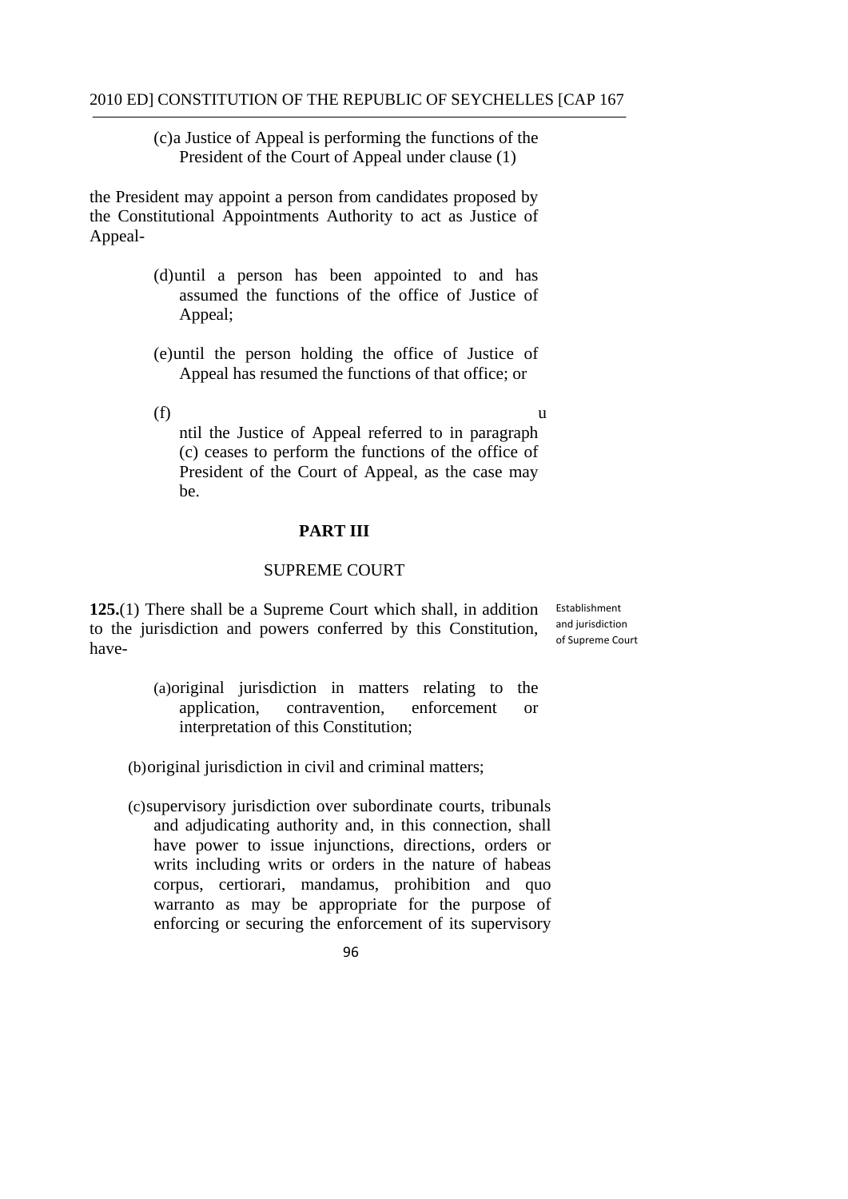(c) a Justice of Appeal is performing the functions of the President of the Court of Appeal under clause (1)

the President may appoint a person from candidates proposed by the Constitutional Appointments Authority to act as Justice of Appeal-

(d) until a person has been appointed to and has assumed the functions of the office of Justice of Appeal;

(e) until the person holding the office of Justice of Appeal has resumed the functions of that office; or

(f) until the Justice of Appeal referred to in paragraph (c) ceases to perform the functions of the office of President of the Court of Appeal, as the case may be.

## PART III

### SUPREME COURT

Establishment and jurisdiction of Supreme Court

**125.**(1) There shall be a Supreme Court which shall, in addition to the jurisdiction and powers conferred by this Constitution, have-

(a) original jurisdiction in matters relating to the application, contravention, enforcement or interpretation of this Constitution;

(b) original jurisdiction in civil and criminal matters;

(c) supervisory jurisdiction over subordinate courts, tribunals and adjudicating authority and, in this connection, shall have power to issue injunctions, directions, orders or writs including writs or orders in the nature of habeas corpus, certiorari, mandamus, prohibition and quo warranto as may be appropriate for the purpose of enforcing or securing the enforcement of its supervisory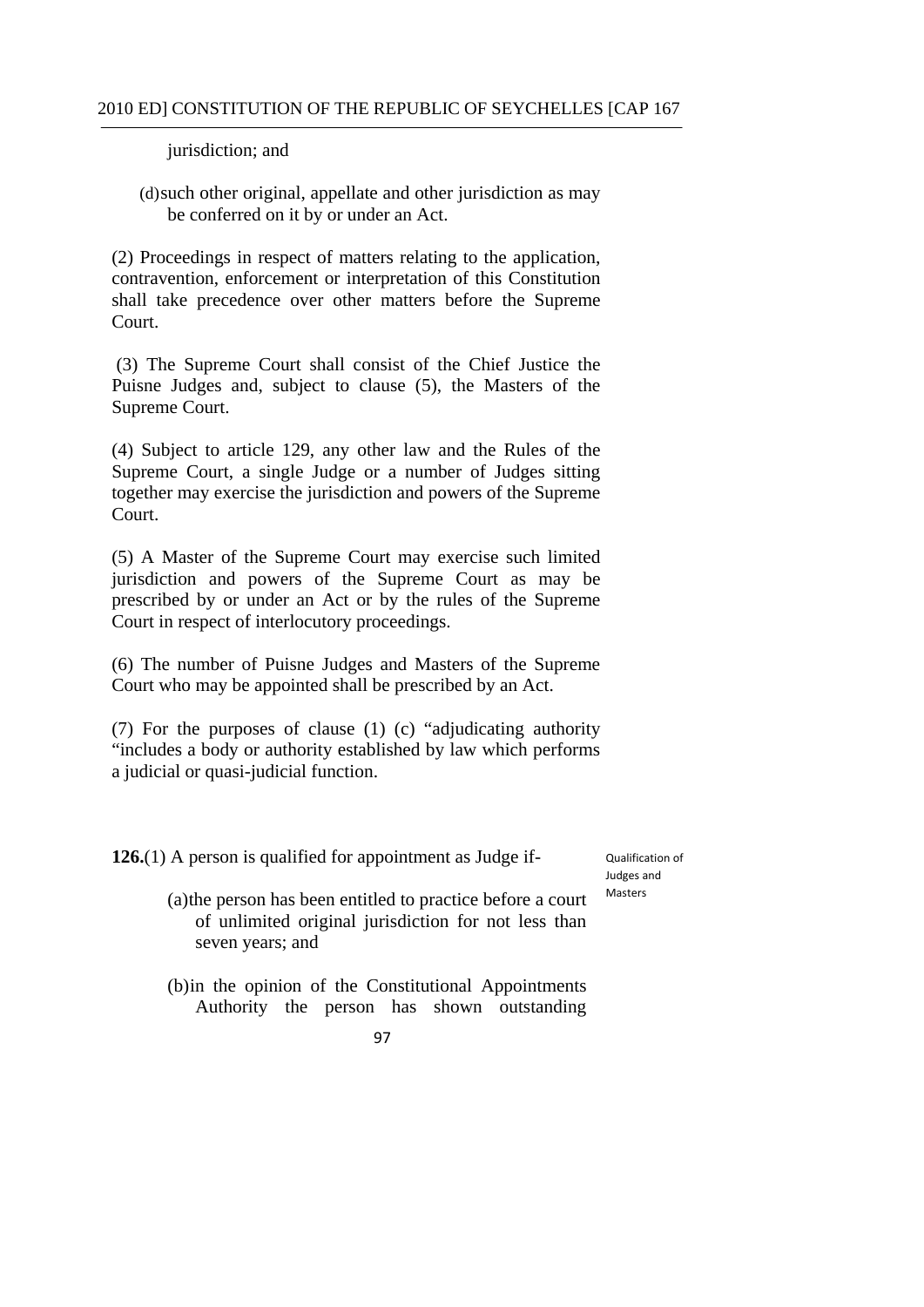jurisdiction; and

(d) such other original, appellate and other jurisdiction as may be conferred on it by or under an Act.

(2) Proceedings in respect of matters relating to the application, contravention, enforcement or interpretation of this Constitution shall take precedence over other matters before the Supreme Court.

(3) The Supreme Court shall consist of the Chief Justice the Puisne Judges and, subject to clause (5), the Masters of the Supreme Court.

(4) Subject to article 129, any other law and the Rules of the Supreme Court, a single Judge or a number of Judges sitting together may exercise the jurisdiction and powers of the Supreme Court.

(5) A Master of the Supreme Court may exercise such limited jurisdiction and powers of the Supreme Court as may be prescribed by or under an Act or by the rules of the Supreme Court in respect of interlocutory proceedings.

(6) The number of Puisne Judges and Masters of the Supreme Court who may be appointed shall be prescribed by an Act.

(7) For the purposes of clause (1) (c) "adjudicating authority "includes a body or authority established by law which performs a judicial or quasi-judicial function.

Qualification of Judges and Masters

**126.**(1) A person is qualified for appointment as Judge if-

(a) the person has been entitled to practice before a court of unlimited original jurisdiction for not less than seven years; and

(b) in the opinion of the Constitutional Appointments Authority the person has shown outstanding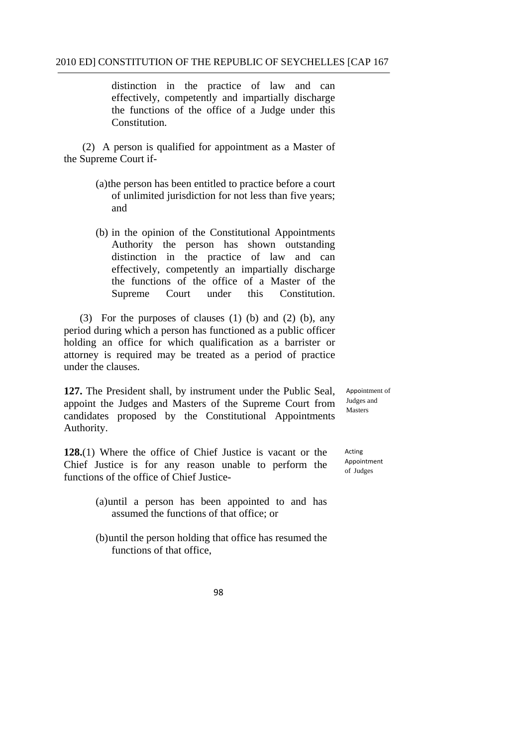distinction in the practice of law and can effectively, competently and impartially discharge the functions of the office of a Judge under this Constitution.

(2) A person is qualified for appointment as a Master of the Supreme Court if-

(a) the person has been entitled to practice before a court of unlimited jurisdiction for not less than five years; and

(b) in the opinion of the Constitutional Appointments Authority the person has shown outstanding distinction in the practice of law and can effectively, competently an impartially discharge the functions of the office of a Master of the Supreme Court under this Constitution.

(3) For the purposes of clauses (1) (b) and (2) (b), any period during which a person has functioned as a public officer holding an office for which qualification as a barrister or attorney is required may be treated as a period of practice under the clauses.

Appointment of Judges and Masters

**127.** The President shall, by instrument under the Public Seal, appoint the Judges and Masters of the Supreme Court from candidates proposed by the Constitutional Appointments Authority.

Acting Appointment of Judges

**128.**(1) Where the office of Chief Justice is vacant or the Chief Justice is for any reason unable to perform the functions of the office of Chief Justice-

(a) until a person has been appointed to and has assumed the functions of that office; or

(b) until the person holding that office has resumed the functions of that office,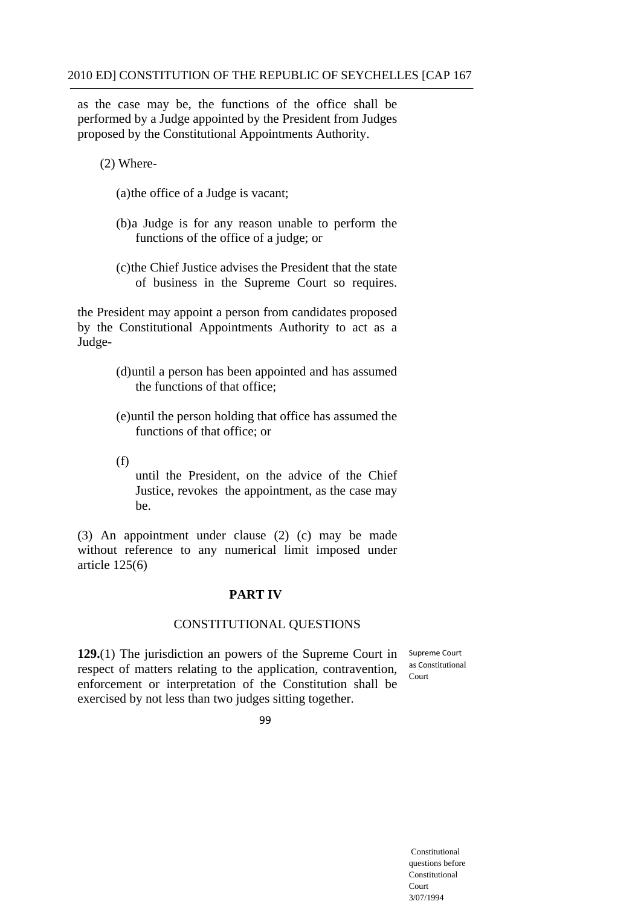as the case may be, the functions of the office shall be performed by a Judge appointed by the President from Judges proposed by the Constitutional Appointments Authority.

(2) Where-

(a) the office of a Judge is vacant;

(b) a Judge is for any reason unable to perform the functions of the office of a judge; or

(c) the Chief Justice advises the President that the state of business in the Supreme Court so requires.

the President may appoint a person from candidates proposed by the Constitutional Appointments Authority to act as a Judge-

(d) until a person has been appointed and has assumed the functions of that office;

(e) until the person holding that office has assumed the functions of that office; or

(f) until the President, on the advice of the Chief Justice, revokes the appointment, as the case may be.

(3) An appointment under clause (2) (c) may be made without reference to any numerical limit imposed under article 125(6)

## PART IV

### CONSTITUTIONAL QUESTIONS

Supreme Court as Constitutional Court

**129.**(1) The jurisdiction an powers of the Supreme Court in respect of matters relating to the application, contravention, enforcement or interpretation of the Constitution shall be exercised by not less than two judges sitting together.

Constitutional questions before Constitutional Court 3/07/1994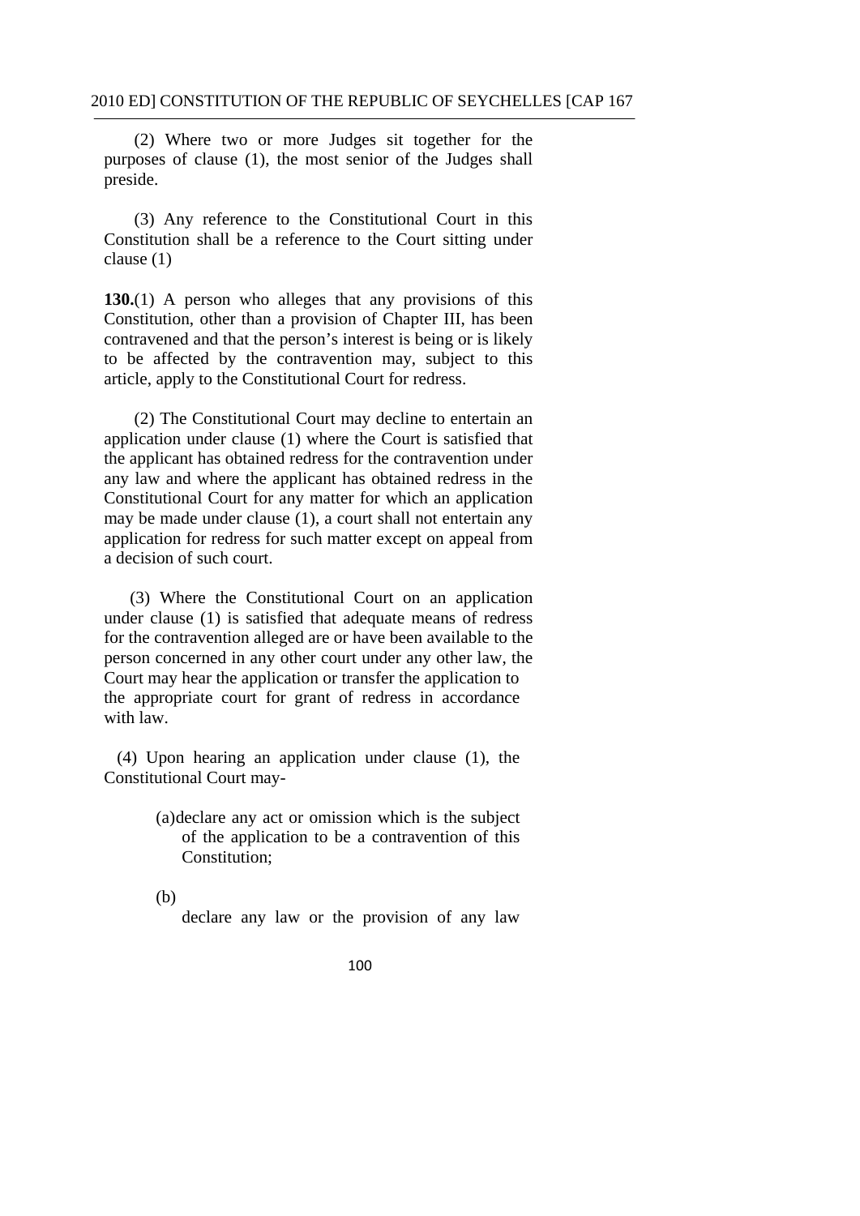(2) Where two or more Judges sit together for the purposes of clause (1), the most senior of the Judges shall preside.

(3) Any reference to the Constitutional Court in this Constitution shall be a reference to the Court sitting under clause (1)

**130.**(1) A person who alleges that any provisions of this Constitution, other than a provision of Chapter III, has been contravened and that the person's interest is being or is likely to be affected by the contravention may, subject to this article, apply to the Constitutional Court for redress.

(2) The Constitutional Court may decline to entertain an application under clause (1) where the Court is satisfied that the applicant has obtained redress for the contravention under any law and where the applicant has obtained redress in the Constitutional Court for any matter for which an application may be made under clause (1), a court shall not entertain any application for redress for such matter except on appeal from a decision of such court.

(3) Where the Constitutional Court on an application under clause (1) is satisfied that adequate means of redress for the contravention alleged are or have been available to the person concerned in any other court under any other law, the Court may hear the application or transfer the application to the appropriate court for grant of redress in accordance with law.

(4) Upon hearing an application under clause (1), the Constitutional Court may-

(a) declare any act or omission which is the subject of the application to be a contravention of this Constitution;

(b) declare any law or the provision of any law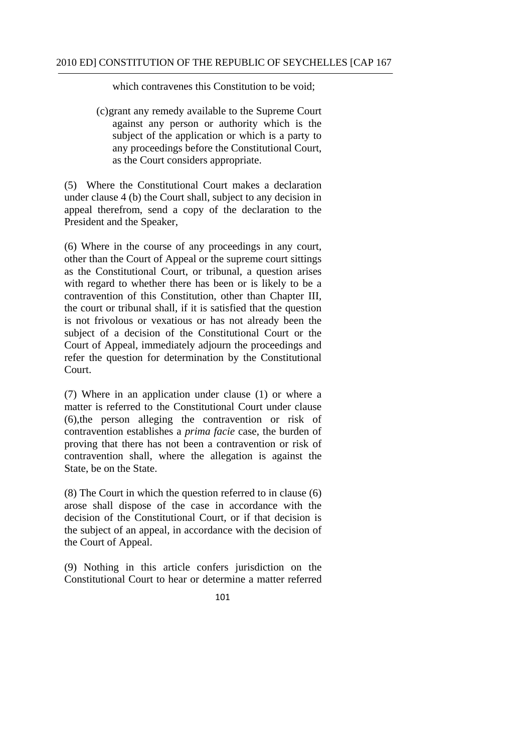which contravenes this Constitution to be void;

(c)grant any remedy available to the Supreme Court against any person or authority which is the subject of the application or which is a party to any proceedings before the Constitutional Court, as the Court considers appropriate.

(5) Where the Constitutional Court makes a declaration under clause 4 (b) the Court shall, subject to any decision in appeal therefrom, send a copy of the declaration to the President and the Speaker,

(6) Where in the course of any proceedings in any court, other than the Court of Appeal or the supreme court sittings as the Constitutional Court, or tribunal, a question arises with regard to whether there has been or is likely to be a contravention of this Constitution, other than Chapter III, the court or tribunal shall, if it is satisfied that the question is not frivolous or vexatious or has not already been the subject of a decision of the Constitutional Court or the Court of Appeal, immediately adjourn the proceedings and refer the question for determination by the Constitutional Court.

(7) Where in an application under clause (1) or where a matter is referred to the Constitutional Court under clause (6),the person alleging the contravention or risk of contravention establishes a *prima facie* case, the burden of proving that there has not been a contravention or risk of contravention shall, where the allegation is against the State, be on the State.

(8) The Court in which the question referred to in clause (6) arose shall dispose of the case in accordance with the decision of the Constitutional Court, or if that decision is the subject of an appeal, in accordance with the decision of the Court of Appeal.

(9) Nothing in this article confers jurisdiction on the Constitutional Court to hear or determine a matter referred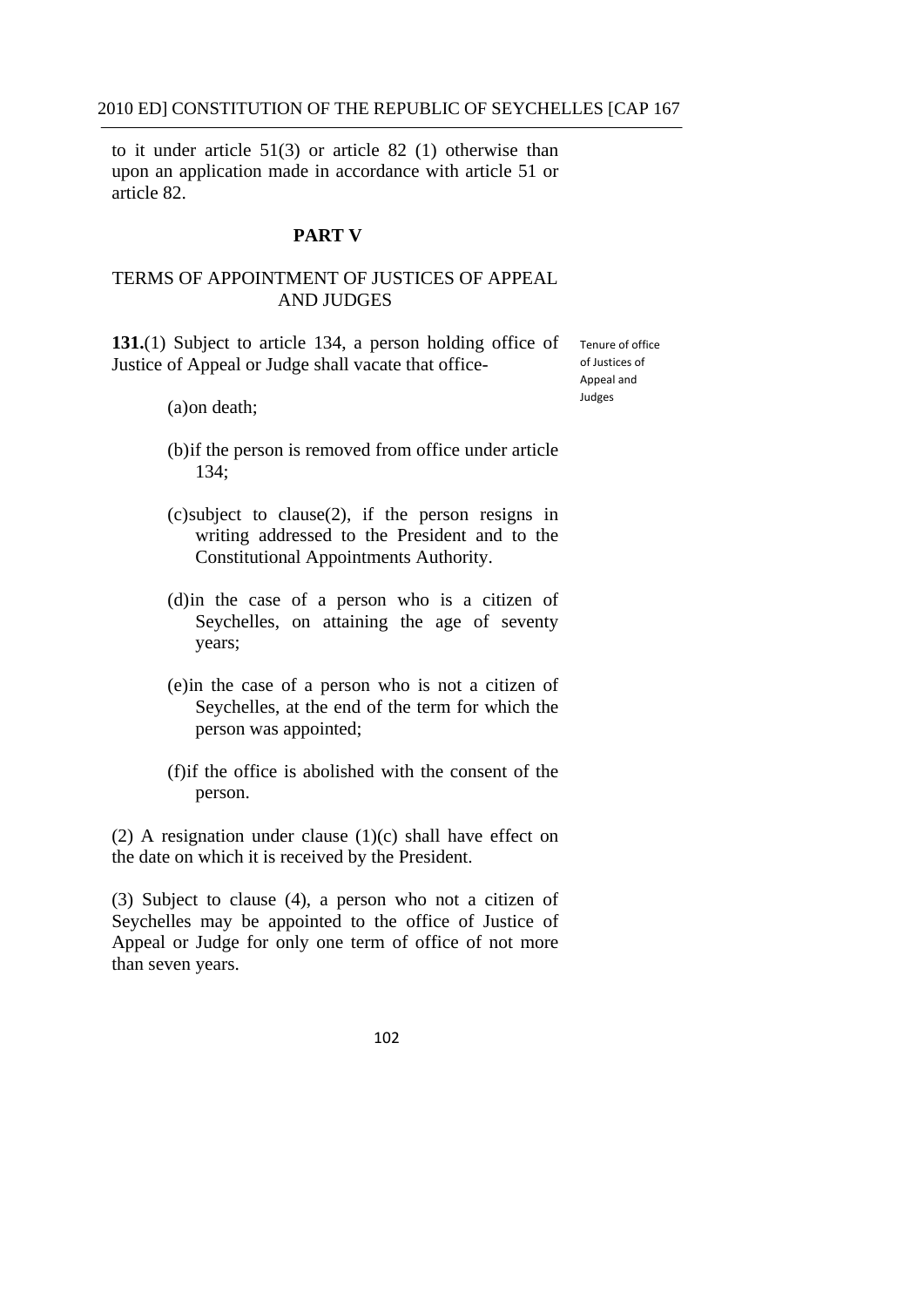to it under article 51(3) or article 82 (1) otherwise than upon an application made in accordance with article 51 or article 82.

## PART V

## TERMS OF APPOINTMENT OF JUSTICES OF APPEAL AND JUDGES

Tenure of office of Justices of Appeal and Judges

**131.**(1) Subject to article 134, a person holding office of Justice of Appeal or Judge shall vacate that office-

(a)on death;

(b)if the person is removed from office under article 134;

(c)subject to clause(2), if the person resigns in writing addressed to the President and to the Constitutional Appointments Authority.

(d)in the case of a person who is a citizen of Seychelles, on attaining the age of seventy years;

(e)in the case of a person who is not a citizen of Seychelles, at the end of the term for which the person was appointed;

(f)if the office is abolished with the consent of the person.

(2) A resignation under clause (1)(c) shall have effect on the date on which it is received by the President.

(3) Subject to clause (4), a person who not a citizen of Seychelles may be appointed to the office of Justice of Appeal or Judge for only one term of office of not more than seven years.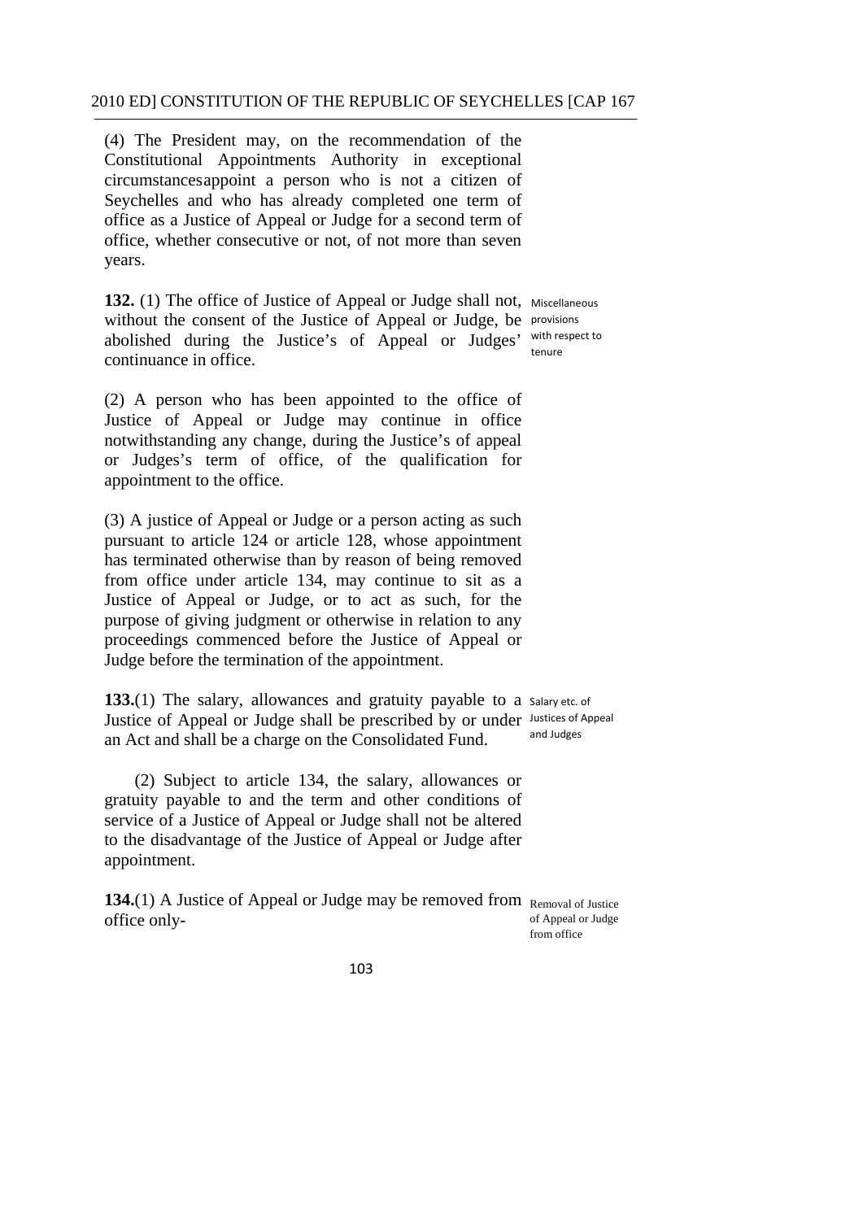(4) The President may, on the recommendation of the Constitutional Appointments Authority in exceptional circumstancesappoint a person who is not a citizen of Seychelles and who has already completed one term of office as a Justice of Appeal or Judge for a second term of office, whether consecutive or not, of not more than seven years.

**132.** (1) The office of Justice of Appeal or Judge shall not, without the consent of the Justice of Appeal or Judge, be abolished during the Justice's of Appeal or Judges' continuance in office.

Miscellaneous provisions with respect to tenure

(2) A person who has been appointed to the office of Justice of Appeal or Judge may continue in office notwithstanding any change, during the Justice's of appeal or Judges's term of office, of the qualification for appointment to the office.

(3) A justice of Appeal or Judge or a person acting as such pursuant to article 124 or article 128, whose appointment has terminated otherwise than by reason of being removed from office under article 134, may continue to sit as a Justice of Appeal or Judge, or to act as such, for the purpose of giving judgment or otherwise in relation to any proceedings commenced before the Justice of Appeal or Judge before the termination of the appointment.

**133.**(1) The salary, allowances and gratuity payable to a Justice of Appeal or Judge shall be prescribed by or under an Act and shall be a charge on the Consolidated Fund.

Salary etc. of Justices of Appeal and Judges

(2) Subject to article 134, the salary, allowances or gratuity payable to and the term and other conditions of service of a Justice of Appeal or Judge shall not be altered to the disadvantage of the Justice of Appeal or Judge after appointment.

**134.**(1) A Justice of Appeal or Judge may be removed from office only-

Removal of Justice of Appeal or Judge from office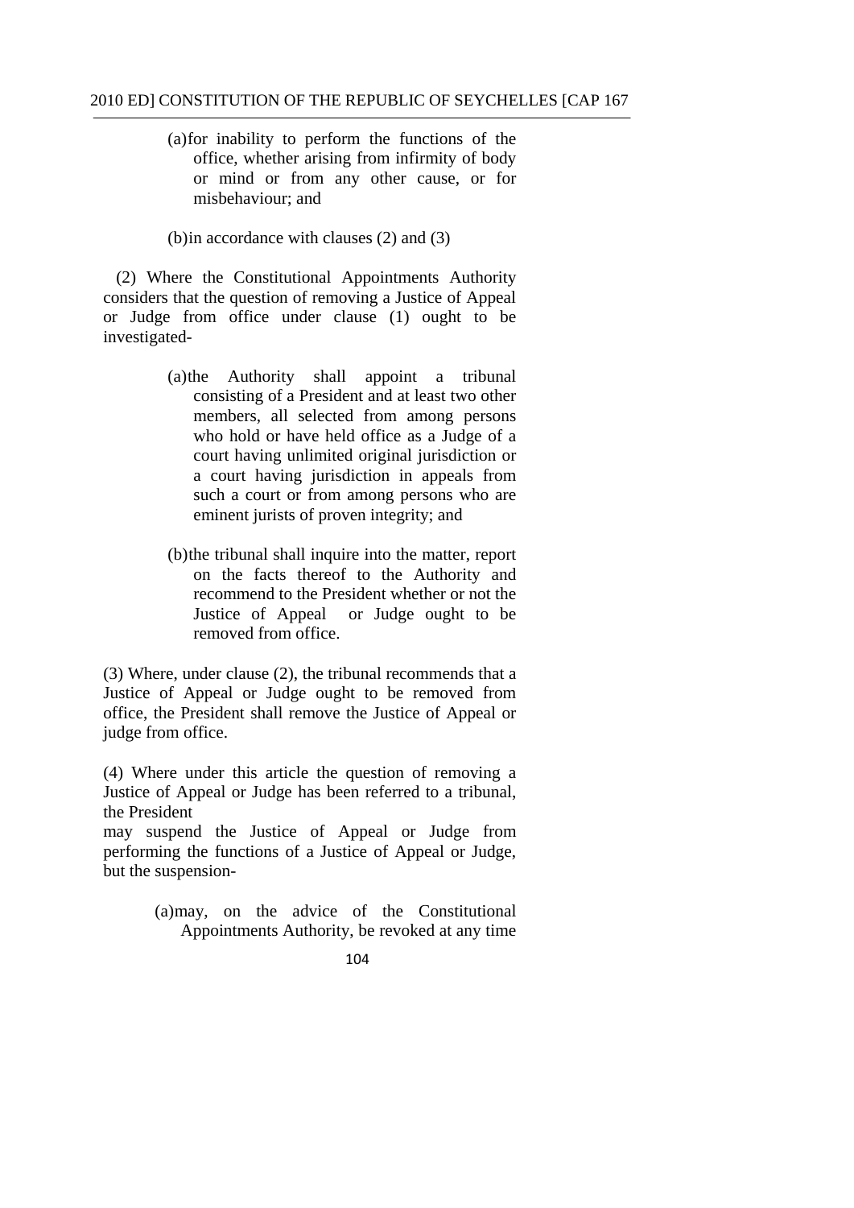(a) for inability to perform the functions of the office, whether arising from infirmity of body or mind or from any other cause, or for misbehaviour; and

(b) in accordance with clauses (2) and (3)

(2) Where the Constitutional Appointments Authority considers that the question of removing a Justice of Appeal or Judge from office under clause (1) ought to be investigated-

(a) the Authority shall appoint a tribunal consisting of a President and at least two other members, all selected from among persons who hold or have held office as a Judge of a court having unlimited original jurisdiction or a court having jurisdiction in appeals from such a court or from among persons who are eminent jurists of proven integrity; and

(b) the tribunal shall inquire into the matter, report on the facts thereof to the Authority and recommend to the President whether or not the Justice of Appeal or Judge ought to be removed from office.

(3) Where, under clause (2), the tribunal recommends that a Justice of Appeal or Judge ought to be removed from office, the President shall remove the Justice of Appeal or judge from office.

(4) Where under this article the question of removing a Justice of Appeal or Judge has been referred to a tribunal, the President may suspend the Justice of Appeal or Judge from performing the functions of a Justice of Appeal or Judge, but the suspension-

(a) may, on the advice of the Constitutional Appointments Authority, be revoked at any time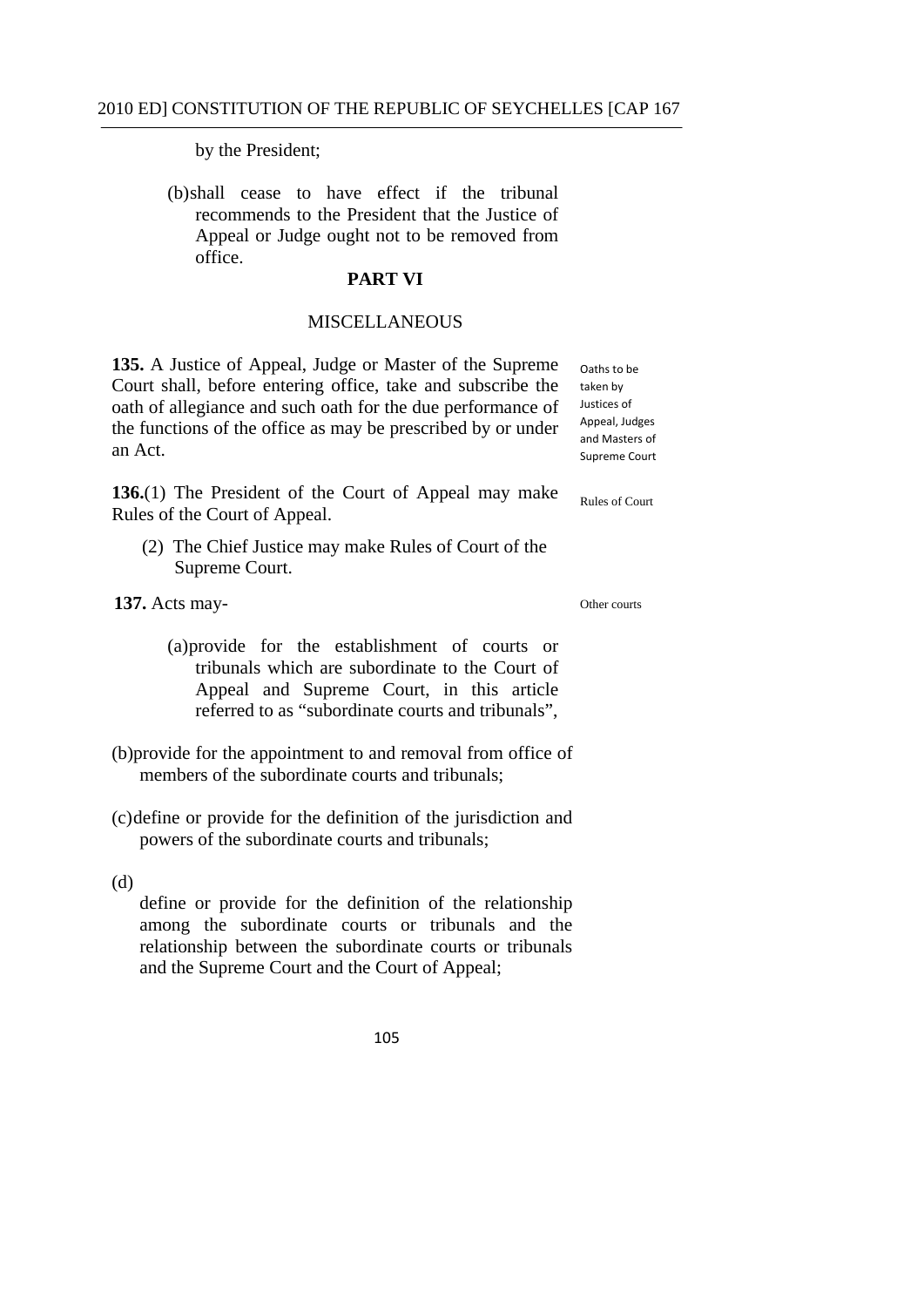by the President;

(b) shall cease to have effect if the tribunal recommends to the President that the Justice of Appeal or Judge ought not to be removed from office.

## PART VI

### MISCELLANEOUS

**135.** A Justice of Appeal, Judge or Master of the Supreme Court shall, before entering office, take and subscribe the oath of allegiance and such oath for the due performance of the functions of the office as may be prescribed by or under an Act.

Oaths to be taken by Justices of Appeal, Judges and Masters of Supreme Court

**136.**(1) The President of the Court of Appeal may make Rules of the Court of Appeal.

Rules of Court

(2) The Chief Justice may make Rules of Court of the Supreme Court.

**137.** Acts may-

Other courts

(a) provide for the establishment of courts or tribunals which are subordinate to the Court of Appeal and Supreme Court, in this article referred to as "subordinate courts and tribunals",

(b) provide for the appointment to and removal from office of members of the subordinate courts and tribunals;

(c) define or provide for the definition of the jurisdiction and powers of the subordinate courts and tribunals;

(d) define or provide for the definition of the relationship among the subordinate courts or tribunals and the relationship between the subordinate courts or tribunals and the Supreme Court and the Court of Appeal;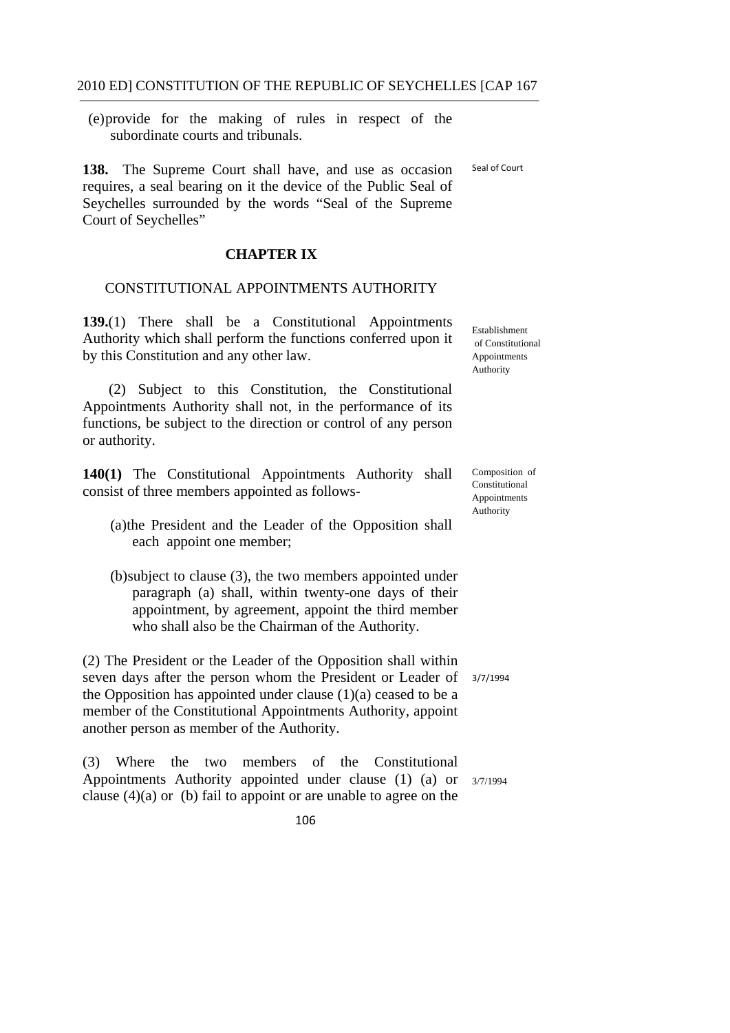(e) provide for the making of rules in respect of the subordinate courts and tribunals.

**138.** The Supreme Court shall have, and use as occasion requires, a seal bearing on it the device of the Public Seal of Seychelles surrounded by the words "Seal of the Supreme Court of Seychelles"

Seal of Court

## CHAPTER IX

### CONSTITUTIONAL APPOINTMENTS AUTHORITY

**139.**(1) There shall be a Constitutional Appointments Authority which shall perform the functions conferred upon it by this Constitution and any other law.

Establishment of Constitutional Appointments Authority

(2) Subject to this Constitution, the Constitutional Appointments Authority shall not, in the performance of its functions, be subject to the direction or control of any person or authority.

**140(1)** The Constitutional Appointments Authority shall consist of three members appointed as follows-

Composition of Constitutional Appointments Authority

(a) the President and the Leader of the Opposition shall each appoint one member;

(b) subject to clause (3), the two members appointed under paragraph (a) shall, within twenty-one days of their appointment, by agreement, appoint the third member who shall also be the Chairman of the Authority.

(2) The President or the Leader of the Opposition shall within seven days after the person whom the President or Leader of the Opposition has appointed under clause (1)(a) ceased to be a member of the Constitutional Appointments Authority, appoint another person as member of the Authority.

3/7/1994

(3) Where the two members of the Constitutional Appointments Authority appointed under clause (1) (a) or clause (4)(a) or (b) fail to appoint or are unable to agree on the

3/7/1994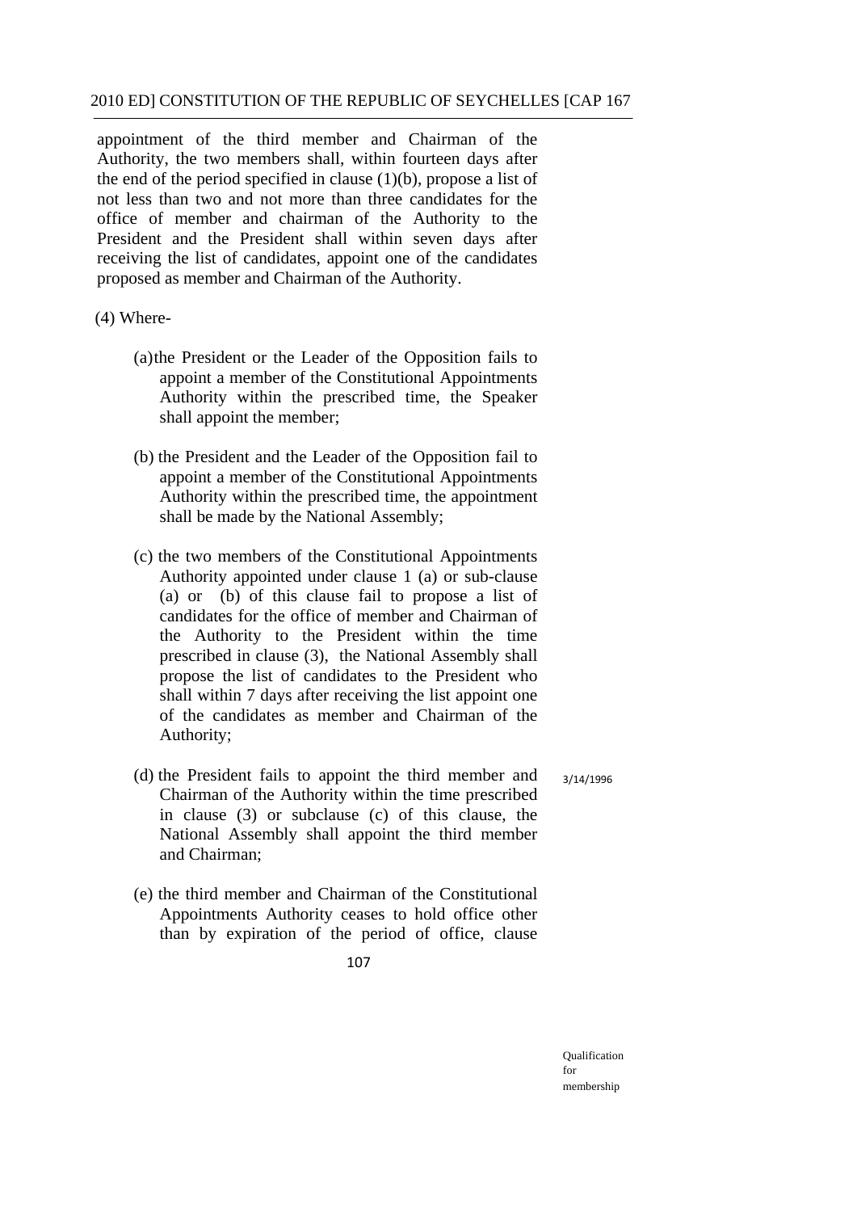appointment of the third member and Chairman of the Authority, the two members shall, within fourteen days after the end of the period specified in clause (1)(b), propose a list of not less than two and not more than three candidates for the office of member and chairman of the Authority to the President and the President shall within seven days after receiving the list of candidates, appoint one of the candidates proposed as member and Chairman of the Authority.

(4) Where-

(a) the President or the Leader of the Opposition fails to appoint a member of the Constitutional Appointments Authority within the prescribed time, the Speaker shall appoint the member;

(b) the President and the Leader of the Opposition fail to appoint a member of the Constitutional Appointments Authority within the prescribed time, the appointment shall be made by the National Assembly;

(c) the two members of the Constitutional Appointments Authority appointed under clause 1 (a) or sub-clause (a) or (b) of this clause fail to propose a list of candidates for the office of member and Chairman of the Authority to the President within the time prescribed in clause (3), the National Assembly shall propose the list of candidates to the President who shall within 7 days after receiving the list appoint one of the candidates as member and Chairman of the Authority;

(d) the President fails to appoint the third member and Chairman of the Authority within the time prescribed in clause (3) or subclause (c) of this clause, the National Assembly shall appoint the third member and Chairman;

3/14/1996

(e) the third member and Chairman of the Constitutional Appointments Authority ceases to hold office other than by expiration of the period of office, clause

Qualification for membership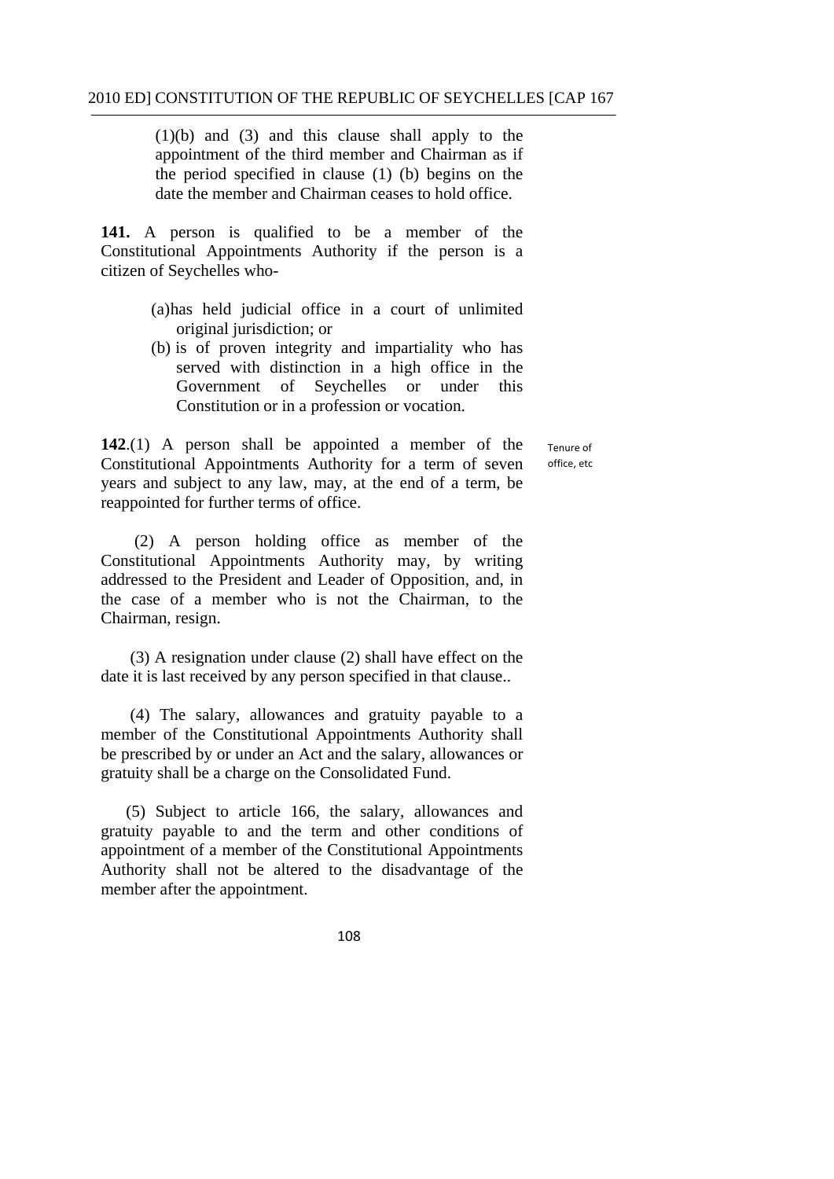(1)(b) and (3) and this clause shall apply to the appointment of the third member and Chairman as if the period specified in clause (1) (b) begins on the date the member and Chairman ceases to hold office.

**141.** A person is qualified to be a member of the Constitutional Appointments Authority if the person is a citizen of Seychelles who-

(a) has held judicial office in a court of unlimited original jurisdiction; or

(b) is of proven integrity and impartiality who has served with distinction in a high office in the Government of Seychelles or under this Constitution or in a profession or vocation.

*Tenure of office, etc*

**142**.(1) A person shall be appointed a member of the Constitutional Appointments Authority for a term of seven years and subject to any law, may, at the end of a term, be reappointed for further terms of office.

(2) A person holding office as member of the Constitutional Appointments Authority may, by writing addressed to the President and Leader of Opposition, and, in the case of a member who is not the Chairman, to the Chairman, resign.

(3) A resignation under clause (2) shall have effect on the date it is last received by any person specified in that clause..

(4) The salary, allowances and gratuity payable to a member of the Constitutional Appointments Authority shall be prescribed by or under an Act and the salary, allowances or gratuity shall be a charge on the Consolidated Fund.

(5) Subject to article 166, the salary, allowances and gratuity payable to and the term and other conditions of appointment of a member of the Constitutional Appointments Authority shall not be altered to the disadvantage of the member after the appointment.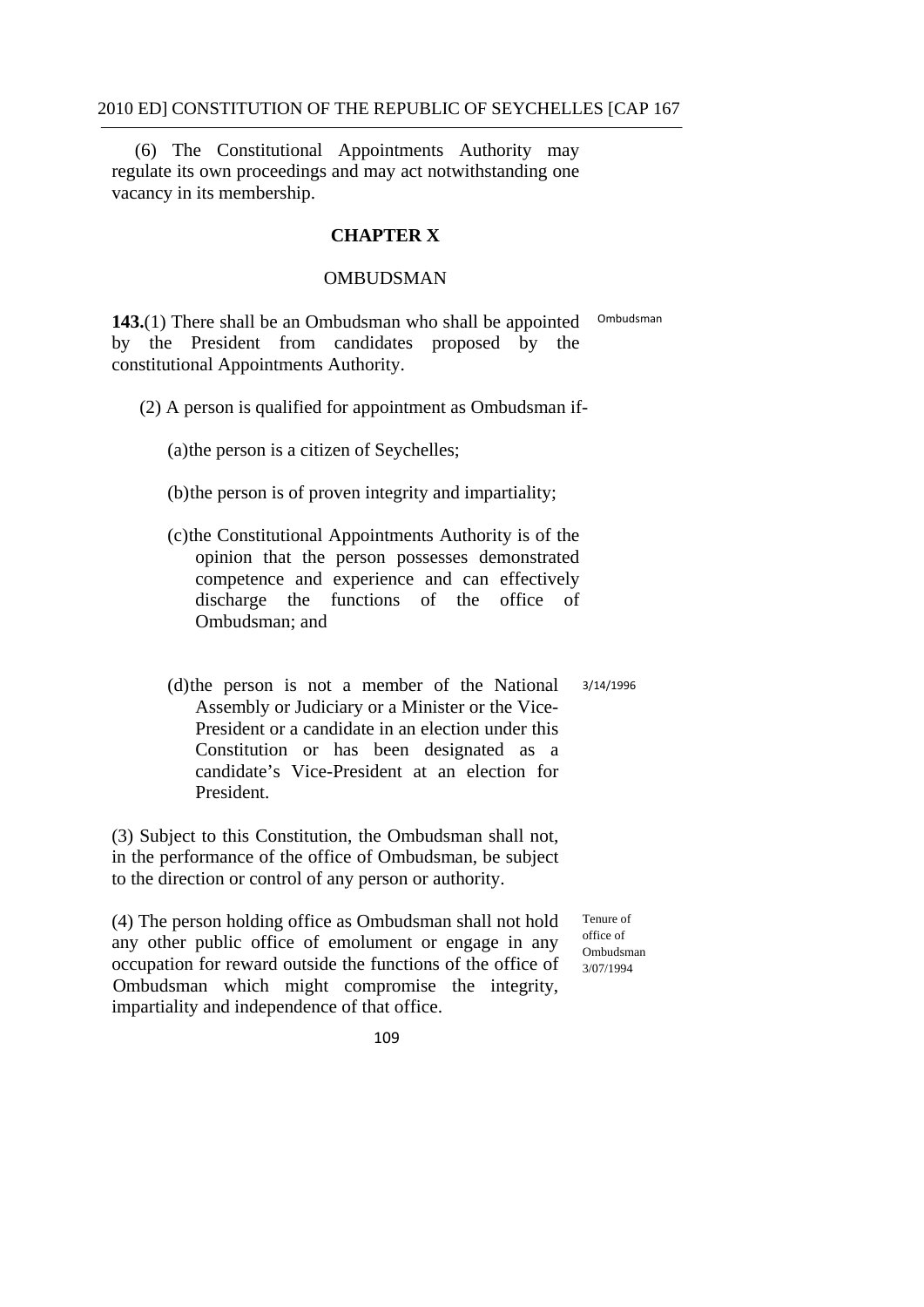(6) The Constitutional Appointments Authority may regulate its own proceedings and may act notwithstanding one vacancy in its membership.

## CHAPTER X

### OMBUDSMAN

**143.**(1) There shall be an Ombudsman who shall be appointed by the President from candidates proposed by the constitutional Appointments Authority.

Ombudsman

(2) A person is qualified for appointment as Ombudsman if-

(a) the person is a citizen of Seychelles;

(b) the person is of proven integrity and impartiality;

(c) the Constitutional Appointments Authority is of the opinion that the person possesses demonstrated competence and experience and can effectively discharge the functions of the office of Ombudsman; and

(d) the person is not a member of the National Assembly or Judiciary or a Minister or the Vice-President or a candidate in an election under this Constitution or has been designated as a candidate's Vice-President at an election for President.

3/14/1996

(3) Subject to this Constitution, the Ombudsman shall not, in the performance of the office of Ombudsman, be subject to the direction or control of any person or authority.

(4) The person holding office as Ombudsman shall not hold any other public office of emolument or engage in any occupation for reward outside the functions of the office of Ombudsman which might compromise the integrity, impartiality and independence of that office.

Tenure of office of Ombudsman 3/07/1994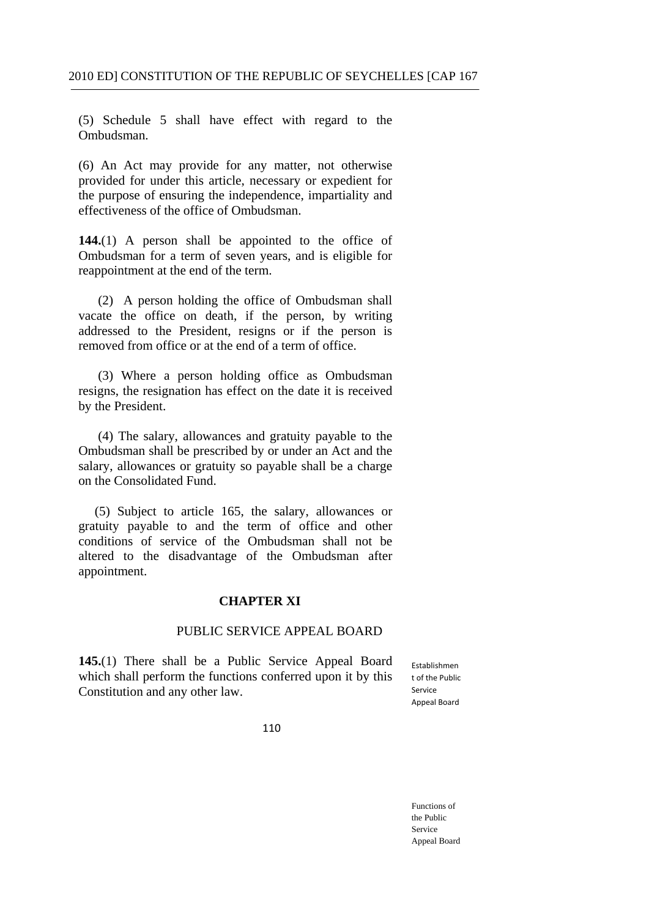(5) Schedule 5 shall have effect with regard to the Ombudsman.

(6) An Act may provide for any matter, not otherwise provided for under this article, necessary or expedient for the purpose of ensuring the independence, impartiality and effectiveness of the office of Ombudsman.

**144.**(1) A person shall be appointed to the office of Ombudsman for a term of seven years, and is eligible for reappointment at the end of the term.

(2) A person holding the office of Ombudsman shall vacate the office on death, if the person, by writing addressed to the President, resigns or if the person is removed from office or at the end of a term of office.

(3) Where a person holding office as Ombudsman resigns, the resignation has effect on the date it is received by the President.

(4) The salary, allowances and gratuity payable to the Ombudsman shall be prescribed by or under an Act and the salary, allowances or gratuity so payable shall be a charge on the Consolidated Fund.

(5) Subject to article 165, the salary, allowances or gratuity payable to and the term of office and other conditions of service of the Ombudsman shall not be altered to the disadvantage of the Ombudsman after appointment.

## CHAPTER XI

### PUBLIC SERVICE APPEAL BOARD

Establishment of the Public Service Appeal Board

**145.**(1) There shall be a Public Service Appeal Board which shall perform the functions conferred upon it by this Constitution and any other law.

Functions of the Public Service Appeal Board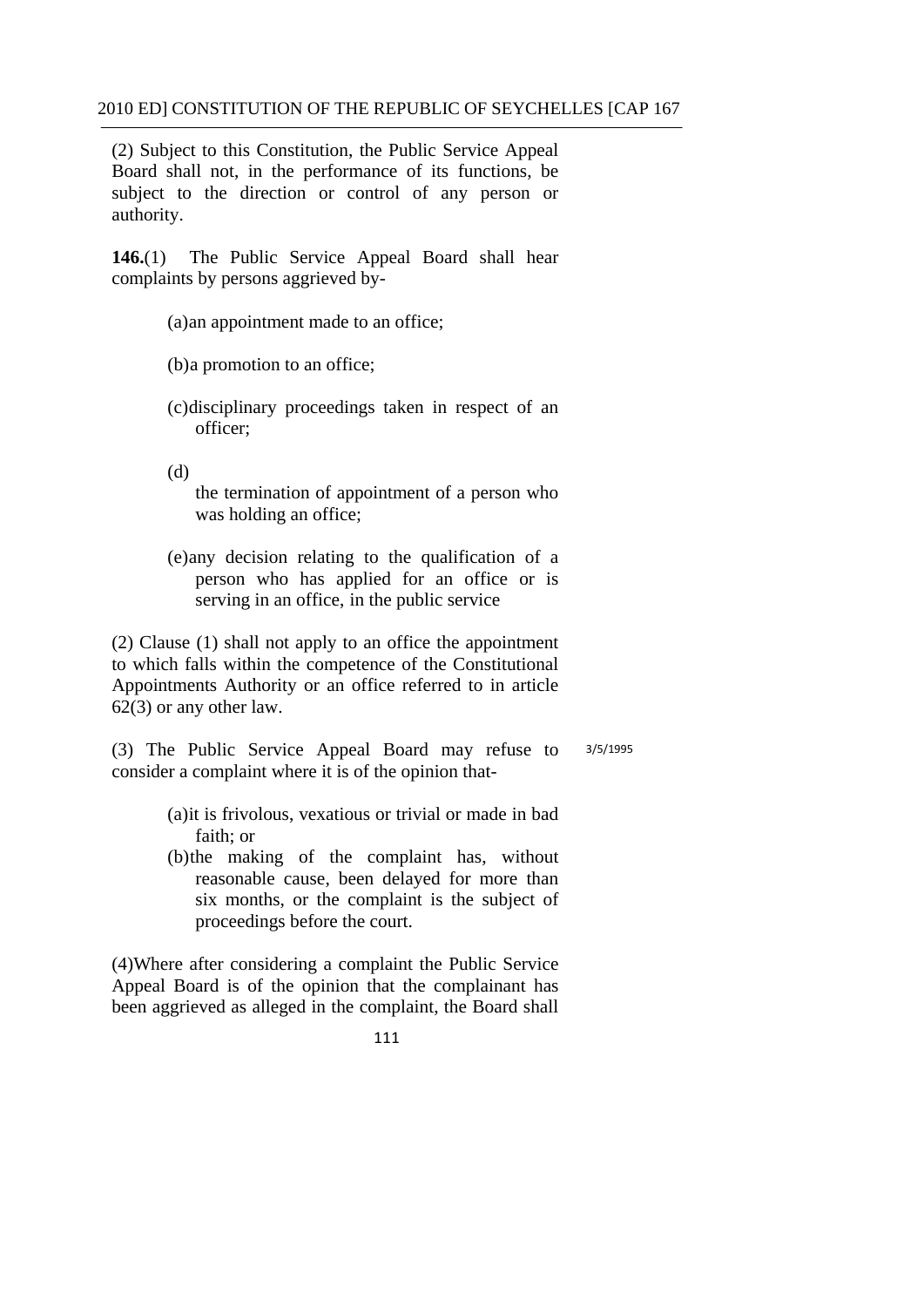(2) Subject to this Constitution, the Public Service Appeal Board shall not, in the performance of its functions, be subject to the direction or control of any person or authority.

**146.**(1) The Public Service Appeal Board shall hear complaints by persons aggrieved by-

(a) an appointment made to an office;

(b) a promotion to an office;

(c) disciplinary proceedings taken in respect of an officer;

(d) the termination of appointment of a person who was holding an office;

(e) any decision relating to the qualification of a person who has applied for an office or is serving in an office, in the public service

(2) Clause (1) shall not apply to an office the appointment to which falls within the competence of the Constitutional Appointments Authority or an office referred to in article 62(3) or any other law.

(3) The Public Service Appeal Board may refuse to consider a complaint where it is of the opinion that-

3/5/1995

(a) it is frivolous, vexatious or trivial or made in bad faith; or

(b) the making of the complaint has, without reasonable cause, been delayed for more than six months, or the complaint is the subject of proceedings before the court.

(4) Where after considering a complaint the Public Service Appeal Board is of the opinion that the complainant has been aggrieved as alleged in the complaint, the Board shall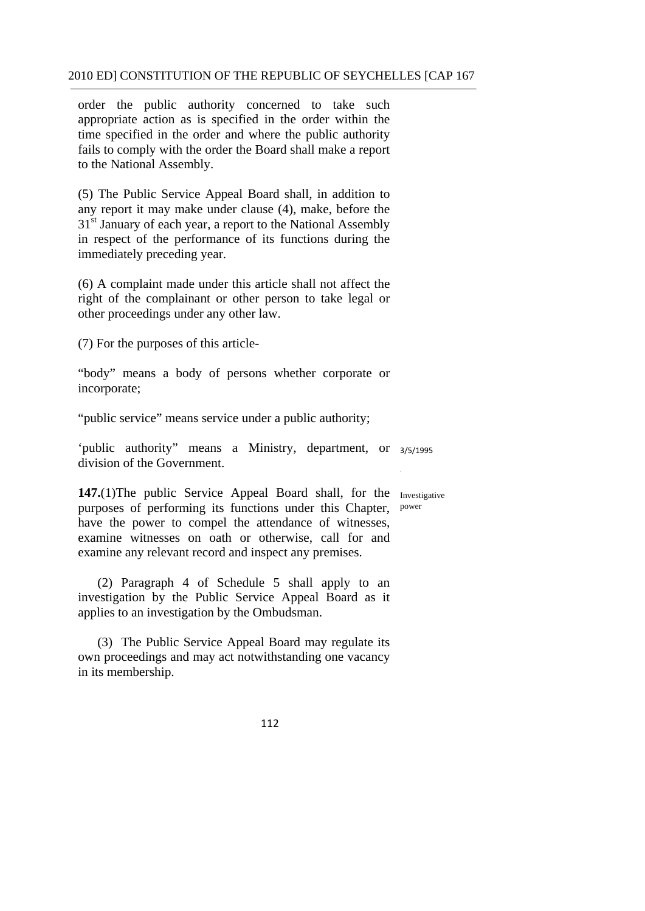order the public authority concerned to take such appropriate action as is specified in the order within the time specified in the order and where the public authority fails to comply with the order the Board shall make a report to the National Assembly.

(5) The Public Service Appeal Board shall, in addition to any report it may make under clause (4), make, before the 31st January of each year, a report to the National Assembly in respect of the performance of its functions during the immediately preceding year.

(6) A complaint made under this article shall not affect the right of the complainant or other person to take legal or other proceedings under any other law.

(7) For the purposes of this article-

"body" means a body of persons whether corporate or incorporate;

"public service" means service under a public authority;

'public authority" means a Ministry, department, or division of the Government. 3/5/1995

Investigative power

**147.**(1)The public Service Appeal Board shall, for the purposes of performing its functions under this Chapter, have the power to compel the attendance of witnesses, examine witnesses on oath or otherwise, call for and examine any relevant record and inspect any premises.

(2) Paragraph 4 of Schedule 5 shall apply to an investigation by the Public Service Appeal Board as it applies to an investigation by the Ombudsman.

(3) The Public Service Appeal Board may regulate its own proceedings and may act notwithstanding one vacancy in its membership.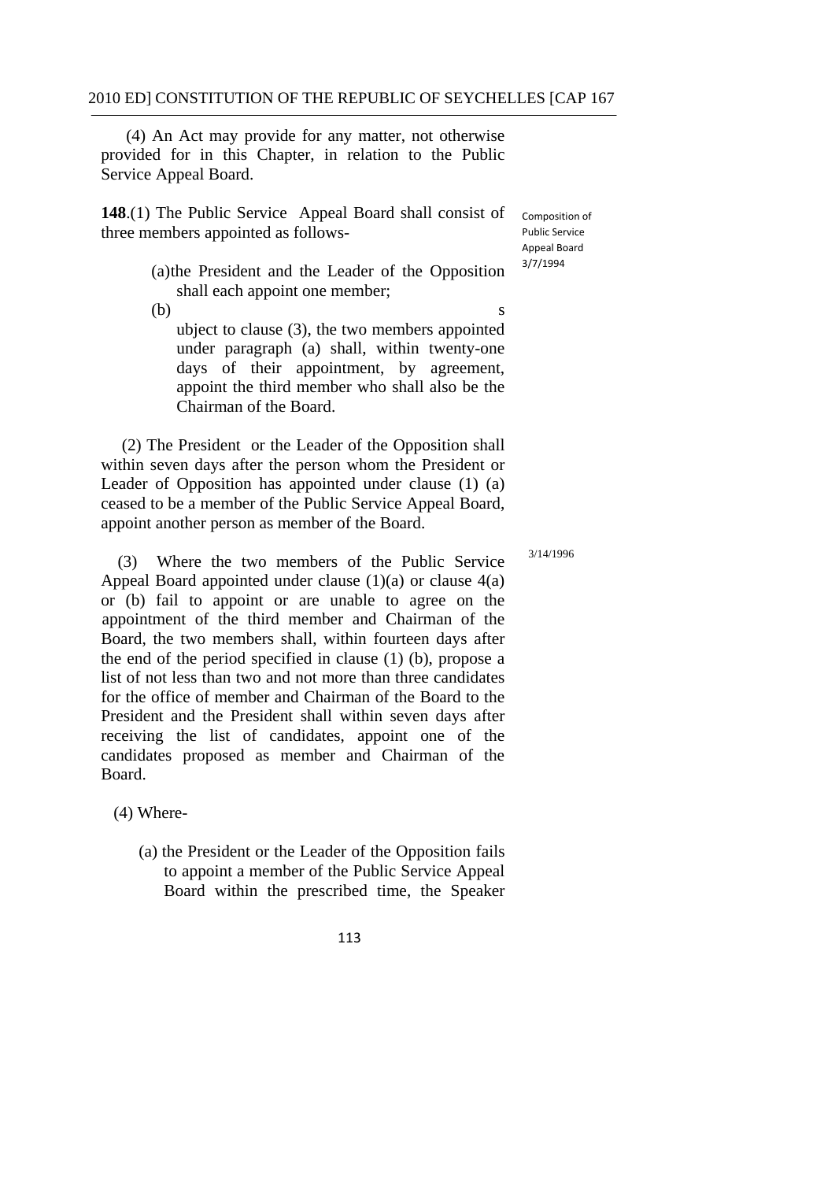(4) An Act may provide for any matter, not otherwise provided for in this Chapter, in relation to the Public Service Appeal Board.

**148**.(1) The Public Service Appeal Board shall consist of three members appointed as follows-

Composition of Public Service Appeal Board 3/7/1994

(a) the President and the Leader of the Opposition shall each appoint one member;

(b) subject to clause (3), the two members appointed under paragraph (a) shall, within twenty-one days of their appointment, by agreement, appoint the third member who shall also be the Chairman of the Board.

(2) The President or the Leader of the Opposition shall within seven days after the person whom the President or Leader of Opposition has appointed under clause (1) (a) ceased to be a member of the Public Service Appeal Board, appoint another person as member of the Board.

3/14/1996

(3) Where the two members of the Public Service Appeal Board appointed under clause (1)(a) or clause 4(a) or (b) fail to appoint or are unable to agree on the appointment of the third member and Chairman of the Board, the two members shall, within fourteen days after the end of the period specified in clause (1) (b), propose a list of not less than two and not more than three candidates for the office of member and Chairman of the Board to the President and the President shall within seven days after receiving the list of candidates, appoint one of the candidates proposed as member and Chairman of the Board.

(4) Where-

(a) the President or the Leader of the Opposition fails to appoint a member of the Public Service Appeal Board within the prescribed time, the Speaker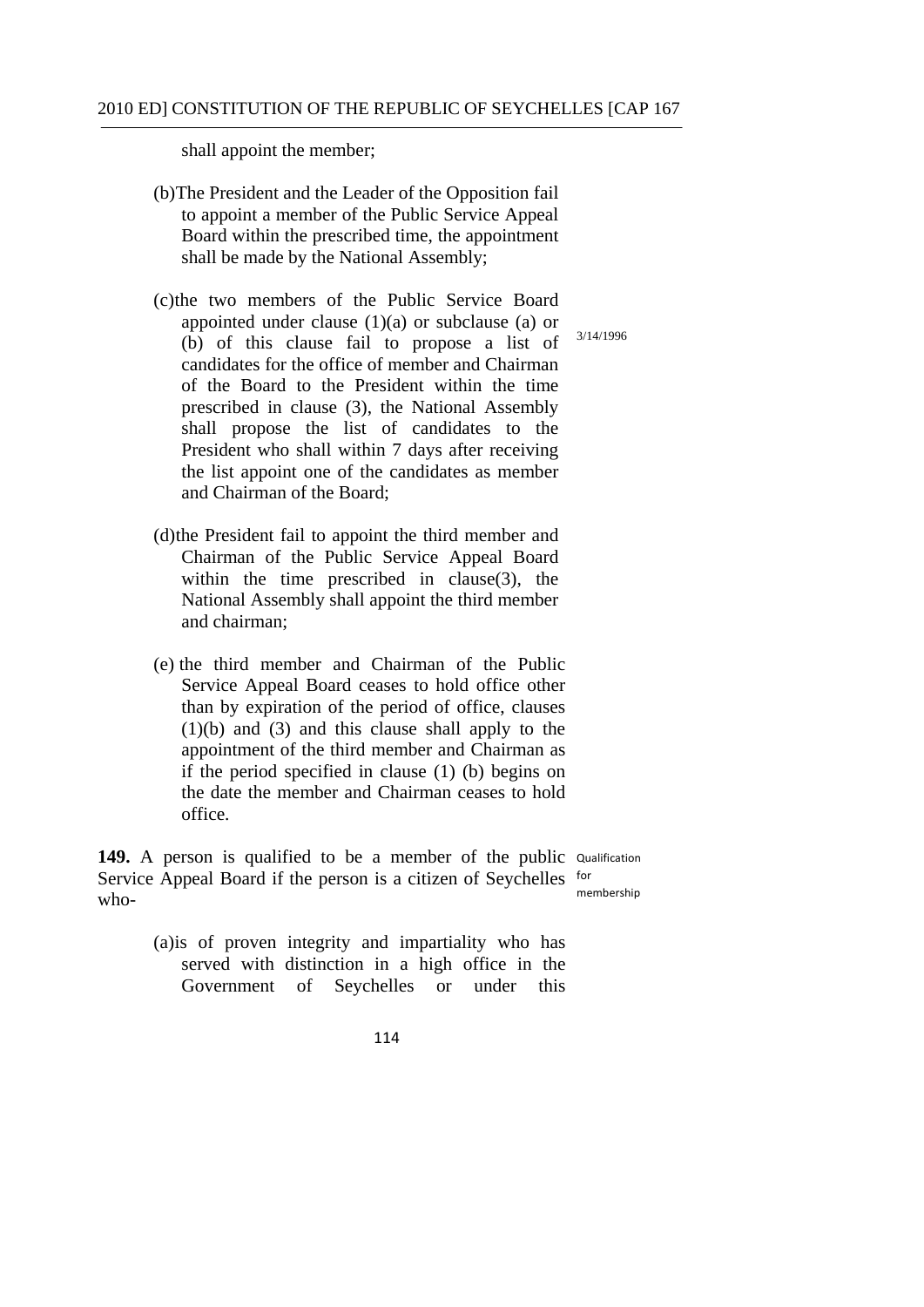shall appoint the member;

(b)The President and the Leader of the Opposition fail to appoint a member of the Public Service Appeal Board within the prescribed time, the appointment shall be made by the National Assembly;

(c)the two members of the Public Service Board appointed under clause (1)(a) or subclause (a) or (b) of this clause fail to propose a list of candidates for the office of member and Chairman of the Board to the President within the time prescribed in clause (3), the National Assembly shall propose the list of candidates to the President who shall within 7 days after receiving the list appoint one of the candidates as member and Chairman of the Board;

3/14/1996

(d)the President fail to appoint the third member and Chairman of the Public Service Appeal Board within the time prescribed in clause(3), the National Assembly shall appoint the third member and chairman;

(e) the third member and Chairman of the Public Service Appeal Board ceases to hold office other than by expiration of the period of office, clauses (1)(b) and (3) and this clause shall apply to the appointment of the third member and Chairman as if the period specified in clause (1) (b) begins on the date the member and Chairman ceases to hold office.

Qualification for membership

**149.** A person is qualified to be a member of the public Service Appeal Board if the person is a citizen of Seychelles who-

(a)is of proven integrity and impartiality who has served with distinction in a high office in the Government of Seychelles or under this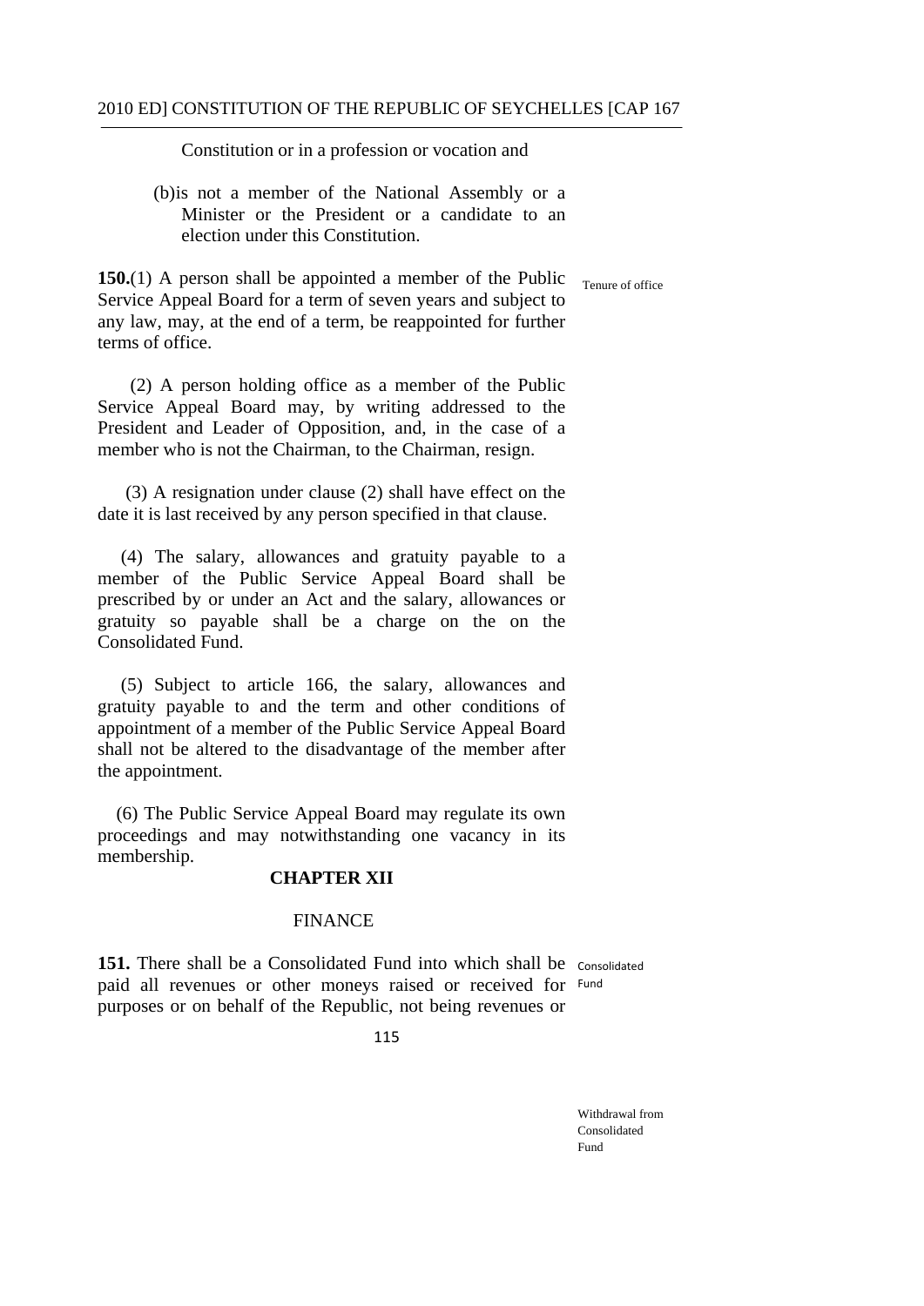Constitution or in a profession or vocation and

(b)is not a member of the National Assembly or a Minister or the President or a candidate to an election under this Constitution.

**150.**(1) A person shall be appointed a member of the Public Service Appeal Board for a term of seven years and subject to any law, may, at the end of a term, be reappointed for further terms of office.

Tenure of office

(2) A person holding office as a member of the Public Service Appeal Board may, by writing addressed to the President and Leader of Opposition, and, in the case of a member who is not the Chairman, to the Chairman, resign.

(3) A resignation under clause (2) shall have effect on the date it is last received by any person specified in that clause.

(4) The salary, allowances and gratuity payable to a member of the Public Service Appeal Board shall be prescribed by or under an Act and the salary, allowances or gratuity so payable shall be a charge on the on the Consolidated Fund.

(5) Subject to article 166, the salary, allowances and gratuity payable to and the term and other conditions of appointment of a member of the Public Service Appeal Board shall not be altered to the disadvantage of the member after the appointment.

(6) The Public Service Appeal Board may regulate its own proceedings and may notwithstanding one vacancy in its membership.

## CHAPTER XII

## FINANCE

**151.** There shall be a Consolidated Fund into which shall be paid all revenues or other moneys raised or received for purposes or on behalf of the Republic, not being revenues or

Consolidated Fund

Withdrawal from Consolidated Fund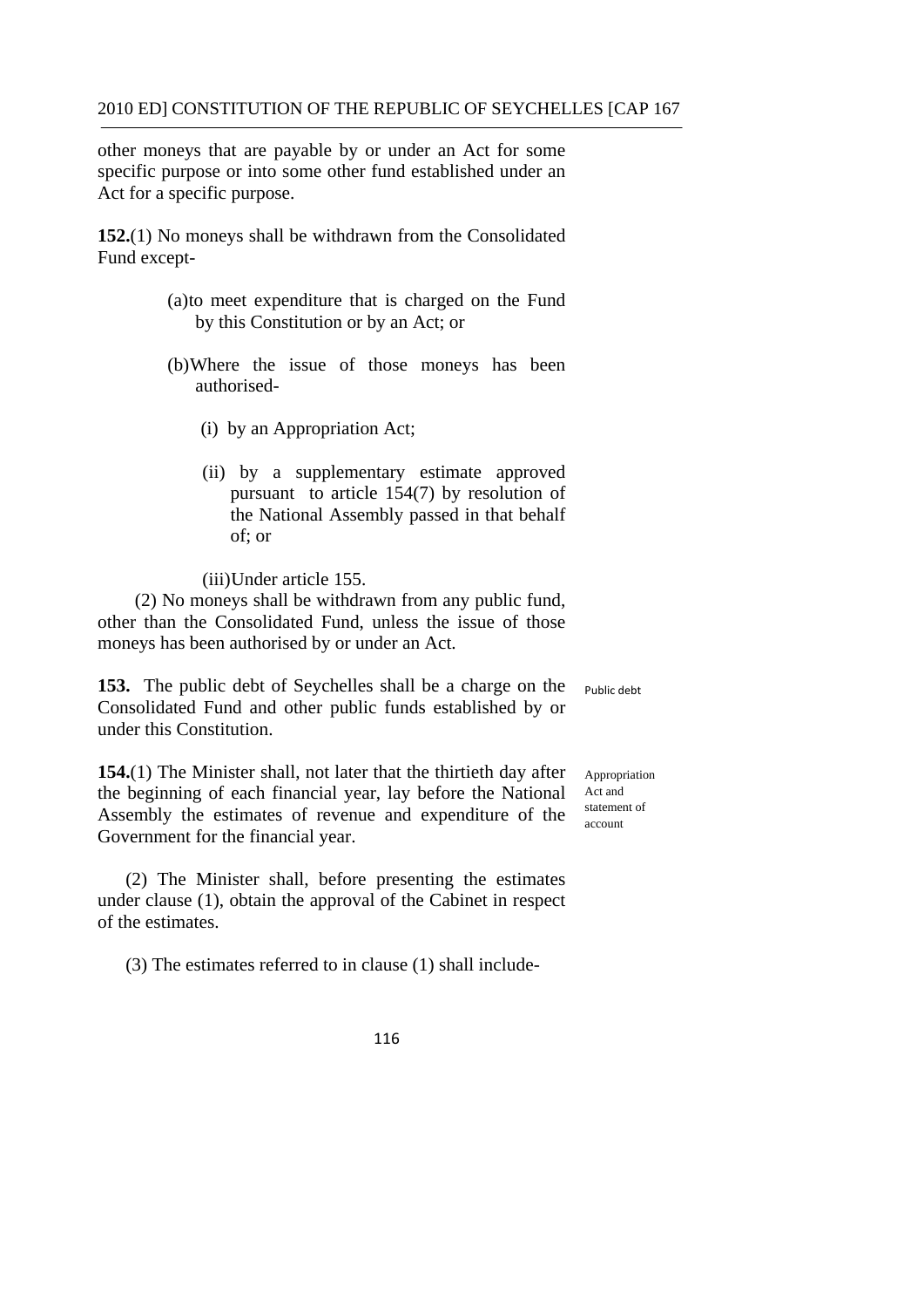other moneys that are payable by or under an Act for some specific purpose or into some other fund established under an Act for a specific purpose.

**152.**(1) No moneys shall be withdrawn from the Consolidated Fund except-

> (a)to meet expenditure that is charged on the Fund by this Constitution or by an Act; or
>
> (b)Where the issue of those moneys has been authorised-
>
> > (i) by an Appropriation Act;
> >
> > (ii) by a supplementary estimate approved pursuant to article 154(7) by resolution of the National Assembly passed in that behalf of; or
> >
> > (iii)Under article 155.

(2) No moneys shall be withdrawn from any public fund, other than the Consolidated Fund, unless the issue of those moneys has been authorised by or under an Act.

Public debt

**153.** The public debt of Seychelles shall be a charge on the Consolidated Fund and other public funds established by or under this Constitution.

Appropriation Act and statement of account

**154.**(1) The Minister shall, not later that the thirtieth day after the beginning of each financial year, lay before the National Assembly the estimates of revenue and expenditure of the Government for the financial year.

(2) The Minister shall, before presenting the estimates under clause (1), obtain the approval of the Cabinet in respect of the estimates.

(3) The estimates referred to in clause (1) shall include-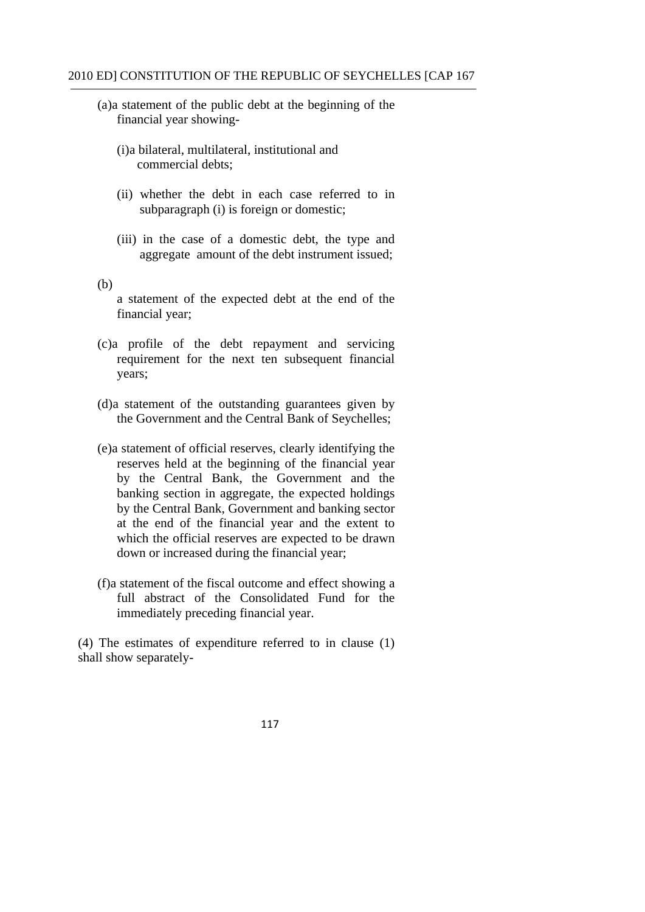(a) a statement of the public debt at the beginning of the financial year showing-

(i) a bilateral, multilateral, institutional and commercial debts;

(ii) whether the debt in each case referred to in subparagraph (i) is foreign or domestic;

(iii) in the case of a domestic debt, the type and aggregate amount of the debt instrument issued;

(b) a statement of the expected debt at the end of the financial year;

(c) a profile of the debt repayment and servicing requirement for the next ten subsequent financial years;

(d) a statement of the outstanding guarantees given by the Government and the Central Bank of Seychelles;

(e) a statement of official reserves, clearly identifying the reserves held at the beginning of the financial year by the Central Bank, the Government and the banking section in aggregate, the expected holdings by the Central Bank, Government and banking sector at the end of the financial year and the extent to which the official reserves are expected to be drawn down or increased during the financial year;

(f) a statement of the fiscal outcome and effect showing a full abstract of the Consolidated Fund for the immediately preceding financial year.

(4) The estimates of expenditure referred to in clause (1) shall show separately-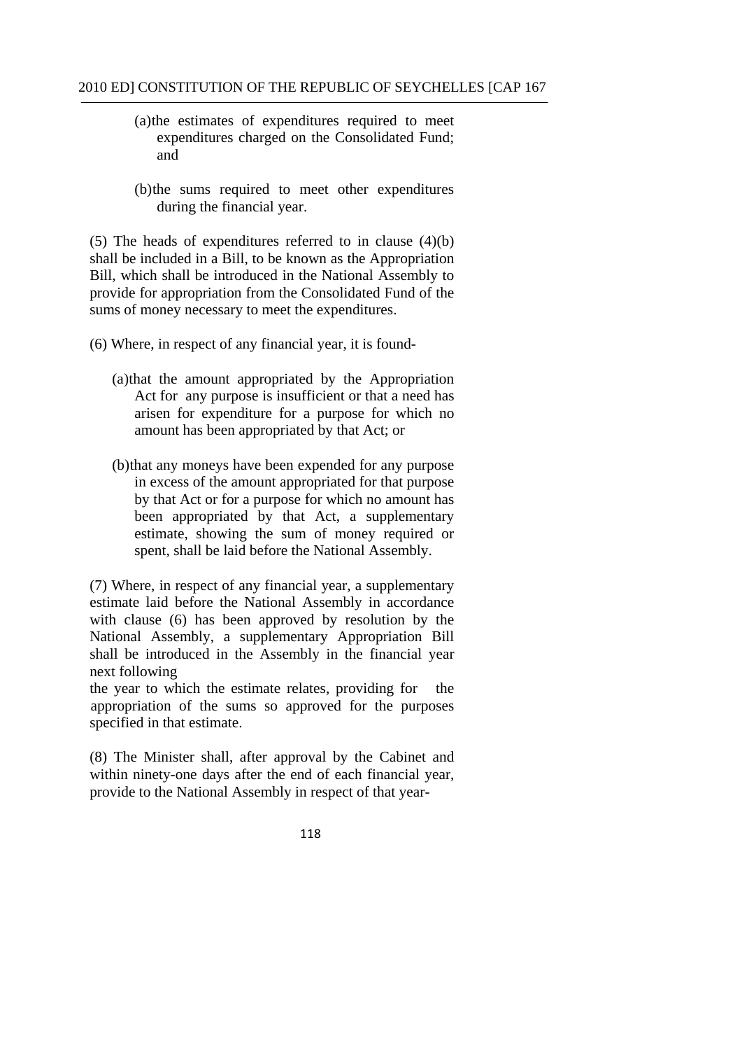(a) the estimates of expenditures required to meet expenditures charged on the Consolidated Fund; and

(b) the sums required to meet other expenditures during the financial year.

(5) The heads of expenditures referred to in clause (4)(b) shall be included in a Bill, to be known as the Appropriation Bill, which shall be introduced in the National Assembly to provide for appropriation from the Consolidated Fund of the sums of money necessary to meet the expenditures.

(6) Where, in respect of any financial year, it is found-

(a) that the amount appropriated by the Appropriation Act for any purpose is insufficient or that a need has arisen for expenditure for a purpose for which no amount has been appropriated by that Act; or

(b) that any moneys have been expended for any purpose in excess of the amount appropriated for that purpose by that Act or for a purpose for which no amount has been appropriated by that Act, a supplementary estimate, showing the sum of money required or spent, shall be laid before the National Assembly.

(7) Where, in respect of any financial year, a supplementary estimate laid before the National Assembly in accordance with clause (6) has been approved by resolution by the National Assembly, a supplementary Appropriation Bill shall be introduced in the Assembly in the financial year next following the year to which the estimate relates, providing for the appropriation of the sums so approved for the purposes specified in that estimate.

(8) The Minister shall, after approval by the Cabinet and within ninety-one days after the end of each financial year, provide to the National Assembly in respect of that year-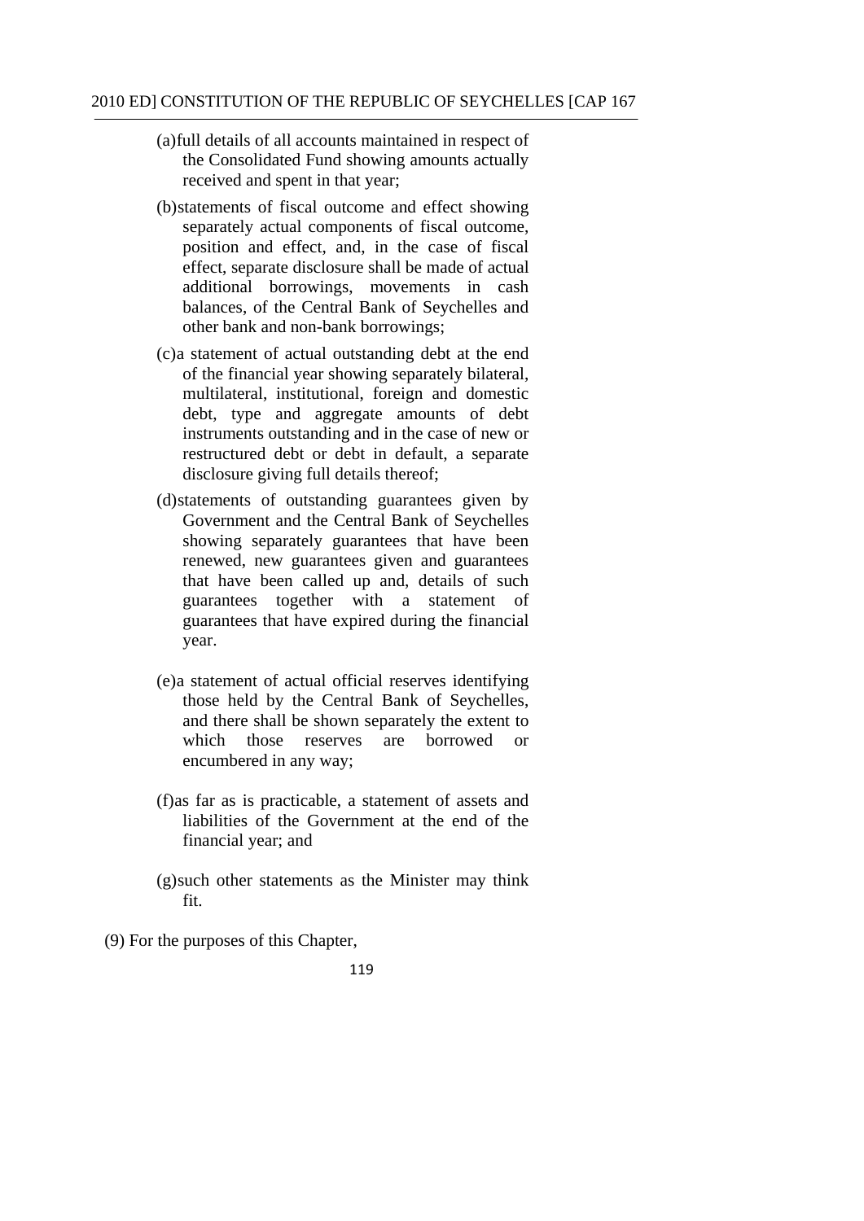(a) full details of all accounts maintained in respect of the Consolidated Fund showing amounts actually received and spent in that year;

(b) statements of fiscal outcome and effect showing separately actual components of fiscal outcome, position and effect, and, in the case of fiscal effect, separate disclosure shall be made of actual additional borrowings, movements in cash balances, of the Central Bank of Seychelles and other bank and non-bank borrowings;

(c) a statement of actual outstanding debt at the end of the financial year showing separately bilateral, multilateral, institutional, foreign and domestic debt, type and aggregate amounts of debt instruments outstanding and in the case of new or restructured debt or debt in default, a separate disclosure giving full details thereof;

(d) statements of outstanding guarantees given by Government and the Central Bank of Seychelles showing separately guarantees that have been renewed, new guarantees given and guarantees that have been called up and, details of such guarantees together with a statement of guarantees that have expired during the financial year.

(e) a statement of actual official reserves identifying those held by the Central Bank of Seychelles, and there shall be shown separately the extent to which those reserves are borrowed or encumbered in any way;

(f) as far as is practicable, a statement of assets and liabilities of the Government at the end of the financial year; and

(g) such other statements as the Minister may think fit.

(9) For the purposes of this Chapter,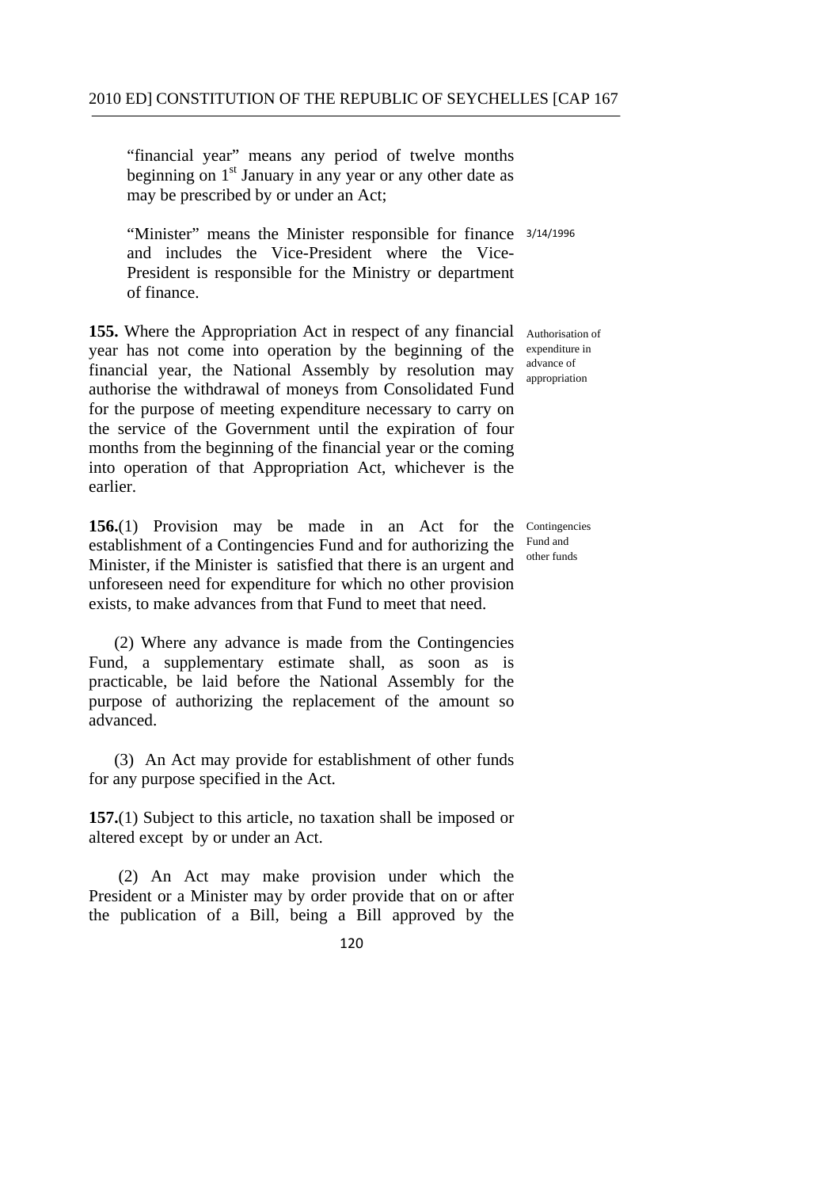"financial year" means any period of twelve months beginning on 1st January in any year or any other date as may be prescribed by or under an Act;

"Minister" means the Minister responsible for finance and includes the Vice-President where the Vice-President is responsible for the Ministry or department of finance. 3/14/1996

**155.** Where the Appropriation Act in respect of any financial year has not come into operation by the beginning of the financial year, the National Assembly by resolution may authorise the withdrawal of moneys from Consolidated Fund for the purpose of meeting expenditure necessary to carry on the service of the Government until the expiration of four months from the beginning of the financial year or the coming into operation of that Appropriation Act, whichever is the earlier.

Authorisation of expenditure in advance of appropriation

**156.**(1) Provision may be made in an Act for the establishment of a Contingencies Fund and for authorizing the Minister, if the Minister is satisfied that there is an urgent and unforeseen need for expenditure for which no other provision exists, to make advances from that Fund to meet that need.

Contingencies Fund and other funds

(2) Where any advance is made from the Contingencies Fund, a supplementary estimate shall, as soon as is practicable, be laid before the National Assembly for the purpose of authorizing the replacement of the amount so advanced.

(3) An Act may provide for establishment of other funds for any purpose specified in the Act.

**157.**(1) Subject to this article, no taxation shall be imposed or altered except by or under an Act.

(2) An Act may make provision under which the President or a Minister may by order provide that on or after the publication of a Bill, being a Bill approved by the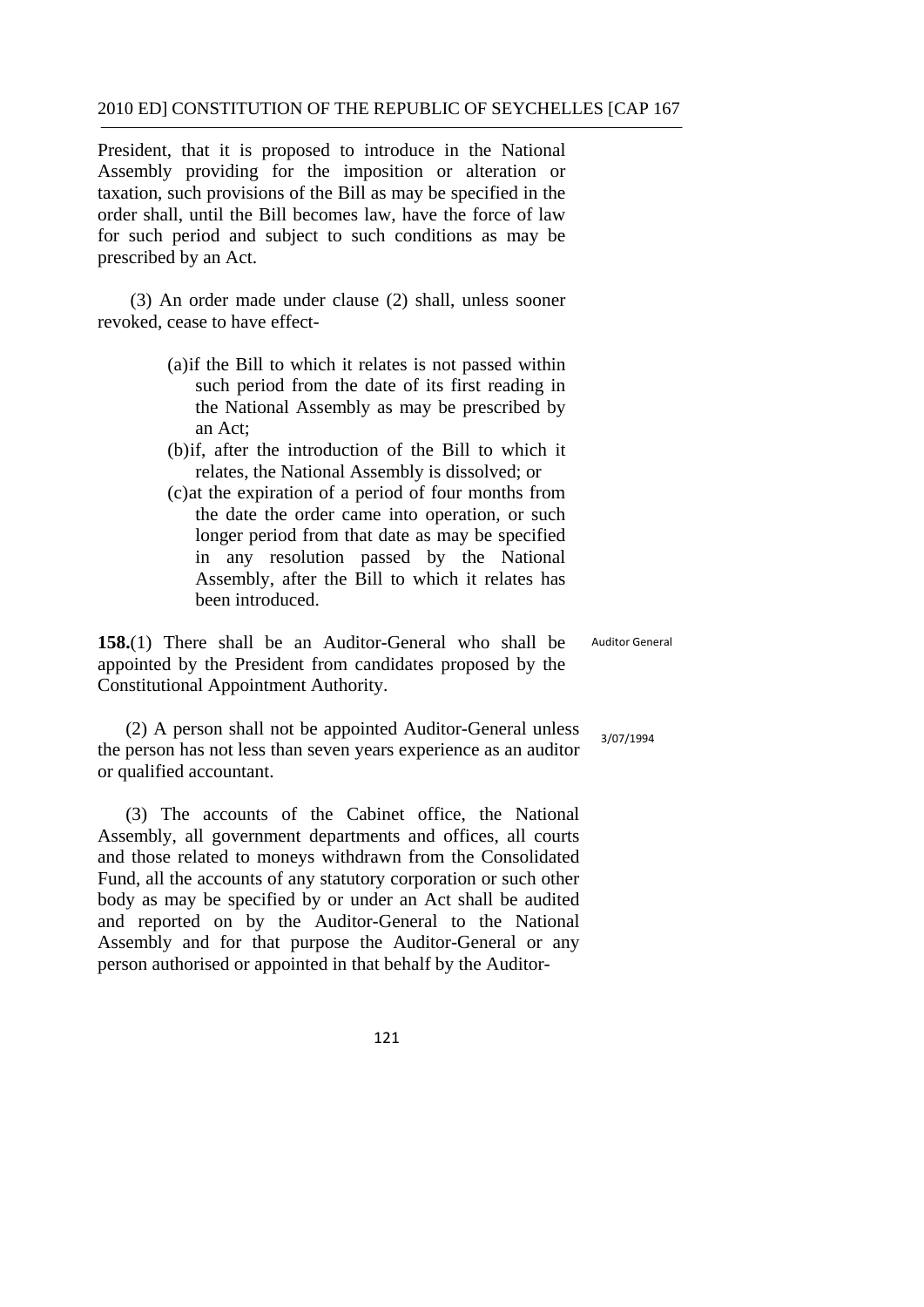President, that it is proposed to introduce in the National Assembly providing for the imposition or alteration or taxation, such provisions of the Bill as may be specified in the order shall, until the Bill becomes law, have the force of law for such period and subject to such conditions as may be prescribed by an Act.

(3) An order made under clause (2) shall, unless sooner revoked, cease to have effect-

(a) if the Bill to which it relates is not passed within such period from the date of its first reading in the National Assembly as may be prescribed by an Act;

(b) if, after the introduction of the Bill to which it relates, the National Assembly is dissolved; or

(c) at the expiration of a period of four months from the date the order came into operation, or such longer period from that date as may be specified in any resolution passed by the National Assembly, after the Bill to which it relates has been introduced.

**158.**(1) There shall be an Auditor-General who shall be appointed by the President from candidates proposed by the Constitutional Appointment Authority. *Auditor General*

(2) A person shall not be appointed Auditor-General unless the person has not less than seven years experience as an auditor or qualified accountant. *3/07/1994*

(3) The accounts of the Cabinet office, the National Assembly, all government departments and offices, all courts and those related to moneys withdrawn from the Consolidated Fund, all the accounts of any statutory corporation or such other body as may be specified by or under an Act shall be audited and reported on by the Auditor-General to the National Assembly and for that purpose the Auditor-General or any person authorised or appointed in that behalf by the Auditor-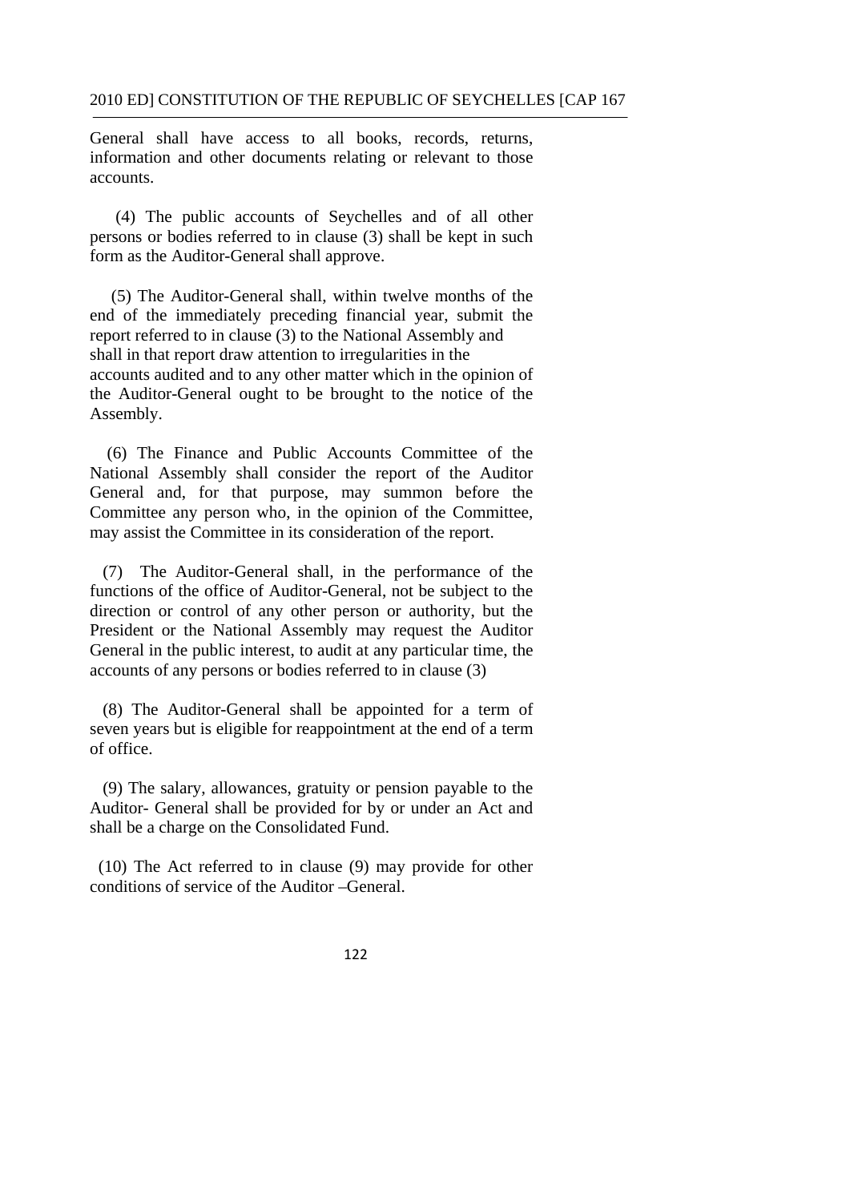General shall have access to all books, records, returns, information and other documents relating or relevant to those accounts.

(4) The public accounts of Seychelles and of all other persons or bodies referred to in clause (3) shall be kept in such form as the Auditor-General shall approve.

(5) The Auditor-General shall, within twelve months of the end of the immediately preceding financial year, submit the report referred to in clause (3) to the National Assembly and shall in that report draw attention to irregularities in the accounts audited and to any other matter which in the opinion of the Auditor-General ought to be brought to the notice of the Assembly.

(6) The Finance and Public Accounts Committee of the National Assembly shall consider the report of the Auditor General and, for that purpose, may summon before the Committee any person who, in the opinion of the Committee, may assist the Committee in its consideration of the report.

(7) The Auditor-General shall, in the performance of the functions of the office of Auditor-General, not be subject to the direction or control of any other person or authority, but the President or the National Assembly may request the Auditor General in the public interest, to audit at any particular time, the accounts of any persons or bodies referred to in clause (3)

(8) The Auditor-General shall be appointed for a term of seven years but is eligible for reappointment at the end of a term of office.

(9) The salary, allowances, gratuity or pension payable to the Auditor- General shall be provided for by or under an Act and shall be a charge on the Consolidated Fund.

(10) The Act referred to in clause (9) may provide for other conditions of service of the Auditor –General.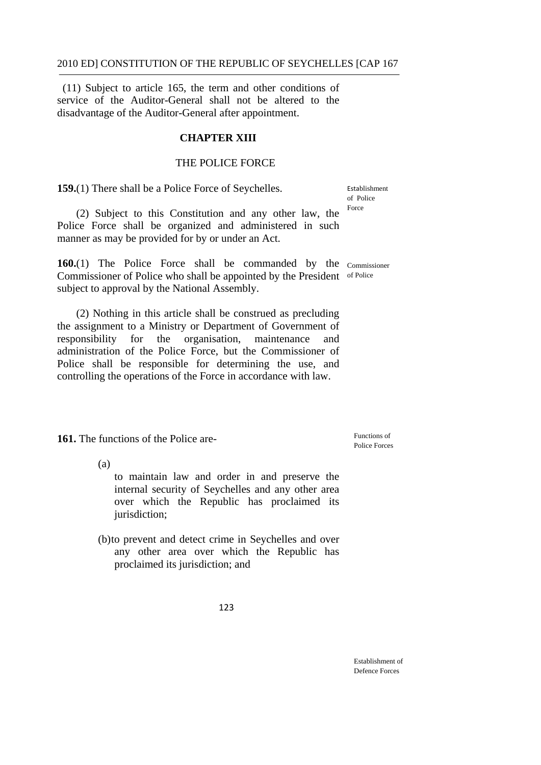(11) Subject to article 165, the term and other conditions of service of the Auditor-General shall not be altered to the disadvantage of the Auditor-General after appointment.

## CHAPTER XIII

### THE POLICE FORCE

**159.**(1) There shall be a Police Force of Seychelles.

Establishment of Police Force

(2) Subject to this Constitution and any other law, the Police Force shall be organized and administered in such manner as may be provided for by or under an Act.

**160.**(1) The Police Force shall be commanded by the Commissioner of Police who shall be appointed by the President subject to approval by the National Assembly.

Commissioner of Police

(2) Nothing in this article shall be construed as precluding the assignment to a Ministry or Department of Government of responsibility for the organisation, maintenance and administration of the Police Force, but the Commissioner of Police shall be responsible for determining the use, and controlling the operations of the Force in accordance with law.

**161.** The functions of the Police are-

Functions of Police Forces

(a) to maintain law and order in and preserve the internal security of Seychelles and any other area over which the Republic has proclaimed its jurisdiction;

(b) to prevent and detect crime in Seychelles and over any other area over which the Republic has proclaimed its jurisdiction; and

Establishment of Defence Forces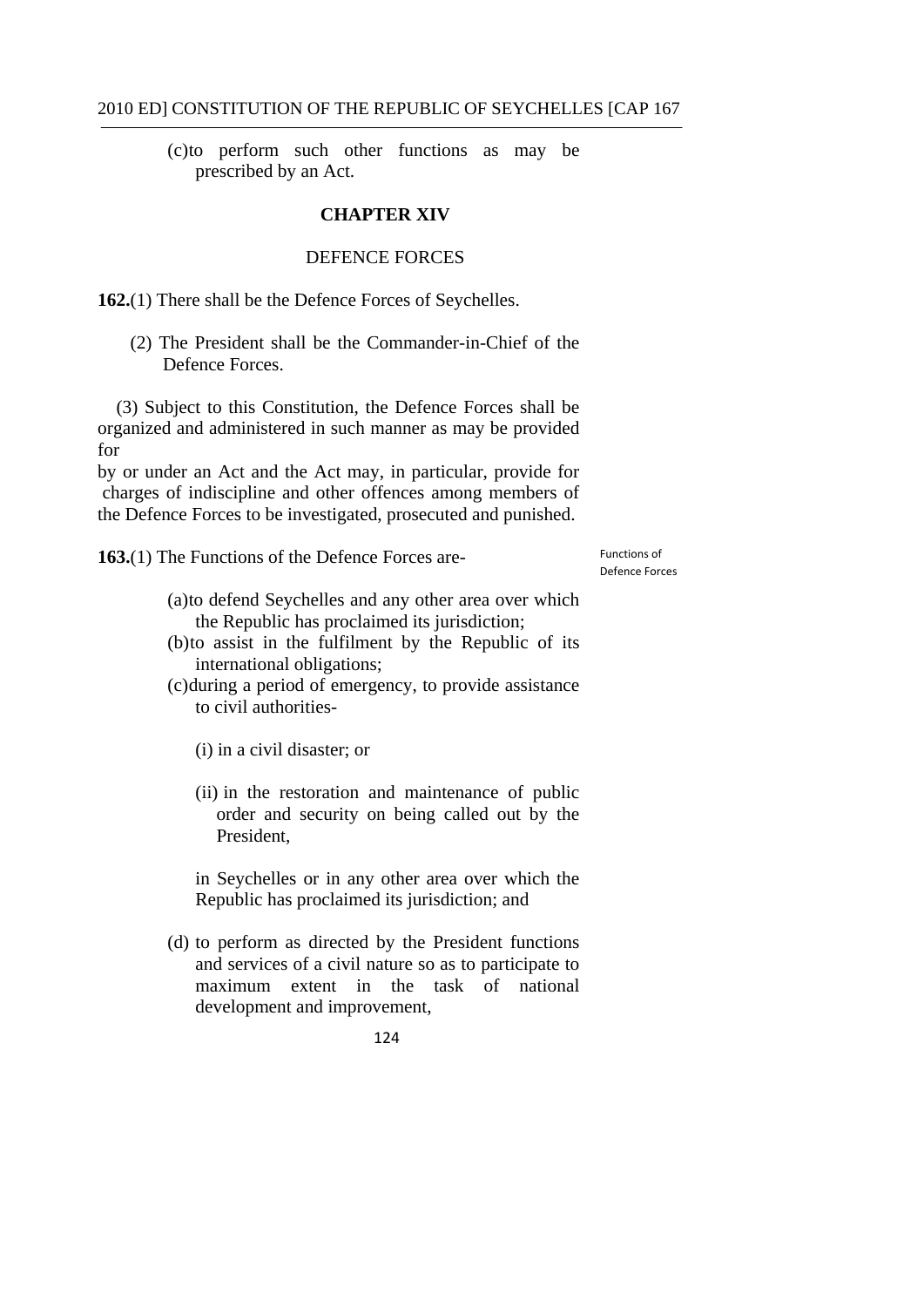(c) to perform such other functions as may be prescribed by an Act.

## CHAPTER XIV

### DEFENCE FORCES

**162.**(1) There shall be the Defence Forces of Seychelles.

(2) The President shall be the Commander-in-Chief of the Defence Forces.

(3) Subject to this Constitution, the Defence Forces shall be organized and administered in such manner as may be provided for by or under an Act and the Act may, in particular, provide for charges of indiscipline and other offences among members of the Defence Forces to be investigated, prosecuted and punished.

Functions of Defence Forces

**163.**(1) The Functions of the Defence Forces are-

(a) to defend Seychelles and any other area over which the Republic has proclaimed its jurisdiction;

(b) to assist in the fulfilment by the Republic of its international obligations;

(c) during a period of emergency, to provide assistance to civil authorities-

(i) in a civil disaster; or

(ii) in the restoration and maintenance of public order and security on being called out by the President,

in Seychelles or in any other area over which the Republic has proclaimed its jurisdiction; and

(d) to perform as directed by the President functions and services of a civil nature so as to participate to maximum extent in the task of national development and improvement,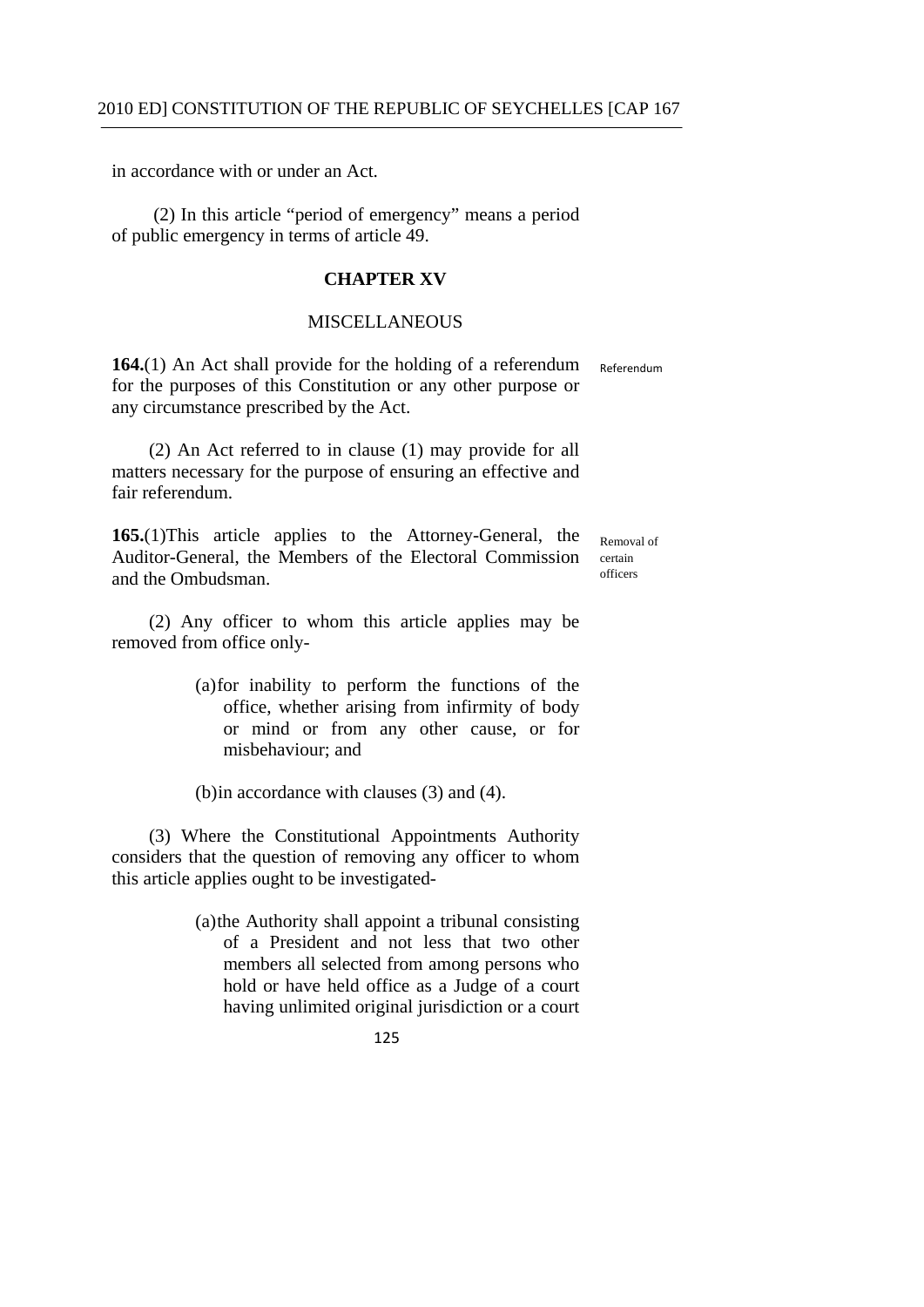in accordance with or under an Act.

(2) In this article "period of emergency" means a period of public emergency in terms of article 49.

## CHAPTER XV

### MISCELLANEOUS

Referendum

**164.**(1) An Act shall provide for the holding of a referendum for the purposes of this Constitution or any other purpose or any circumstance prescribed by the Act.

(2) An Act referred to in clause (1) may provide for all matters necessary for the purpose of ensuring an effective and fair referendum.

Removal of certain officers

**165.**(1)This article applies to the Attorney-General, the Auditor-General, the Members of the Electoral Commission and the Ombudsman.

(2) Any officer to whom this article applies may be removed from office only-

(a) for inability to perform the functions of the office, whether arising from infirmity of body or mind or from any other cause, or for misbehaviour; and

(b) in accordance with clauses (3) and (4).

(3) Where the Constitutional Appointments Authority considers that the question of removing any officer to whom this article applies ought to be investigated-

(a) the Authority shall appoint a tribunal consisting of a President and not less that two other members all selected from among persons who hold or have held office as a Judge of a court having unlimited original jurisdiction or a court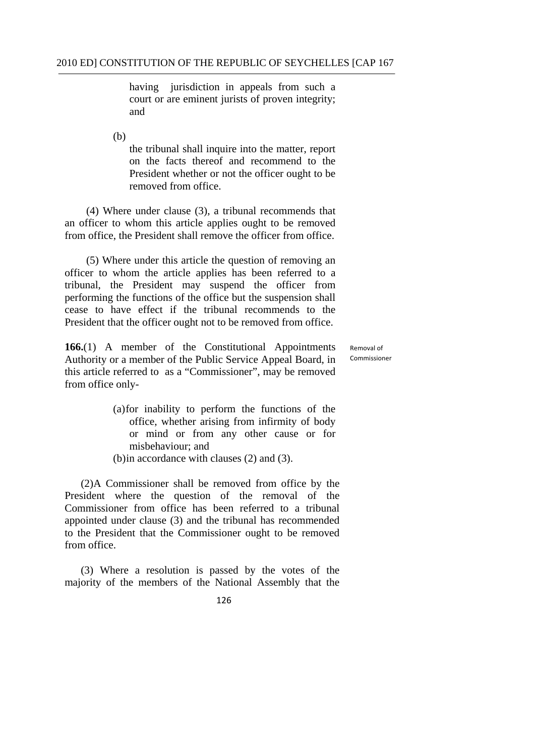having jurisdiction in appeals from such a court or are eminent jurists of proven integrity; and

(b) the tribunal shall inquire into the matter, report on the facts thereof and recommend to the President whether or not the officer ought to be removed from office.

(4) Where under clause (3), a tribunal recommends that an officer to whom this article applies ought to be removed from office, the President shall remove the officer from office.

(5) Where under this article the question of removing an officer to whom the article applies has been referred to a tribunal, the President may suspend the officer from performing the functions of the office but the suspension shall cease to have effect if the tribunal recommends to the President that the officer ought not to be removed from office.

Removal of Commissioner

**166.**(1) A member of the Constitutional Appointments Authority or a member of the Public Service Appeal Board, in this article referred to as a "Commissioner", may be removed from office only-

(a) for inability to perform the functions of the office, whether arising from infirmity of body or mind or from any other cause or for misbehaviour; and

(b) in accordance with clauses (2) and (3).

(2) A Commissioner shall be removed from office by the President where the question of the removal of the Commissioner from office has been referred to a tribunal appointed under clause (3) and the tribunal has recommended to the President that the Commissioner ought to be removed from office.

(3) Where a resolution is passed by the votes of the majority of the members of the National Assembly that the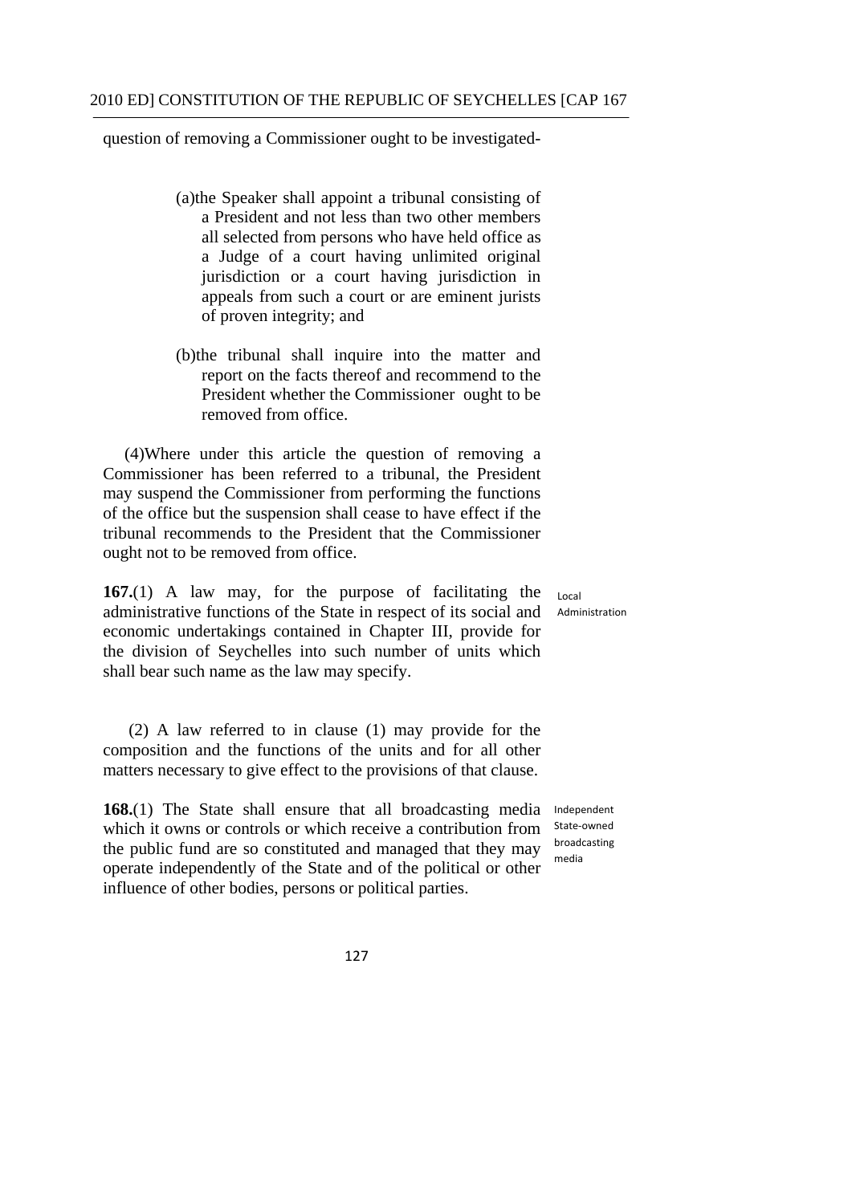question of removing a Commissioner ought to be investigated-

(a) the Speaker shall appoint a tribunal consisting of a President and not less than two other members all selected from persons who have held office as a Judge of a court having unlimited original jurisdiction or a court having jurisdiction in appeals from such a court or are eminent jurists of proven integrity; and

(b) the tribunal shall inquire into the matter and report on the facts thereof and recommend to the President whether the Commissioner ought to be removed from office.

(4) Where under this article the question of removing a Commissioner has been referred to a tribunal, the President may suspend the Commissioner from performing the functions of the office but the suspension shall cease to have effect if the tribunal recommends to the President that the Commissioner ought not to be removed from office.

Local Administration

**167.**(1) A law may, for the purpose of facilitating the administrative functions of the State in respect of its social and economic undertakings contained in Chapter III, provide for the division of Seychelles into such number of units which shall bear such name as the law may specify.

(2) A law referred to in clause (1) may provide for the composition and the functions of the units and for all other matters necessary to give effect to the provisions of that clause.

Independent State-owned broadcasting media

**168.**(1) The State shall ensure that all broadcasting media which it owns or controls or which receive a contribution from the public fund are so constituted and managed that they may operate independently of the State and of the political or other influence of other bodies, persons or political parties.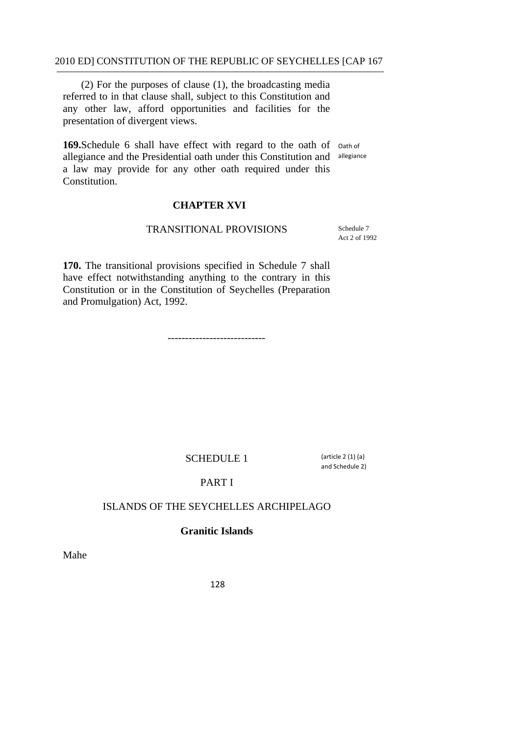(2) For the purposes of clause (1), the broadcasting media referred to in that clause shall, subject to this Constitution and any other law, afford opportunities and facilities for the presentation of divergent views.

**169.** Schedule 6 shall have effect with regard to the oath of allegiance and the Presidential oath under this Constitution and a law may provide for any other oath required under this Constitution.

Oath of allegiance

## CHAPTER XVI

### TRANSITIONAL PROVISIONS

Schedule 7
Act 2 of 1992

**170.** The transitional provisions specified in Schedule 7 shall have effect notwithstanding anything to the contrary in this Constitution or in the Constitution of Seychelles (Preparation and Promulgation) Act, 1992.

---------------------------

## SCHEDULE 1

(article 2 (1) (a) and Schedule 2)

### PART I

### ISLANDS OF THE SEYCHELLES ARCHIPELAGO

**Granitic Islands**

Mahe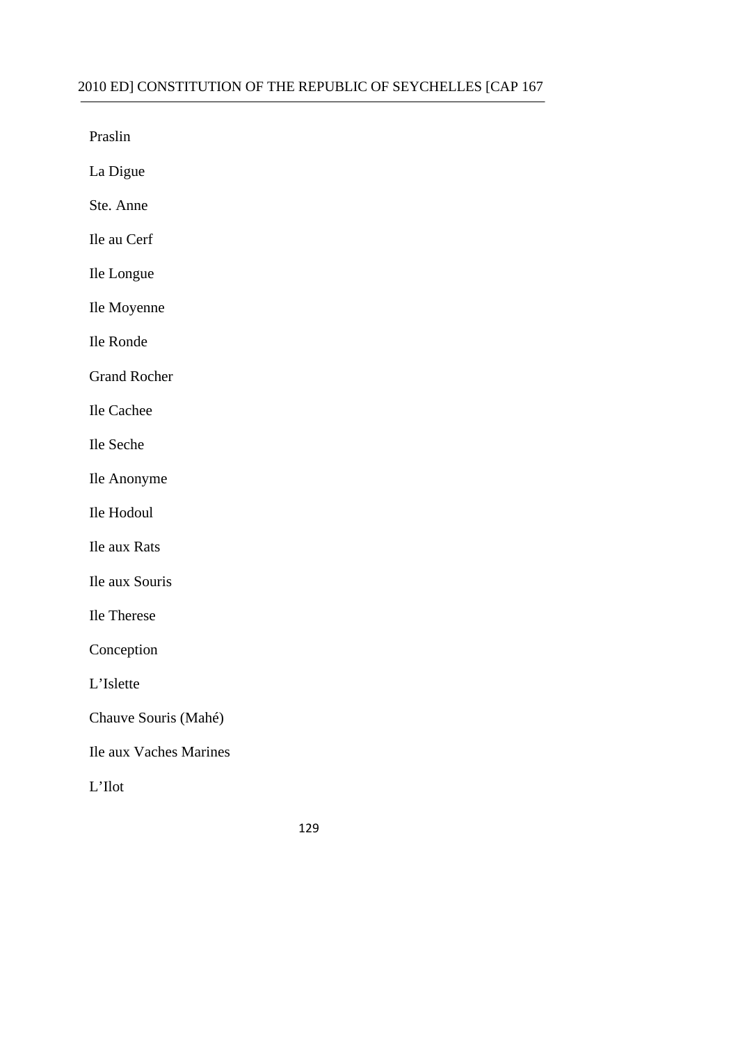Praslin

La Digue

Ste. Anne

Ile au Cerf

Ile Longue

Ile Moyenne

Ile Ronde

Grand Rocher

Ile Cachee

Ile Seche

Ile Anonyme

Ile Hodoul

Ile aux Rats

Ile aux Souris

Ile Therese

Conception

L'Islette

Chauve Souris (Mahé)

Ile aux Vaches Marines

L'Ilot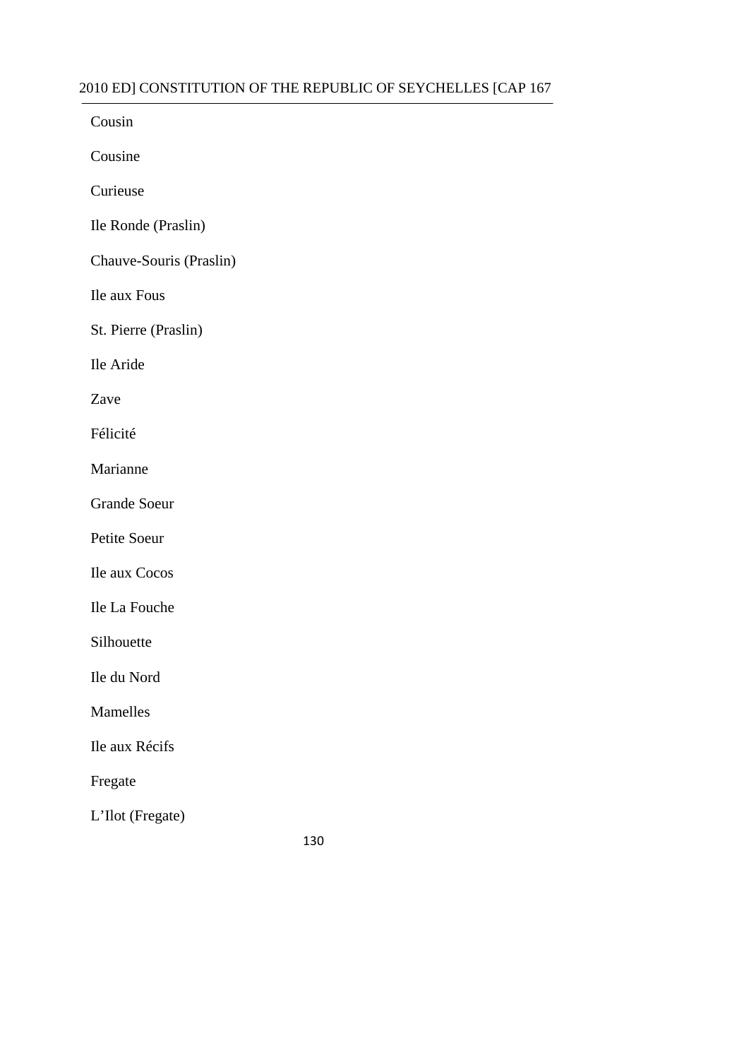Cousin

Cousine

Curieuse

Ile Ronde (Praslin)

Chauve-Souris (Praslin)

Ile aux Fous

St. Pierre (Praslin)

Ile Aride

Zave

Félicité

Marianne

Grande Soeur

Petite Soeur

Ile aux Cocos

Ile La Fouche

Silhouette

Ile du Nord

Mamelles

Ile aux Récifs

Fregate

L'Ilot (Fregate)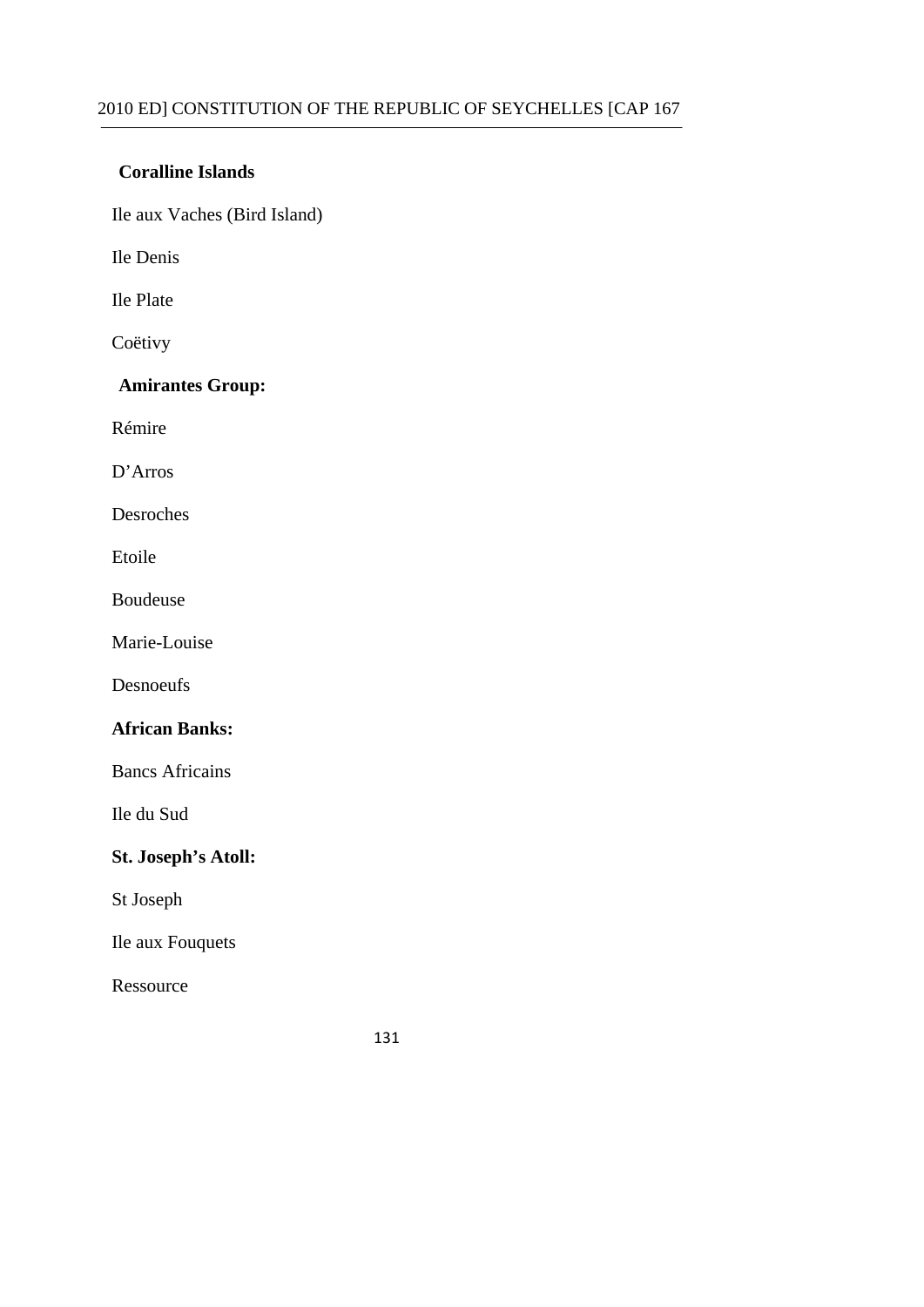**Coralline Islands**

Ile aux Vaches (Bird Island)

Ile Denis

Ile Plate

Coëtivy

**Amirantes Group:**

Rémire

D'Arros

Desroches

Etoile

Boudeuse

Marie-Louise

Desnoeufs

**African Banks:**

Bancs Africains

Ile du Sud

**St. Joseph's Atoll:**

St Joseph

Ile aux Fouquets

Ressource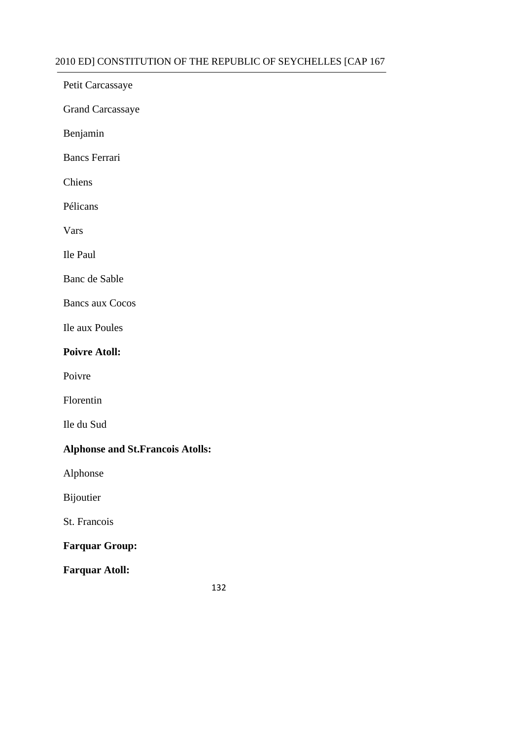Petit Carcassaye

Grand Carcassaye

Benjamin

Bancs Ferrari

Chiens

Pélicans

Vars

Ile Paul

Banc de Sable

Bancs aux Cocos

Ile aux Poules

**Poivre Atoll:**

Poivre

Florentin

Ile du Sud

**Alphonse and St.Francois Atolls:**

Alphonse

Bijoutier

St. Francois

**Farquar Group:**

**Farquar Atoll:**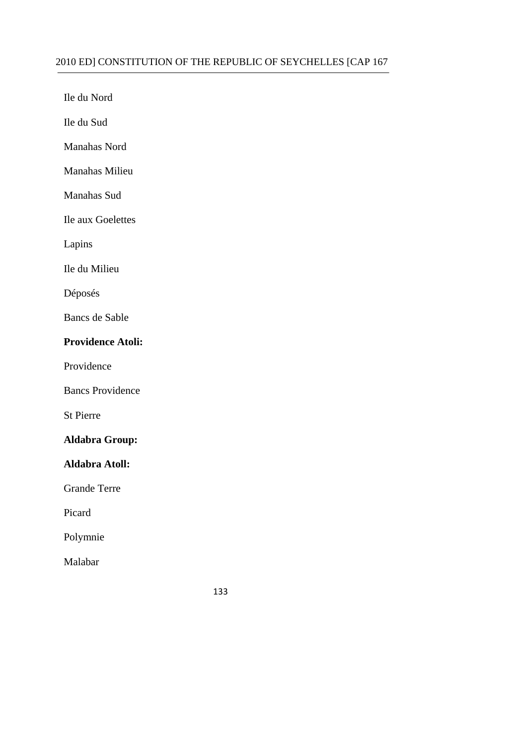Ile du Nord

Ile du Sud

Manahas Nord

Manahas Milieu

Manahas Sud

Ile aux Goelettes

Lapins

Ile du Milieu

Déposés

Bancs de Sable

**Providence Atoli:**

Providence

Bancs Providence

St Pierre

**Aldabra Group:**

**Aldabra Atoll:**

Grande Terre

Picard

Polymnie

Malabar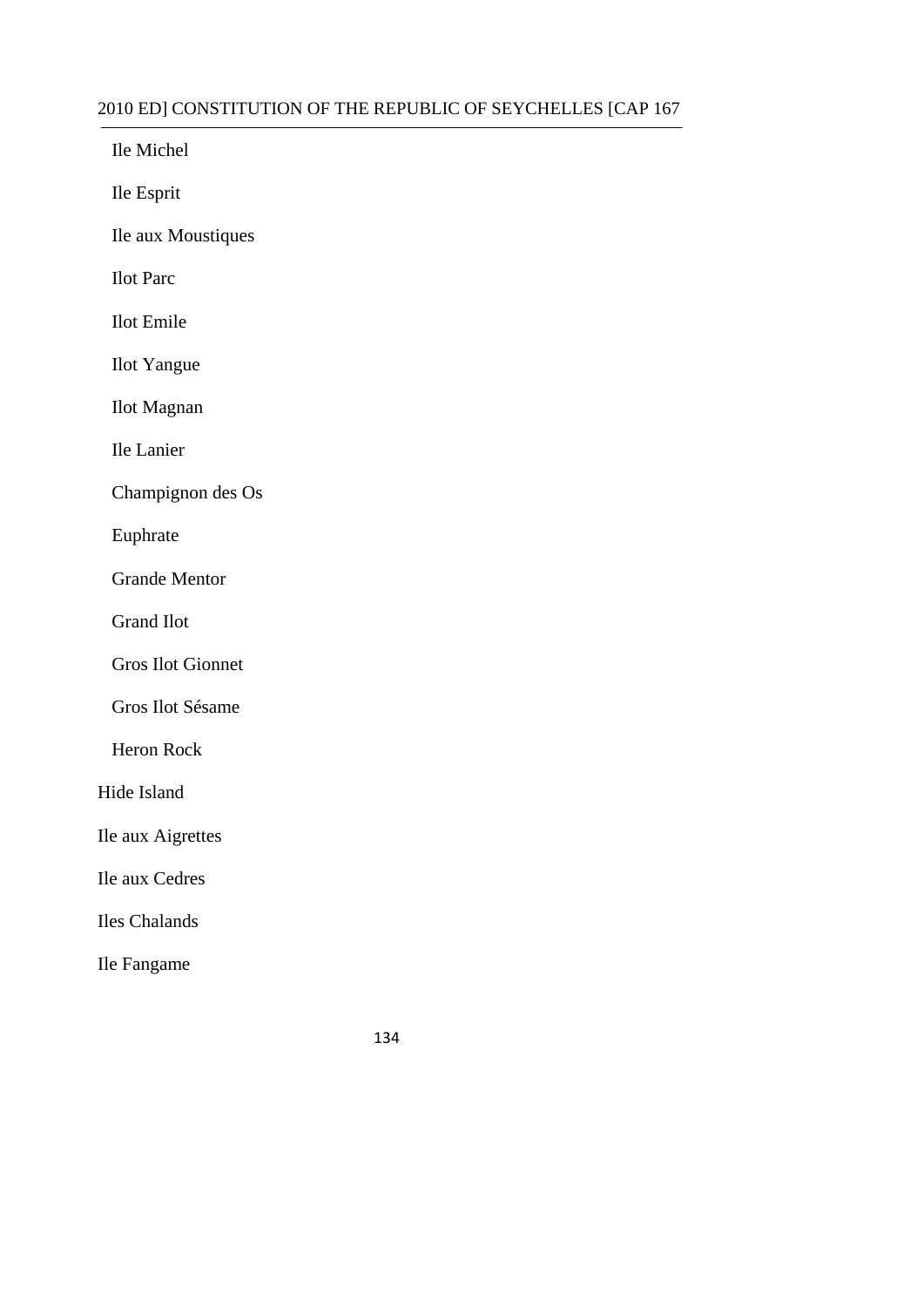Ile Michel

Ile Esprit

Ile aux Moustiques

Ilot Parc

Ilot Emile

Ilot Yangue

Ilot Magnan

Ile Lanier

Champignon des Os

Euphrate

Grande Mentor

Grand Ilot

Gros Ilot Gionnet

Gros Ilot Sésame

Heron Rock

Hide Island

Ile aux Aigrettes

Ile aux Cedres

Iles Chalands

Ile Fangame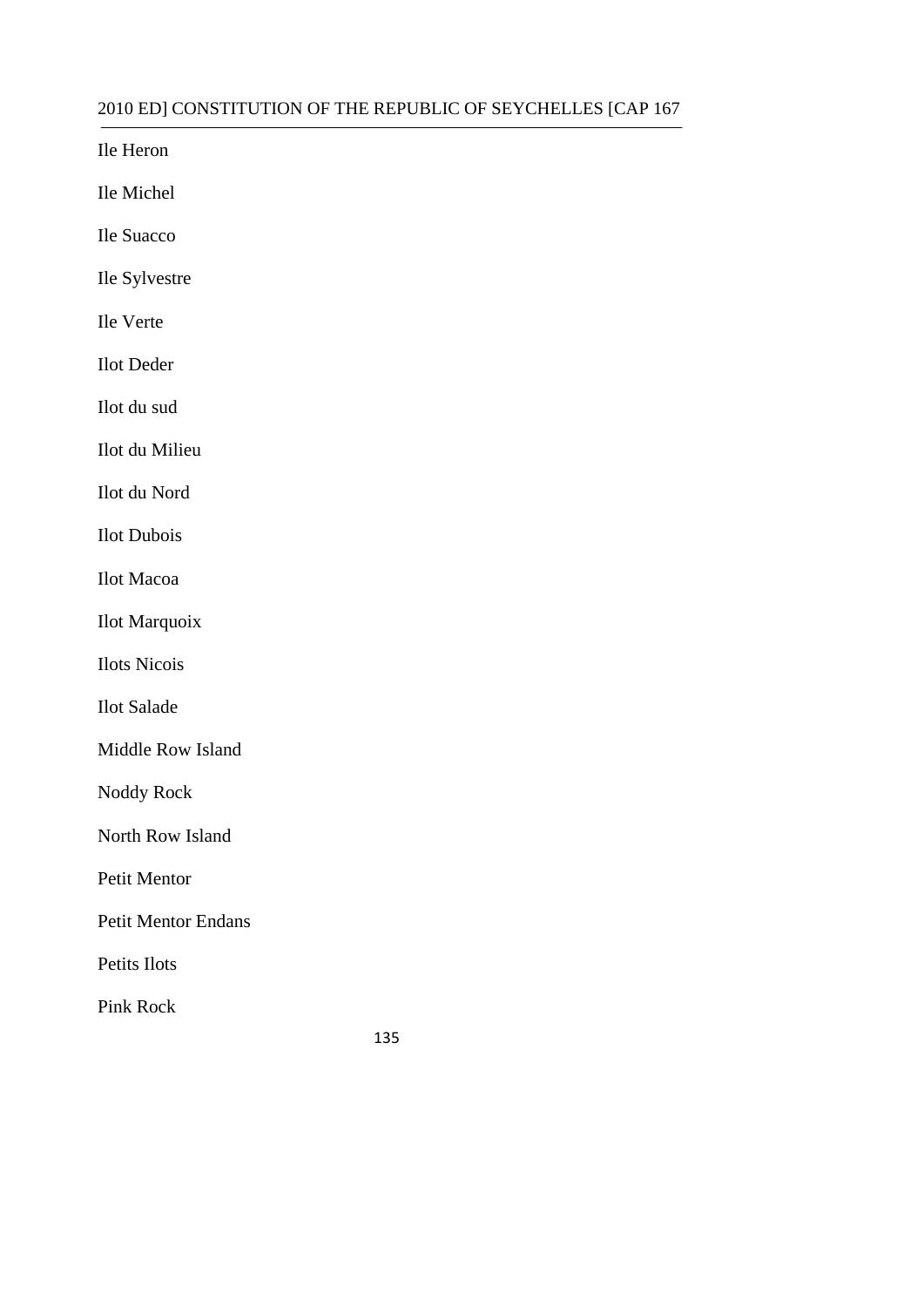Ile Heron

Ile Michel

Ile Suacco

Ile Sylvestre

Ile Verte

Ilot Deder

Ilot du sud

Ilot du Milieu

Ilot du Nord

Ilot Dubois

Ilot Macoa

Ilot Marquoix

Ilots Nicois

Ilot Salade

Middle Row Island

Noddy Rock

North Row Island

Petit Mentor

Petit Mentor Endans

Petits Ilots

Pink Rock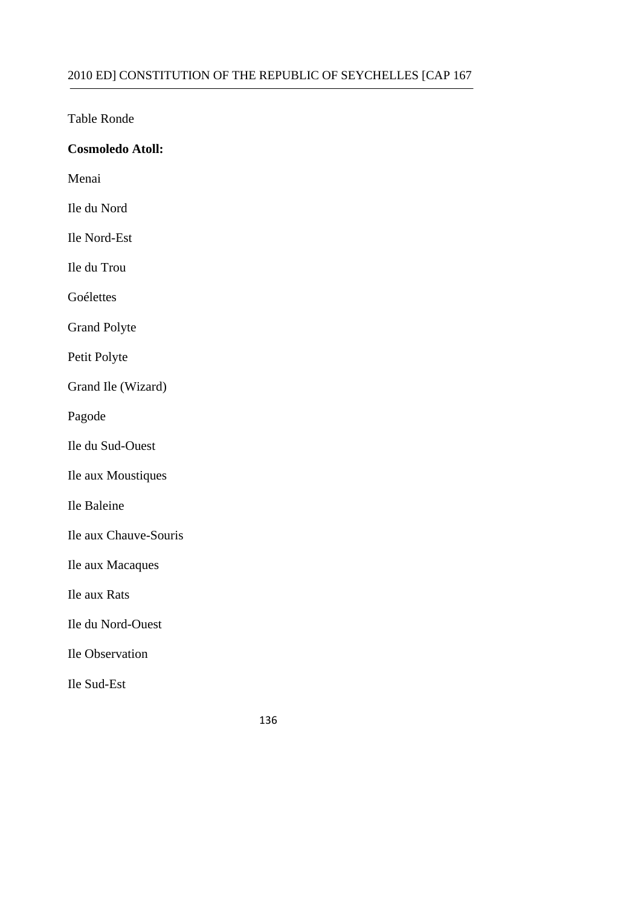Table Ronde

**Cosmoledo Atoll:**

Menai

Ile du Nord

Ile Nord-Est

Ile du Trou

Goélettes

Grand Polyte

Petit Polyte

Grand Ile (Wizard)

Pagode

Ile du Sud-Ouest

Ile aux Moustiques

Ile Baleine

Ile aux Chauve-Souris

Ile aux Macaques

Ile aux Rats

Ile du Nord-Ouest

Ile Observation

Ile Sud-Est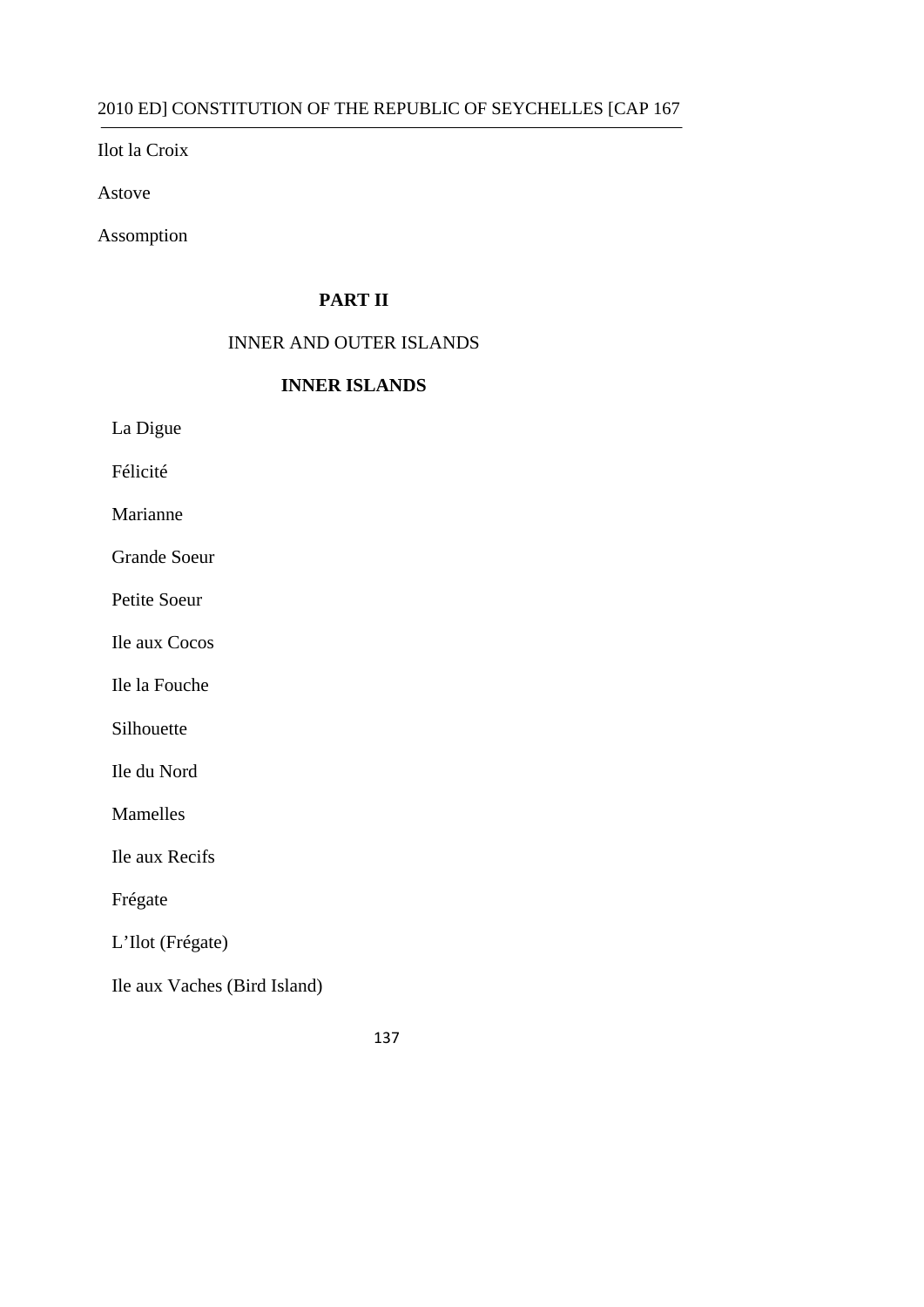Ilot la Croix

Astove

Assomption

## PART II

### INNER AND OUTER ISLANDS

### INNER ISLANDS

La Digue

Félicité

Marianne

Grande Soeur

Petite Soeur

Ile aux Cocos

Ile la Fouche

Silhouette

Ile du Nord

Mamelles

Ile aux Recifs

Frégate

L'Ilot (Frégate)

Ile aux Vaches (Bird Island)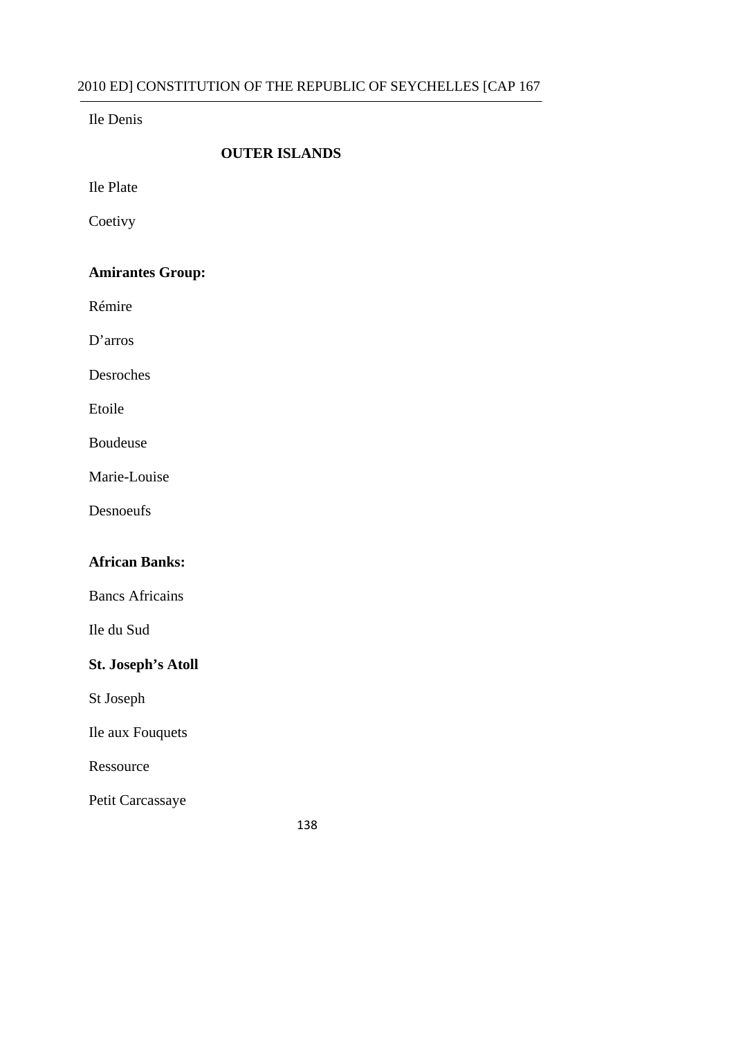Ile Denis

**OUTER ISLANDS**

Ile Plate

Coetivy

**Amirantes Group:**

Rémire

D'arros

Desroches

Etoile

Boudeuse

Marie-Louise

Desnoeufs

**African Banks:**

Bancs Africains

Ile du Sud

**St. Joseph's Atoll**

St Joseph

Ile aux Fouquets

Ressource

Petit Carcassaye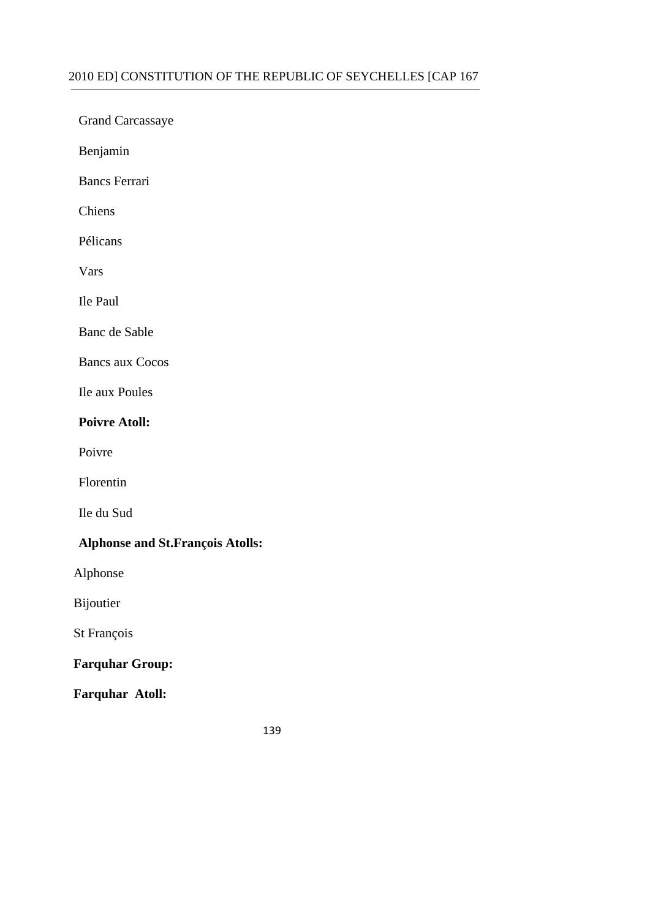Grand Carcassaye

Benjamin

Bancs Ferrari

Chiens

Pélicans

Vars

Ile Paul

Banc de Sable

Bancs aux Cocos

Ile aux Poules

**Poivre Atoll:**

Poivre

Florentin

Ile du Sud

**Alphonse and St.François Atolls:**

Alphonse

Bijoutier

St François

**Farquhar Group:**

**Farquhar Atoll:**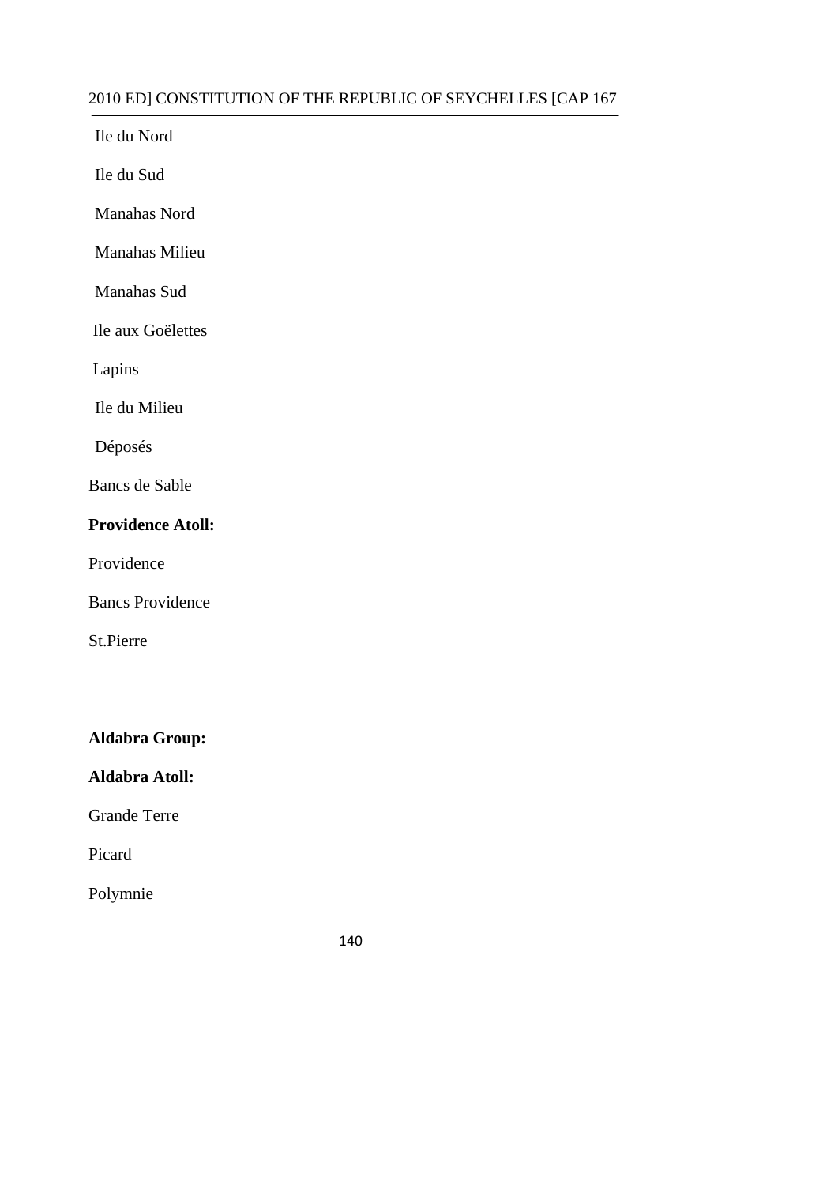Ile du Nord

Ile du Sud

Manahas Nord

Manahas Milieu

Manahas Sud

Ile aux Goëlettes

Lapins

Ile du Milieu

Déposés

Bancs de Sable

**Providence Atoll:**

Providence

Bancs Providence

St.Pierre

**Aldabra Group:**

**Aldabra Atoll:**

Grande Terre

Picard

Polymnie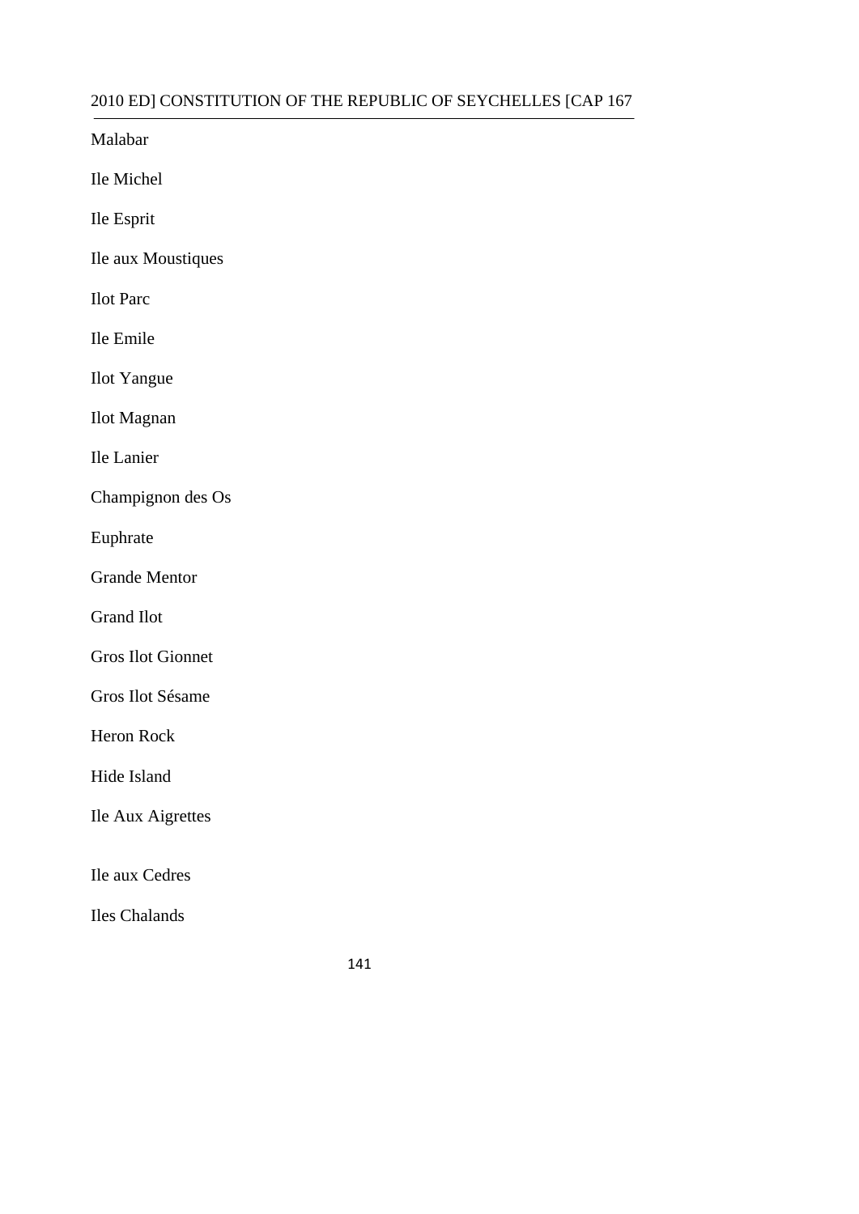Malabar

Ile Michel

Ile Esprit

Ile aux Moustiques

Ilot Parc

Ile Emile

Ilot Yangue

Ilot Magnan

Ile Lanier

Champignon des Os

Euphrate

Grande Mentor

Grand Ilot

Gros Ilot Gionnet

Gros Ilot Sésame

Heron Rock

Hide Island

Ile Aux Aigrettes

Ile aux Cedres

Iles Chalands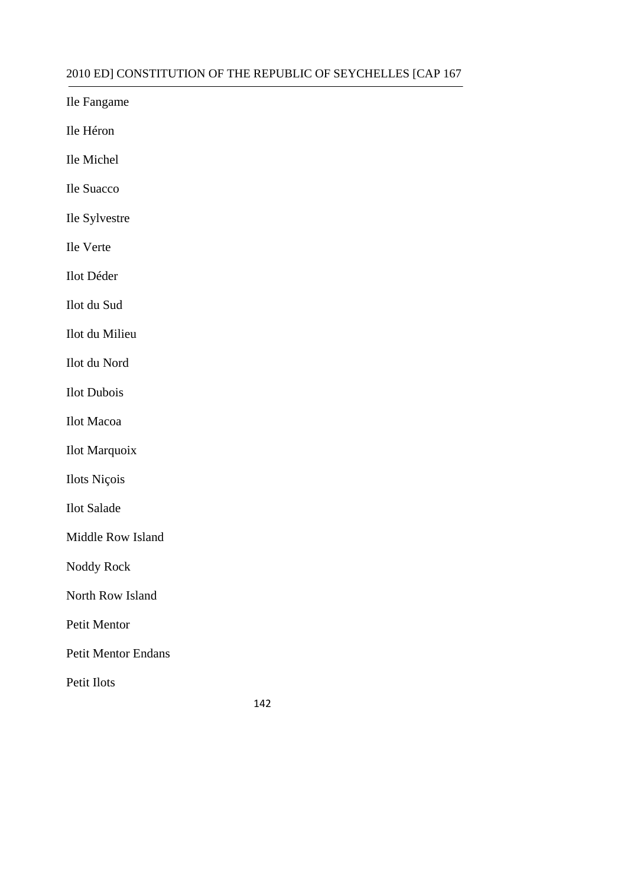Ile Fangame

Ile Héron

Ile Michel

Ile Suacco

Ile Sylvestre

Ile Verte

Ilot Déder

Ilot du Sud

Ilot du Milieu

Ilot du Nord

Ilot Dubois

Ilot Macoa

Ilot Marquoix

Ilots Niçois

Ilot Salade

Middle Row Island

Noddy Rock

North Row Island

Petit Mentor

Petit Mentor Endans

Petit Ilots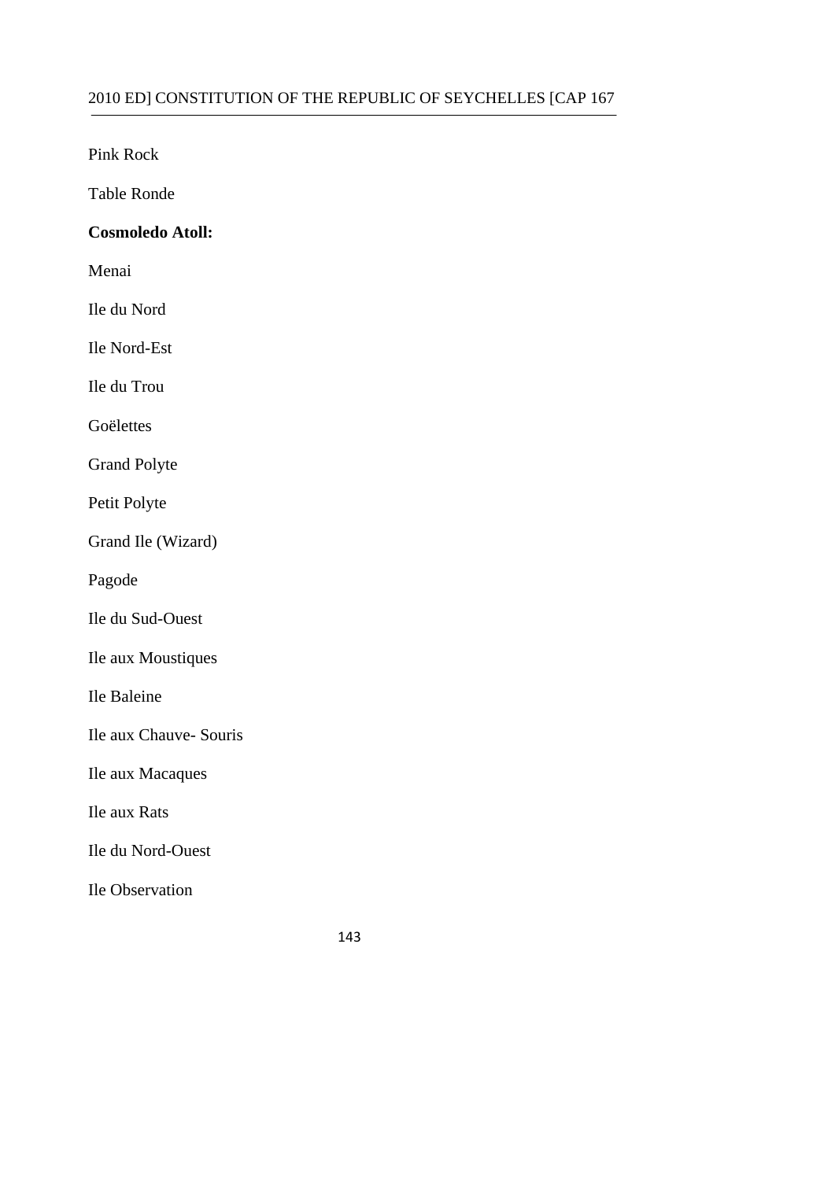Pink Rock

Table Ronde

**Cosmoledo Atoll:**

Menai

Ile du Nord

Ile Nord-Est

Ile du Trou

Goëlettes

Grand Polyte

Petit Polyte

Grand Ile (Wizard)

Pagode

Ile du Sud-Ouest

Ile aux Moustiques

Ile Baleine

Ile aux Chauve- Souris

Ile aux Macaques

Ile aux Rats

Ile du Nord-Ouest

Ile Observation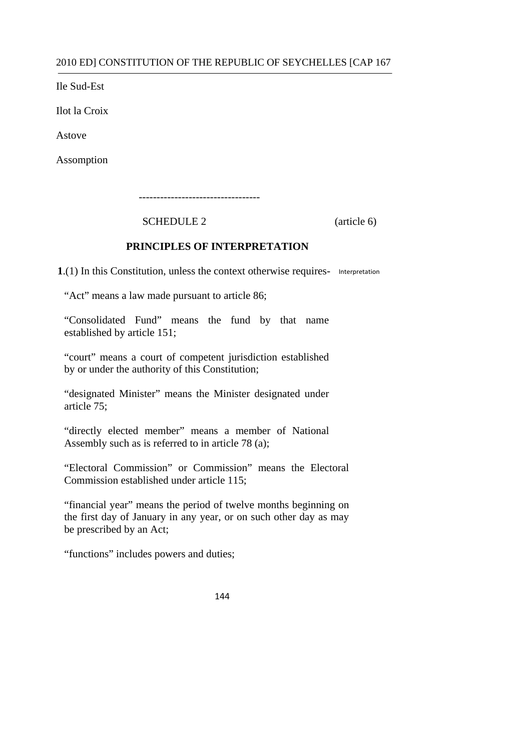Ile Sud-Est

Ilot la Croix

Astove

Assomption

---------------------------------

SCHEDULE 2 (article 6)

## PRINCIPLES OF INTERPRETATION

**1**.(1) In this Constitution, unless the context otherwise requires- Interpretation

"Act" means a law made pursuant to article 86;

"Consolidated Fund" means the fund by that name established by article 151;

"court" means a court of competent jurisdiction established by or under the authority of this Constitution;

"designated Minister" means the Minister designated under article 75;

"directly elected member" means a member of National Assembly such as is referred to in article 78 (a);

"Electoral Commission" or Commission" means the Electoral Commission established under article 115;

"financial year" means the period of twelve months beginning on the first day of January in any year, or on such other day as may be prescribed by an Act;

"functions" includes powers and duties;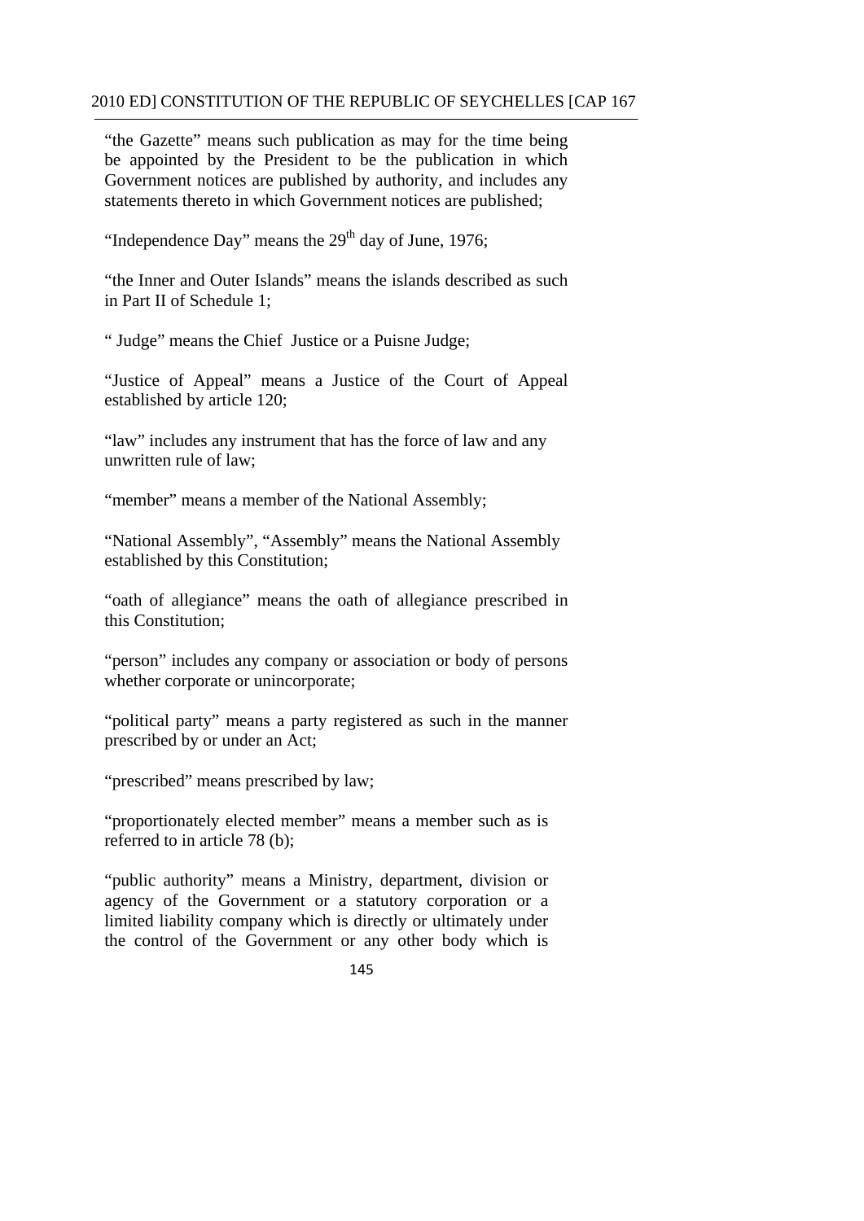"the Gazette" means such publication as may for the time being be appointed by the President to be the publication in which Government notices are published by authority, and includes any statements thereto in which Government notices are published;

"Independence Day" means the 29th day of June, 1976;

"the Inner and Outer Islands" means the islands described as such in Part II of Schedule 1;

" Judge" means the Chief Justice or a Puisne Judge;

"Justice of Appeal" means a Justice of the Court of Appeal established by article 120;

"law" includes any instrument that has the force of law and any unwritten rule of law;

"member" means a member of the National Assembly;

"National Assembly", "Assembly" means the National Assembly established by this Constitution;

"oath of allegiance" means the oath of allegiance prescribed in this Constitution;

"person" includes any company or association or body of persons whether corporate or unincorporate;

"political party" means a party registered as such in the manner prescribed by or under an Act;

"prescribed" means prescribed by law;

"proportionately elected member" means a member such as is referred to in article 78 (b);

"public authority" means a Ministry, department, division or agency of the Government or a statutory corporation or a limited liability company which is directly or ultimately under the control of the Government or any other body which is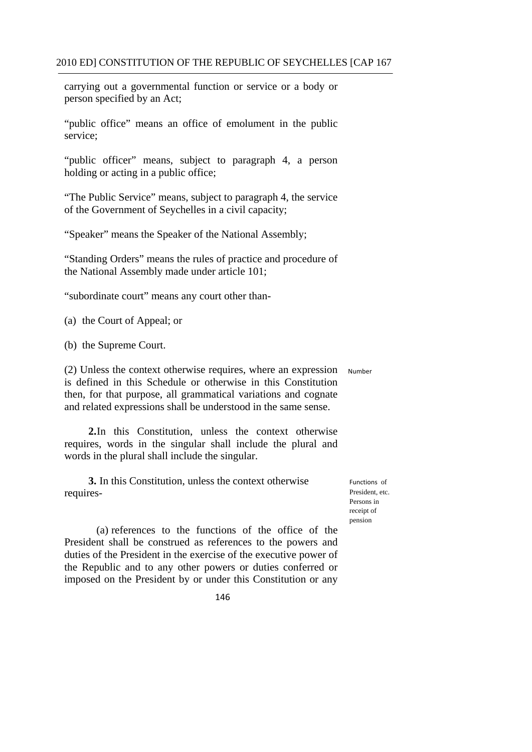carrying out a governmental function or service or a body or person specified by an Act;

"public office" means an office of emolument in the public service;

"public officer" means, subject to paragraph 4, a person holding or acting in a public office;

"The Public Service" means, subject to paragraph 4, the service of the Government of Seychelles in a civil capacity;

"Speaker" means the Speaker of the National Assembly;

"Standing Orders" means the rules of practice and procedure of the National Assembly made under article 101;

"subordinate court" means any court other than-

(a) the Court of Appeal; or

(b) the Supreme Court.

(2) Unless the context otherwise requires, where an expression is defined in this Schedule or otherwise in this Constitution then, for that purpose, all grammatical variations and cognate and related expressions shall be understood in the same sense.

Number

**2.** In this Constitution, unless the context otherwise requires, words in the singular shall include the plural and words in the plural shall include the singular.

Functions of President, etc. Persons in receipt of pension

**3.** In this Constitution, unless the context otherwise requires-

(a) references to the functions of the office of the President shall be construed as references to the powers and duties of the President in the exercise of the executive power of the Republic and to any other powers or duties conferred or imposed on the President by or under this Constitution or any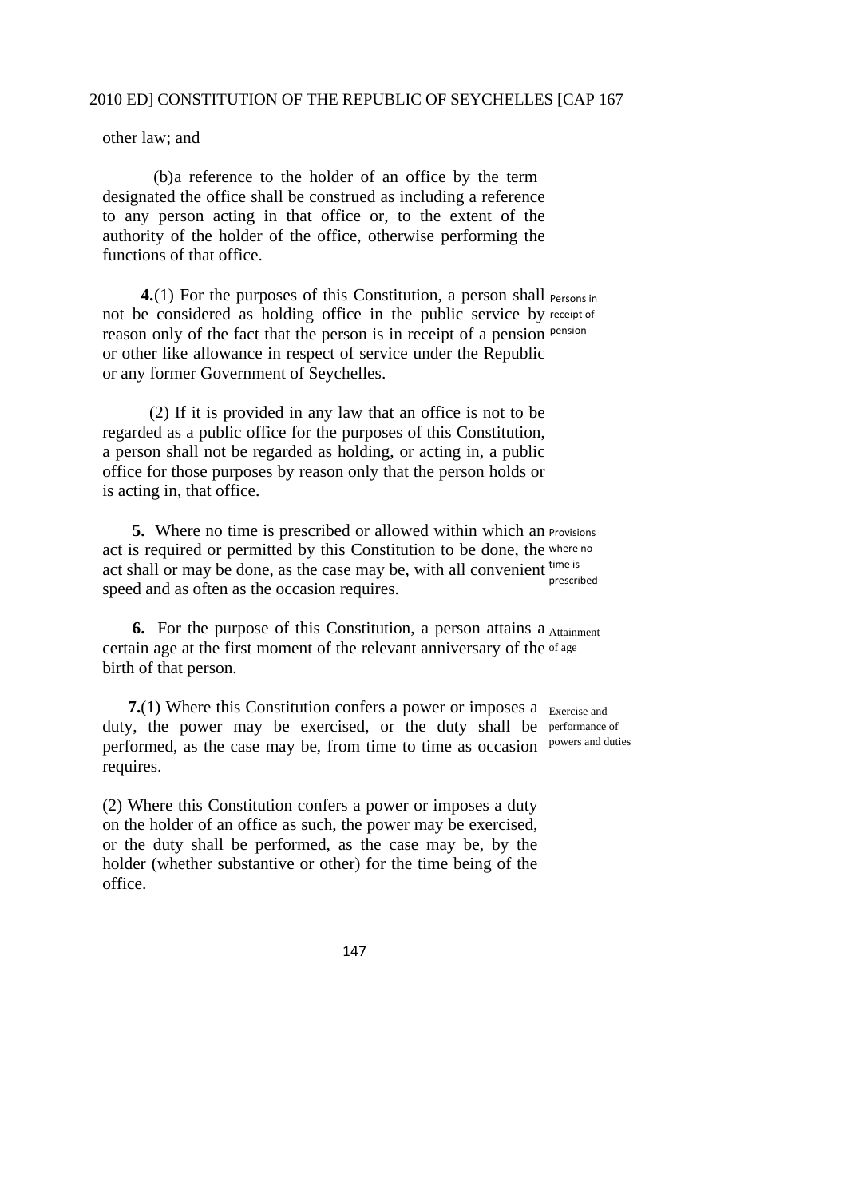other law; and

(b)a reference to the holder of an office by the term designated the office shall be construed as including a reference to any person acting in that office or, to the extent of the authority of the holder of the office, otherwise performing the functions of that office.

**4.**(1) For the purposes of this Constitution, a person shall not be considered as holding office in the public service by reason only of the fact that the person is in receipt of a pension or other like allowance in respect of service under the Republic or any former Government of Seychelles.

*Persons in receipt of pension*

(2) If it is provided in any law that an office is not to be regarded as a public office for the purposes of this Constitution, a person shall not be regarded as holding, or acting in, a public office for those purposes by reason only that the person holds or is acting in, that office.

**5.** Where no time is prescribed or allowed within which an act is required or permitted by this Constitution to be done, the act shall or may be done, as the case may be, with all convenient speed and as often as the occasion requires.

*Provisions where no time is prescribed*

**6.** For the purpose of this Constitution, a person attains a certain age at the first moment of the relevant anniversary of the birth of that person.

*Attainment of age*

**7.**(1) Where this Constitution confers a power or imposes a duty, the power may be exercised, or the duty shall be performed, as the case may be, from time to time as occasion requires.

*Exercise and performance of powers and duties*

(2) Where this Constitution confers a power or imposes a duty on the holder of an office as such, the power may be exercised, or the duty shall be performed, as the case may be, by the holder (whether substantive or other) for the time being of the office.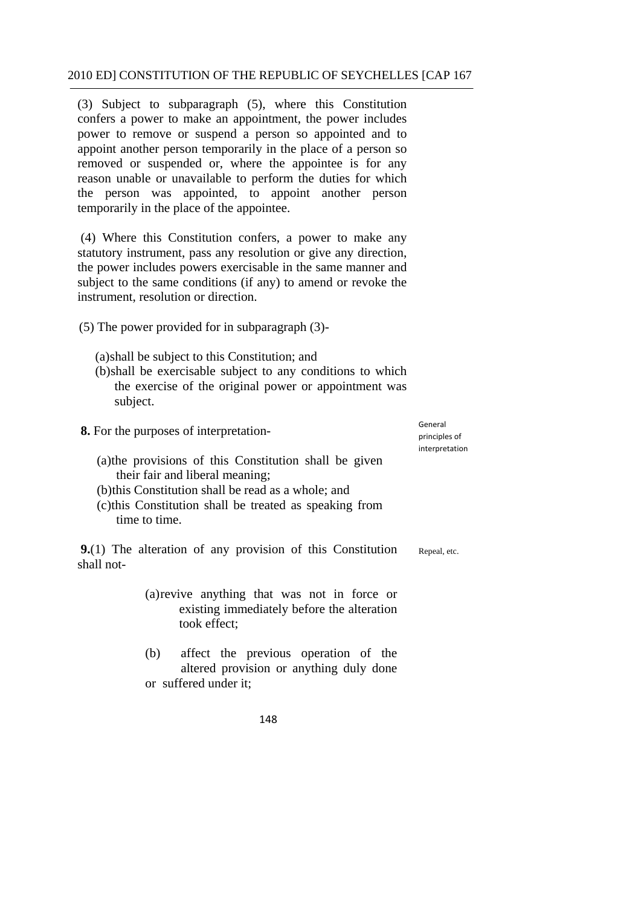(3) Subject to subparagraph (5), where this Constitution confers a power to make an appointment, the power includes power to remove or suspend a person so appointed and to appoint another person temporarily in the place of a person so removed or suspended or, where the appointee is for any reason unable or unavailable to perform the duties for which the person was appointed, to appoint another person temporarily in the place of the appointee.

(4) Where this Constitution confers, a power to make any statutory instrument, pass any resolution or give any direction, the power includes powers exercisable in the same manner and subject to the same conditions (if any) to amend or revoke the instrument, resolution or direction.

(5) The power provided for in subparagraph (3)-

(a) shall be subject to this Constitution; and
(b) shall be exercisable subject to any conditions to which the exercise of the original power or appointment was subject.

General principles of interpretation

**8.** For the purposes of interpretation-

(a) the provisions of this Constitution shall be given their fair and liberal meaning;
(b) this Constitution shall be read as a whole; and
(c) this Constitution shall be treated as speaking from time to time.

Repeal, etc.

**9.**(1) The alteration of any provision of this Constitution shall not-

(a) revive anything that was not in force or existing immediately before the alteration took effect;

(b) affect the previous operation of the altered provision or anything duly done or suffered under it;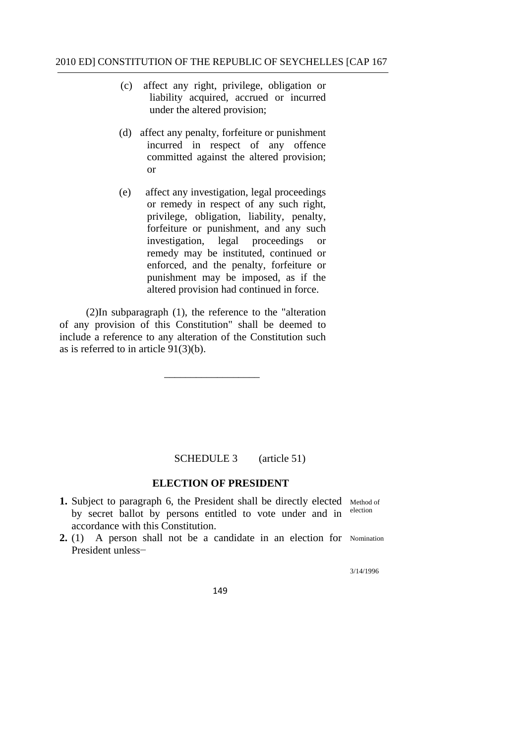(c) affect any right, privilege, obligation or liability acquired, accrued or incurred under the altered provision;

(d) affect any penalty, forfeiture or punishment incurred in respect of any offence committed against the altered provision; or

(e) affect any investigation, legal proceedings or remedy in respect of any such right, privilege, obligation, liability, penalty, forfeiture or punishment, and any such investigation, legal proceedings or remedy may be instituted, continued or enforced, and the penalty, forfeiture or punishment may be imposed, as if the altered provision had continued in force.

(2)In subparagraph (1), the reference to the "alteration of any provision of this Constitution" shall be deemed to include a reference to any alteration of the Constitution such as is referred to in article 91(3)(b).

---

SCHEDULE 3 (article 51)

## ELECTION OF PRESIDENT

**1.** Subject to paragraph 6, the President shall be directly elected by secret ballot by persons entitled to vote under and in accordance with this Constitution. *Method of election*

**2.** (1) A person shall not be a candidate in an election for President unless− *Nomination*

3/14/1996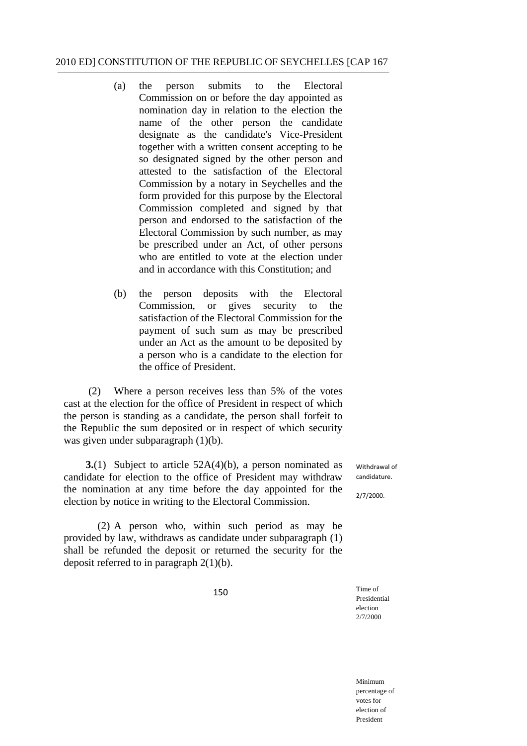(a) the person submits to the Electoral Commission on or before the day appointed as nomination day in relation to the election the name of the other person the candidate designate as the candidate's Vice-President together with a written consent accepting to be so designated signed by the other person and attested to the satisfaction of the Electoral Commission by a notary in Seychelles and the form provided for this purpose by the Electoral Commission completed and signed by that person and endorsed to the satisfaction of the Electoral Commission by such number, as may be prescribed under an Act, of other persons who are entitled to vote at the election under and in accordance with this Constitution; and

(b) the person deposits with the Electoral Commission, or gives security to the satisfaction of the Electoral Commission for the payment of such sum as may be prescribed under an Act as the amount to be deposited by a person who is a candidate to the election for the office of President.

(2) Where a person receives less than 5% of the votes cast at the election for the office of President in respect of which the person is standing as a candidate, the person shall forfeit to the Republic the sum deposited or in respect of which security was given under subparagraph (1)(b).

Withdrawal of candidature.

2/7/2000.

**3.**(1) Subject to article 52A(4)(b), a person nominated as candidate for election to the office of President may withdraw the nomination at any time before the day appointed for the election by notice in writing to the Electoral Commission.

(2) A person who, within such period as may be provided by law, withdraws as candidate under subparagraph (1) shall be refunded the deposit or returned the security for the deposit referred to in paragraph 2(1)(b).

Time of Presidential election 2/7/2000

Minimum percentage of votes for election of President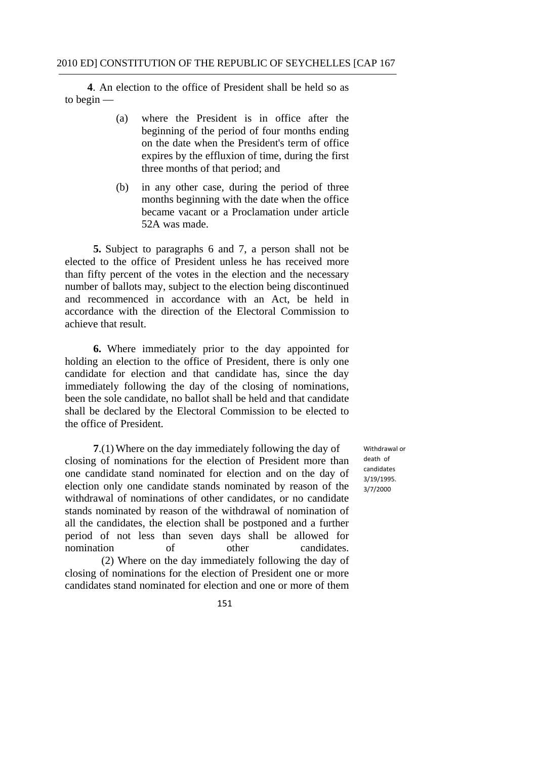**4**. An election to the office of President shall be held so as to begin —

(a) where the President is in office after the beginning of the period of four months ending on the date when the President's term of office expires by the effluxion of time, during the first three months of that period; and

(b) in any other case, during the period of three months beginning with the date when the office became vacant or a Proclamation under article 52A was made.

**5.** Subject to paragraphs 6 and 7, a person shall not be elected to the office of President unless he has received more than fifty percent of the votes in the election and the necessary number of ballots may, subject to the election being discontinued and recommenced in accordance with an Act, be held in accordance with the direction of the Electoral Commission to achieve that result.

**6.** Where immediately prior to the day appointed for holding an election to the office of President, there is only one candidate for election and that candidate has, since the day immediately following the day of the closing of nominations, been the sole candidate, no ballot shall be held and that candidate shall be declared by the Electoral Commission to be elected to the office of President.

Withdrawal or death of candidates 3/19/1995. 3/7/2000

**7**.(1) Where on the day immediately following the day of closing of nominations for the election of President more than one candidate stand nominated for election and on the day of election only one candidate stands nominated by reason of the withdrawal of nominations of other candidates, or no candidate stands nominated by reason of the withdrawal of nomination of all the candidates, the election shall be postponed and a further period of not less than seven days shall be allowed for nomination of other candidates.

(2) Where on the day immediately following the day of closing of nominations for the election of President one or more candidates stand nominated for election and one or more of them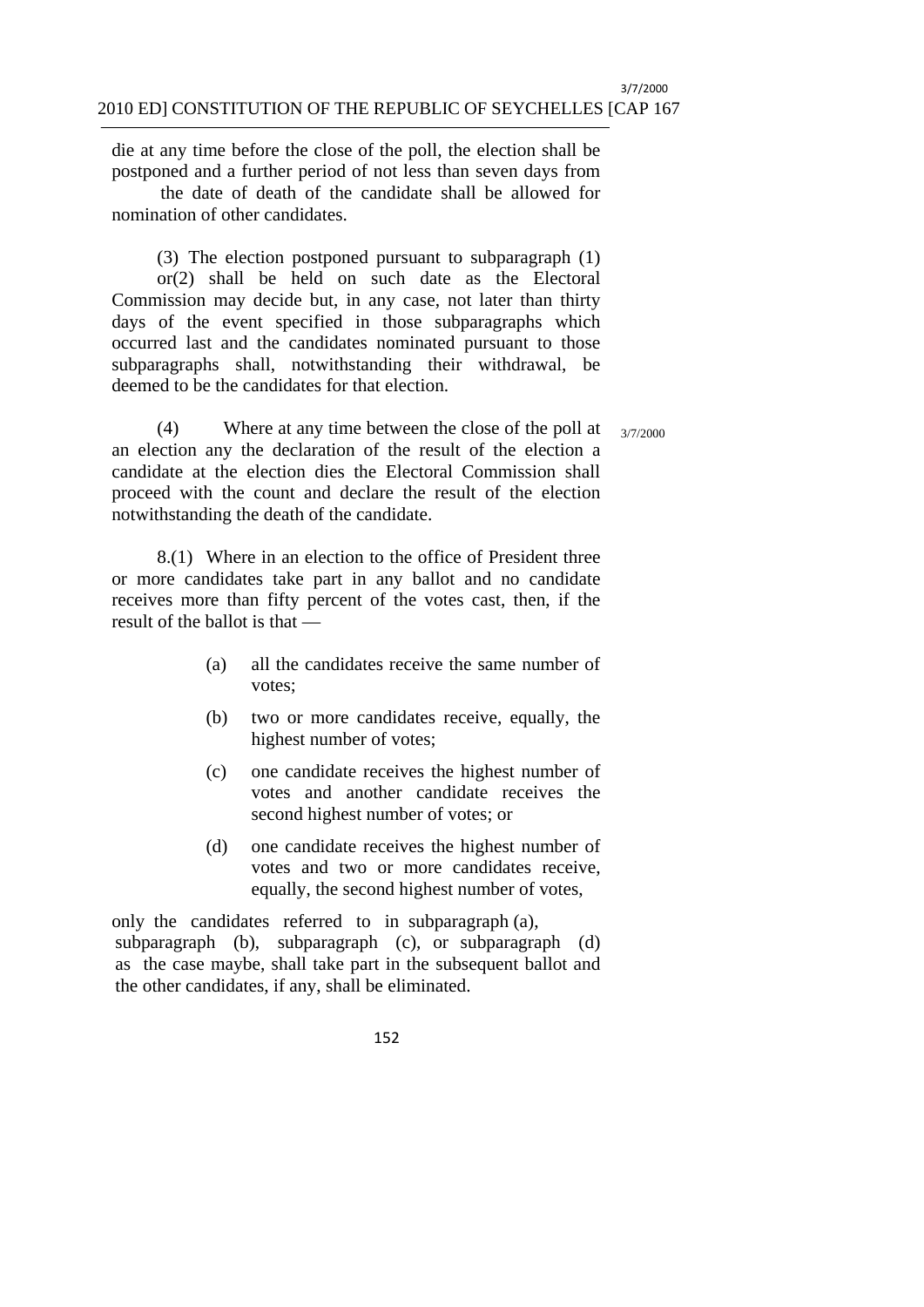die at any time before the close of the poll, the election shall be postponed and a further period of not less than seven days from the date of death of the candidate shall be allowed for nomination of other candidates.

(3) The election postponed pursuant to subparagraph (1) or(2) shall be held on such date as the Electoral Commission may decide but, in any case, not later than thirty days of the event specified in those subparagraphs which occurred last and the candidates nominated pursuant to those subparagraphs shall, notwithstanding their withdrawal, be deemed to be the candidates for that election.

(4) Where at any time between the close of the poll at an election any the declaration of the result of the election a candidate at the election dies the Electoral Commission shall proceed with the count and declare the result of the election notwithstanding the death of the candidate.

3/7/2000

8.(1) Where in an election to the office of President three or more candidates take part in any ballot and no candidate receives more than fifty percent of the votes cast, then, if the result of the ballot is that —

(a) all the candidates receive the same number of votes;

(b) two or more candidates receive, equally, the highest number of votes;

(c) one candidate receives the highest number of votes and another candidate receives the second highest number of votes; or

(d) one candidate receives the highest number of votes and two or more candidates receive, equally, the second highest number of votes,

only the candidates referred to in subparagraph (a), subparagraph (b), subparagraph (c), or subparagraph (d) as the case maybe, shall take part in the subsequent ballot and the other candidates, if any, shall be eliminated.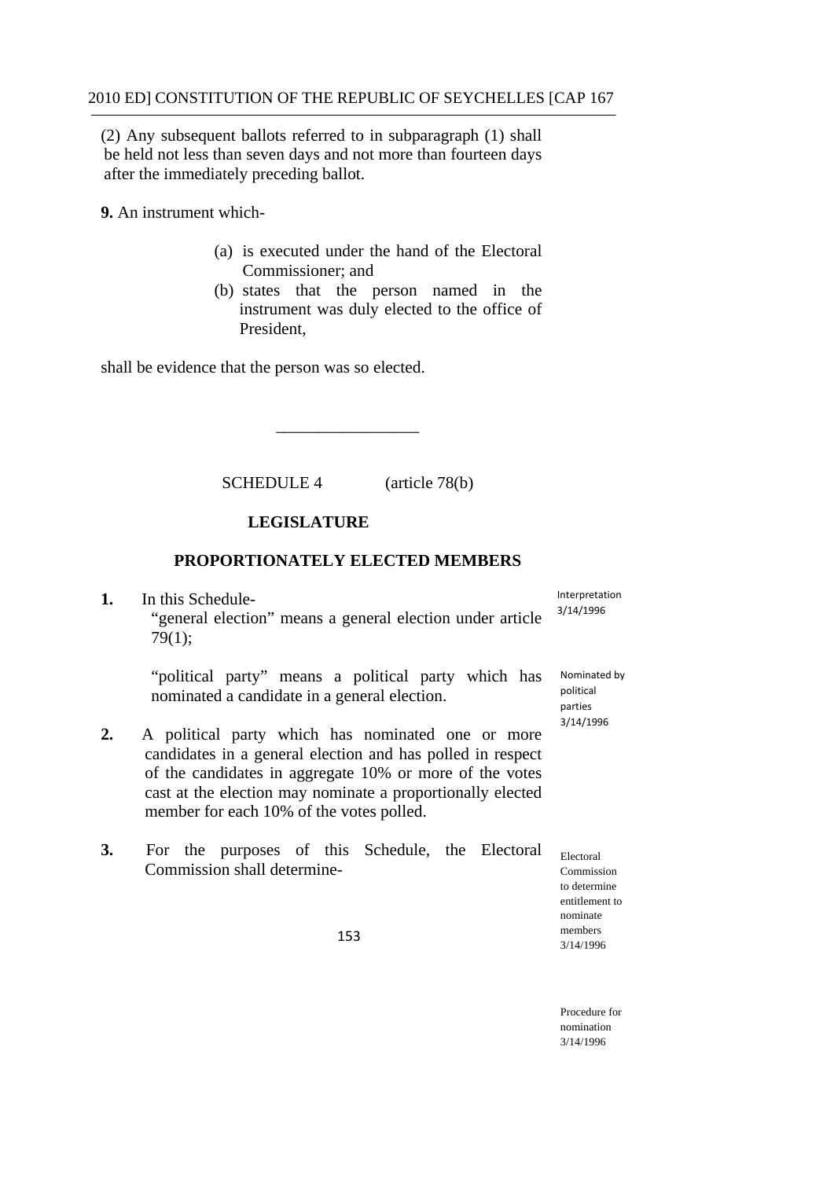(2) Any subsequent ballots referred to in subparagraph (1) shall be held not less than seven days and not more than fourteen days after the immediately preceding ballot.

**9.** An instrument which-

(a) is executed under the hand of the Electoral Commissioner; and

(b) states that the person named in the instrument was duly elected to the office of President,

shall be evidence that the person was so elected.

---

SCHEDULE 4 (article 78(b)

**LEGISLATURE**

**PROPORTIONATELY ELECTED MEMBERS**

Interpretation 3/14/1996

**1.** In this Schedule-

"general election" means a general election under article 79(1);

"political party" means a political party which has nominated a candidate in a general election.

Nominated by political parties 3/14/1996

**2.** A political party which has nominated one or more candidates in a general election and has polled in respect of the candidates in aggregate 10% or more of the votes cast at the election may nominate a proportionally elected member for each 10% of the votes polled.

Electoral Commission to determine entitlement to nominate members 3/14/1996

**3.** For the purposes of this Schedule, the Electoral Commission shall determine-

Procedure for nomination 3/14/1996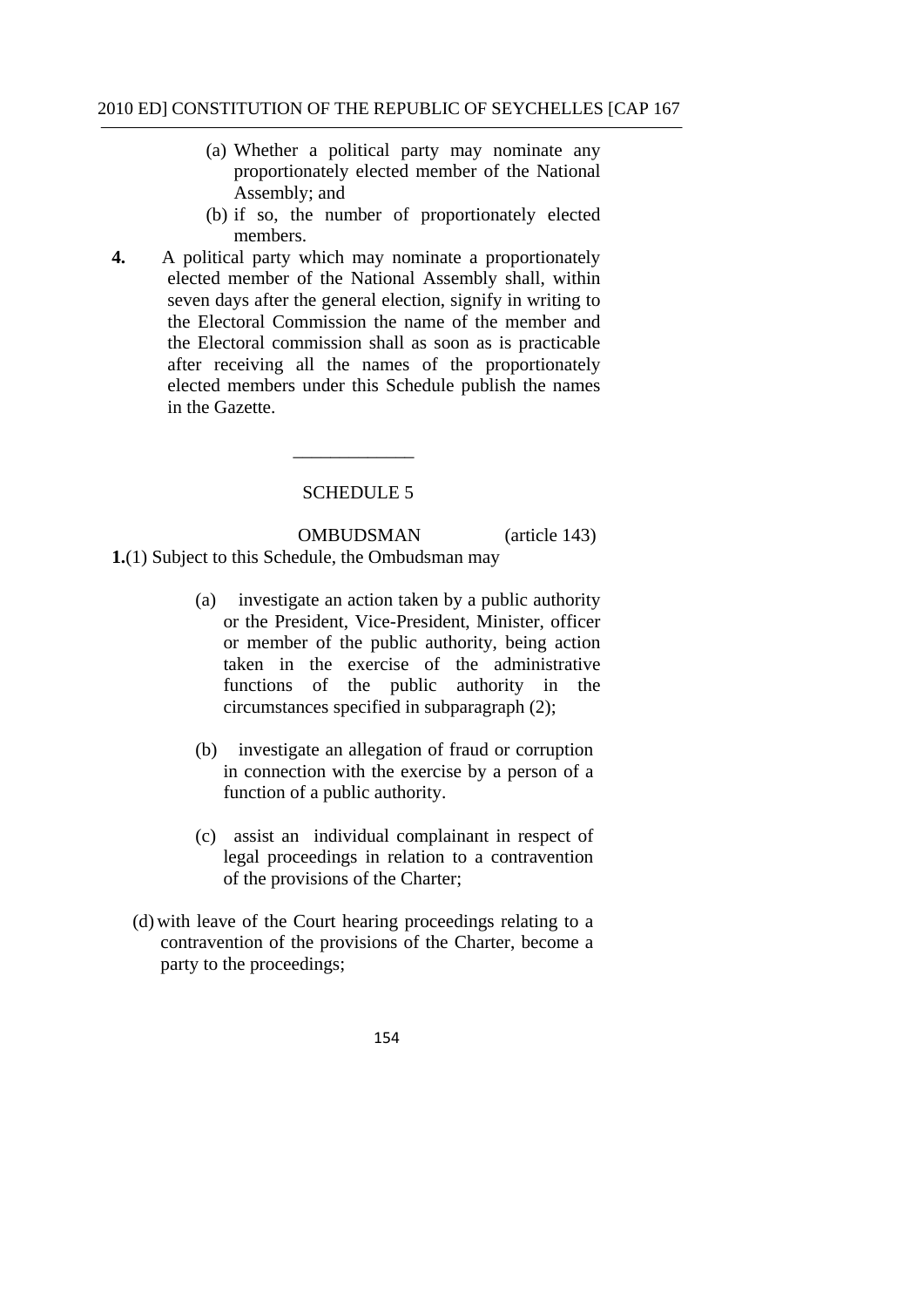(a) Whether a political party may nominate any proportionately elected member of the National Assembly; and

(b) if so, the number of proportionately elected members.

**4.** A political party which may nominate a proportionately elected member of the National Assembly shall, within seven days after the general election, signify in writing to the Electoral Commission the name of the member and the Electoral commission shall as soon as is practicable after receiving all the names of the proportionately elected members under this Schedule publish the names in the Gazette.

---

## SCHEDULE 5

### OMBUDSMAN (article 143)

**1.**(1) Subject to this Schedule, the Ombudsman may

(a) investigate an action taken by a public authority or the President, Vice-President, Minister, officer or member of the public authority, being action taken in the exercise of the administrative functions of the public authority in the circumstances specified in subparagraph (2);

(b) investigate an allegation of fraud or corruption in connection with the exercise by a person of a function of a public authority.

(c) assist an individual complainant in respect of legal proceedings in relation to a contravention of the provisions of the Charter;

(d) with leave of the Court hearing proceedings relating to a contravention of the provisions of the Charter, become a party to the proceedings;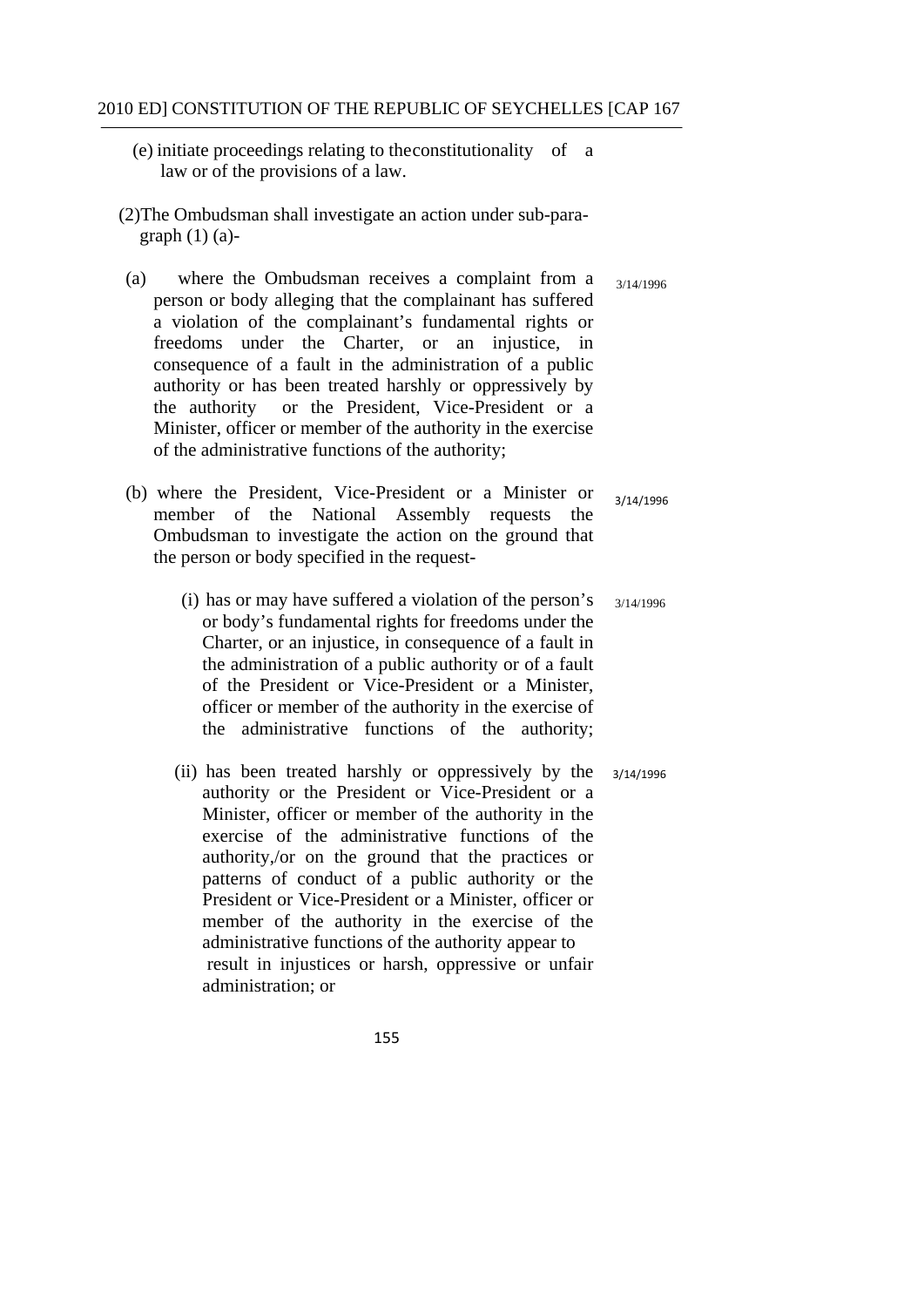(e) initiate proceedings relating to theconstitutionality of a law or of the provisions of a law.

(2)The Ombudsman shall investigate an action under sub-paragraph (1) (a)-

(a) where the Ombudsman receives a complaint from a person or body alleging that the complainant has suffered a violation of the complainant's fundamental rights or freedoms under the Charter, or an injustice, in consequence of a fault in the administration of a public authority or has been treated harshly or oppressively by the authority or the President, Vice-President or a Minister, officer or member of the authority in the exercise of the administrative functions of the authority; 3/14/1996

(b) where the President, Vice-President or a Minister or member of the National Assembly requests the Ombudsman to investigate the action on the ground that the person or body specified in the request- 3/14/1996

(i) has or may have suffered a violation of the person's or body's fundamental rights for freedoms under the Charter, or an injustice, in consequence of a fault in the administration of a public authority or of a fault of the President or Vice-President or a Minister, officer or member of the authority in the exercise of the administrative functions of the authority; 3/14/1996

(ii) has been treated harshly or oppressively by the authority or the President or Vice-President or a Minister, officer or member of the authority in the exercise of the administrative functions of the authority,/or on the ground that the practices or patterns of conduct of a public authority or the President or Vice-President or a Minister, officer or member of the authority in the exercise of the administrative functions of the authority appear to result in injustices or harsh, oppressive or unfair administration; or 3/14/1996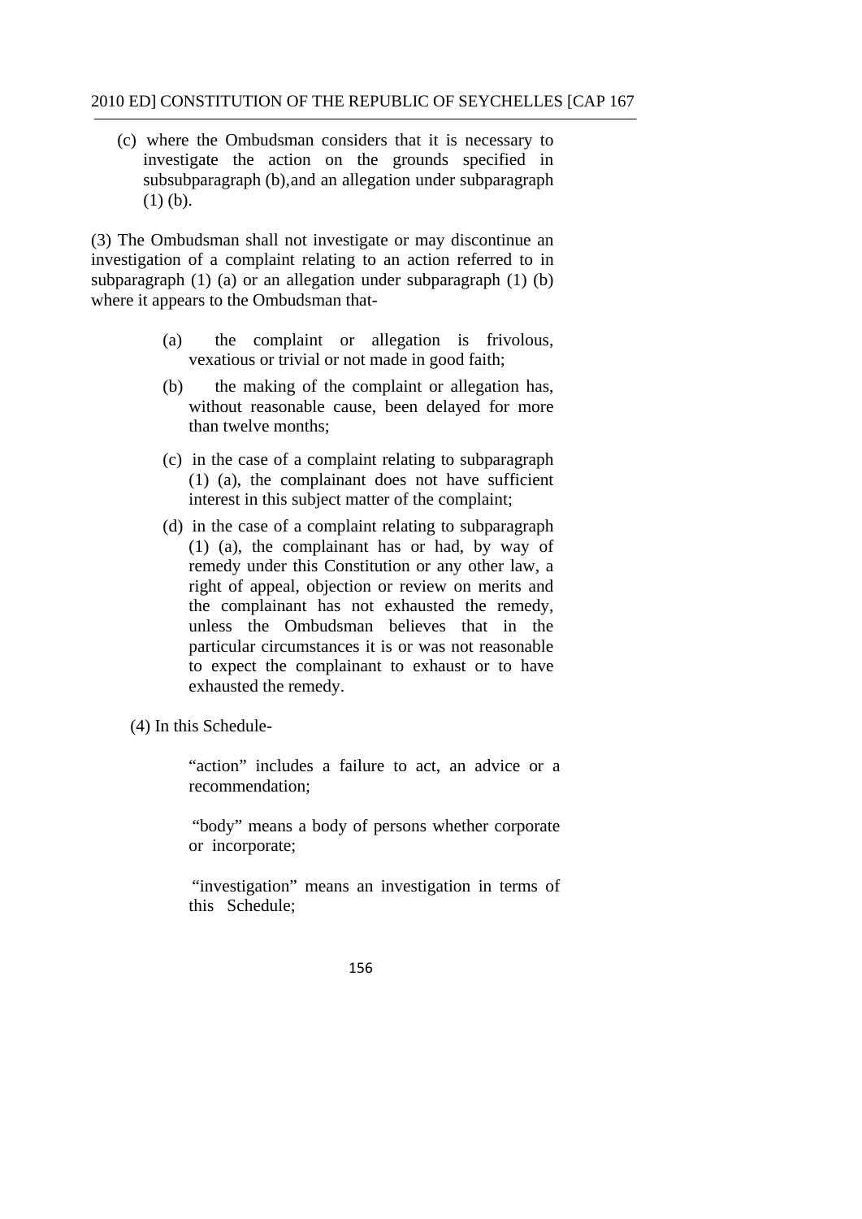(c) where the Ombudsman considers that it is necessary to investigate the action on the grounds specified in subsubparagraph (b),and an allegation under subparagraph (1) (b).

(3) The Ombudsman shall not investigate or may discontinue an investigation of a complaint relating to an action referred to in subparagraph (1) (a) or an allegation under subparagraph (1) (b) where it appears to the Ombudsman that-

(a) the complaint or allegation is frivolous, vexatious or trivial or not made in good faith;

(b) the making of the complaint or allegation has, without reasonable cause, been delayed for more than twelve months;

(c) in the case of a complaint relating to subparagraph (1) (a), the complainant does not have sufficient interest in this subject matter of the complaint;

(d) in the case of a complaint relating to subparagraph (1) (a), the complainant has or had, by way of remedy under this Constitution or any other law, a right of appeal, objection or review on merits and the complainant has not exhausted the remedy, unless the Ombudsman believes that in the particular circumstances it is or was not reasonable to expect the complainant to exhaust or to have exhausted the remedy.

(4) In this Schedule-

"action" includes a failure to act, an advice or a recommendation;

"body" means a body of persons whether corporate or incorporate;

"investigation" means an investigation in terms of this Schedule;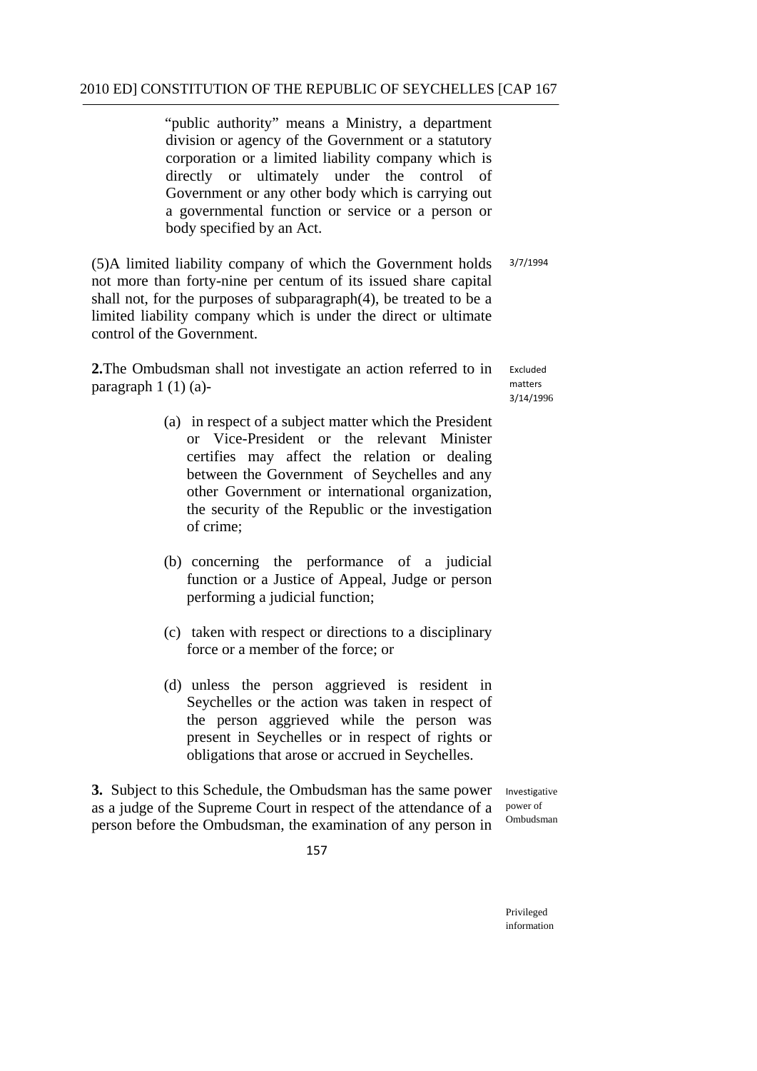"public authority" means a Ministry, a department division or agency of the Government or a statutory corporation or a limited liability company which is directly or ultimately under the control of Government or any other body which is carrying out a governmental function or service or a person or body specified by an Act.

(5)A limited liability company of which the Government holds not more than forty-nine per centum of its issued share capital shall not, for the purposes of subparagraph(4), be treated to be a limited liability company which is under the direct or ultimate control of the Government.

3/7/1994

Excluded matters 3/14/1996

**2.**The Ombudsman shall not investigate an action referred to in paragraph 1 (1) (a)-

(a) in respect of a subject matter which the President or Vice-President or the relevant Minister certifies may affect the relation or dealing between the Government of Seychelles and any other Government or international organization, the security of the Republic or the investigation of crime;

(b) concerning the performance of a judicial function or a Justice of Appeal, Judge or person performing a judicial function;

(c) taken with respect or directions to a disciplinary force or a member of the force; or

(d) unless the person aggrieved is resident in Seychelles or the action was taken in respect of the person aggrieved while the person was present in Seychelles or in respect of rights or obligations that arose or accrued in Seychelles.

Investigative power of Ombudsman

**3.** Subject to this Schedule, the Ombudsman has the same power as a judge of the Supreme Court in respect of the attendance of a person before the Ombudsman, the examination of any person in

Privileged information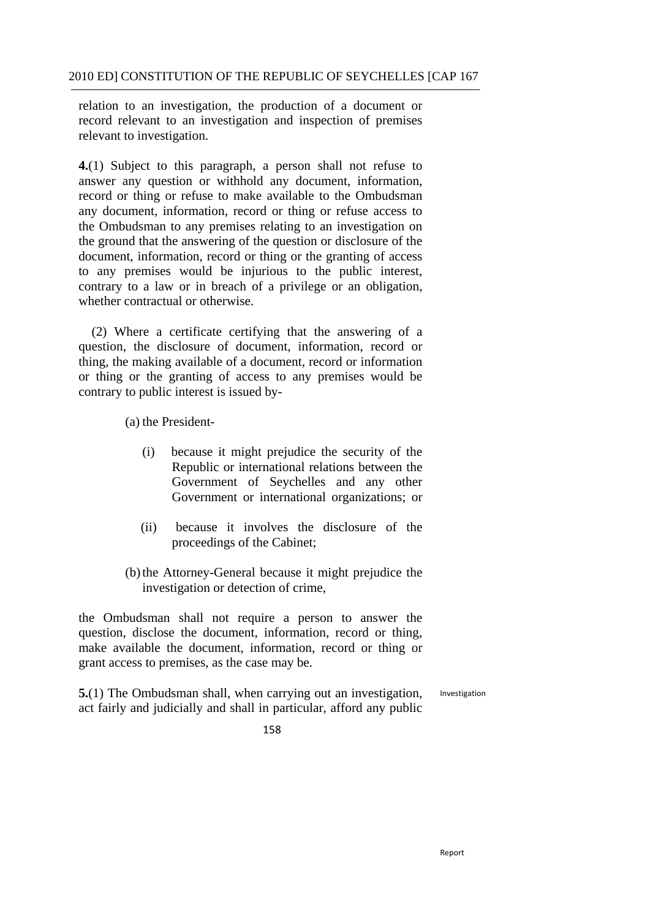relation to an investigation, the production of a document or record relevant to an investigation and inspection of premises relevant to investigation.

**4.**(1) Subject to this paragraph, a person shall not refuse to answer any question or withhold any document, information, record or thing or refuse to make available to the Ombudsman any document, information, record or thing or refuse access to the Ombudsman to any premises relating to an investigation on the ground that the answering of the question or disclosure of the document, information, record or thing or the granting of access to any premises would be injurious to the public interest, contrary to a law or in breach of a privilege or an obligation, whether contractual or otherwise.

(2) Where a certificate certifying that the answering of a question, the disclosure of document, information, record or thing, the making available of a document, record or information or thing or the granting of access to any premises would be contrary to public interest is issued by-

(a) the President-

(i) because it might prejudice the security of the Republic or international relations between the Government of Seychelles and any other Government or international organizations; or

(ii) because it involves the disclosure of the proceedings of the Cabinet;

(b) the Attorney-General because it might prejudice the investigation or detection of crime,

the Ombudsman shall not require a person to answer the question, disclose the document, information, record or thing, make available the document, information, record or thing or grant access to premises, as the case may be.

Investigation

**5.**(1) The Ombudsman shall, when carrying out an investigation, act fairly and judicially and shall in particular, afford any public

Report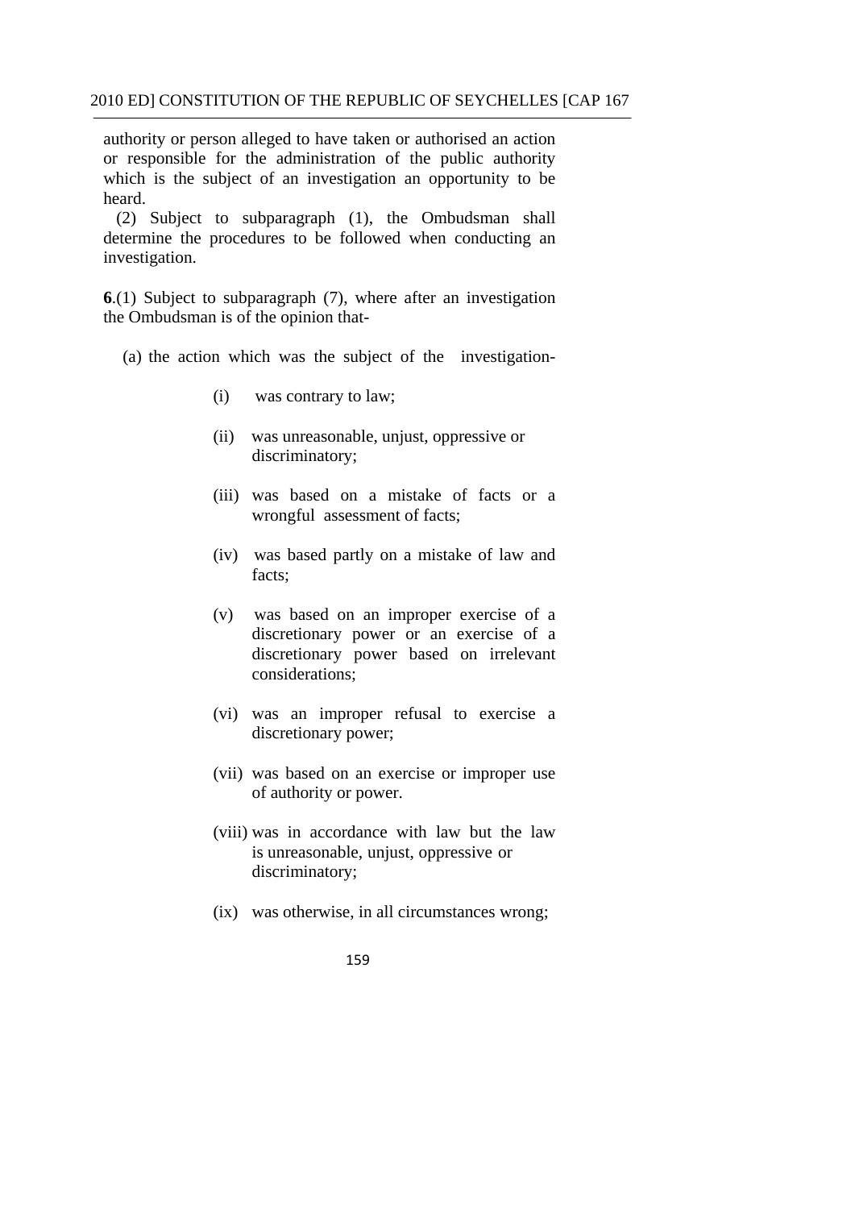authority or person alleged to have taken or authorised an action or responsible for the administration of the public authority which is the subject of an investigation an opportunity to be heard.

(2) Subject to subparagraph (1), the Ombudsman shall determine the procedures to be followed when conducting an investigation.

**6**.(1) Subject to subparagraph (7), where after an investigation the Ombudsman is of the opinion that-

(a) the action which was the subject of the investigation-

(i) was contrary to law;

(ii) was unreasonable, unjust, oppressive or discriminatory;

(iii) was based on a mistake of facts or a wrongful assessment of facts;

(iv) was based partly on a mistake of law and facts;

(v) was based on an improper exercise of a discretionary power or an exercise of a discretionary power based on irrelevant considerations;

(vi) was an improper refusal to exercise a discretionary power;

(vii) was based on an exercise or improper use of authority or power.

(viii) was in accordance with law but the law is unreasonable, unjust, oppressive or discriminatory;

(ix) was otherwise, in all circumstances wrong;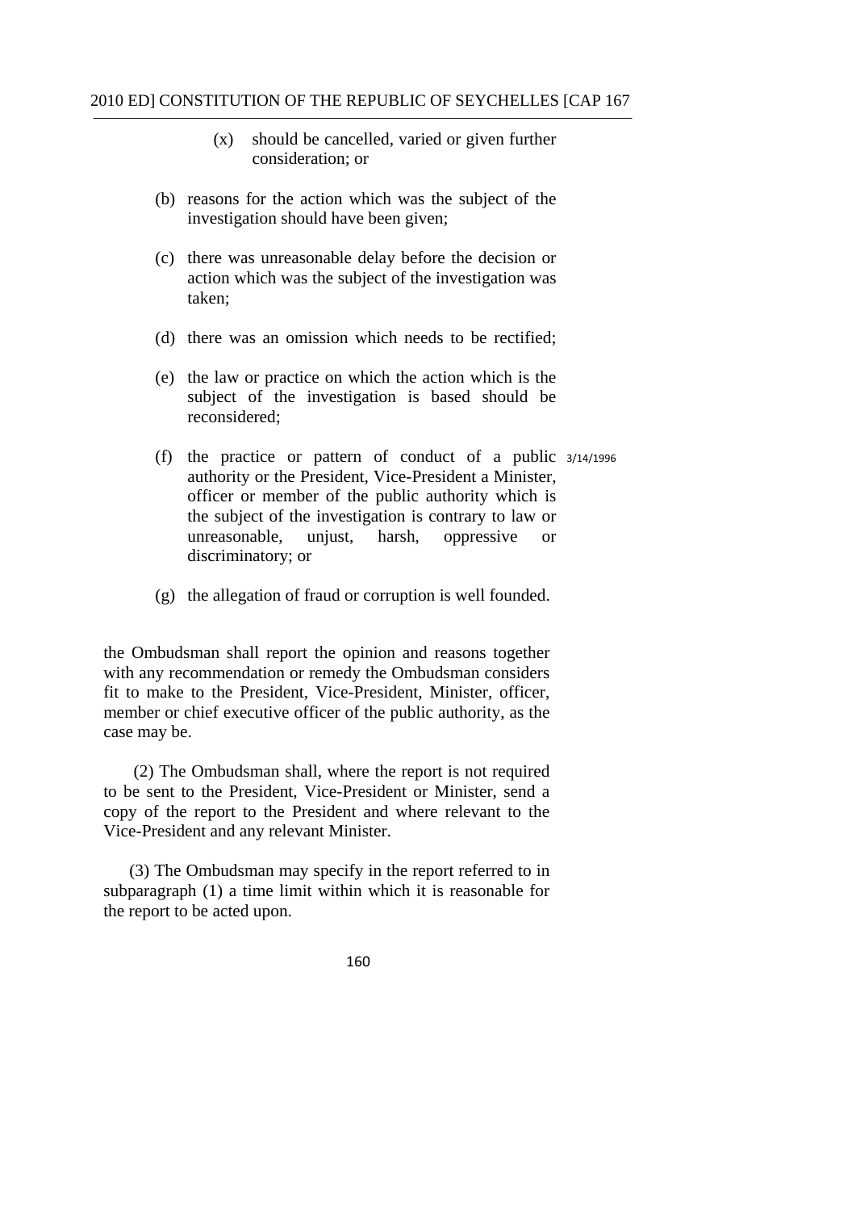(x) should be cancelled, varied or given further consideration; or

(b) reasons for the action which was the subject of the investigation should have been given;

(c) there was unreasonable delay before the decision or action which was the subject of the investigation was taken;

(d) there was an omission which needs to be rectified;

(e) the law or practice on which the action which is the subject of the investigation is based should be reconsidered;

(f) the practice or pattern of conduct of a public authority or the President, Vice-President a Minister, officer or member of the public authority which is the subject of the investigation is contrary to law or unreasonable, unjust, harsh, oppressive or discriminatory; or 3/14/1996

(g) the allegation of fraud or corruption is well founded.

the Ombudsman shall report the opinion and reasons together with any recommendation or remedy the Ombudsman considers fit to make to the President, Vice-President, Minister, officer, member or chief executive officer of the public authority, as the case may be.

(2) The Ombudsman shall, where the report is not required to be sent to the President, Vice-President or Minister, send a copy of the report to the President and where relevant to the Vice-President and any relevant Minister.

(3) The Ombudsman may specify in the report referred to in subparagraph (1) a time limit within which it is reasonable for the report to be acted upon.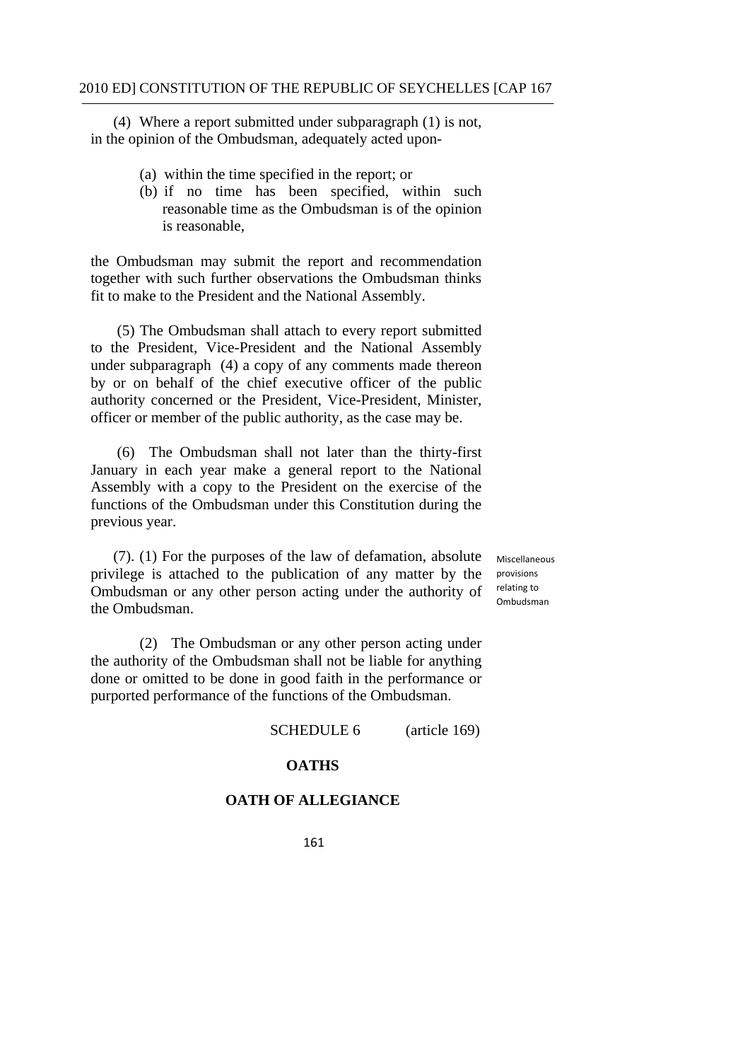(4) Where a report submitted under subparagraph (1) is not, in the opinion of the Ombudsman, adequately acted upon-

(a) within the time specified in the report; or

(b) if no time has been specified, within such reasonable time as the Ombudsman is of the opinion is reasonable,

the Ombudsman may submit the report and recommendation together with such further observations the Ombudsman thinks fit to make to the President and the National Assembly.

(5) The Ombudsman shall attach to every report submitted to the President, Vice-President and the National Assembly under subparagraph (4) a copy of any comments made thereon by or on behalf of the chief executive officer of the public authority concerned or the President, Vice-President, Minister, officer or member of the public authority, as the case may be.

(6) The Ombudsman shall not later than the thirty-first January in each year make a general report to the National Assembly with a copy to the President on the exercise of the functions of the Ombudsman under this Constitution during the previous year.

Miscellaneous provisions relating to Ombudsman

(7). (1) For the purposes of the law of defamation, absolute privilege is attached to the publication of any matter by the Ombudsman or any other person acting under the authority of the Ombudsman.

(2) The Ombudsman or any other person acting under the authority of the Ombudsman shall not be liable for anything done or omitted to be done in good faith in the performance or purported performance of the functions of the Ombudsman.

SCHEDULE 6 (article 169)

## OATHS

### OATH OF ALLEGIANCE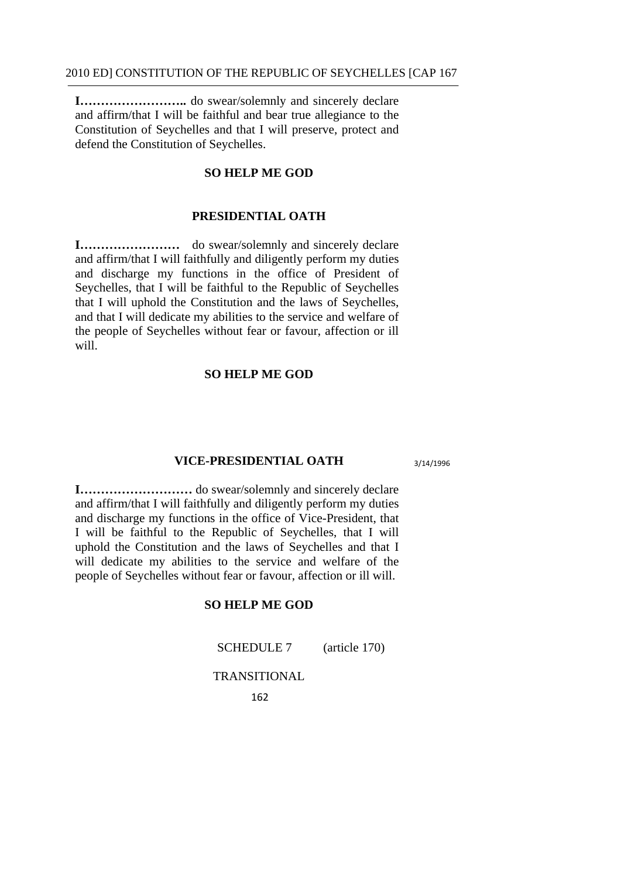**I……………………..** do swear/solemnly and sincerely declare and affirm/that I will be faithful and bear true allegiance to the Constitution of Seychelles and that I will preserve, protect and defend the Constitution of Seychelles.

**SO HELP ME GOD**

## PRESIDENTIAL OATH

**I……………………** do swear/solemnly and sincerely declare and affirm/that I will faithfully and diligently perform my duties and discharge my functions in the office of President of Seychelles, that I will be faithful to the Republic of Seychelles that I will uphold the Constitution and the laws of Seychelles, and that I will dedicate my abilities to the service and welfare of the people of Seychelles without fear or favour, affection or ill will.

**SO HELP ME GOD**

## VICE-PRESIDENTIAL OATH

3/14/1996

**I………………………** do swear/solemnly and sincerely declare and affirm/that I will faithfully and diligently perform my duties and discharge my functions in the office of Vice-President, that I will be faithful to the Republic of Seychelles, that I will uphold the Constitution and the laws of Seychelles and that I will dedicate my abilities to the service and welfare of the people of Seychelles without fear or favour, affection or ill will.

**SO HELP ME GOD**

SCHEDULE 7 (article 170)

TRANSITIONAL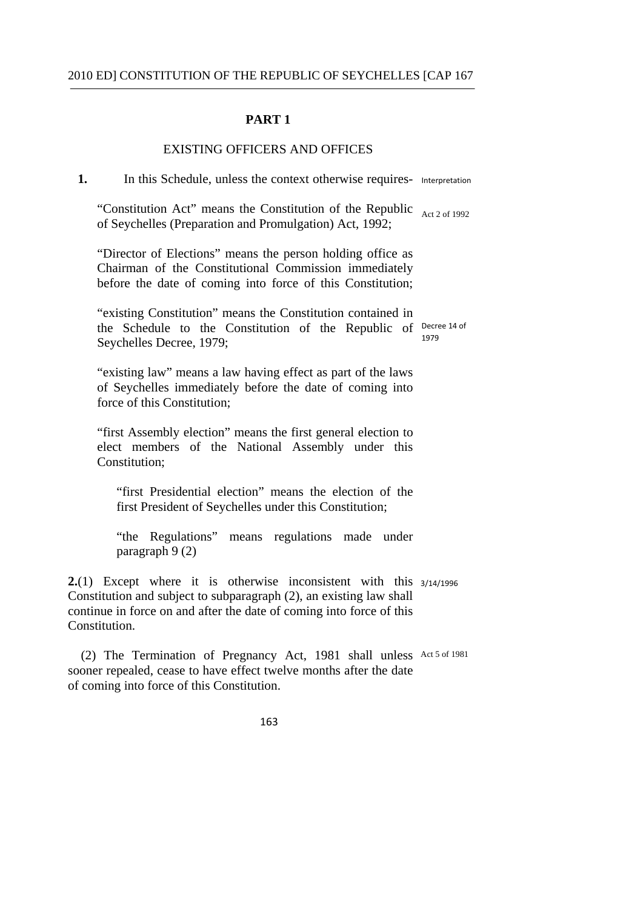## PART 1

### EXISTING OFFICERS AND OFFICES

**1.** In this Schedule, unless the context otherwise requires- Interpretation

"Constitution Act" means the Constitution of the Republic of Seychelles (Preparation and Promulgation) Act, 1992; Act 2 of 1992

"Director of Elections" means the person holding office as Chairman of the Constitutional Commission immediately before the date of coming into force of this Constitution;

"existing Constitution" means the Constitution contained in the Schedule to the Constitution of the Republic of Seychelles Decree, 1979; Decree 14 of 1979

"existing law" means a law having effect as part of the laws of Seychelles immediately before the date of coming into force of this Constitution;

"first Assembly election" means the first general election to elect members of the National Assembly under this Constitution;

"first Presidential election" means the election of the first President of Seychelles under this Constitution;

"the Regulations" means regulations made under paragraph 9 (2)

**2.**(1) Except where it is otherwise inconsistent with this Constitution and subject to subparagraph (2), an existing law shall continue in force on and after the date of coming into force of this Constitution. 3/14/1996

(2) The Termination of Pregnancy Act, 1981 shall unless sooner repealed, cease to have effect twelve months after the date of coming into force of this Constitution. Act 5 of 1981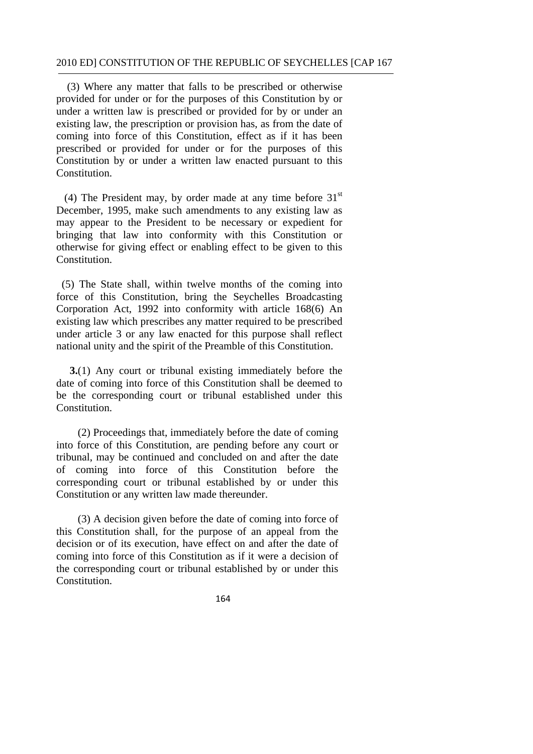(3) Where any matter that falls to be prescribed or otherwise provided for under or for the purposes of this Constitution by or under a written law is prescribed or provided for by or under an existing law, the prescription or provision has, as from the date of coming into force of this Constitution, effect as if it has been prescribed or provided for under or for the purposes of this Constitution by or under a written law enacted pursuant to this Constitution.

(4) The President may, by order made at any time before 31st December, 1995, make such amendments to any existing law as may appear to the President to be necessary or expedient for bringing that law into conformity with this Constitution or otherwise for giving effect or enabling effect to be given to this Constitution.

(5) The State shall, within twelve months of the coming into force of this Constitution, bring the Seychelles Broadcasting Corporation Act, 1992 into conformity with article 168(6) An existing law which prescribes any matter required to be prescribed under article 3 or any law enacted for this purpose shall reflect national unity and the spirit of the Preamble of this Constitution.

**3.**(1) Any court or tribunal existing immediately before the date of coming into force of this Constitution shall be deemed to be the corresponding court or tribunal established under this Constitution.

(2) Proceedings that, immediately before the date of coming into force of this Constitution, are pending before any court or tribunal, may be continued and concluded on and after the date of coming into force of this Constitution before the corresponding court or tribunal established by or under this Constitution or any written law made thereunder.

(3) A decision given before the date of coming into force of this Constitution shall, for the purpose of an appeal from the decision or of its execution, have effect on and after the date of coming into force of this Constitution as if it were a decision of the corresponding court or tribunal established by or under this Constitution.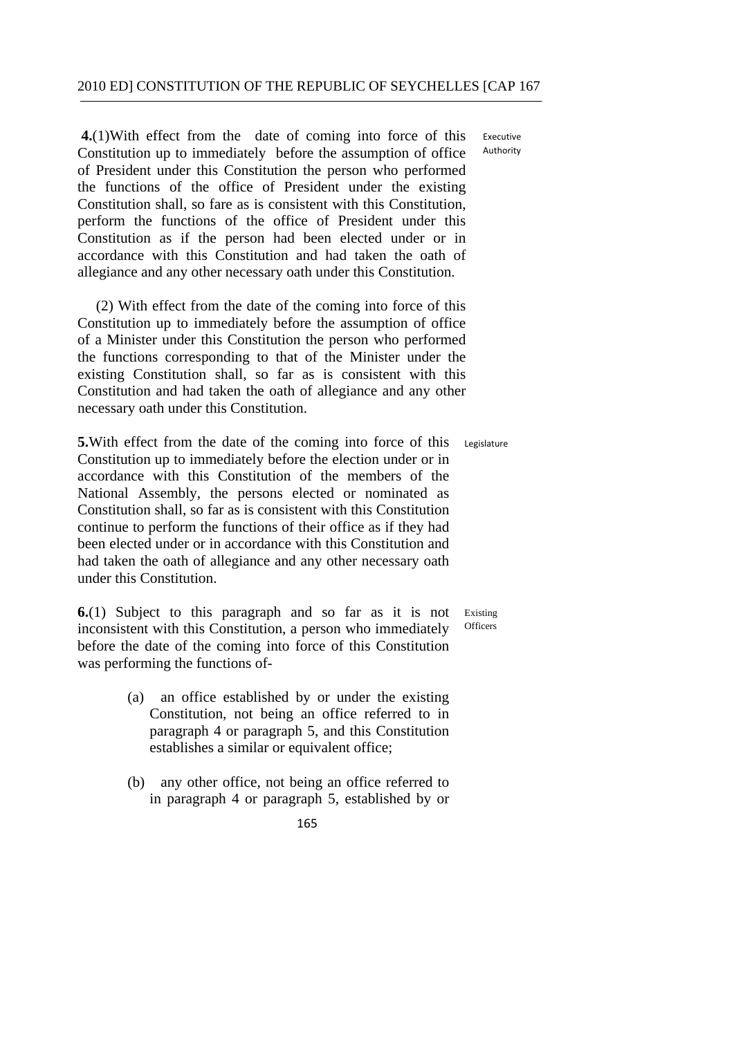**4.**(1)With effect from the date of coming into force of this Constitution up to immediately before the assumption of office of President under this Constitution the person who performed the functions of the office of President under the existing Constitution shall, so fare as is consistent with this Constitution, perform the functions of the office of President under this Constitution as if the person had been elected under or in accordance with this Constitution and had taken the oath of allegiance and any other necessary oath under this Constitution.

Executive Authority

(2) With effect from the date of the coming into force of this Constitution up to immediately before the assumption of office of a Minister under this Constitution the person who performed the functions corresponding to that of the Minister under the existing Constitution shall, so far as is consistent with this Constitution and had taken the oath of allegiance and any other necessary oath under this Constitution.

**5.**With effect from the date of the coming into force of this Constitution up to immediately before the election under or in accordance with this Constitution of the members of the National Assembly, the persons elected or nominated as Constitution shall, so far as is consistent with this Constitution continue to perform the functions of their office as if they had been elected under or in accordance with this Constitution and had taken the oath of allegiance and any other necessary oath under this Constitution.

Legislature

**6.**(1) Subject to this paragraph and so far as it is not inconsistent with this Constitution, a person who immediately before the date of the coming into force of this Constitution was performing the functions of-

Existing Officers

(a) an office established by or under the existing Constitution, not being an office referred to in paragraph 4 or paragraph 5, and this Constitution establishes a similar or equivalent office;

(b) any other office, not being an office referred to in paragraph 4 or paragraph 5, established by or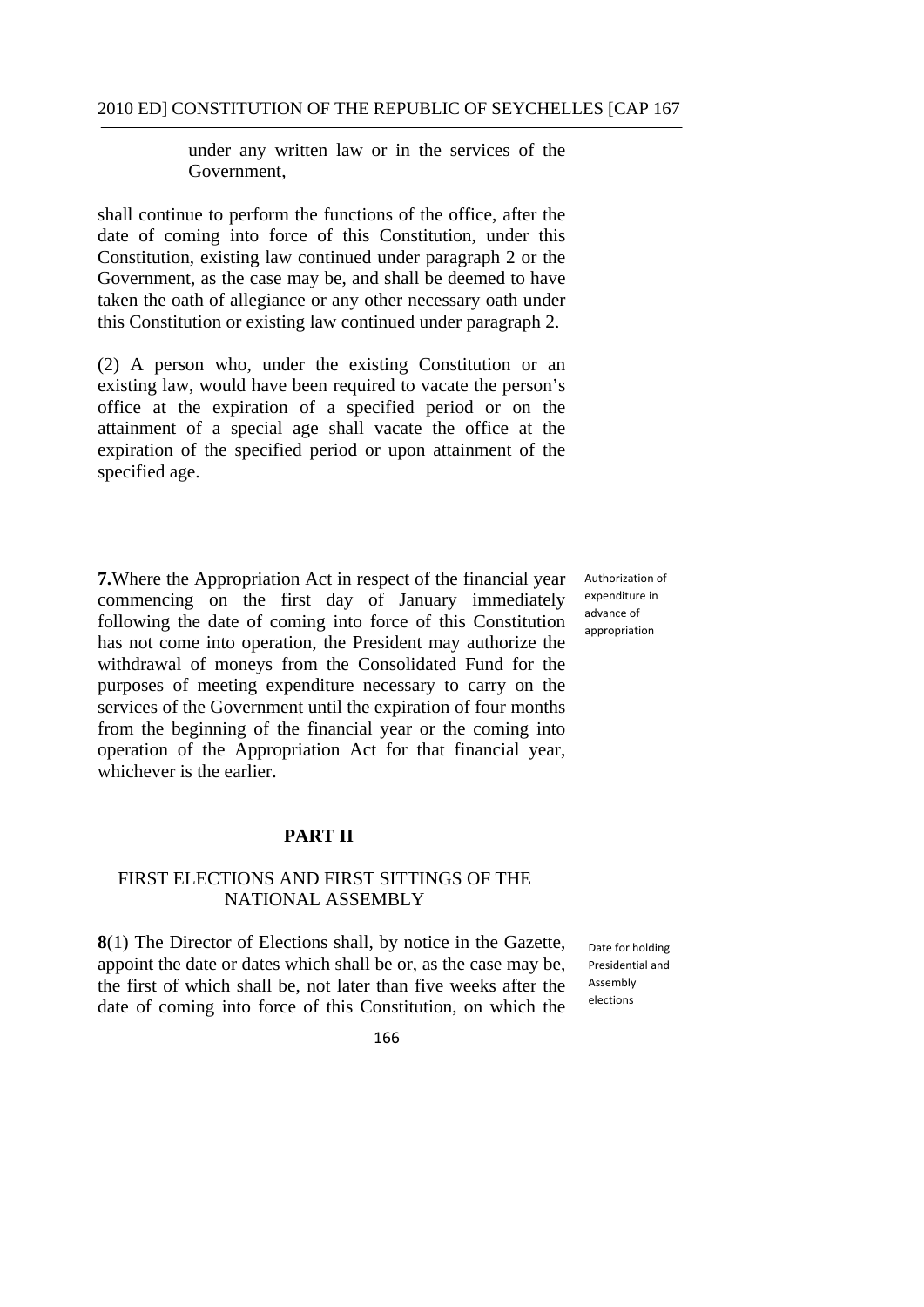under any written law or in the services of the Government,

shall continue to perform the functions of the office, after the date of coming into force of this Constitution, under this Constitution, existing law continued under paragraph 2 or the Government, as the case may be, and shall be deemed to have taken the oath of allegiance or any other necessary oath under this Constitution or existing law continued under paragraph 2.

(2) A person who, under the existing Constitution or an existing law, would have been required to vacate the person's office at the expiration of a specified period or on the attainment of a special age shall vacate the office at the expiration of the specified period or upon attainment of the specified age.

Authorization of expenditure in advance of appropriation

**7.** Where the Appropriation Act in respect of the financial year commencing on the first day of January immediately following the date of coming into force of this Constitution has not come into operation, the President may authorize the withdrawal of moneys from the Consolidated Fund for the purposes of meeting expenditure necessary to carry on the services of the Government until the expiration of four months from the beginning of the financial year or the coming into operation of the Appropriation Act for that financial year, whichever is the earlier.

## PART II

### FIRST ELECTIONS AND FIRST SITTINGS OF THE NATIONAL ASSEMBLY

Date for holding Presidential and Assembly elections

**8**(1) The Director of Elections shall, by notice in the Gazette, appoint the date or dates which shall be or, as the case may be, the first of which shall be, not later than five weeks after the date of coming into force of this Constitution, on which the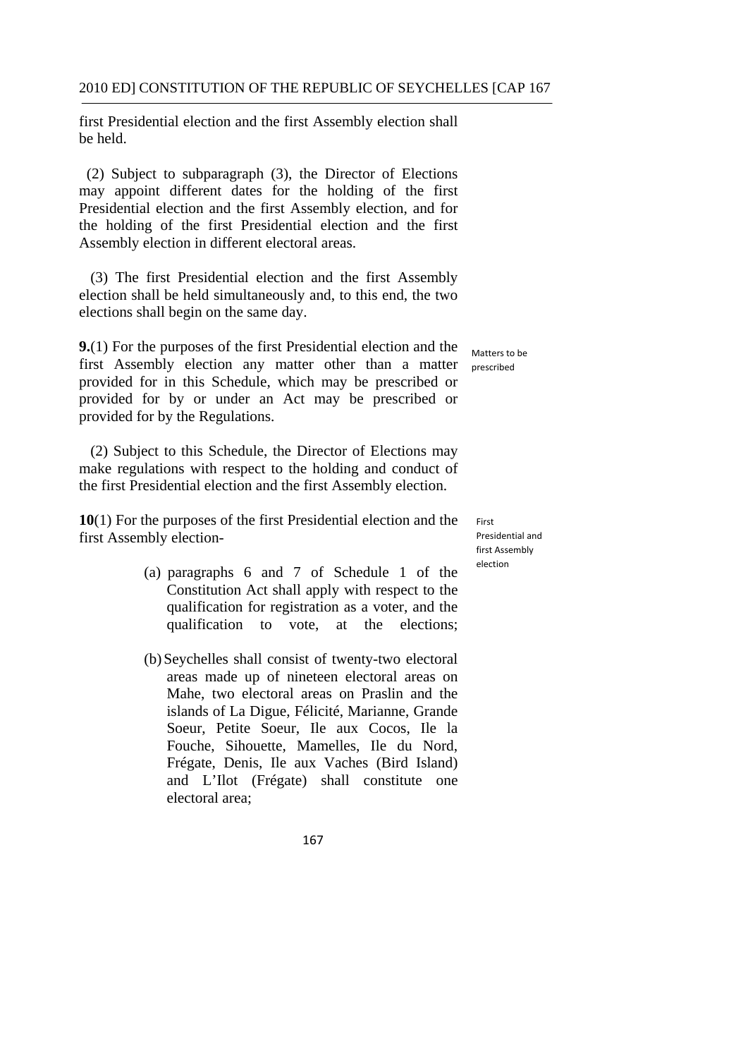first Presidential election and the first Assembly election shall be held.

(2) Subject to subparagraph (3), the Director of Elections may appoint different dates for the holding of the first Presidential election and the first Assembly election, and for the holding of the first Presidential election and the first Assembly election in different electoral areas.

(3) The first Presidential election and the first Assembly election shall be held simultaneously and, to this end, the two elections shall begin on the same day.

Matters to be prescribed

**9.**(1) For the purposes of the first Presidential election and the first Assembly election any matter other than a matter provided for in this Schedule, which may be prescribed or provided for by or under an Act may be prescribed or provided for by the Regulations.

(2) Subject to this Schedule, the Director of Elections may make regulations with respect to the holding and conduct of the first Presidential election and the first Assembly election.

First Presidential and first Assembly election

**10**(1) For the purposes of the first Presidential election and the first Assembly election-

(a) paragraphs 6 and 7 of Schedule 1 of the Constitution Act shall apply with respect to the qualification for registration as a voter, and the qualification to vote, at the elections;

(b) Seychelles shall consist of twenty-two electoral areas made up of nineteen electoral areas on Mahe, two electoral areas on Praslin and the islands of La Digue, Félicité, Marianne, Grande Soeur, Petite Soeur, Ile aux Cocos, Ile la Fouche, Sihouette, Mamelles, Ile du Nord, Frégate, Denis, Ile aux Vaches (Bird Island) and L'Ilot (Frégate) shall constitute one electoral area;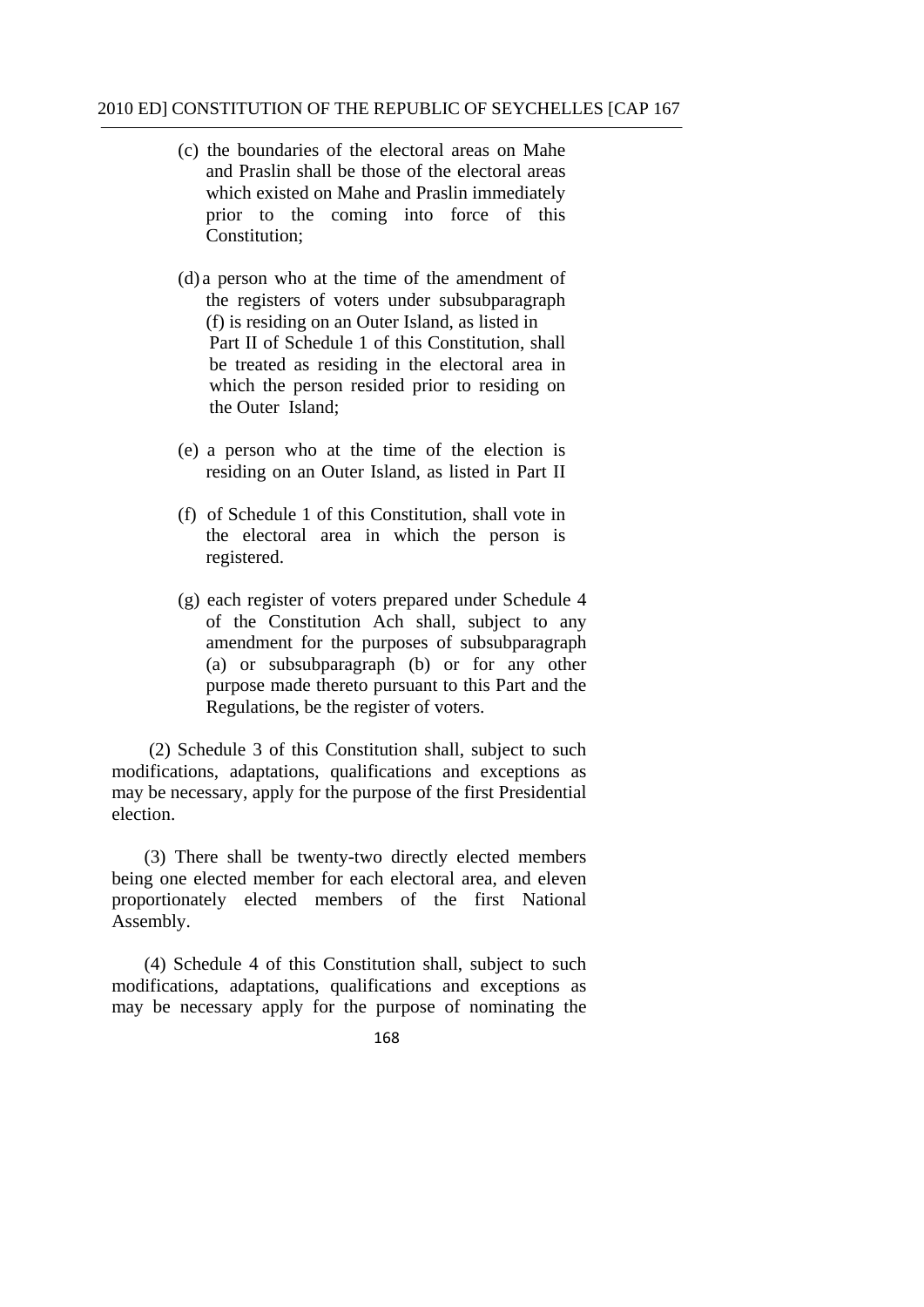(c) the boundaries of the electoral areas on Mahe and Praslin shall be those of the electoral areas which existed on Mahe and Praslin immediately prior to the coming into force of this Constitution;

(d) a person who at the time of the amendment of the registers of voters under subsubparagraph (f) is residing on an Outer Island, as listed in Part II of Schedule 1 of this Constitution, shall be treated as residing in the electoral area in which the person resided prior to residing on the Outer Island;

(e) a person who at the time of the election is residing on an Outer Island, as listed in Part II

(f) of Schedule 1 of this Constitution, shall vote in the electoral area in which the person is registered.

(g) each register of voters prepared under Schedule 4 of the Constitution Ach shall, subject to any amendment for the purposes of subsubparagraph (a) or subsubparagraph (b) or for any other purpose made thereto pursuant to this Part and the Regulations, be the register of voters.

(2) Schedule 3 of this Constitution shall, subject to such modifications, adaptations, qualifications and exceptions as may be necessary, apply for the purpose of the first Presidential election.

(3) There shall be twenty-two directly elected members being one elected member for each electoral area, and eleven proportionately elected members of the first National Assembly.

(4) Schedule 4 of this Constitution shall, subject to such modifications, adaptations, qualifications and exceptions as may be necessary apply for the purpose of nominating the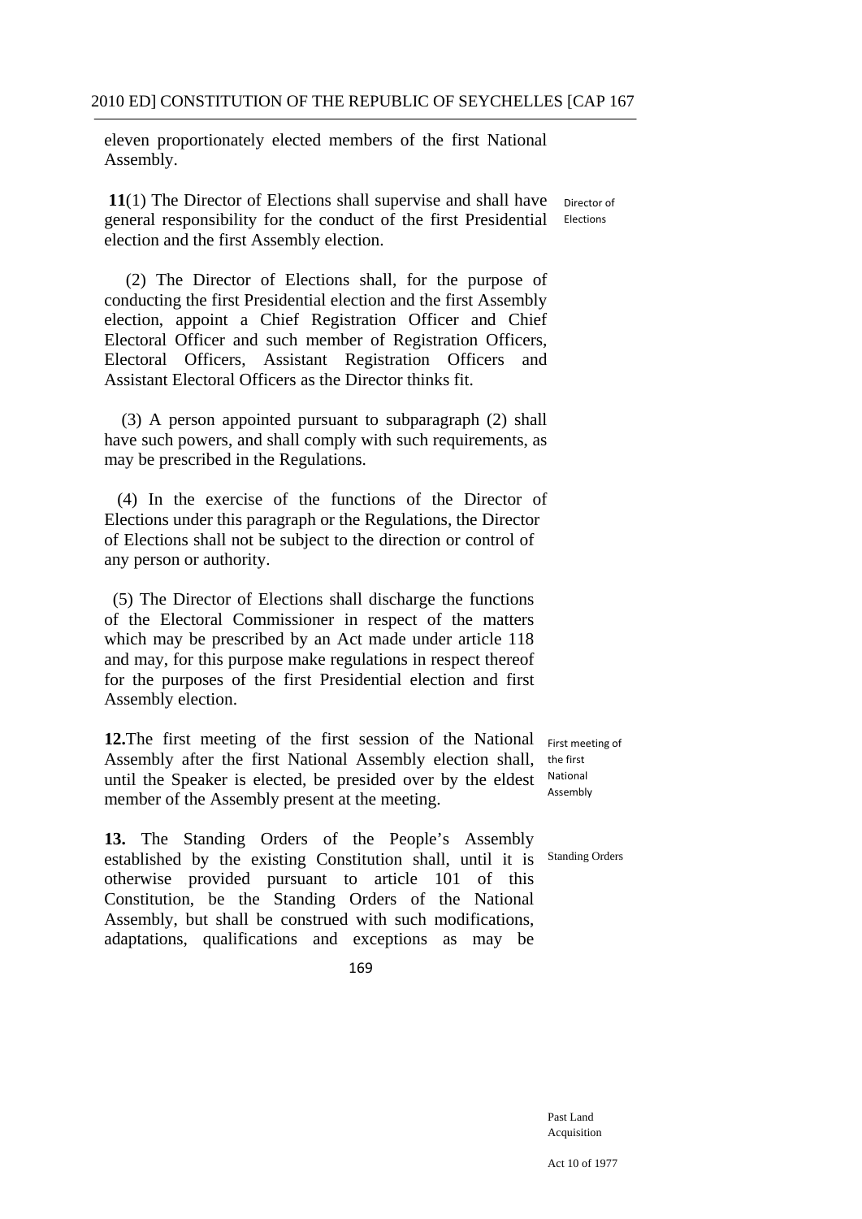eleven proportionately elected members of the first National Assembly.

Director of Elections

**11**(1) The Director of Elections shall supervise and shall have general responsibility for the conduct of the first Presidential election and the first Assembly election.

(2) The Director of Elections shall, for the purpose of conducting the first Presidential election and the first Assembly election, appoint a Chief Registration Officer and Chief Electoral Officer and such member of Registration Officers, Electoral Officers, Assistant Registration Officers and Assistant Electoral Officers as the Director thinks fit.

(3) A person appointed pursuant to subparagraph (2) shall have such powers, and shall comply with such requirements, as may be prescribed in the Regulations.

(4) In the exercise of the functions of the Director of Elections under this paragraph or the Regulations, the Director of Elections shall not be subject to the direction or control of any person or authority.

(5) The Director of Elections shall discharge the functions of the Electoral Commissioner in respect of the matters which may be prescribed by an Act made under article 118 and may, for this purpose make regulations in respect thereof for the purposes of the first Presidential election and first Assembly election.

First meeting of the first National Assembly

**12.**The first meeting of the first session of the National Assembly after the first National Assembly election shall, until the Speaker is elected, be presided over by the eldest member of the Assembly present at the meeting.

Standing Orders

**13.** The Standing Orders of the People's Assembly established by the existing Constitution shall, until it is otherwise provided pursuant to article 101 of this Constitution, be the Standing Orders of the National Assembly, but shall be construed with such modifications, adaptations, qualifications and exceptions as may be

Past Land Acquisition

Act 10 of 1977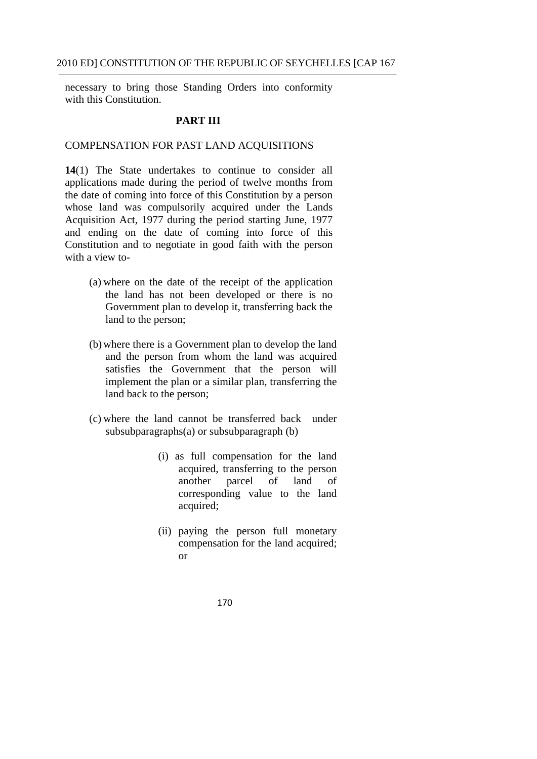necessary to bring those Standing Orders into conformity with this Constitution.

## PART III

### COMPENSATION FOR PAST LAND ACQUISITIONS

**14**(1) The State undertakes to continue to consider all applications made during the period of twelve months from the date of coming into force of this Constitution by a person whose land was compulsorily acquired under the Lands Acquisition Act, 1977 during the period starting June, 1977 and ending on the date of coming into force of this Constitution and to negotiate in good faith with the person with a view to-

(a) where on the date of the receipt of the application the land has not been developed or there is no Government plan to develop it, transferring back the land to the person;

(b) where there is a Government plan to develop the land and the person from whom the land was acquired satisfies the Government that the person will implement the plan or a similar plan, transferring the land back to the person;

(c) where the land cannot be transferred back under subsubparagraphs(a) or subsubparagraph (b)

(i) as full compensation for the land acquired, transferring to the person another parcel of land of corresponding value to the land acquired;

(ii) paying the person full monetary compensation for the land acquired; or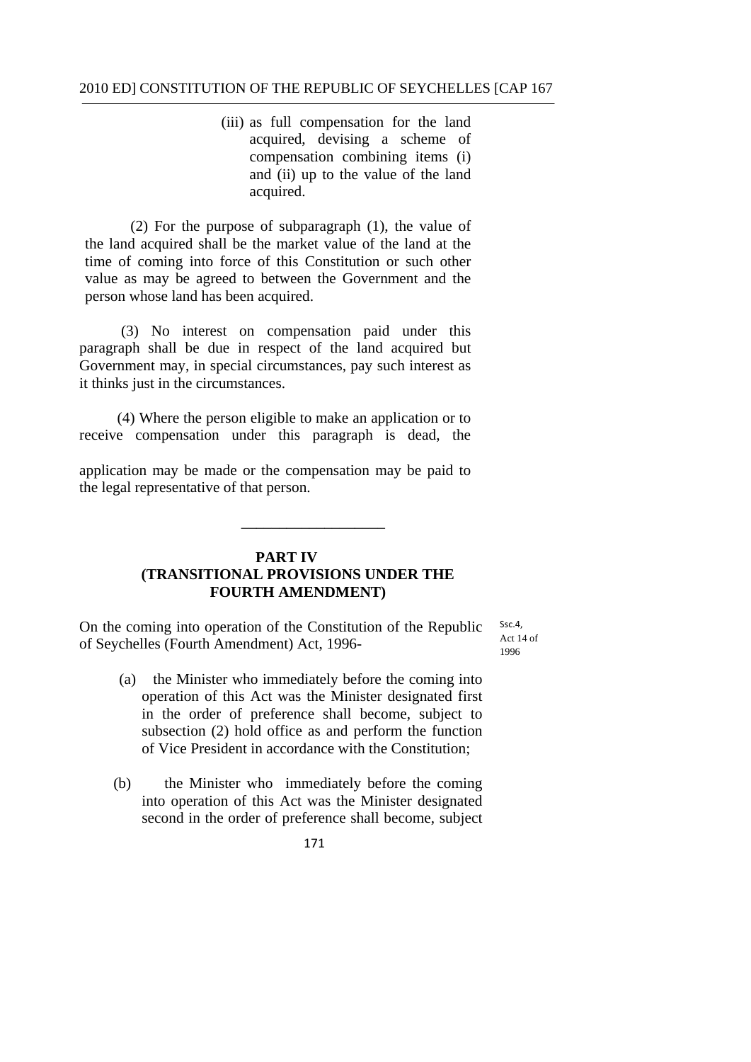(iii) as full compensation for the land acquired, devising a scheme of compensation combining items (i) and (ii) up to the value of the land acquired.

(2) For the purpose of subparagraph (1), the value of the land acquired shall be the market value of the land at the time of coming into force of this Constitution or such other value as may be agreed to between the Government and the person whose land has been acquired.

(3) No interest on compensation paid under this paragraph shall be due in respect of the land acquired but Government may, in special circumstances, pay such interest as it thinks just in the circumstances.

(4) Where the person eligible to make an application or to receive compensation under this paragraph is dead, the application may be made or the compensation may be paid to the legal representative of that person.

---

## PART IV
## (TRANSITIONAL PROVISIONS UNDER THE FOURTH AMENDMENT)

Ssc.4, Act 14 of 1996

On the coming into operation of the Constitution of the Republic of Seychelles (Fourth Amendment) Act, 1996-

(a) the Minister who immediately before the coming into operation of this Act was the Minister designated first in the order of preference shall become, subject to subsection (2) hold office as and perform the function of Vice President in accordance with the Constitution;

(b) the Minister who immediately before the coming into operation of this Act was the Minister designated second in the order of preference shall become, subject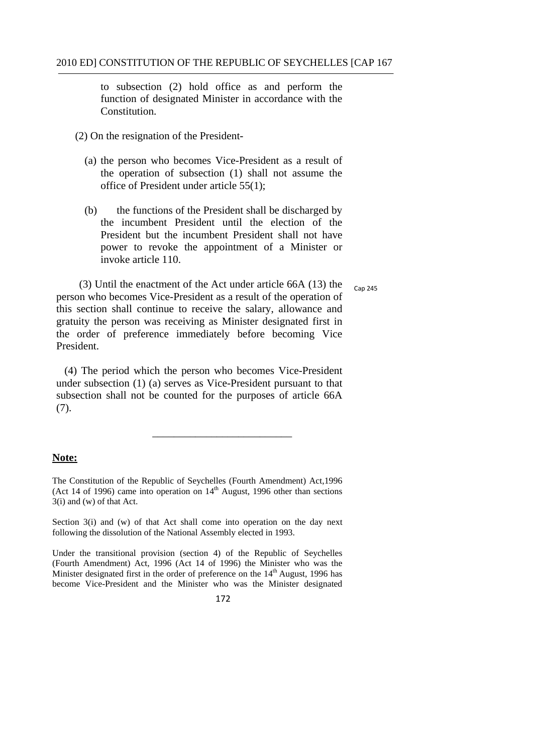to subsection (2) hold office as and perform the function of designated Minister in accordance with the Constitution.

(2) On the resignation of the President-

(a) the person who becomes Vice-President as a result of the operation of subsection (1) shall not assume the office of President under article 55(1);

(b) the functions of the President shall be discharged by the incumbent President until the election of the President but the incumbent President shall not have power to revoke the appointment of a Minister or invoke article 110.

(3) Until the enactment of the Act under article 66A (13) the person who becomes Vice-President as a result of the operation of this section shall continue to receive the salary, allowance and gratuity the person was receiving as Minister designated first in the order of preference immediately before becoming Vice President.

Cap 245

(4) The period which the person who becomes Vice-President under subsection (1) (a) serves as Vice-President pursuant to that subsection shall not be counted for the purposes of article 66A (7).

---

**Note:**

The Constitution of the Republic of Seychelles (Fourth Amendment) Act,1996 (Act 14 of 1996) came into operation on 14th August, 1996 other than sections 3(i) and (w) of that Act.

Section 3(i) and (w) of that Act shall come into operation on the day next following the dissolution of the National Assembly elected in 1993.

Under the transitional provision (section 4) of the Republic of Seychelles (Fourth Amendment) Act, 1996 (Act 14 of 1996) the Minister who was the Minister designated first in the order of preference on the 14th August, 1996 has become Vice-President and the Minister who was the Minister designated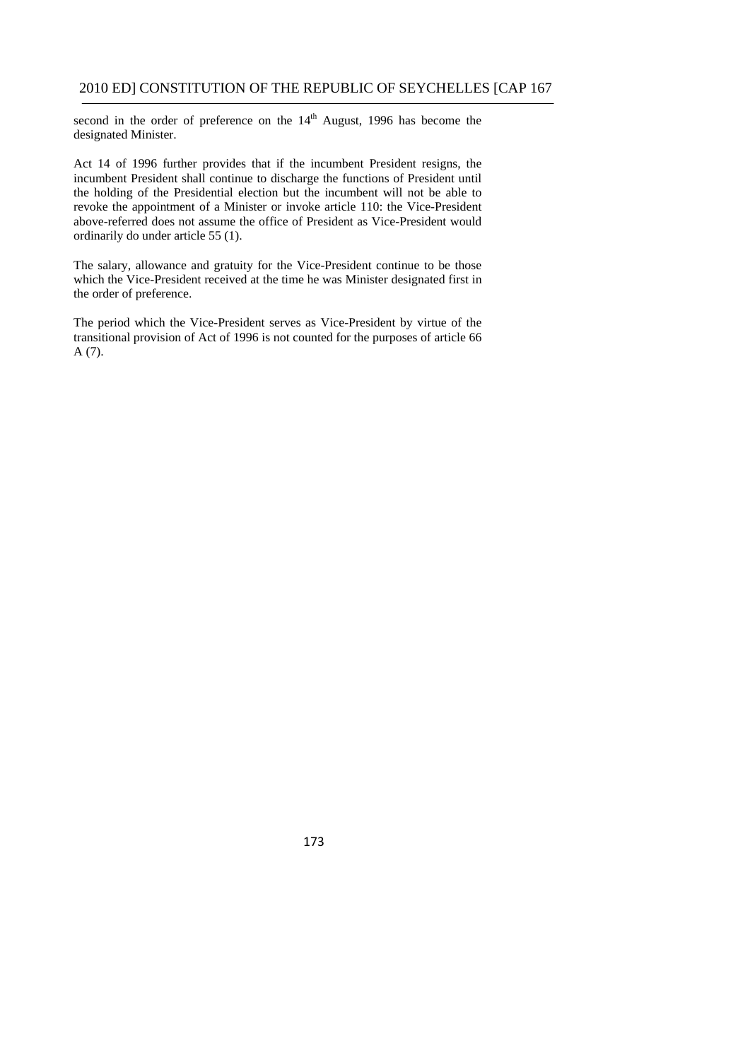second in the order of preference on the 14th August, 1996 has become the designated Minister.

Act 14 of 1996 further provides that if the incumbent President resigns, the incumbent President shall continue to discharge the functions of President until the holding of the Presidential election but the incumbent will not be able to revoke the appointment of a Minister or invoke article 110: the Vice-President above-referred does not assume the office of President as Vice-President would ordinarily do under article 55 (1).

The salary, allowance and gratuity for the Vice-President continue to be those which the Vice-President received at the time he was Minister designated first in the order of preference.

The period which the Vice-President serves as Vice-President by virtue of the transitional provision of Act of 1996 is not counted for the purposes of article 66 A (7).